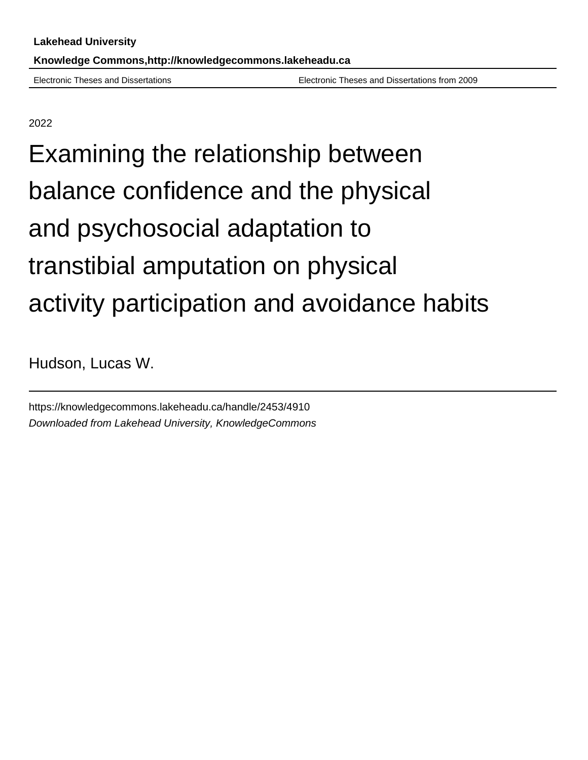**Lakehead University**

**Knowledge Commons,http://knowledgecommons.lakeheadu.ca**

Electronic Theses and Dissertations — Electronic Theses and Dissertations from 2009

2022

# Examining the relationship between balance confidence and the physical and psychosocial adaptation to transtibial amputation on physical activity participation and avoidance habits

Hudson, Lucas W.

https://knowledgecommons.lakeheadu.ca/handle/2453/4910

*Downloaded from Lakehead University, KnowledgeCommons*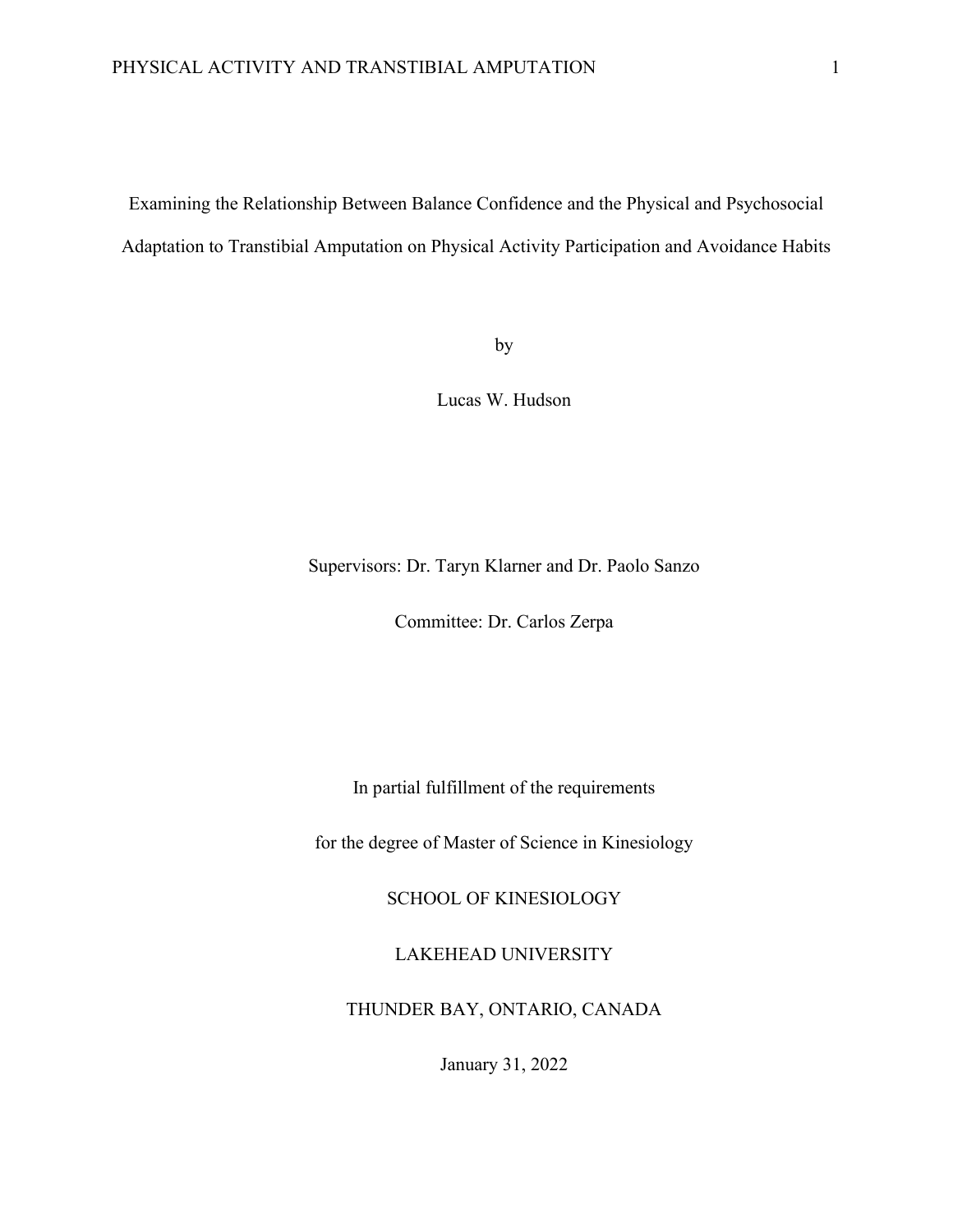# Examining the Relationship Between Balance Confidence and the Physical and Psychosocial Adaptation to Transtibial Amputation on Physical Activity Participation and Avoidance Habits

by

Lucas W. Hudson

Supervisors: Dr. Taryn Klarner and Dr. Paolo Sanzo

Committee: Dr. Carlos Zerpa

In partial fulfillment of the requirements

for the degree of Master of Science in Kinesiology

SCHOOL OF KINESIOLOGY

LAKEHEAD UNIVERSITY

THUNDER BAY, ONTARIO, CANADA

January 31, 2022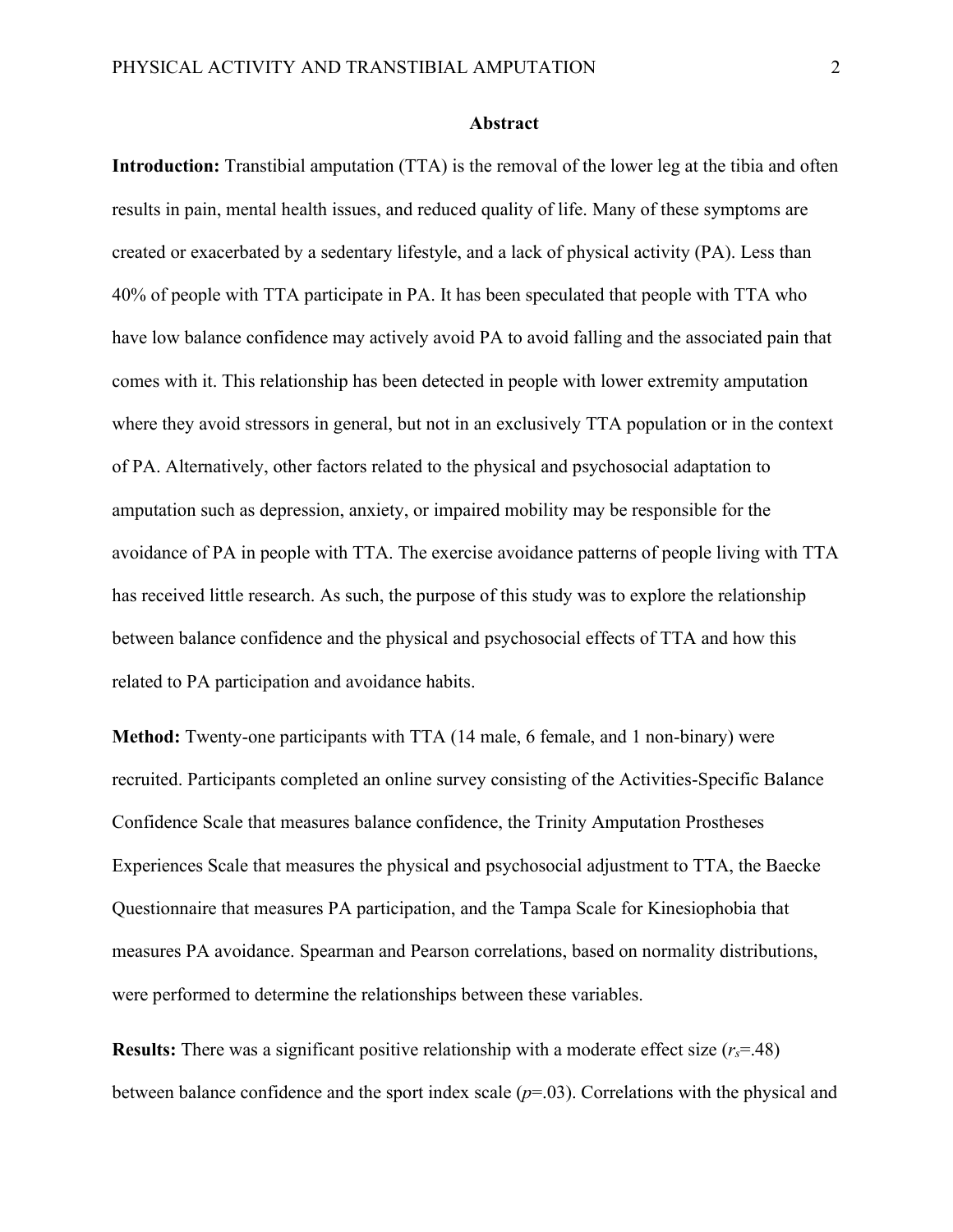## Abstract

**Introduction:** Transtibial amputation (TTA) is the removal of the lower leg at the tibia and often results in pain, mental health issues, and reduced quality of life. Many of these symptoms are created or exacerbated by a sedentary lifestyle, and a lack of physical activity (PA). Less than 40% of people with TTA participate in PA. It has been speculated that people with TTA who have low balance confidence may actively avoid PA to avoid falling and the associated pain that comes with it. This relationship has been detected in people with lower extremity amputation where they avoid stressors in general, but not in an exclusively TTA population or in the context of PA. Alternatively, other factors related to the physical and psychosocial adaptation to amputation such as depression, anxiety, or impaired mobility may be responsible for the avoidance of PA in people with TTA. The exercise avoidance patterns of people living with TTA has received little research. As such, the purpose of this study was to explore the relationship between balance confidence and the physical and psychosocial effects of TTA and how this related to PA participation and avoidance habits.

**Method:** Twenty-one participants with TTA (14 male, 6 female, and 1 non-binary) were recruited. Participants completed an online survey consisting of the Activities-Specific Balance Confidence Scale that measures balance confidence, the Trinity Amputation Prostheses Experiences Scale that measures the physical and psychosocial adjustment to TTA, the Baecke Questionnaire that measures PA participation, and the Tampa Scale for Kinesiophobia that measures PA avoidance. Spearman and Pearson correlations, based on normality distributions, were performed to determine the relationships between these variables.

**Results:** There was a significant positive relationship with a moderate effect size ($r_s$=.48) between balance confidence and the sport index scale ($p$=.03). Correlations with the physical and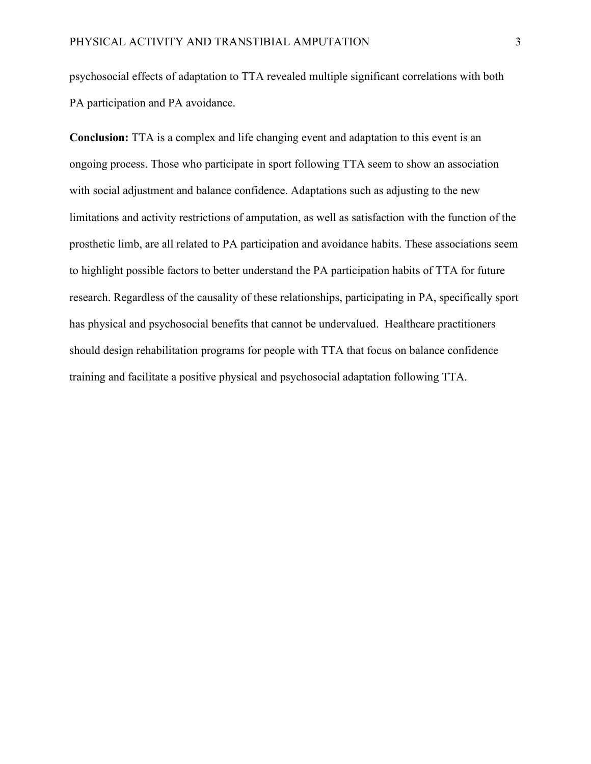psychosocial effects of adaptation to TTA revealed multiple significant correlations with both PA participation and PA avoidance.

**Conclusion:** TTA is a complex and life changing event and adaptation to this event is an ongoing process. Those who participate in sport following TTA seem to show an association with social adjustment and balance confidence. Adaptations such as adjusting to the new limitations and activity restrictions of amputation, as well as satisfaction with the function of the prosthetic limb, are all related to PA participation and avoidance habits. These associations seem to highlight possible factors to better understand the PA participation habits of TTA for future research. Regardless of the causality of these relationships, participating in PA, specifically sport has physical and psychosocial benefits that cannot be undervalued. Healthcare practitioners should design rehabilitation programs for people with TTA that focus on balance confidence training and facilitate a positive physical and psychosocial adaptation following TTA.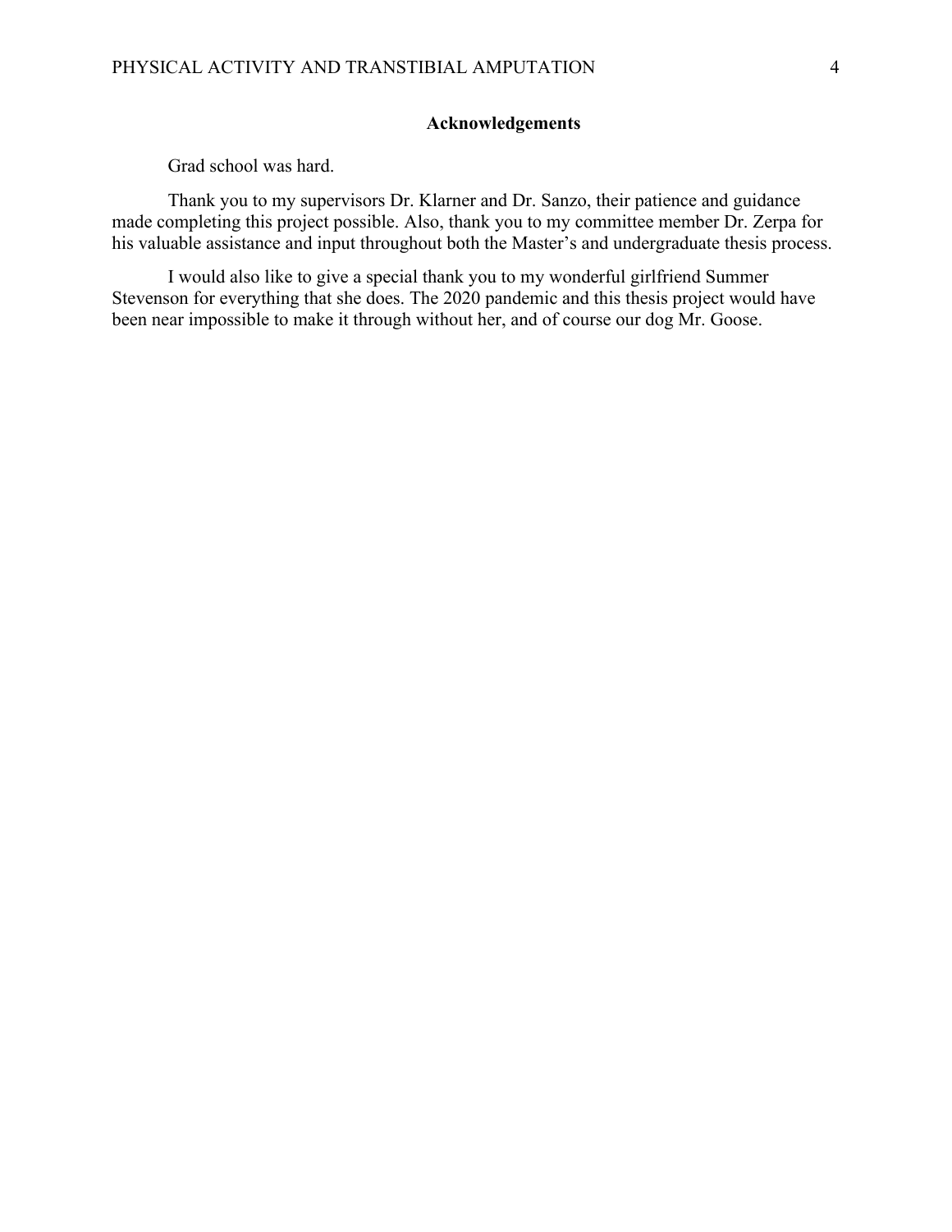## Acknowledgements

Grad school was hard.

Thank you to my supervisors Dr. Klarner and Dr. Sanzo, their patience and guidance made completing this project possible. Also, thank you to my committee member Dr. Zerpa for his valuable assistance and input throughout both the Master's and undergraduate thesis process.

I would also like to give a special thank you to my wonderful girlfriend Summer Stevenson for everything that she does. The 2020 pandemic and this thesis project would have been near impossible to make it through without her, and of course our dog Mr. Goose.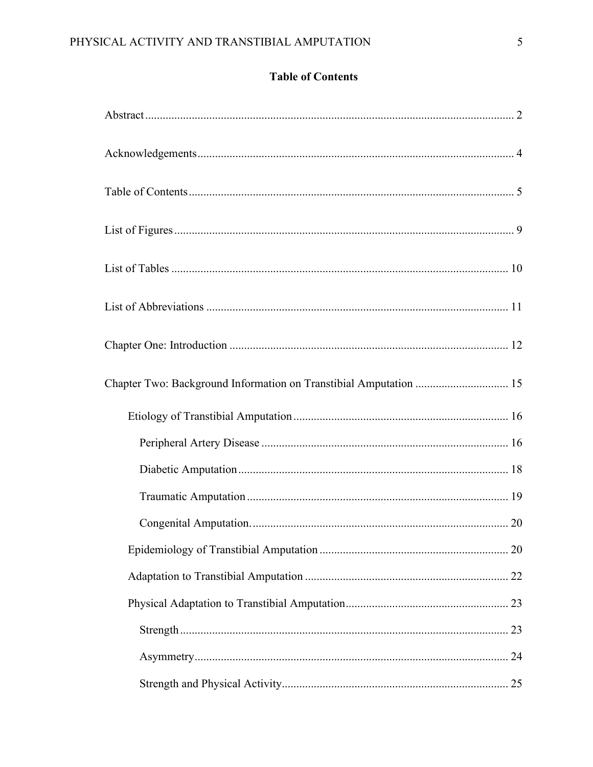**Table of Contents**

Abstract .......... 2

Acknowledgements .......... 4

Table of Contents .......... 5

List of Figures .......... 9

List of Tables .......... 10

List of Abbreviations .......... 11

Chapter One: Introduction .......... 12

Chapter Two: Background Information on Transtibial Amputation .......... 15

- Etiology of Transtibial Amputation .......... 16
  - Peripheral Artery Disease .......... 16
  - Diabetic Amputation .......... 18
  - Traumatic Amputation .......... 19
  - Congenital Amputation. .......... 20
- Epidemiology of Transtibial Amputation .......... 20
- Adaptation to Transtibial Amputation .......... 22
- Physical Adaptation to Transtibial Amputation .......... 23
  - Strength .......... 23
  - Asymmetry .......... 24
  - Strength and Physical Activity .......... 25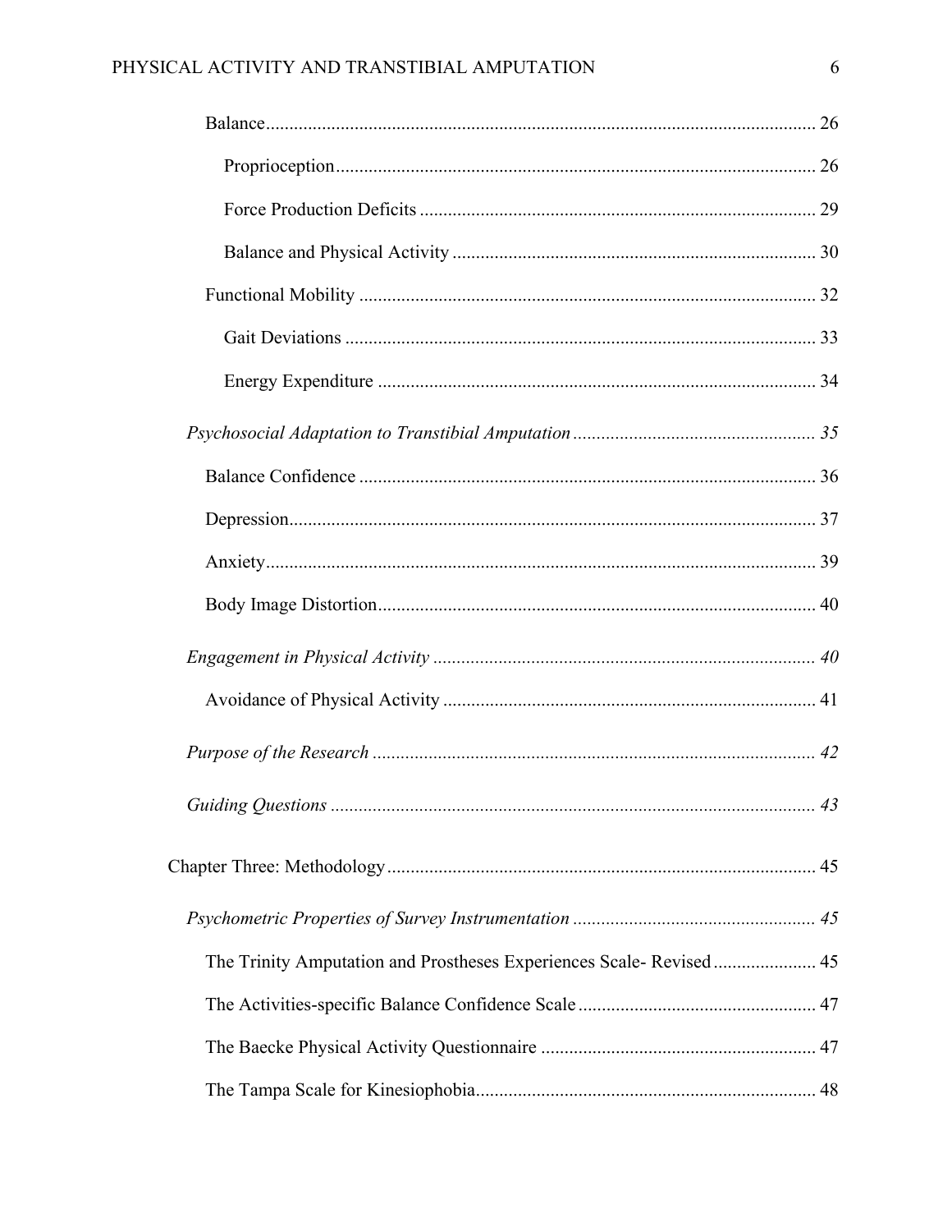Balance ........................................................................................................ 26

Proprioception ........................................................................................... 26

Force Production Deficits ......................................................................... 29

Balance and Physical Activity ................................................................... 30

Functional Mobility ...................................................................................... 32

Gait Deviations .......................................................................................... 33

Energy Expenditure ................................................................................... 34

*Psychosocial Adaptation to Transtibial Amputation* ...................................... *35*

Balance Confidence ...................................................................................... 36

Depression ..................................................................................................... 37

Anxiety .......................................................................................................... 39

Body Image Distortion ................................................................................... 40

*Engagement in Physical Activity* ....................................................................... *40*

Avoidance of Physical Activity ..................................................................... 41

*Purpose of the Research* ..................................................................................... *42*

*Guiding Questions* ............................................................................................. *43*

Chapter Three: Methodology ................................................................................ 45

*Psychometric Properties of Survey Instrumentation* ......................................... *45*

The Trinity Amputation and Prostheses Experiences Scale- Revised ............ 45

The Activities-specific Balance Confidence Scale ......................................... 47

The Baecke Physical Activity Questionnaire ................................................. 47

The Tampa Scale for Kinesiophobia .............................................................. 48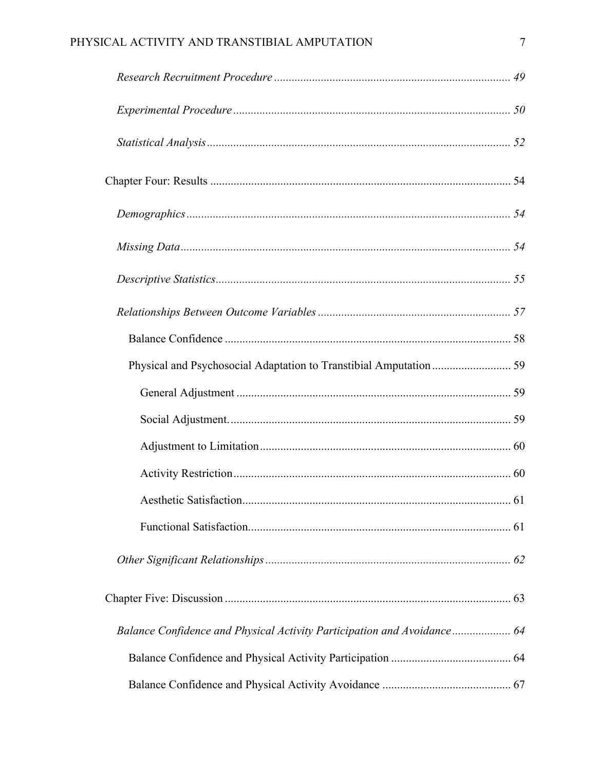*Research Recruitment Procedure* ................................................................................ *49*

*Experimental Procedure* ............................................................................................. *50*

*Statistical Analysis* ...................................................................................................... *52*

Chapter Four: Results ...................................................................................................... 54

*Demographics* ............................................................................................................. *54*

*Missing Data* ................................................................................................................ *54*

*Descriptive Statistics* .................................................................................................... *55*

*Relationships Between Outcome Variables* ................................................................ *57*

Balance Confidence ................................................................................................. 58

Physical and Psychosocial Adaptation to Transtibial Amputation ........................... 59

General Adjustment ............................................................................................ 59

Social Adjustment. .............................................................................................. 59

Adjustment to Limitation .................................................................................... 60

Activity Restriction ............................................................................................. 60

Aesthetic Satisfaction .......................................................................................... 61

Functional Satisfaction ........................................................................................ 61

*Other Significant Relationships* .................................................................................. *62*

Chapter Five: Discussion ................................................................................................. 63

*Balance Confidence and Physical Activity Participation and Avoidance* .................... *64*

Balance Confidence and Physical Activity Participation ......................................... 64

Balance Confidence and Physical Activity Avoidance ............................................ 67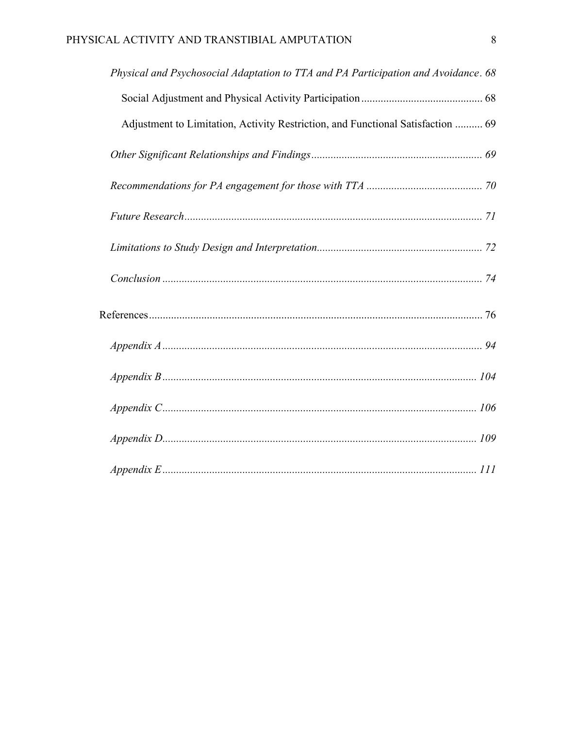*Physical and Psychosocial Adaptation to TTA and PA Participation and Avoidance*. 68

Social Adjustment and Physical Activity Participation ........................................... 68

Adjustment to Limitation, Activity Restriction, and Functional Satisfaction .......... 69

*Other Significant Relationships and Findings* ............................................................. 69

*Recommendations for PA engagement for those with TTA* .......................................... 70

*Future Research* ........................................................................................................... 71

*Limitations to Study Design and Interpretation* ........................................................... 72

*Conclusion* ................................................................................................................... 74

References ......................................................................................................................... 76

*Appendix A* ................................................................................................................... 94

*Appendix B* ................................................................................................................. 104

*Appendix C* ................................................................................................................. 106

*Appendix D* ................................................................................................................. 109

*Appendix E* ................................................................................................................. 111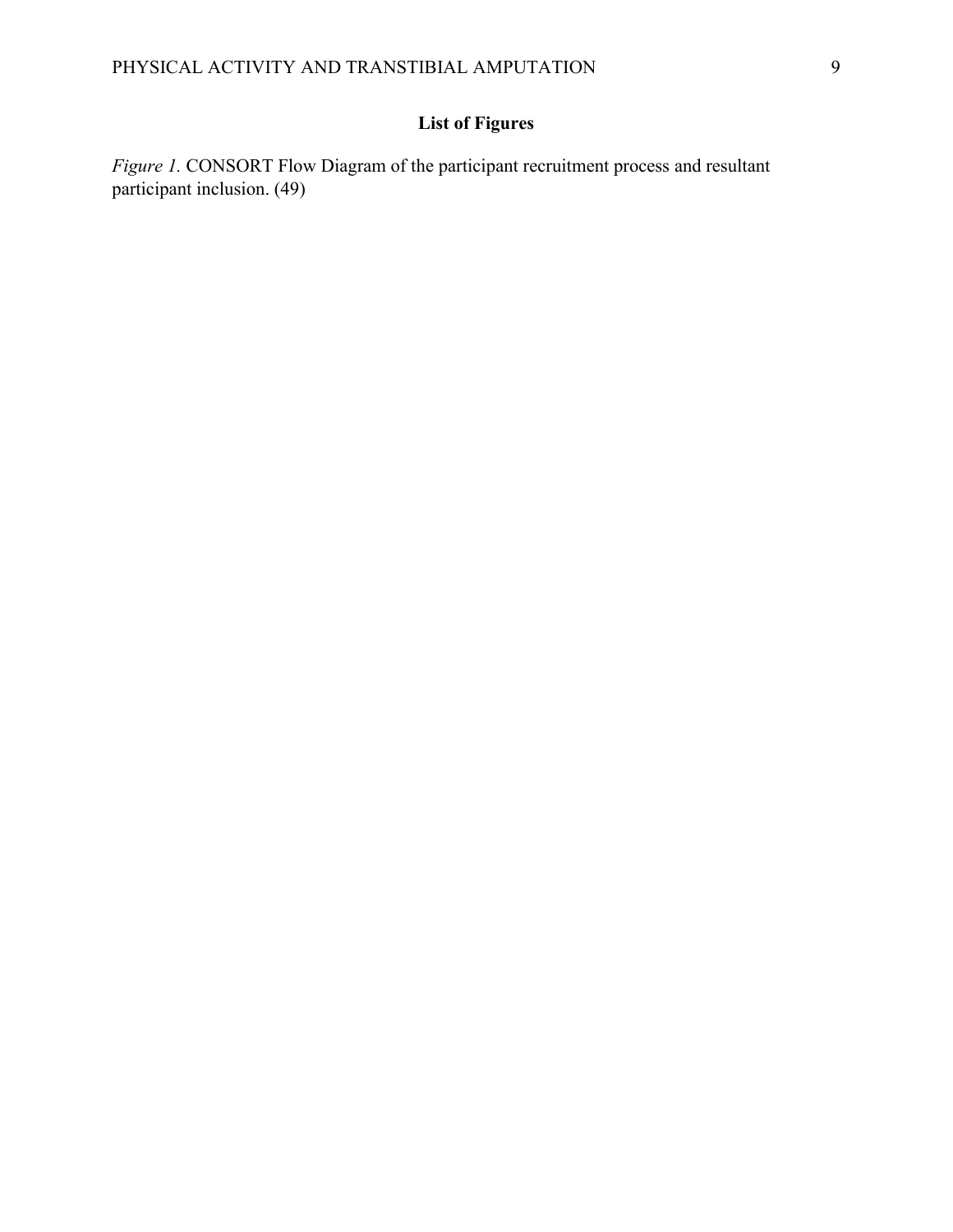## List of Figures

*Figure 1.* CONSORT Flow Diagram of the participant recruitment process and resultant participant inclusion. (49)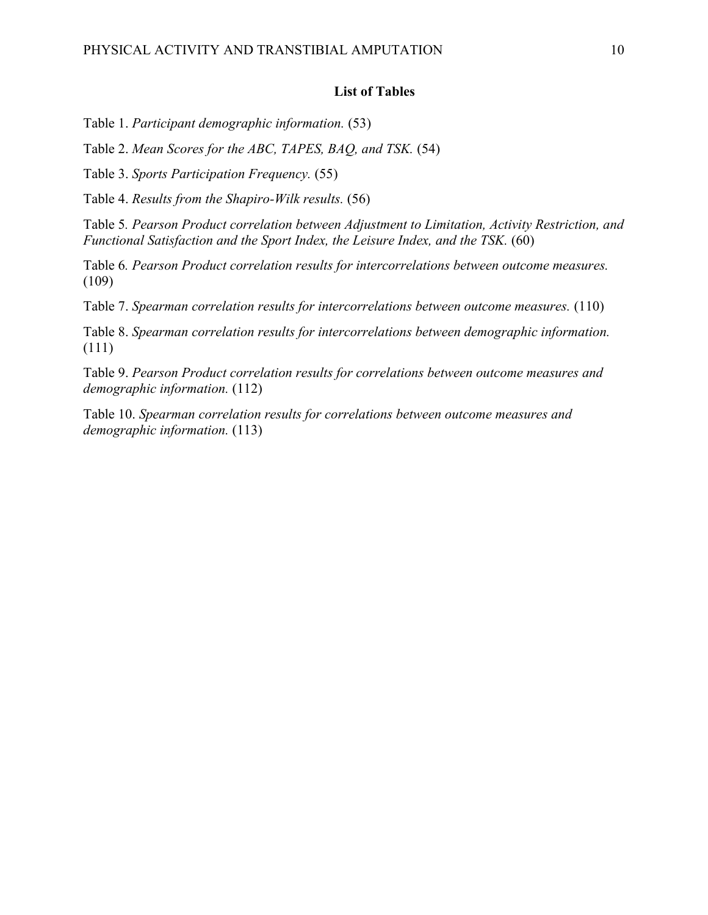## List of Tables

Table 1. *Participant demographic information.* (53)

Table 2. *Mean Scores for the ABC, TAPES, BAQ, and TSK.* (54)

Table 3. *Sports Participation Frequency.* (55)

Table 4. *Results from the Shapiro-Wilk results.* (56)

Table 5. *Pearson Product correlation between Adjustment to Limitation, Activity Restriction, and Functional Satisfaction and the Sport Index, the Leisure Index, and the TSK.* (60)

Table 6. *Pearson Product correlation results for intercorrelations between outcome measures.* (109)

Table 7. *Spearman correlation results for intercorrelations between outcome measures.* (110)

Table 8. *Spearman correlation results for intercorrelations between demographic information.* (111)

Table 9. *Pearson Product correlation results for correlations between outcome measures and demographic information.* (112)

Table 10. *Spearman correlation results for correlations between outcome measures and demographic information.* (113)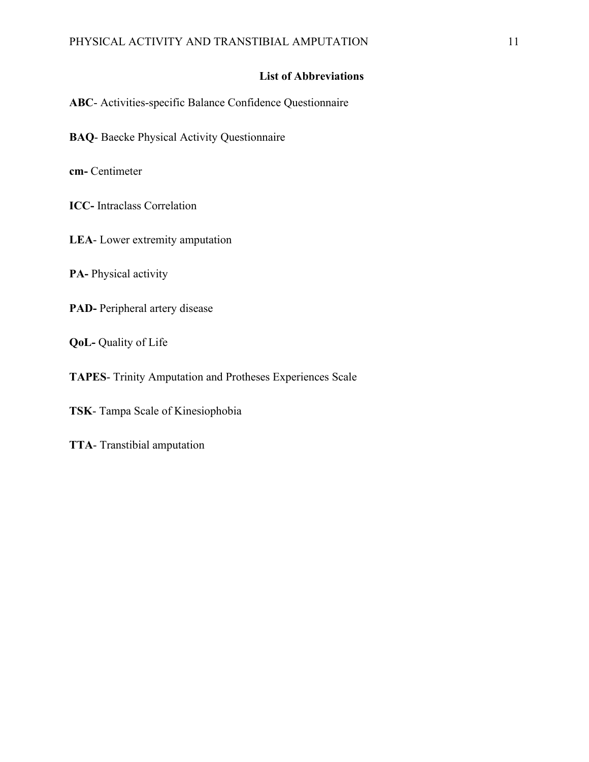## List of Abbreviations

**ABC**- Activities-specific Balance Confidence Questionnaire

**BAQ**- Baecke Physical Activity Questionnaire

**cm-** Centimeter

**ICC-** Intraclass Correlation

**LEA**- Lower extremity amputation

**PA-** Physical activity

**PAD-** Peripheral artery disease

**QoL-** Quality of Life

**TAPES**- Trinity Amputation and Protheses Experiences Scale

**TSK**- Tampa Scale of Kinesiophobia

**TTA**- Transtibial amputation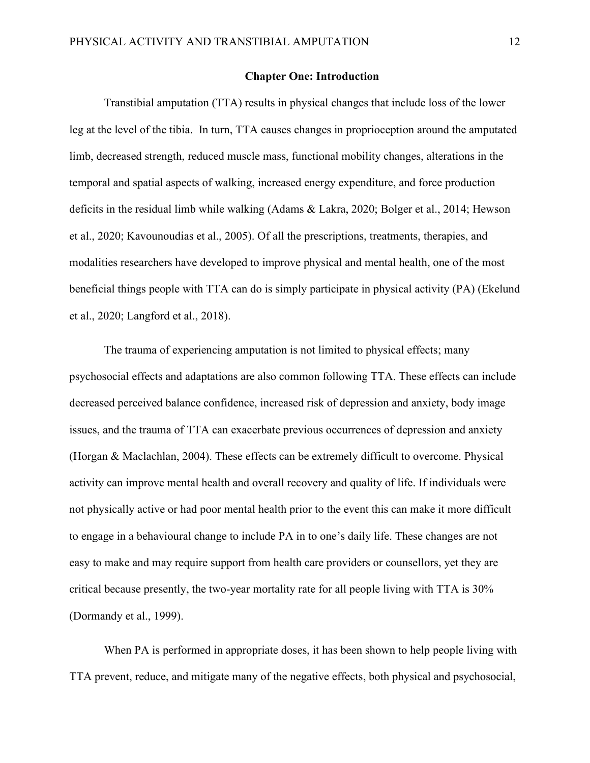## Chapter One: Introduction

Transtibial amputation (TTA) results in physical changes that include loss of the lower leg at the level of the tibia. In turn, TTA causes changes in proprioception around the amputated limb, decreased strength, reduced muscle mass, functional mobility changes, alterations in the temporal and spatial aspects of walking, increased energy expenditure, and force production deficits in the residual limb while walking (Adams & Lakra, 2020; Bolger et al., 2014; Hewson et al., 2020; Kavounoudias et al., 2005). Of all the prescriptions, treatments, therapies, and modalities researchers have developed to improve physical and mental health, one of the most beneficial things people with TTA can do is simply participate in physical activity (PA) (Ekelund et al., 2020; Langford et al., 2018).

The trauma of experiencing amputation is not limited to physical effects; many psychosocial effects and adaptations are also common following TTA. These effects can include decreased perceived balance confidence, increased risk of depression and anxiety, body image issues, and the trauma of TTA can exacerbate previous occurrences of depression and anxiety (Horgan & Maclachlan, 2004). These effects can be extremely difficult to overcome. Physical activity can improve mental health and overall recovery and quality of life. If individuals were not physically active or had poor mental health prior to the event this can make it more difficult to engage in a behavioural change to include PA in to one's daily life. These changes are not easy to make and may require support from health care providers or counsellors, yet they are critical because presently, the two-year mortality rate for all people living with TTA is 30% (Dormandy et al., 1999).

When PA is performed in appropriate doses, it has been shown to help people living with TTA prevent, reduce, and mitigate many of the negative effects, both physical and psychosocial,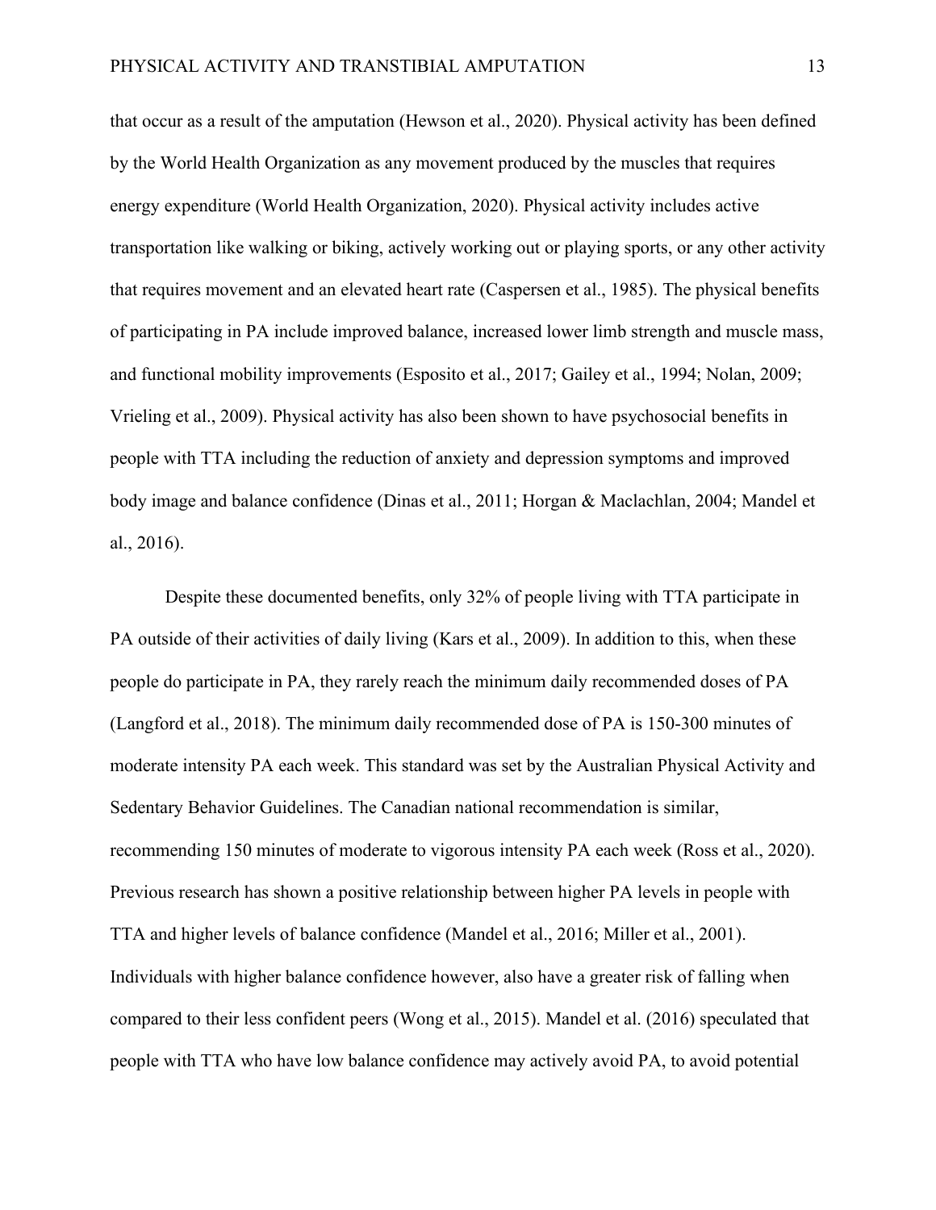that occur as a result of the amputation (Hewson et al., 2020). Physical activity has been defined by the World Health Organization as any movement produced by the muscles that requires energy expenditure (World Health Organization, 2020). Physical activity includes active transportation like walking or biking, actively working out or playing sports, or any other activity that requires movement and an elevated heart rate (Caspersen et al., 1985). The physical benefits of participating in PA include improved balance, increased lower limb strength and muscle mass, and functional mobility improvements (Esposito et al., 2017; Gailey et al., 1994; Nolan, 2009; Vrieling et al., 2009). Physical activity has also been shown to have psychosocial benefits in people with TTA including the reduction of anxiety and depression symptoms and improved body image and balance confidence (Dinas et al., 2011; Horgan & Maclachlan, 2004; Mandel et al., 2016).

Despite these documented benefits, only 32% of people living with TTA participate in PA outside of their activities of daily living (Kars et al., 2009). In addition to this, when these people do participate in PA, they rarely reach the minimum daily recommended doses of PA (Langford et al., 2018). The minimum daily recommended dose of PA is 150-300 minutes of moderate intensity PA each week. This standard was set by the Australian Physical Activity and Sedentary Behavior Guidelines. The Canadian national recommendation is similar, recommending 150 minutes of moderate to vigorous intensity PA each week (Ross et al., 2020). Previous research has shown a positive relationship between higher PA levels in people with TTA and higher levels of balance confidence (Mandel et al., 2016; Miller et al., 2001). Individuals with higher balance confidence however, also have a greater risk of falling when compared to their less confident peers (Wong et al., 2015). Mandel et al. (2016) speculated that people with TTA who have low balance confidence may actively avoid PA, to avoid potential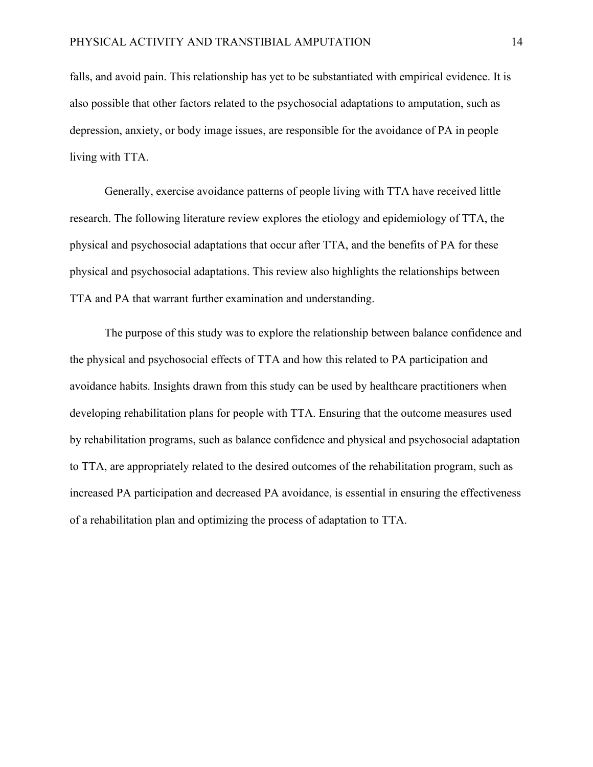falls, and avoid pain. This relationship has yet to be substantiated with empirical evidence. It is also possible that other factors related to the psychosocial adaptations to amputation, such as depression, anxiety, or body image issues, are responsible for the avoidance of PA in people living with TTA.

Generally, exercise avoidance patterns of people living with TTA have received little research. The following literature review explores the etiology and epidemiology of TTA, the physical and psychosocial adaptations that occur after TTA, and the benefits of PA for these physical and psychosocial adaptations. This review also highlights the relationships between TTA and PA that warrant further examination and understanding.

The purpose of this study was to explore the relationship between balance confidence and the physical and psychosocial effects of TTA and how this related to PA participation and avoidance habits. Insights drawn from this study can be used by healthcare practitioners when developing rehabilitation plans for people with TTA. Ensuring that the outcome measures used by rehabilitation programs, such as balance confidence and physical and psychosocial adaptation to TTA, are appropriately related to the desired outcomes of the rehabilitation program, such as increased PA participation and decreased PA avoidance, is essential in ensuring the effectiveness of a rehabilitation plan and optimizing the process of adaptation to TTA.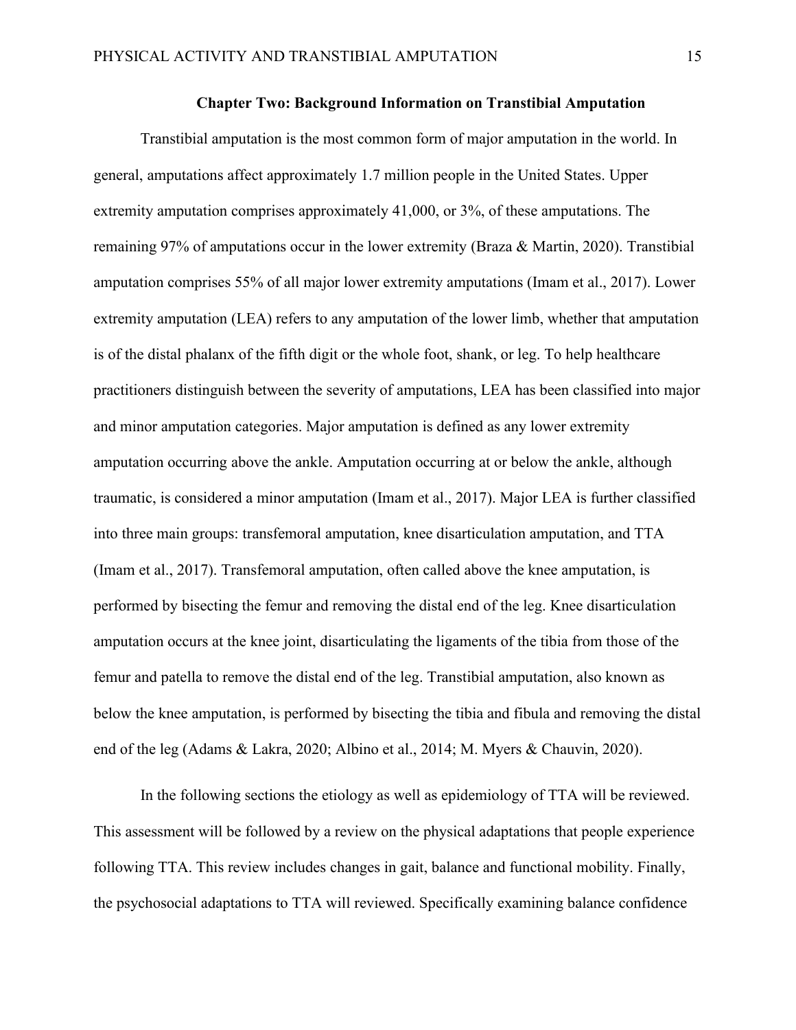## Chapter Two: Background Information on Transtibial Amputation

Transtibial amputation is the most common form of major amputation in the world. In general, amputations affect approximately 1.7 million people in the United States. Upper extremity amputation comprises approximately 41,000, or 3%, of these amputations. The remaining 97% of amputations occur in the lower extremity (Braza & Martin, 2020). Transtibial amputation comprises 55% of all major lower extremity amputations (Imam et al., 2017). Lower extremity amputation (LEA) refers to any amputation of the lower limb, whether that amputation is of the distal phalanx of the fifth digit or the whole foot, shank, or leg. To help healthcare practitioners distinguish between the severity of amputations, LEA has been classified into major and minor amputation categories. Major amputation is defined as any lower extremity amputation occurring above the ankle. Amputation occurring at or below the ankle, although traumatic, is considered a minor amputation (Imam et al., 2017). Major LEA is further classified into three main groups: transfemoral amputation, knee disarticulation amputation, and TTA (Imam et al., 2017). Transfemoral amputation, often called above the knee amputation, is performed by bisecting the femur and removing the distal end of the leg. Knee disarticulation amputation occurs at the knee joint, disarticulating the ligaments of the tibia from those of the femur and patella to remove the distal end of the leg. Transtibial amputation, also known as below the knee amputation, is performed by bisecting the tibia and fibula and removing the distal end of the leg (Adams & Lakra, 2020; Albino et al., 2014; M. Myers & Chauvin, 2020).

In the following sections the etiology as well as epidemiology of TTA will be reviewed. This assessment will be followed by a review on the physical adaptations that people experience following TTA. This review includes changes in gait, balance and functional mobility. Finally, the psychosocial adaptations to TTA will reviewed. Specifically examining balance confidence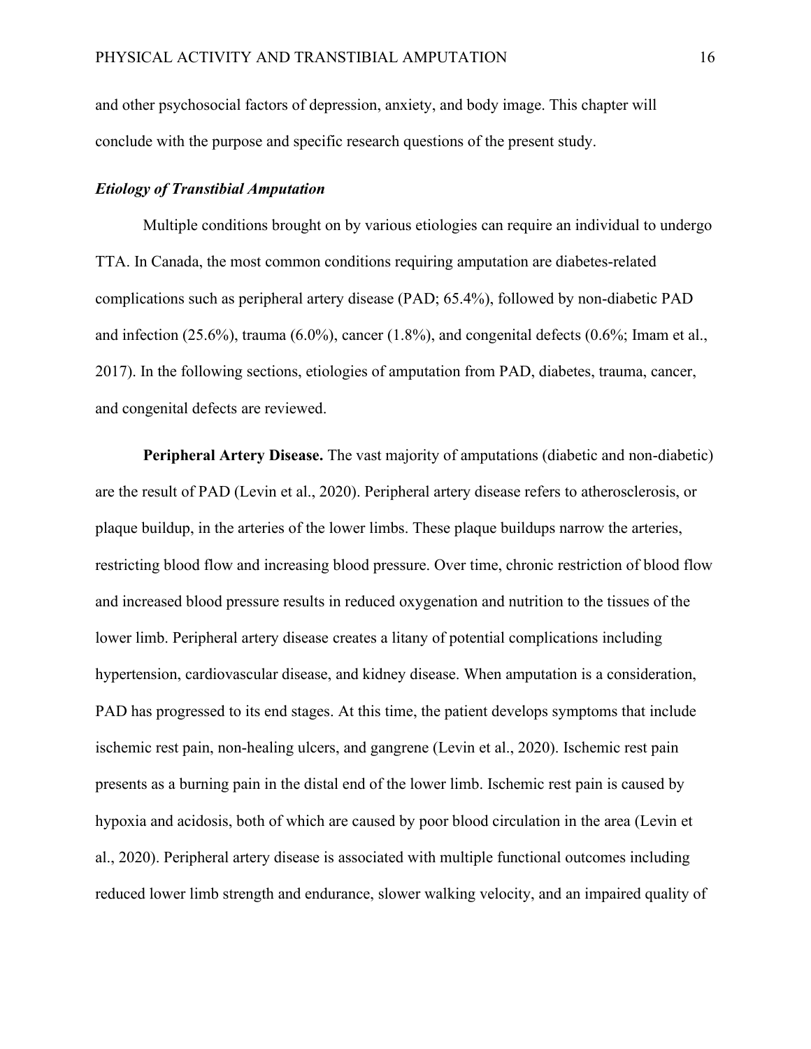and other psychosocial factors of depression, anxiety, and body image. This chapter will conclude with the purpose and specific research questions of the present study.

### *Etiology of Transtibial Amputation*

Multiple conditions brought on by various etiologies can require an individual to undergo TTA. In Canada, the most common conditions requiring amputation are diabetes-related complications such as peripheral artery disease (PAD; 65.4%), followed by non-diabetic PAD and infection (25.6%), trauma (6.0%), cancer (1.8%), and congenital defects (0.6%; Imam et al., 2017). In the following sections, etiologies of amputation from PAD, diabetes, trauma, cancer, and congenital defects are reviewed.

**Peripheral Artery Disease.** The vast majority of amputations (diabetic and non-diabetic) are the result of PAD (Levin et al., 2020). Peripheral artery disease refers to atherosclerosis, or plaque buildup, in the arteries of the lower limbs. These plaque buildups narrow the arteries, restricting blood flow and increasing blood pressure. Over time, chronic restriction of blood flow and increased blood pressure results in reduced oxygenation and nutrition to the tissues of the lower limb. Peripheral artery disease creates a litany of potential complications including hypertension, cardiovascular disease, and kidney disease. When amputation is a consideration, PAD has progressed to its end stages. At this time, the patient develops symptoms that include ischemic rest pain, non-healing ulcers, and gangrene (Levin et al., 2020). Ischemic rest pain presents as a burning pain in the distal end of the lower limb. Ischemic rest pain is caused by hypoxia and acidosis, both of which are caused by poor blood circulation in the area (Levin et al., 2020). Peripheral artery disease is associated with multiple functional outcomes including reduced lower limb strength and endurance, slower walking velocity, and an impaired quality of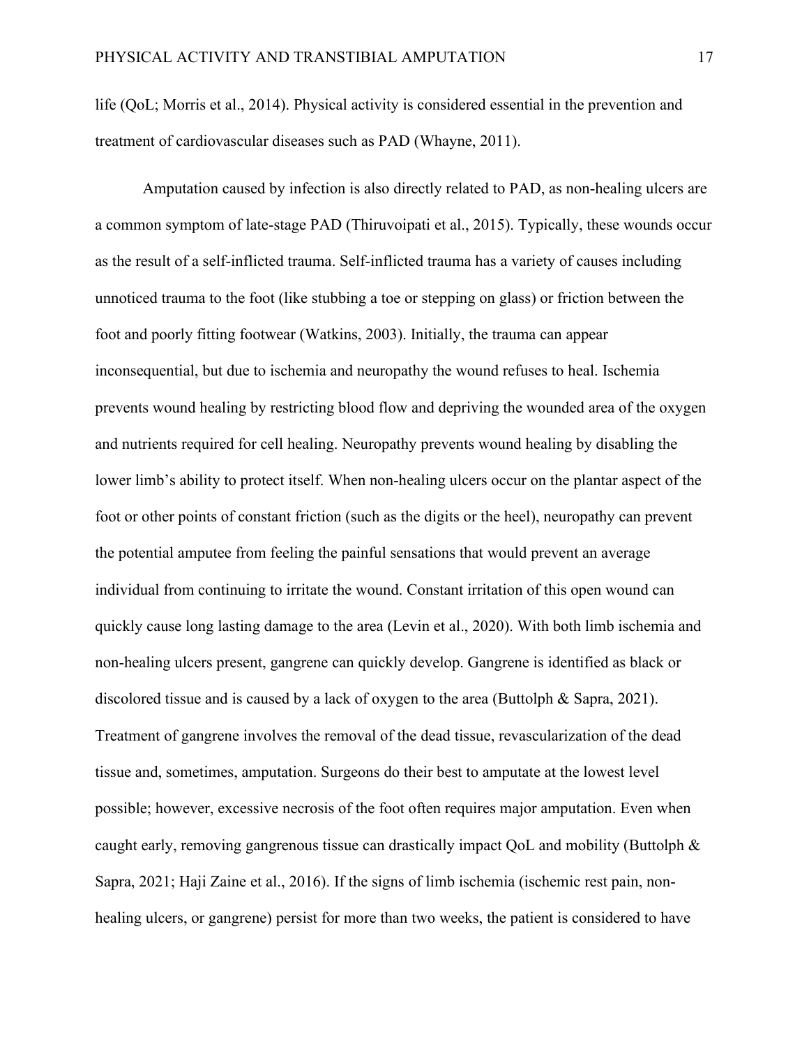life (QoL; Morris et al., 2014). Physical activity is considered essential in the prevention and treatment of cardiovascular diseases such as PAD (Whayne, 2011).

Amputation caused by infection is also directly related to PAD, as non-healing ulcers are a common symptom of late-stage PAD (Thiruvoipati et al., 2015). Typically, these wounds occur as the result of a self-inflicted trauma. Self-inflicted trauma has a variety of causes including unnoticed trauma to the foot (like stubbing a toe or stepping on glass) or friction between the foot and poorly fitting footwear (Watkins, 2003). Initially, the trauma can appear inconsequential, but due to ischemia and neuropathy the wound refuses to heal. Ischemia prevents wound healing by restricting blood flow and depriving the wounded area of the oxygen and nutrients required for cell healing. Neuropathy prevents wound healing by disabling the lower limb's ability to protect itself. When non-healing ulcers occur on the plantar aspect of the foot or other points of constant friction (such as the digits or the heel), neuropathy can prevent the potential amputee from feeling the painful sensations that would prevent an average individual from continuing to irritate the wound. Constant irritation of this open wound can quickly cause long lasting damage to the area (Levin et al., 2020). With both limb ischemia and non-healing ulcers present, gangrene can quickly develop. Gangrene is identified as black or discolored tissue and is caused by a lack of oxygen to the area (Buttolph & Sapra, 2021). Treatment of gangrene involves the removal of the dead tissue, revascularization of the dead tissue and, sometimes, amputation. Surgeons do their best to amputate at the lowest level possible; however, excessive necrosis of the foot often requires major amputation. Even when caught early, removing gangrenous tissue can drastically impact QoL and mobility (Buttolph & Sapra, 2021; Haji Zaine et al., 2016). If the signs of limb ischemia (ischemic rest pain, non-healing ulcers, or gangrene) persist for more than two weeks, the patient is considered to have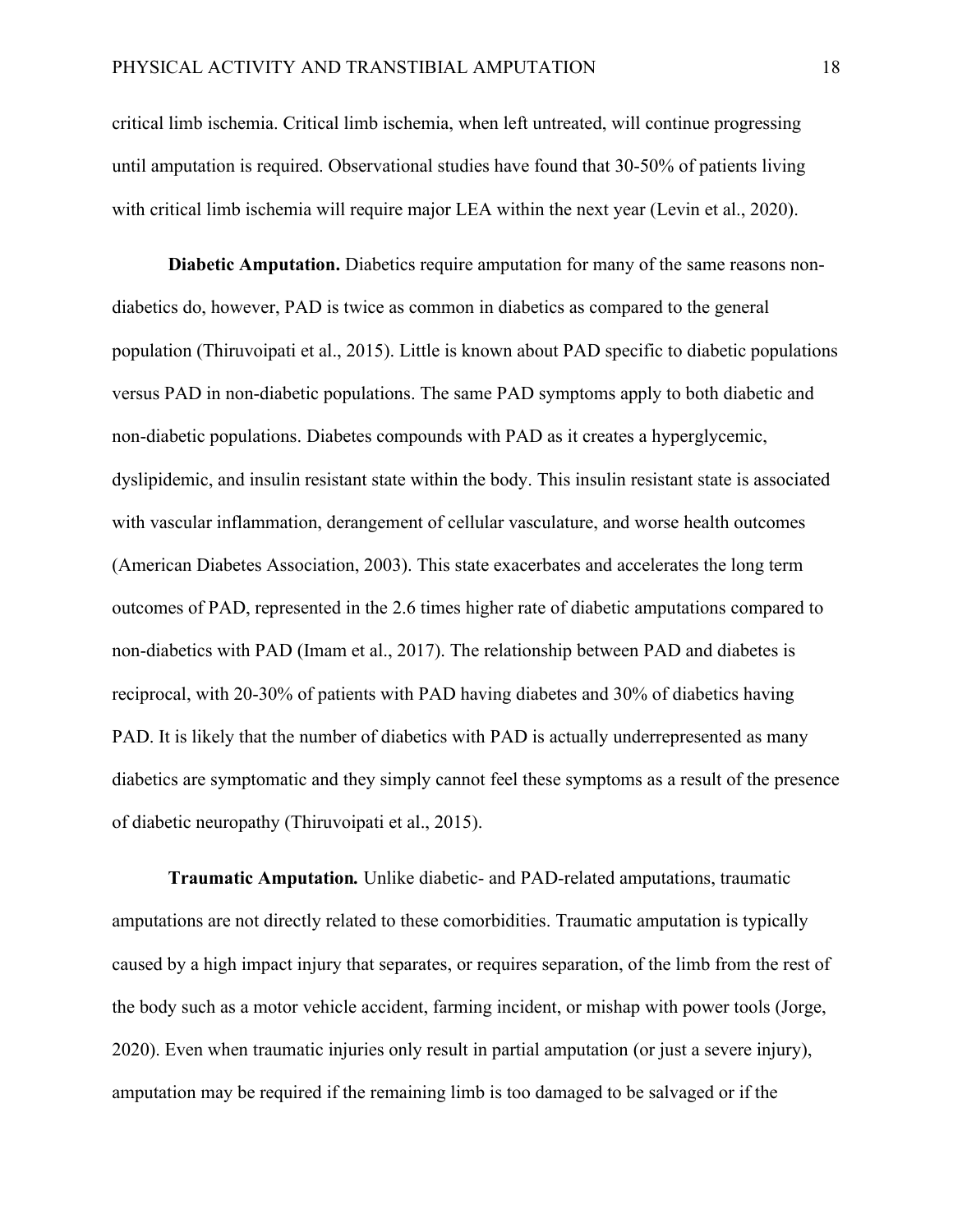critical limb ischemia. Critical limb ischemia, when left untreated, will continue progressing until amputation is required. Observational studies have found that 30-50% of patients living with critical limb ischemia will require major LEA within the next year (Levin et al., 2020).

**Diabetic Amputation.** Diabetics require amputation for many of the same reasons non-diabetics do, however, PAD is twice as common in diabetics as compared to the general population (Thiruvoipati et al., 2015). Little is known about PAD specific to diabetic populations versus PAD in non-diabetic populations. The same PAD symptoms apply to both diabetic and non-diabetic populations. Diabetes compounds with PAD as it creates a hyperglycemic, dyslipidemic, and insulin resistant state within the body. This insulin resistant state is associated with vascular inflammation, derangement of cellular vasculature, and worse health outcomes (American Diabetes Association, 2003). This state exacerbates and accelerates the long term outcomes of PAD, represented in the 2.6 times higher rate of diabetic amputations compared to non-diabetics with PAD (Imam et al., 2017). The relationship between PAD and diabetes is reciprocal, with 20-30% of patients with PAD having diabetes and 30% of diabetics having PAD. It is likely that the number of diabetics with PAD is actually underrepresented as many diabetics are symptomatic and they simply cannot feel these symptoms as a result of the presence of diabetic neuropathy (Thiruvoipati et al., 2015).

***Traumatic Amputation.*** Unlike diabetic- and PAD-related amputations, traumatic amputations are not directly related to these comorbidities. Traumatic amputation is typically caused by a high impact injury that separates, or requires separation, of the limb from the rest of the body such as a motor vehicle accident, farming incident, or mishap with power tools (Jorge, 2020). Even when traumatic injuries only result in partial amputation (or just a severe injury), amputation may be required if the remaining limb is too damaged to be salvaged or if the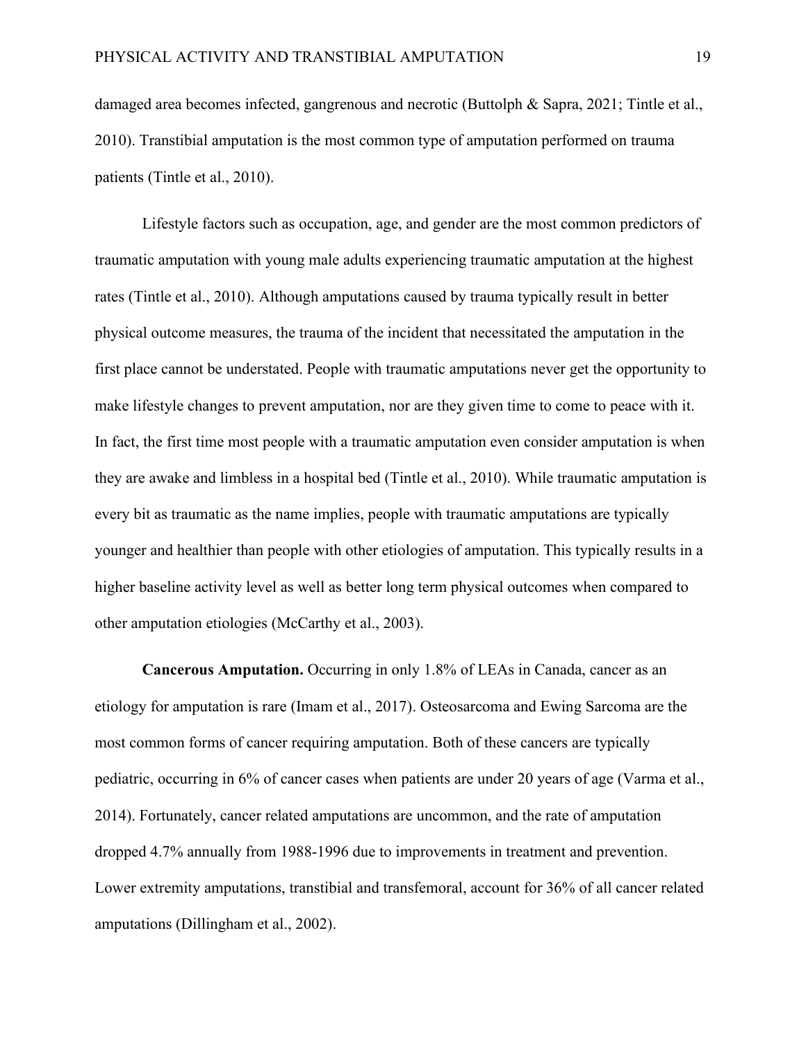damaged area becomes infected, gangrenous and necrotic (Buttolph & Sapra, 2021; Tintle et al., 2010). Transtibial amputation is the most common type of amputation performed on trauma patients (Tintle et al., 2010).

Lifestyle factors such as occupation, age, and gender are the most common predictors of traumatic amputation with young male adults experiencing traumatic amputation at the highest rates (Tintle et al., 2010). Although amputations caused by trauma typically result in better physical outcome measures, the trauma of the incident that necessitated the amputation in the first place cannot be understated. People with traumatic amputations never get the opportunity to make lifestyle changes to prevent amputation, nor are they given time to come to peace with it. In fact, the first time most people with a traumatic amputation even consider amputation is when they are awake and limbless in a hospital bed (Tintle et al., 2010). While traumatic amputation is every bit as traumatic as the name implies, people with traumatic amputations are typically younger and healthier than people with other etiologies of amputation. This typically results in a higher baseline activity level as well as better long term physical outcomes when compared to other amputation etiologies (McCarthy et al., 2003).

**Cancerous Amputation.** Occurring in only 1.8% of LEAs in Canada, cancer as an etiology for amputation is rare (Imam et al., 2017). Osteosarcoma and Ewing Sarcoma are the most common forms of cancer requiring amputation. Both of these cancers are typically pediatric, occurring in 6% of cancer cases when patients are under 20 years of age (Varma et al., 2014). Fortunately, cancer related amputations are uncommon, and the rate of amputation dropped 4.7% annually from 1988-1996 due to improvements in treatment and prevention. Lower extremity amputations, transtibial and transfemoral, account for 36% of all cancer related amputations (Dillingham et al., 2002).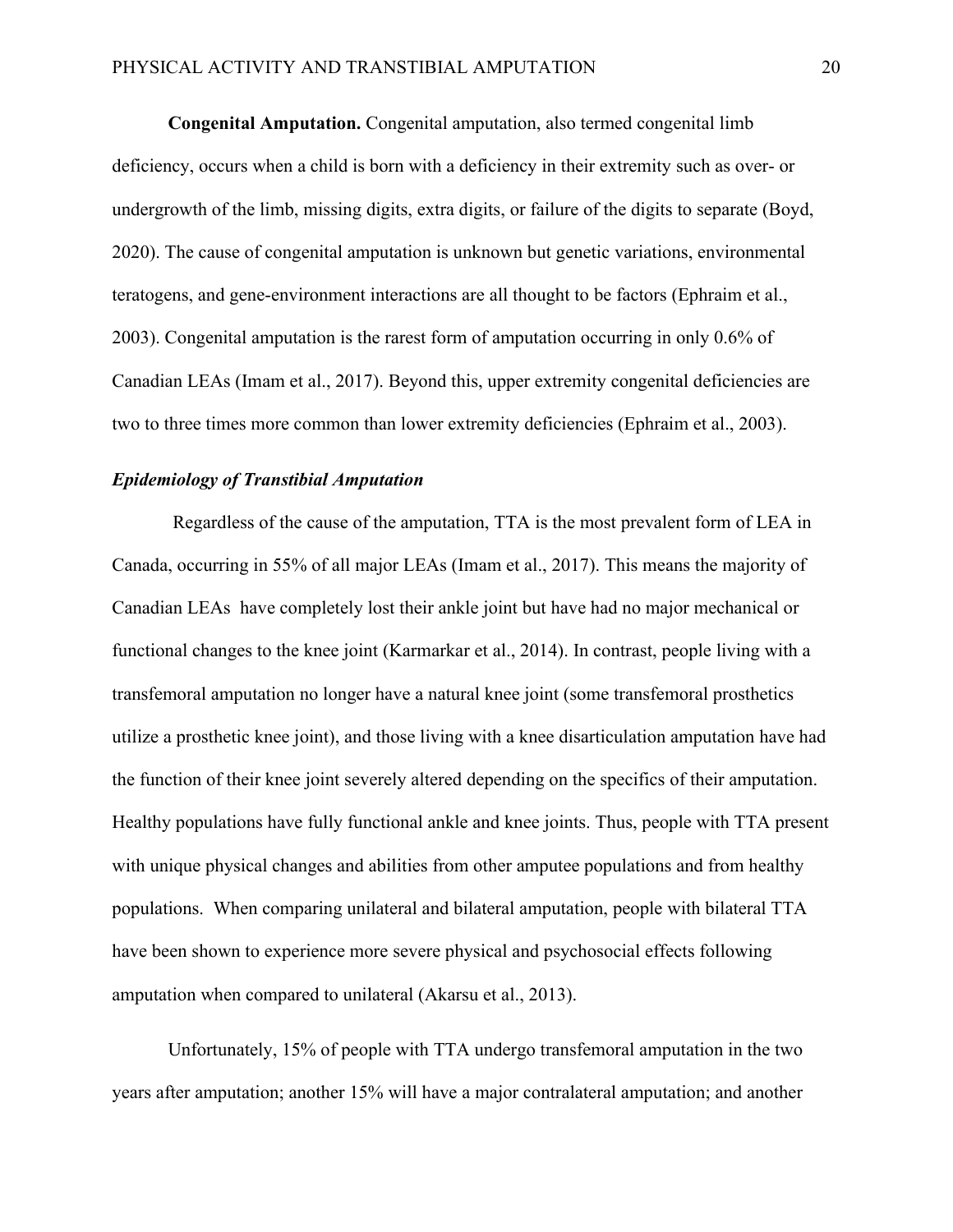**Congenital Amputation.** Congenital amputation, also termed congenital limb deficiency, occurs when a child is born with a deficiency in their extremity such as over- or undergrowth of the limb, missing digits, extra digits, or failure of the digits to separate (Boyd, 2020). The cause of congenital amputation is unknown but genetic variations, environmental teratogens, and gene-environment interactions are all thought to be factors (Ephraim et al., 2003). Congenital amputation is the rarest form of amputation occurring in only 0.6% of Canadian LEAs (Imam et al., 2017). Beyond this, upper extremity congenital deficiencies are two to three times more common than lower extremity deficiencies (Ephraim et al., 2003).

### *Epidemiology of Transtibial Amputation*

Regardless of the cause of the amputation, TTA is the most prevalent form of LEA in Canada, occurring in 55% of all major LEAs (Imam et al., 2017). This means the majority of Canadian LEAs have completely lost their ankle joint but have had no major mechanical or functional changes to the knee joint (Karmarkar et al., 2014). In contrast, people living with a transfemoral amputation no longer have a natural knee joint (some transfemoral prosthetics utilize a prosthetic knee joint), and those living with a knee disarticulation amputation have had the function of their knee joint severely altered depending on the specifics of their amputation. Healthy populations have fully functional ankle and knee joints. Thus, people with TTA present with unique physical changes and abilities from other amputee populations and from healthy populations. When comparing unilateral and bilateral amputation, people with bilateral TTA have been shown to experience more severe physical and psychosocial effects following amputation when compared to unilateral (Akarsu et al., 2013).

Unfortunately, 15% of people with TTA undergo transfemoral amputation in the two years after amputation; another 15% will have a major contralateral amputation; and another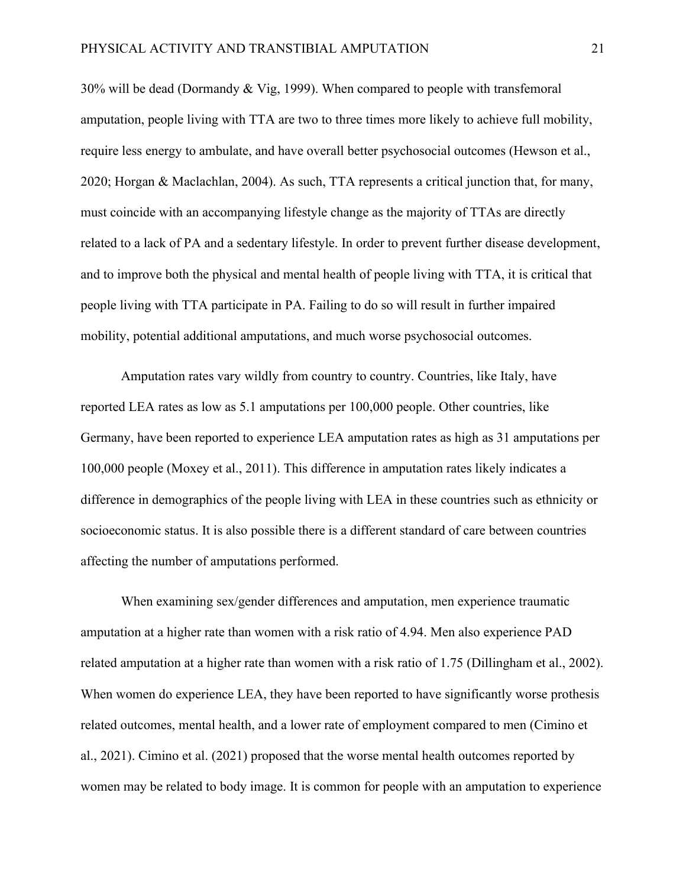30% will be dead (Dormandy & Vig, 1999). When compared to people with transfemoral amputation, people living with TTA are two to three times more likely to achieve full mobility, require less energy to ambulate, and have overall better psychosocial outcomes (Hewson et al., 2020; Horgan & Maclachlan, 2004). As such, TTA represents a critical junction that, for many, must coincide with an accompanying lifestyle change as the majority of TTAs are directly related to a lack of PA and a sedentary lifestyle. In order to prevent further disease development, and to improve both the physical and mental health of people living with TTA, it is critical that people living with TTA participate in PA. Failing to do so will result in further impaired mobility, potential additional amputations, and much worse psychosocial outcomes.

Amputation rates vary wildly from country to country. Countries, like Italy, have reported LEA rates as low as 5.1 amputations per 100,000 people. Other countries, like Germany, have been reported to experience LEA amputation rates as high as 31 amputations per 100,000 people (Moxey et al., 2011). This difference in amputation rates likely indicates a difference in demographics of the people living with LEA in these countries such as ethnicity or socioeconomic status. It is also possible there is a different standard of care between countries affecting the number of amputations performed.

When examining sex/gender differences and amputation, men experience traumatic amputation at a higher rate than women with a risk ratio of 4.94. Men also experience PAD related amputation at a higher rate than women with a risk ratio of 1.75 (Dillingham et al., 2002). When women do experience LEA, they have been reported to have significantly worse prothesis related outcomes, mental health, and a lower rate of employment compared to men (Cimino et al., 2021). Cimino et al. (2021) proposed that the worse mental health outcomes reported by women may be related to body image. It is common for people with an amputation to experience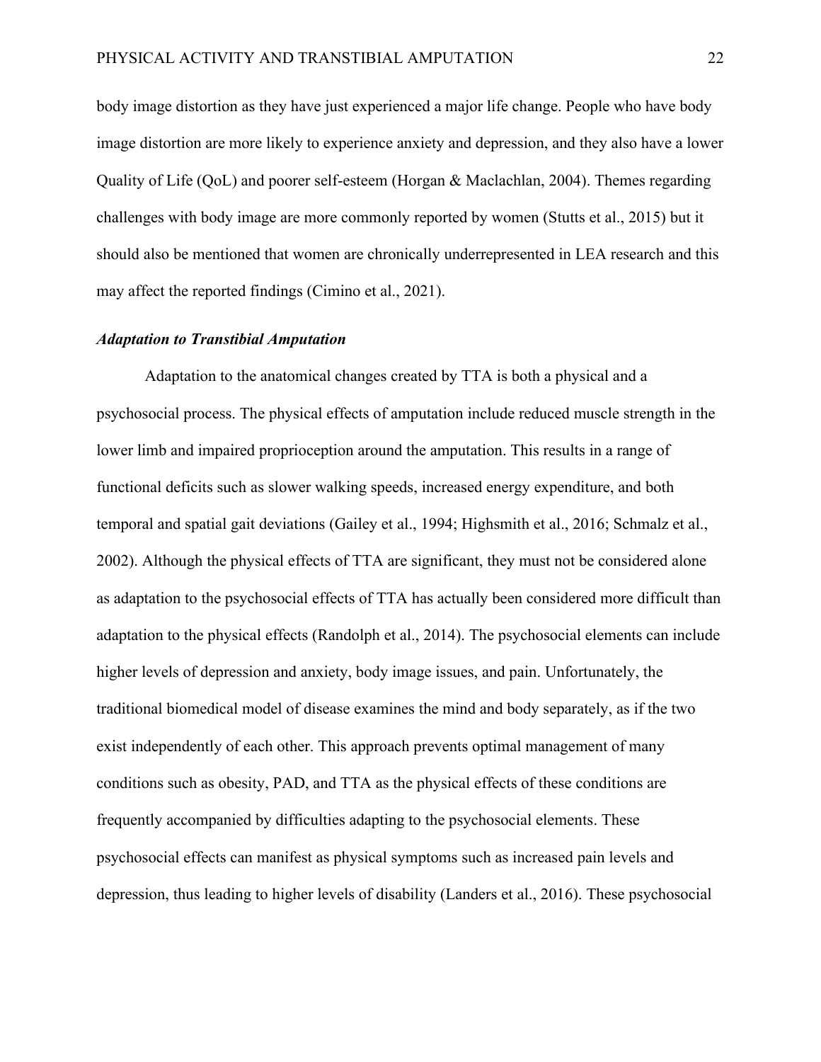body image distortion as they have just experienced a major life change. People who have body image distortion are more likely to experience anxiety and depression, and they also have a lower Quality of Life (QoL) and poorer self-esteem (Horgan & Maclachlan, 2004). Themes regarding challenges with body image are more commonly reported by women (Stutts et al., 2015) but it should also be mentioned that women are chronically underrepresented in LEA research and this may affect the reported findings (Cimino et al., 2021).

### ***Adaptation to Transtibial Amputation***

Adaptation to the anatomical changes created by TTA is both a physical and a psychosocial process. The physical effects of amputation include reduced muscle strength in the lower limb and impaired proprioception around the amputation. This results in a range of functional deficits such as slower walking speeds, increased energy expenditure, and both temporal and spatial gait deviations (Gailey et al., 1994; Highsmith et al., 2016; Schmalz et al., 2002). Although the physical effects of TTA are significant, they must not be considered alone as adaptation to the psychosocial effects of TTA has actually been considered more difficult than adaptation to the physical effects (Randolph et al., 2014). The psychosocial elements can include higher levels of depression and anxiety, body image issues, and pain. Unfortunately, the traditional biomedical model of disease examines the mind and body separately, as if the two exist independently of each other. This approach prevents optimal management of many conditions such as obesity, PAD, and TTA as the physical effects of these conditions are frequently accompanied by difficulties adapting to the psychosocial elements. These psychosocial effects can manifest as physical symptoms such as increased pain levels and depression, thus leading to higher levels of disability (Landers et al., 2016). These psychosocial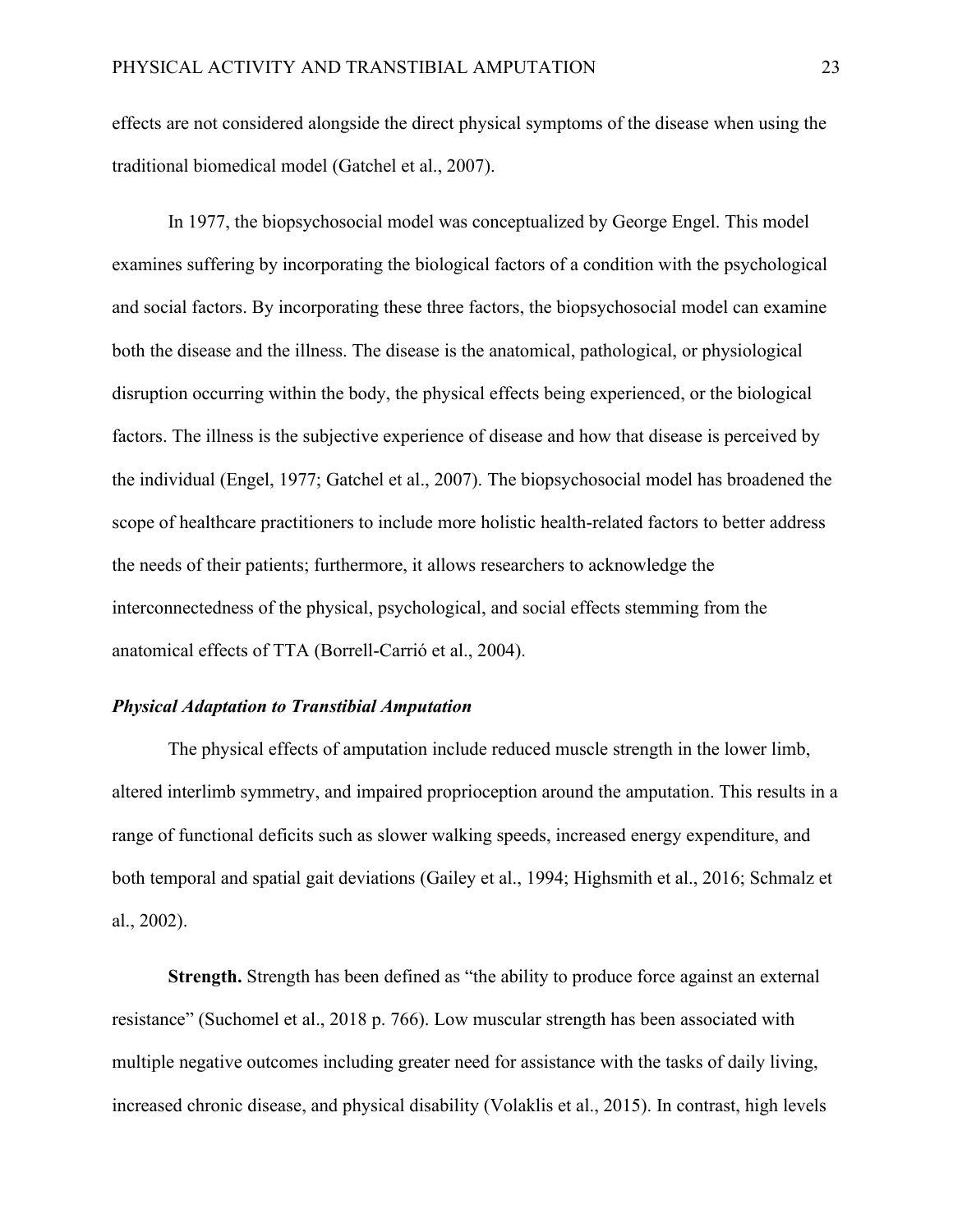effects are not considered alongside the direct physical symptoms of the disease when using the traditional biomedical model (Gatchel et al., 2007).

In 1977, the biopsychosocial model was conceptualized by George Engel. This model examines suffering by incorporating the biological factors of a condition with the psychological and social factors. By incorporating these three factors, the biopsychosocial model can examine both the disease and the illness. The disease is the anatomical, pathological, or physiological disruption occurring within the body, the physical effects being experienced, or the biological factors. The illness is the subjective experience of disease and how that disease is perceived by the individual (Engel, 1977; Gatchel et al., 2007). The biopsychosocial model has broadened the scope of healthcare practitioners to include more holistic health-related factors to better address the needs of their patients; furthermore, it allows researchers to acknowledge the interconnectedness of the physical, psychological, and social effects stemming from the anatomical effects of TTA (Borrell-Carrió et al., 2004).

### ***Physical Adaptation to Transtibial Amputation***

The physical effects of amputation include reduced muscle strength in the lower limb, altered interlimb symmetry, and impaired proprioception around the amputation. This results in a range of functional deficits such as slower walking speeds, increased energy expenditure, and both temporal and spatial gait deviations (Gailey et al., 1994; Highsmith et al., 2016; Schmalz et al., 2002).

**Strength.** Strength has been defined as "the ability to produce force against an external resistance" (Suchomel et al., 2018 p. 766). Low muscular strength has been associated with multiple negative outcomes including greater need for assistance with the tasks of daily living, increased chronic disease, and physical disability (Volaklis et al., 2015). In contrast, high levels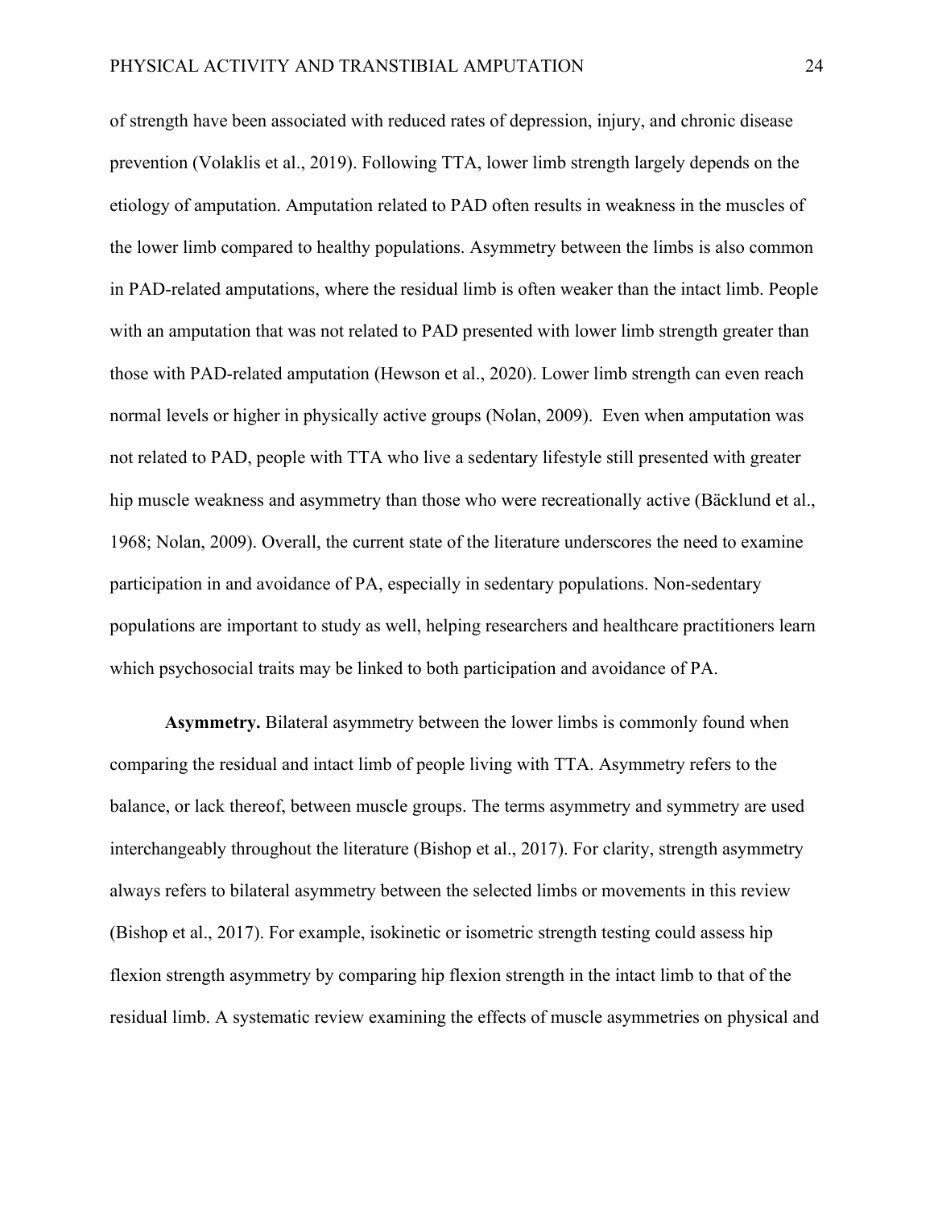of strength have been associated with reduced rates of depression, injury, and chronic disease prevention (Volaklis et al., 2019). Following TTA, lower limb strength largely depends on the etiology of amputation. Amputation related to PAD often results in weakness in the muscles of the lower limb compared to healthy populations. Asymmetry between the limbs is also common in PAD-related amputations, where the residual limb is often weaker than the intact limb. People with an amputation that was not related to PAD presented with lower limb strength greater than those with PAD-related amputation (Hewson et al., 2020). Lower limb strength can even reach normal levels or higher in physically active groups (Nolan, 2009). Even when amputation was not related to PAD, people with TTA who live a sedentary lifestyle still presented with greater hip muscle weakness and asymmetry than those who were recreationally active (Bäcklund et al., 1968; Nolan, 2009). Overall, the current state of the literature underscores the need to examine participation in and avoidance of PA, especially in sedentary populations. Non-sedentary populations are important to study as well, helping researchers and healthcare practitioners learn which psychosocial traits may be linked to both participation and avoidance of PA.

**Asymmetry.** Bilateral asymmetry between the lower limbs is commonly found when comparing the residual and intact limb of people living with TTA. Asymmetry refers to the balance, or lack thereof, between muscle groups. The terms asymmetry and symmetry are used interchangeably throughout the literature (Bishop et al., 2017). For clarity, strength asymmetry always refers to bilateral asymmetry between the selected limbs or movements in this review (Bishop et al., 2017). For example, isokinetic or isometric strength testing could assess hip flexion strength asymmetry by comparing hip flexion strength in the intact limb to that of the residual limb. A systematic review examining the effects of muscle asymmetries on physical and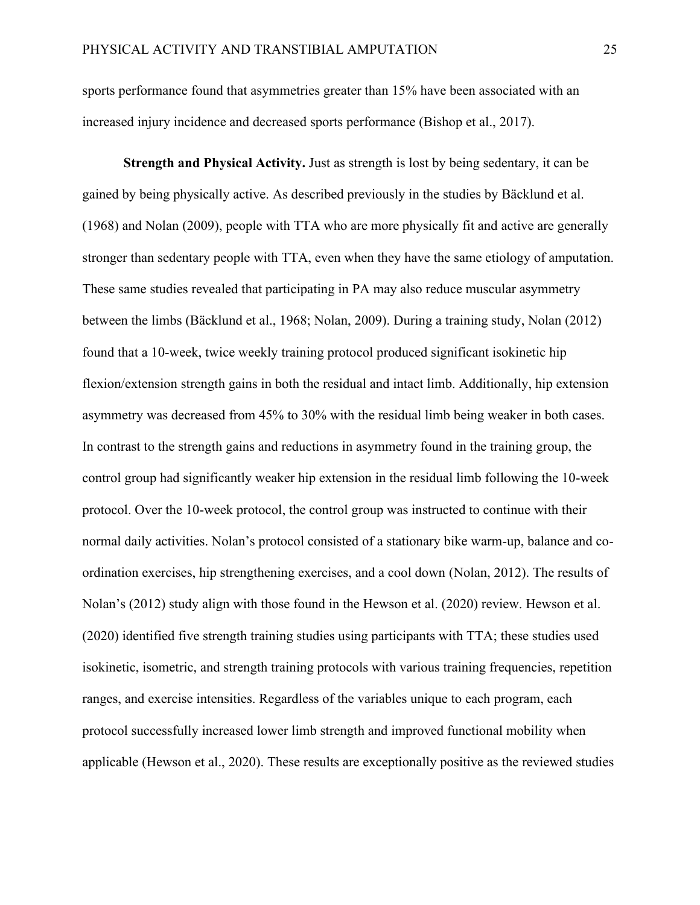sports performance found that asymmetries greater than 15% have been associated with an increased injury incidence and decreased sports performance (Bishop et al., 2017).

**Strength and Physical Activity.** Just as strength is lost by being sedentary, it can be gained by being physically active. As described previously in the studies by Bäcklund et al. (1968) and Nolan (2009), people with TTA who are more physically fit and active are generally stronger than sedentary people with TTA, even when they have the same etiology of amputation. These same studies revealed that participating in PA may also reduce muscular asymmetry between the limbs (Bäcklund et al., 1968; Nolan, 2009). During a training study, Nolan (2012) found that a 10-week, twice weekly training protocol produced significant isokinetic hip flexion/extension strength gains in both the residual and intact limb. Additionally, hip extension asymmetry was decreased from 45% to 30% with the residual limb being weaker in both cases. In contrast to the strength gains and reductions in asymmetry found in the training group, the control group had significantly weaker hip extension in the residual limb following the 10-week protocol. Over the 10-week protocol, the control group was instructed to continue with their normal daily activities. Nolan's protocol consisted of a stationary bike warm-up, balance and co-ordination exercises, hip strengthening exercises, and a cool down (Nolan, 2012). The results of Nolan's (2012) study align with those found in the Hewson et al. (2020) review. Hewson et al. (2020) identified five strength training studies using participants with TTA; these studies used isokinetic, isometric, and strength training protocols with various training frequencies, repetition ranges, and exercise intensities. Regardless of the variables unique to each program, each protocol successfully increased lower limb strength and improved functional mobility when applicable (Hewson et al., 2020). These results are exceptionally positive as the reviewed studies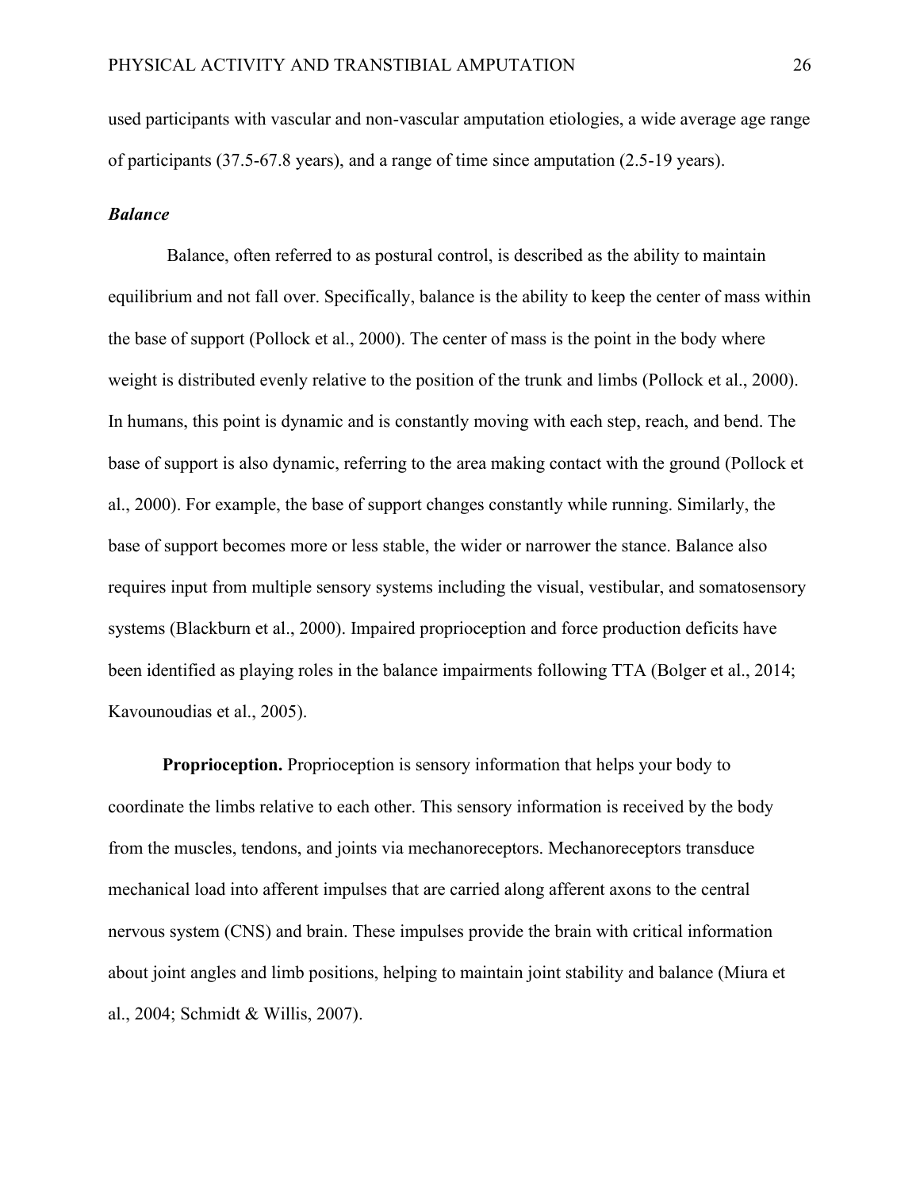used participants with vascular and non-vascular amputation etiologies, a wide average age range of participants (37.5-67.8 years), and a range of time since amputation (2.5-19 years).

### *Balance*

Balance, often referred to as postural control, is described as the ability to maintain equilibrium and not fall over. Specifically, balance is the ability to keep the center of mass within the base of support (Pollock et al., 2000). The center of mass is the point in the body where weight is distributed evenly relative to the position of the trunk and limbs (Pollock et al., 2000). In humans, this point is dynamic and is constantly moving with each step, reach, and bend. The base of support is also dynamic, referring to the area making contact with the ground (Pollock et al., 2000). For example, the base of support changes constantly while running. Similarly, the base of support becomes more or less stable, the wider or narrower the stance. Balance also requires input from multiple sensory systems including the visual, vestibular, and somatosensory systems (Blackburn et al., 2000). Impaired proprioception and force production deficits have been identified as playing roles in the balance impairments following TTA (Bolger et al., 2014; Kavounoudias et al., 2005).

**Proprioception.** Proprioception is sensory information that helps your body to coordinate the limbs relative to each other. This sensory information is received by the body from the muscles, tendons, and joints via mechanoreceptors. Mechanoreceptors transduce mechanical load into afferent impulses that are carried along afferent axons to the central nervous system (CNS) and brain. These impulses provide the brain with critical information about joint angles and limb positions, helping to maintain joint stability and balance (Miura et al., 2004; Schmidt & Willis, 2007).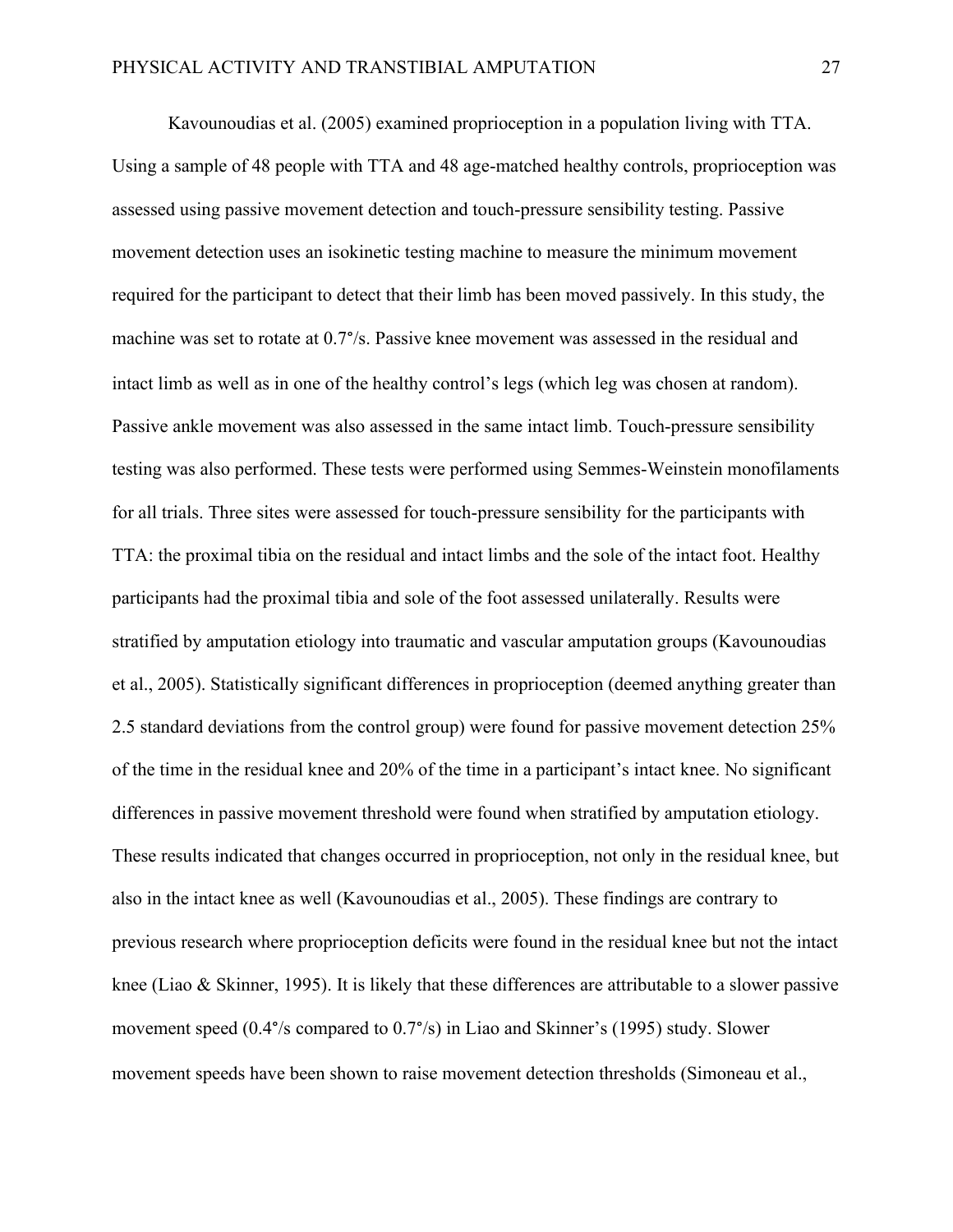Kavounoudias et al. (2005) examined proprioception in a population living with TTA. Using a sample of 48 people with TTA and 48 age-matched healthy controls, proprioception was assessed using passive movement detection and touch-pressure sensibility testing. Passive movement detection uses an isokinetic testing machine to measure the minimum movement required for the participant to detect that their limb has been moved passively. In this study, the machine was set to rotate at 0.7°/s. Passive knee movement was assessed in the residual and intact limb as well as in one of the healthy control's legs (which leg was chosen at random). Passive ankle movement was also assessed in the same intact limb. Touch-pressure sensibility testing was also performed. These tests were performed using Semmes-Weinstein monofilaments for all trials. Three sites were assessed for touch-pressure sensibility for the participants with TTA: the proximal tibia on the residual and intact limbs and the sole of the intact foot. Healthy participants had the proximal tibia and sole of the foot assessed unilaterally. Results were stratified by amputation etiology into traumatic and vascular amputation groups (Kavounoudias et al., 2005). Statistically significant differences in proprioception (deemed anything greater than 2.5 standard deviations from the control group) were found for passive movement detection 25% of the time in the residual knee and 20% of the time in a participant's intact knee. No significant differences in passive movement threshold were found when stratified by amputation etiology. These results indicated that changes occurred in proprioception, not only in the residual knee, but also in the intact knee as well (Kavounoudias et al., 2005). These findings are contrary to previous research where proprioception deficits were found in the residual knee but not the intact knee (Liao & Skinner, 1995). It is likely that these differences are attributable to a slower passive movement speed (0.4°/s compared to 0.7°/s) in Liao and Skinner's (1995) study. Slower movement speeds have been shown to raise movement detection thresholds (Simoneau et al.,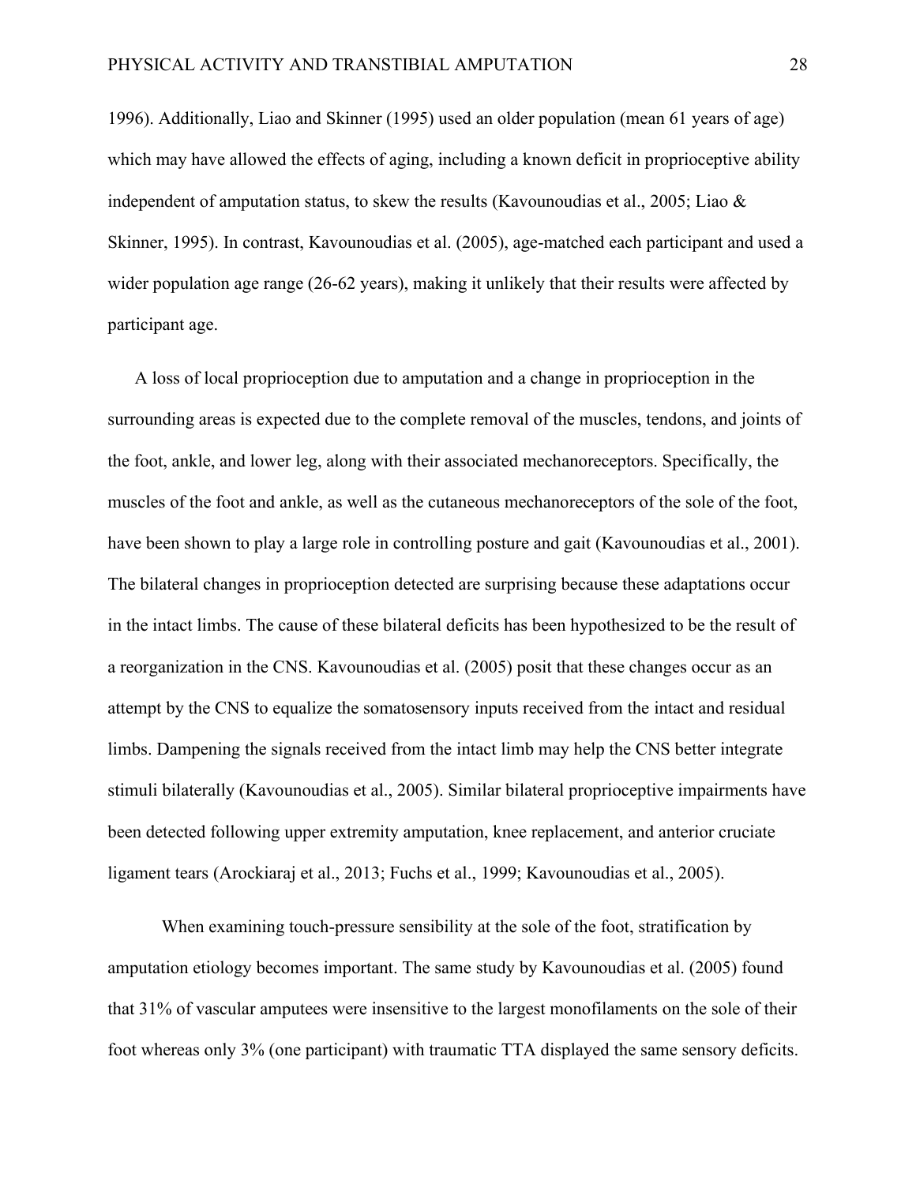1996). Additionally, Liao and Skinner (1995) used an older population (mean 61 years of age) which may have allowed the effects of aging, including a known deficit in proprioceptive ability independent of amputation status, to skew the results (Kavounoudias et al., 2005; Liao & Skinner, 1995). In contrast, Kavounoudias et al. (2005), age-matched each participant and used a wider population age range (26-62 years), making it unlikely that their results were affected by participant age.

A loss of local proprioception due to amputation and a change in proprioception in the surrounding areas is expected due to the complete removal of the muscles, tendons, and joints of the foot, ankle, and lower leg, along with their associated mechanoreceptors. Specifically, the muscles of the foot and ankle, as well as the cutaneous mechanoreceptors of the sole of the foot, have been shown to play a large role in controlling posture and gait (Kavounoudias et al., 2001). The bilateral changes in proprioception detected are surprising because these adaptations occur in the intact limbs. The cause of these bilateral deficits has been hypothesized to be the result of a reorganization in the CNS. Kavounoudias et al. (2005) posit that these changes occur as an attempt by the CNS to equalize the somatosensory inputs received from the intact and residual limbs. Dampening the signals received from the intact limb may help the CNS better integrate stimuli bilaterally (Kavounoudias et al., 2005). Similar bilateral proprioceptive impairments have been detected following upper extremity amputation, knee replacement, and anterior cruciate ligament tears (Arockiaraj et al., 2013; Fuchs et al., 1999; Kavounoudias et al., 2005).

When examining touch-pressure sensibility at the sole of the foot, stratification by amputation etiology becomes important. The same study by Kavounoudias et al. (2005) found that 31% of vascular amputees were insensitive to the largest monofilaments on the sole of their foot whereas only 3% (one participant) with traumatic TTA displayed the same sensory deficits.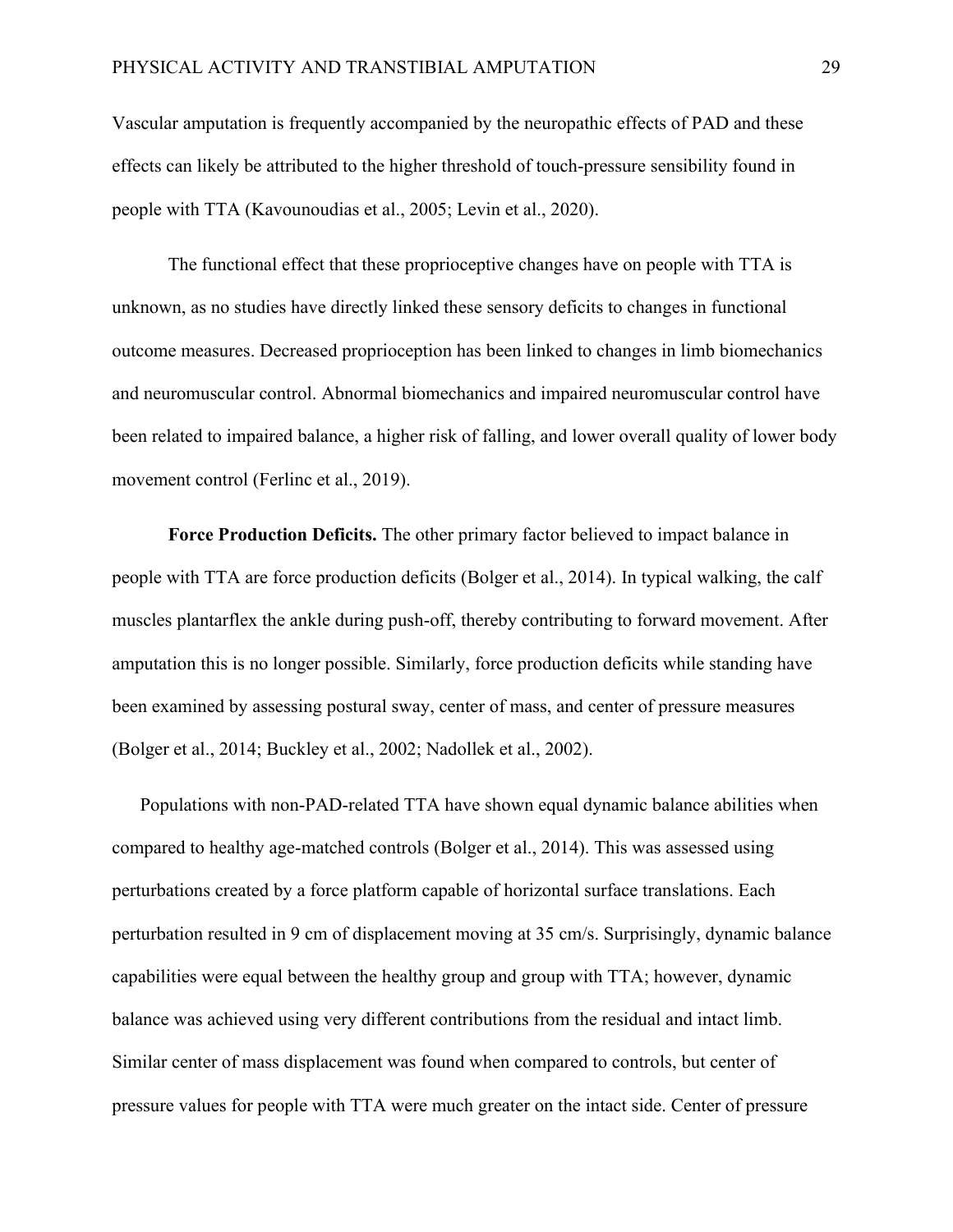Vascular amputation is frequently accompanied by the neuropathic effects of PAD and these effects can likely be attributed to the higher threshold of touch-pressure sensibility found in people with TTA (Kavounoudias et al., 2005; Levin et al., 2020).

The functional effect that these proprioceptive changes have on people with TTA is unknown, as no studies have directly linked these sensory deficits to changes in functional outcome measures. Decreased proprioception has been linked to changes in limb biomechanics and neuromuscular control. Abnormal biomechanics and impaired neuromuscular control have been related to impaired balance, a higher risk of falling, and lower overall quality of lower body movement control (Ferlinc et al., 2019).

**Force Production Deficits.** The other primary factor believed to impact balance in people with TTA are force production deficits (Bolger et al., 2014). In typical walking, the calf muscles plantarflex the ankle during push-off, thereby contributing to forward movement. After amputation this is no longer possible. Similarly, force production deficits while standing have been examined by assessing postural sway, center of mass, and center of pressure measures (Bolger et al., 2014; Buckley et al., 2002; Nadollek et al., 2002).

Populations with non-PAD-related TTA have shown equal dynamic balance abilities when compared to healthy age-matched controls (Bolger et al., 2014). This was assessed using perturbations created by a force platform capable of horizontal surface translations. Each perturbation resulted in 9 cm of displacement moving at 35 cm/s. Surprisingly, dynamic balance capabilities were equal between the healthy group and group with TTA; however, dynamic balance was achieved using very different contributions from the residual and intact limb. Similar center of mass displacement was found when compared to controls, but center of pressure values for people with TTA were much greater on the intact side. Center of pressure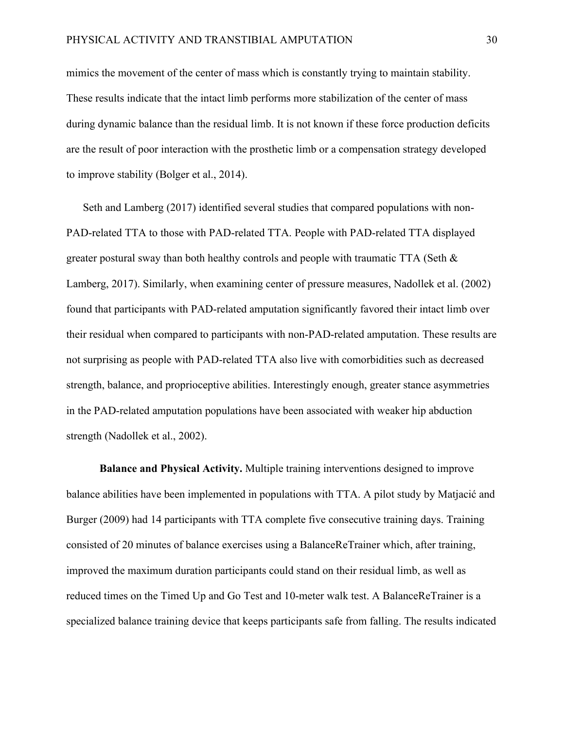mimics the movement of the center of mass which is constantly trying to maintain stability. These results indicate that the intact limb performs more stabilization of the center of mass during dynamic balance than the residual limb. It is not known if these force production deficits are the result of poor interaction with the prosthetic limb or a compensation strategy developed to improve stability (Bolger et al., 2014).

Seth and Lamberg (2017) identified several studies that compared populations with non-PAD-related TTA to those with PAD-related TTA. People with PAD-related TTA displayed greater postural sway than both healthy controls and people with traumatic TTA (Seth & Lamberg, 2017). Similarly, when examining center of pressure measures, Nadollek et al. (2002) found that participants with PAD-related amputation significantly favored their intact limb over their residual when compared to participants with non-PAD-related amputation. These results are not surprising as people with PAD-related TTA also live with comorbidities such as decreased strength, balance, and proprioceptive abilities. Interestingly enough, greater stance asymmetries in the PAD-related amputation populations have been associated with weaker hip abduction strength (Nadollek et al., 2002).

**Balance and Physical Activity.** Multiple training interventions designed to improve balance abilities have been implemented in populations with TTA. A pilot study by Matjacić and Burger (2009) had 14 participants with TTA complete five consecutive training days. Training consisted of 20 minutes of balance exercises using a BalanceReTrainer which, after training, improved the maximum duration participants could stand on their residual limb, as well as reduced times on the Timed Up and Go Test and 10-meter walk test. A BalanceReTrainer is a specialized balance training device that keeps participants safe from falling. The results indicated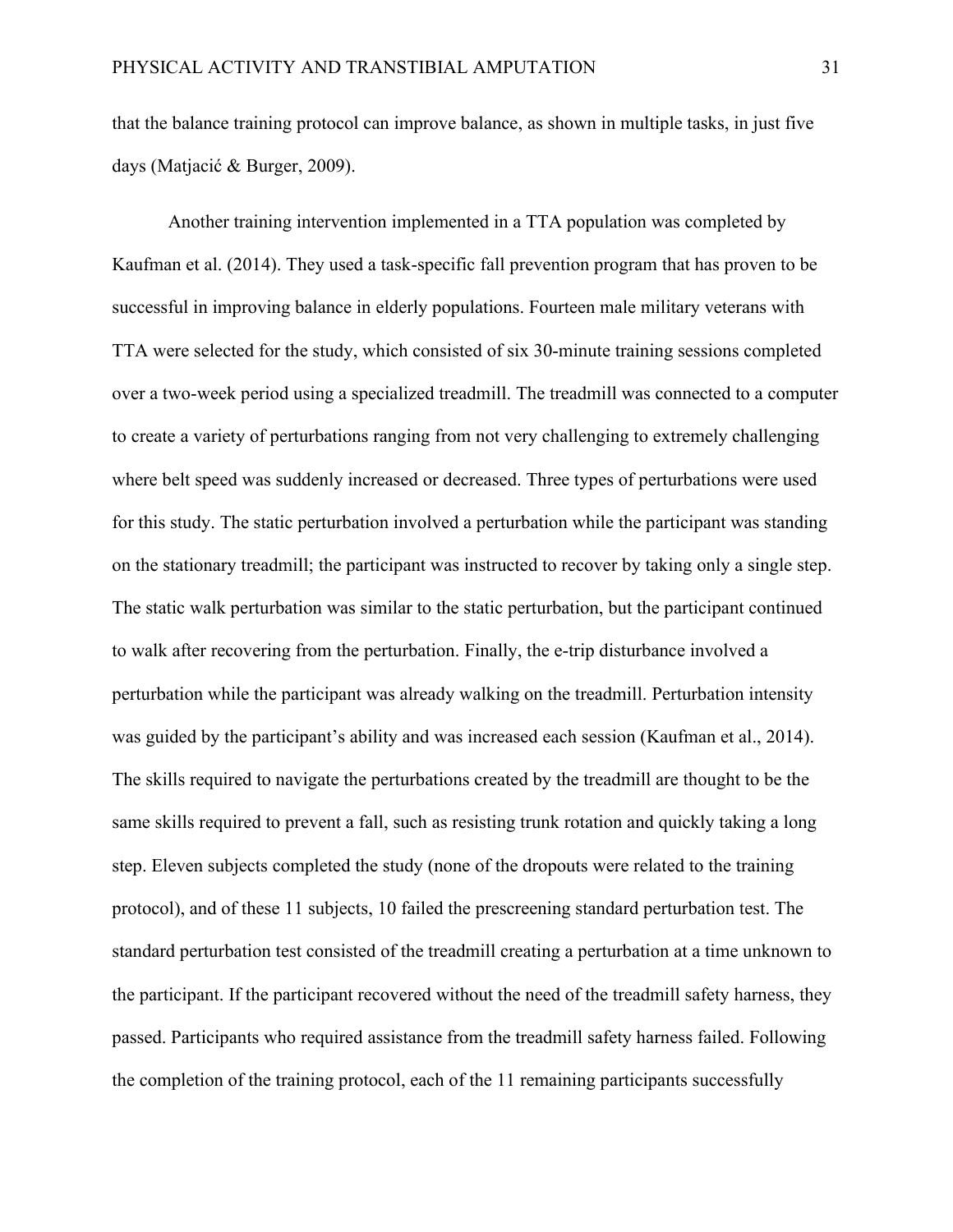that the balance training protocol can improve balance, as shown in multiple tasks, in just five days (Matjacić & Burger, 2009).

Another training intervention implemented in a TTA population was completed by Kaufman et al. (2014). They used a task-specific fall prevention program that has proven to be successful in improving balance in elderly populations. Fourteen male military veterans with TTA were selected for the study, which consisted of six 30-minute training sessions completed over a two-week period using a specialized treadmill. The treadmill was connected to a computer to create a variety of perturbations ranging from not very challenging to extremely challenging where belt speed was suddenly increased or decreased. Three types of perturbations were used for this study. The static perturbation involved a perturbation while the participant was standing on the stationary treadmill; the participant was instructed to recover by taking only a single step. The static walk perturbation was similar to the static perturbation, but the participant continued to walk after recovering from the perturbation. Finally, the e-trip disturbance involved a perturbation while the participant was already walking on the treadmill. Perturbation intensity was guided by the participant's ability and was increased each session (Kaufman et al., 2014). The skills required to navigate the perturbations created by the treadmill are thought to be the same skills required to prevent a fall, such as resisting trunk rotation and quickly taking a long step. Eleven subjects completed the study (none of the dropouts were related to the training protocol), and of these 11 subjects, 10 failed the prescreening standard perturbation test. The standard perturbation test consisted of the treadmill creating a perturbation at a time unknown to the participant. If the participant recovered without the need of the treadmill safety harness, they passed. Participants who required assistance from the treadmill safety harness failed. Following the completion of the training protocol, each of the 11 remaining participants successfully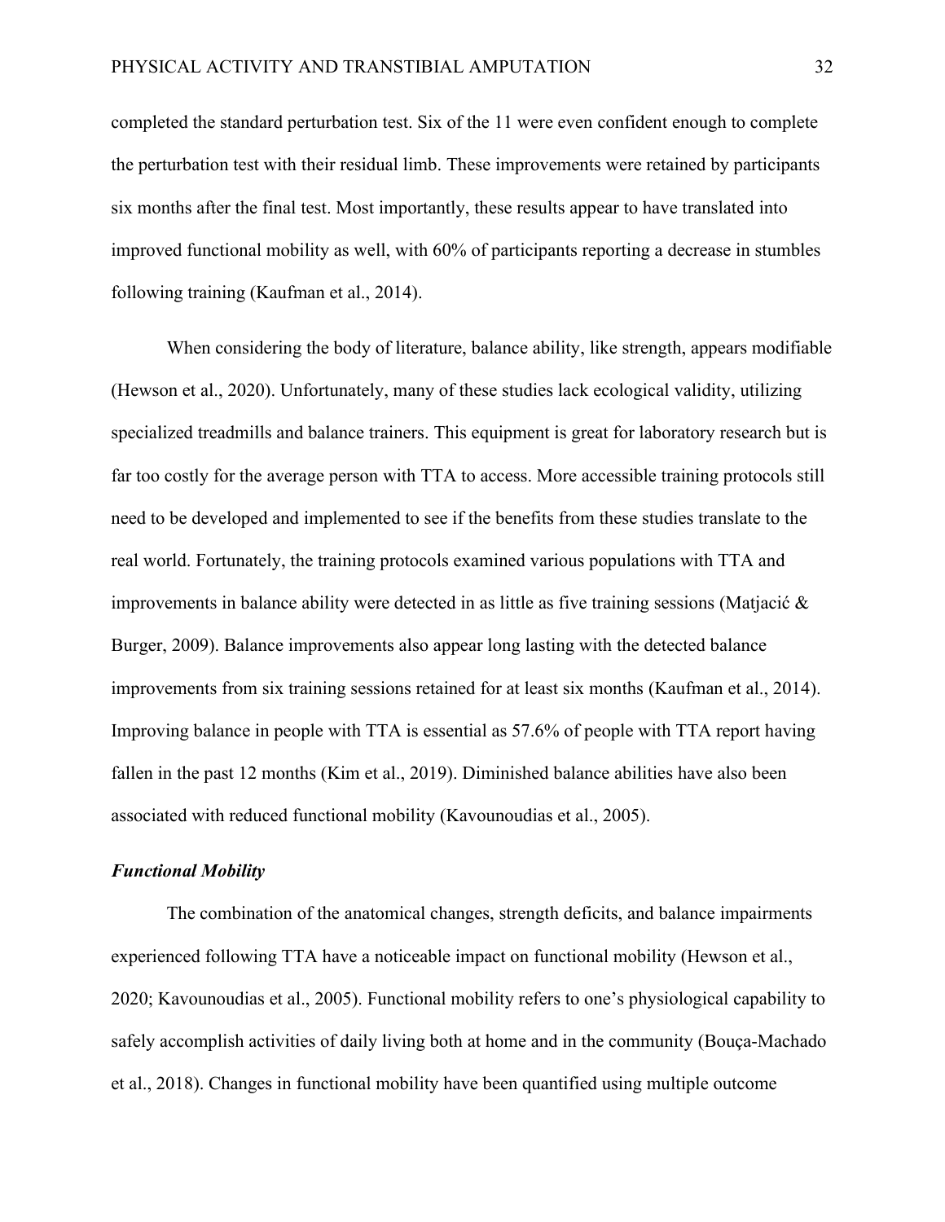completed the standard perturbation test. Six of the 11 were even confident enough to complete the perturbation test with their residual limb. These improvements were retained by participants six months after the final test. Most importantly, these results appear to have translated into improved functional mobility as well, with 60% of participants reporting a decrease in stumbles following training (Kaufman et al., 2014).

When considering the body of literature, balance ability, like strength, appears modifiable (Hewson et al., 2020). Unfortunately, many of these studies lack ecological validity, utilizing specialized treadmills and balance trainers. This equipment is great for laboratory research but is far too costly for the average person with TTA to access. More accessible training protocols still need to be developed and implemented to see if the benefits from these studies translate to the real world. Fortunately, the training protocols examined various populations with TTA and improvements in balance ability were detected in as little as five training sessions (Matjacić & Burger, 2009). Balance improvements also appear long lasting with the detected balance improvements from six training sessions retained for at least six months (Kaufman et al., 2014). Improving balance in people with TTA is essential as 57.6% of people with TTA report having fallen in the past 12 months (Kim et al., 2019). Diminished balance abilities have also been associated with reduced functional mobility (Kavounoudias et al., 2005).

### *Functional Mobility*

The combination of the anatomical changes, strength deficits, and balance impairments experienced following TTA have a noticeable impact on functional mobility (Hewson et al., 2020; Kavounoudias et al., 2005). Functional mobility refers to one's physiological capability to safely accomplish activities of daily living both at home and in the community (Bouça-Machado et al., 2018). Changes in functional mobility have been quantified using multiple outcome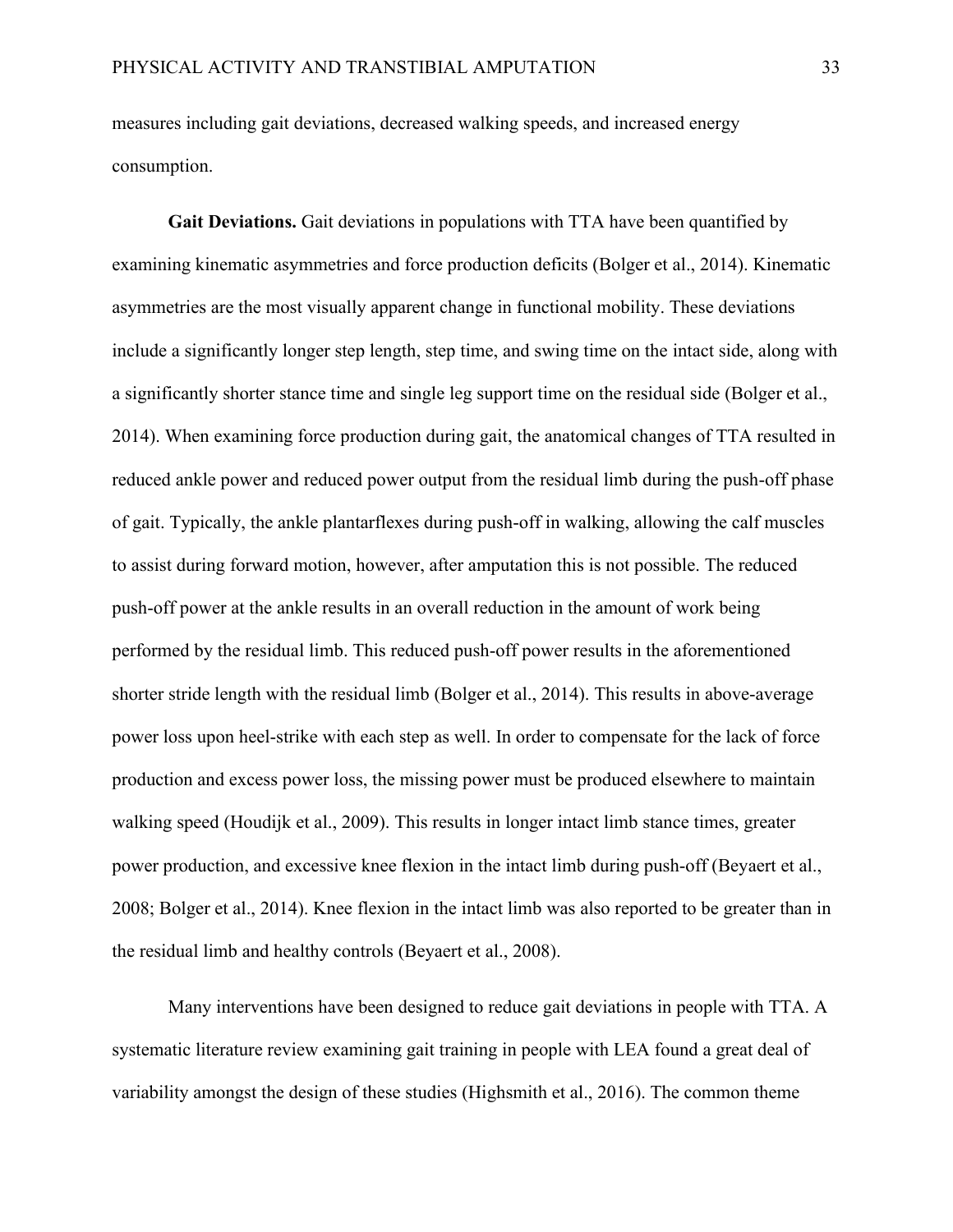measures including gait deviations, decreased walking speeds, and increased energy consumption.

**Gait Deviations.** Gait deviations in populations with TTA have been quantified by examining kinematic asymmetries and force production deficits (Bolger et al., 2014). Kinematic asymmetries are the most visually apparent change in functional mobility. These deviations include a significantly longer step length, step time, and swing time on the intact side, along with a significantly shorter stance time and single leg support time on the residual side (Bolger et al., 2014). When examining force production during gait, the anatomical changes of TTA resulted in reduced ankle power and reduced power output from the residual limb during the push-off phase of gait. Typically, the ankle plantarflexes during push-off in walking, allowing the calf muscles to assist during forward motion, however, after amputation this is not possible. The reduced push-off power at the ankle results in an overall reduction in the amount of work being performed by the residual limb. This reduced push-off power results in the aforementioned shorter stride length with the residual limb (Bolger et al., 2014). This results in above-average power loss upon heel-strike with each step as well. In order to compensate for the lack of force production and excess power loss, the missing power must be produced elsewhere to maintain walking speed (Houdijk et al., 2009). This results in longer intact limb stance times, greater power production, and excessive knee flexion in the intact limb during push-off (Beyaert et al., 2008; Bolger et al., 2014). Knee flexion in the intact limb was also reported to be greater than in the residual limb and healthy controls (Beyaert et al., 2008).

Many interventions have been designed to reduce gait deviations in people with TTA. A systematic literature review examining gait training in people with LEA found a great deal of variability amongst the design of these studies (Highsmith et al., 2016). The common theme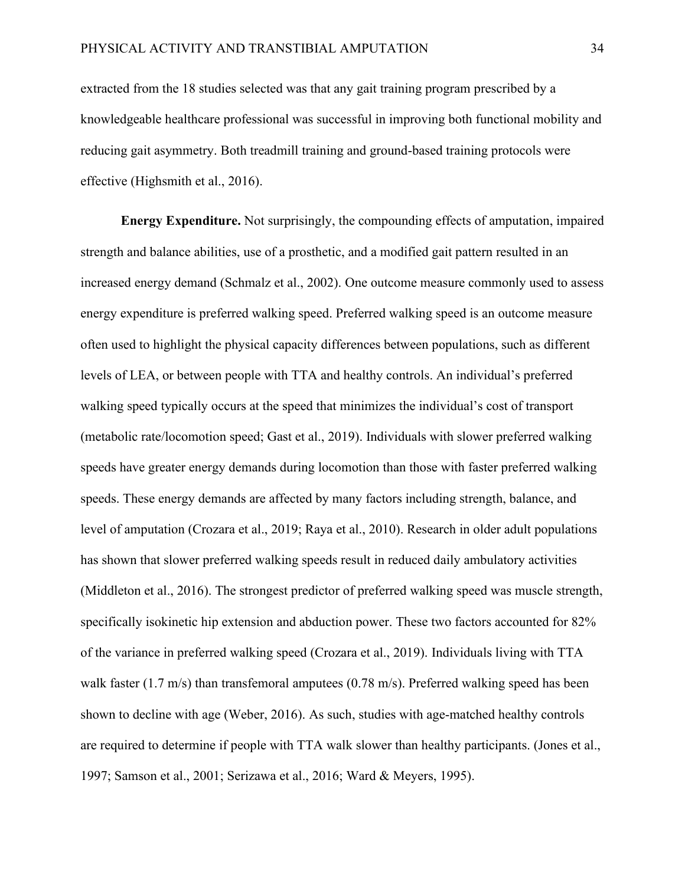extracted from the 18 studies selected was that any gait training program prescribed by a knowledgeable healthcare professional was successful in improving both functional mobility and reducing gait asymmetry. Both treadmill training and ground-based training protocols were effective (Highsmith et al., 2016).

**Energy Expenditure.** Not surprisingly, the compounding effects of amputation, impaired strength and balance abilities, use of a prosthetic, and a modified gait pattern resulted in an increased energy demand (Schmalz et al., 2002). One outcome measure commonly used to assess energy expenditure is preferred walking speed. Preferred walking speed is an outcome measure often used to highlight the physical capacity differences between populations, such as different levels of LEA, or between people with TTA and healthy controls. An individual's preferred walking speed typically occurs at the speed that minimizes the individual's cost of transport (metabolic rate/locomotion speed; Gast et al., 2019). Individuals with slower preferred walking speeds have greater energy demands during locomotion than those with faster preferred walking speeds. These energy demands are affected by many factors including strength, balance, and level of amputation (Crozara et al., 2019; Raya et al., 2010). Research in older adult populations has shown that slower preferred walking speeds result in reduced daily ambulatory activities (Middleton et al., 2016). The strongest predictor of preferred walking speed was muscle strength, specifically isokinetic hip extension and abduction power. These two factors accounted for 82% of the variance in preferred walking speed (Crozara et al., 2019). Individuals living with TTA walk faster (1.7 m/s) than transfemoral amputees (0.78 m/s). Preferred walking speed has been shown to decline with age (Weber, 2016). As such, studies with age-matched healthy controls are required to determine if people with TTA walk slower than healthy participants. (Jones et al., 1997; Samson et al., 2001; Serizawa et al., 2016; Ward & Meyers, 1995).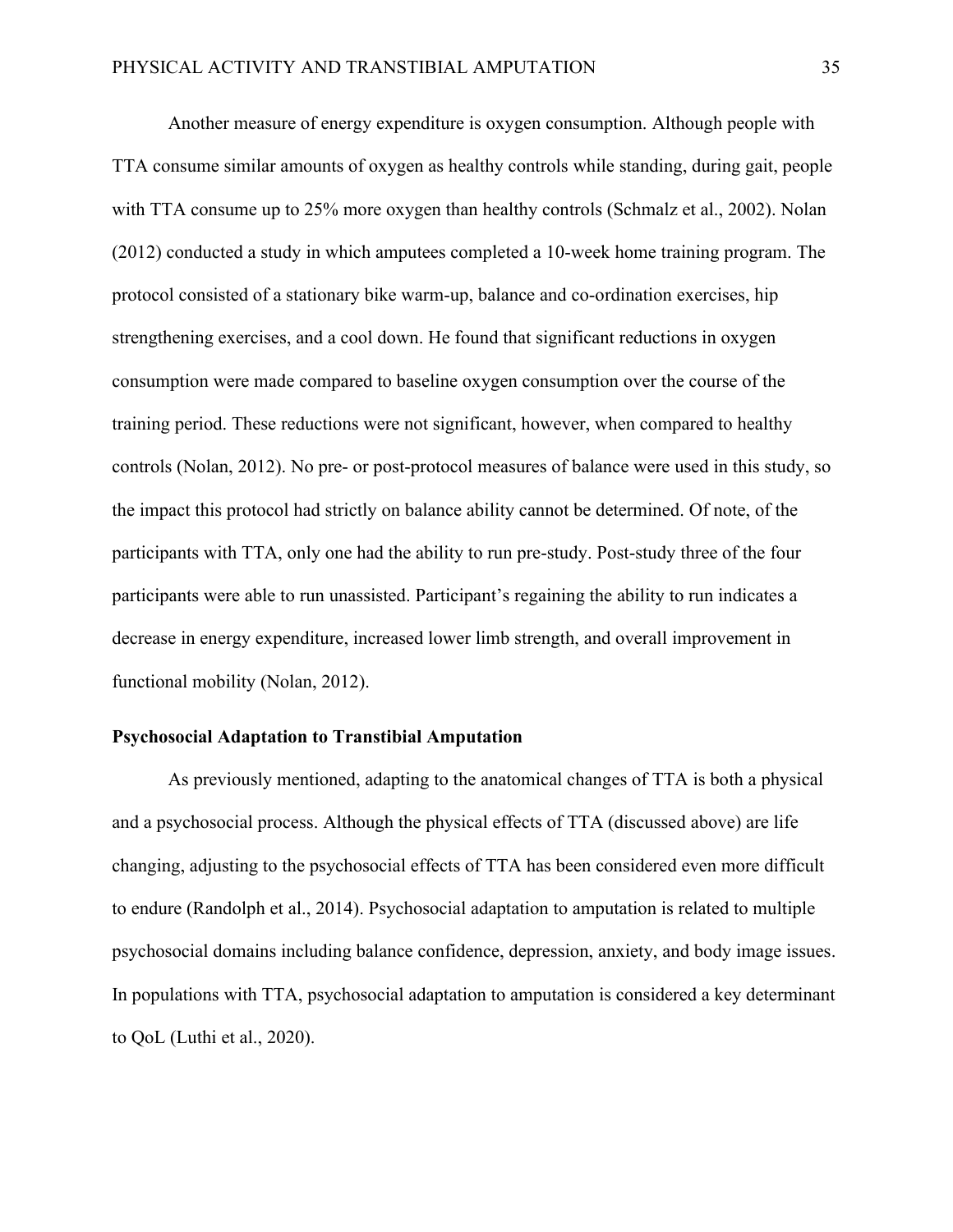Another measure of energy expenditure is oxygen consumption. Although people with TTA consume similar amounts of oxygen as healthy controls while standing, during gait, people with TTA consume up to 25% more oxygen than healthy controls (Schmalz et al., 2002). Nolan (2012) conducted a study in which amputees completed a 10-week home training program. The protocol consisted of a stationary bike warm-up, balance and co-ordination exercises, hip strengthening exercises, and a cool down. He found that significant reductions in oxygen consumption were made compared to baseline oxygen consumption over the course of the training period. These reductions were not significant, however, when compared to healthy controls (Nolan, 2012). No pre- or post-protocol measures of balance were used in this study, so the impact this protocol had strictly on balance ability cannot be determined. Of note, of the participants with TTA, only one had the ability to run pre-study. Post-study three of the four participants were able to run unassisted. Participant's regaining the ability to run indicates a decrease in energy expenditure, increased lower limb strength, and overall improvement in functional mobility (Nolan, 2012).

### Psychosocial Adaptation to Transtibial Amputation

As previously mentioned, adapting to the anatomical changes of TTA is both a physical and a psychosocial process. Although the physical effects of TTA (discussed above) are life changing, adjusting to the psychosocial effects of TTA has been considered even more difficult to endure (Randolph et al., 2014). Psychosocial adaptation to amputation is related to multiple psychosocial domains including balance confidence, depression, anxiety, and body image issues. In populations with TTA, psychosocial adaptation to amputation is considered a key determinant to QoL (Luthi et al., 2020).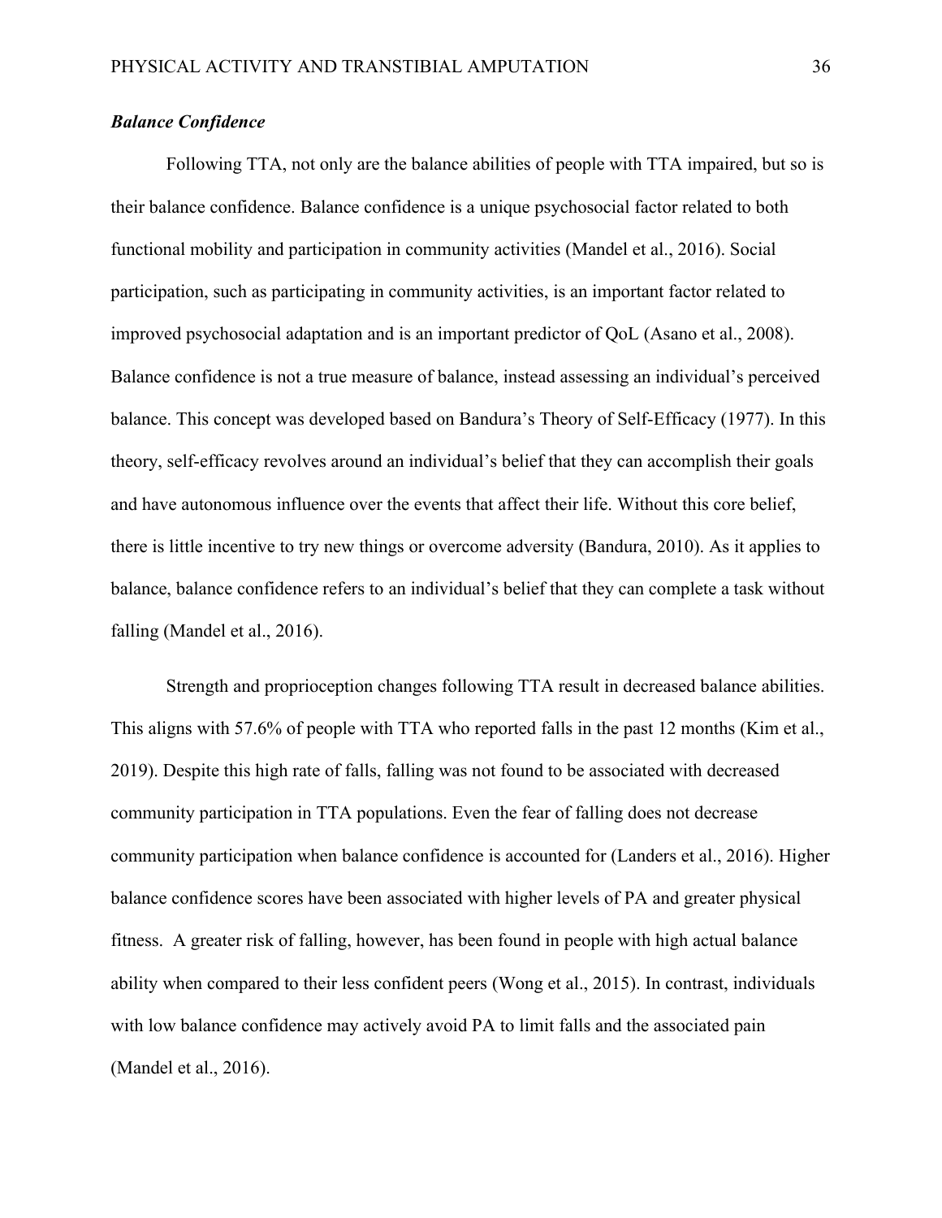### *Balance Confidence*

Following TTA, not only are the balance abilities of people with TTA impaired, but so is their balance confidence. Balance confidence is a unique psychosocial factor related to both functional mobility and participation in community activities (Mandel et al., 2016). Social participation, such as participating in community activities, is an important factor related to improved psychosocial adaptation and is an important predictor of QoL (Asano et al., 2008). Balance confidence is not a true measure of balance, instead assessing an individual's perceived balance. This concept was developed based on Bandura's Theory of Self-Efficacy (1977). In this theory, self-efficacy revolves around an individual's belief that they can accomplish their goals and have autonomous influence over the events that affect their life. Without this core belief, there is little incentive to try new things or overcome adversity (Bandura, 2010). As it applies to balance, balance confidence refers to an individual's belief that they can complete a task without falling (Mandel et al., 2016).

Strength and proprioception changes following TTA result in decreased balance abilities. This aligns with 57.6% of people with TTA who reported falls in the past 12 months (Kim et al., 2019). Despite this high rate of falls, falling was not found to be associated with decreased community participation in TTA populations. Even the fear of falling does not decrease community participation when balance confidence is accounted for (Landers et al., 2016). Higher balance confidence scores have been associated with higher levels of PA and greater physical fitness. A greater risk of falling, however, has been found in people with high actual balance ability when compared to their less confident peers (Wong et al., 2015). In contrast, individuals with low balance confidence may actively avoid PA to limit falls and the associated pain (Mandel et al., 2016).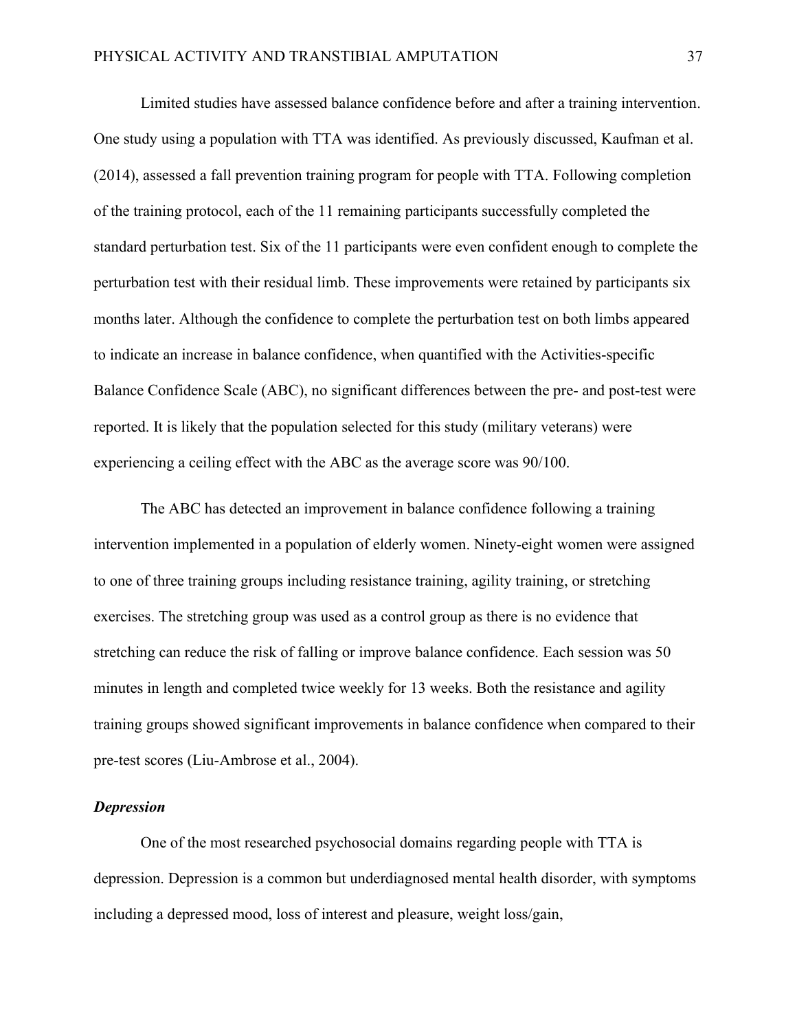Limited studies have assessed balance confidence before and after a training intervention. One study using a population with TTA was identified. As previously discussed, Kaufman et al. (2014), assessed a fall prevention training program for people with TTA. Following completion of the training protocol, each of the 11 remaining participants successfully completed the standard perturbation test. Six of the 11 participants were even confident enough to complete the perturbation test with their residual limb. These improvements were retained by participants six months later. Although the confidence to complete the perturbation test on both limbs appeared to indicate an increase in balance confidence, when quantified with the Activities-specific Balance Confidence Scale (ABC), no significant differences between the pre- and post-test were reported. It is likely that the population selected for this study (military veterans) were experiencing a ceiling effect with the ABC as the average score was 90/100.

The ABC has detected an improvement in balance confidence following a training intervention implemented in a population of elderly women. Ninety-eight women were assigned to one of three training groups including resistance training, agility training, or stretching exercises. The stretching group was used as a control group as there is no evidence that stretching can reduce the risk of falling or improve balance confidence. Each session was 50 minutes in length and completed twice weekly for 13 weeks. Both the resistance and agility training groups showed significant improvements in balance confidence when compared to their pre-test scores (Liu-Ambrose et al., 2004).

### *Depression*

One of the most researched psychosocial domains regarding people with TTA is depression. Depression is a common but underdiagnosed mental health disorder, with symptoms including a depressed mood, loss of interest and pleasure, weight loss/gain,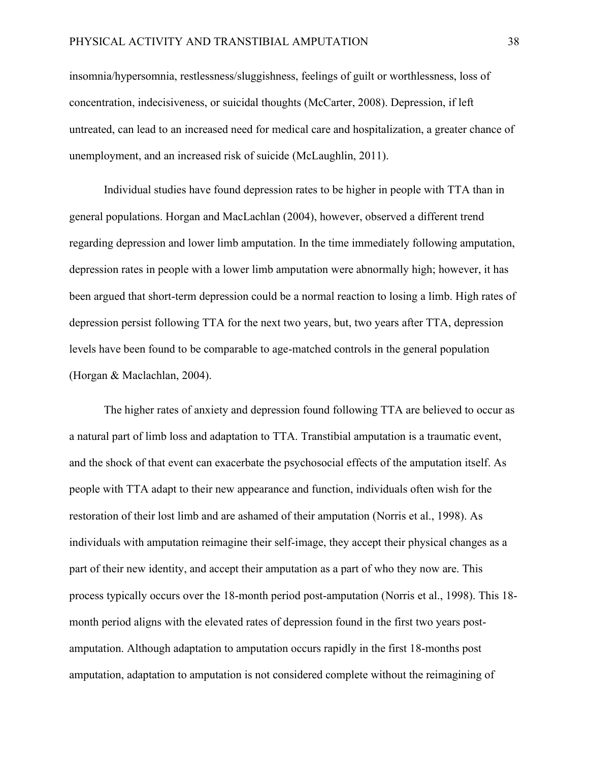insomnia/hypersomnia, restlessness/sluggishness, feelings of guilt or worthlessness, loss of concentration, indecisiveness, or suicidal thoughts (McCarter, 2008). Depression, if left untreated, can lead to an increased need for medical care and hospitalization, a greater chance of unemployment, and an increased risk of suicide (McLaughlin, 2011).

Individual studies have found depression rates to be higher in people with TTA than in general populations. Horgan and MacLachlan (2004), however, observed a different trend regarding depression and lower limb amputation. In the time immediately following amputation, depression rates in people with a lower limb amputation were abnormally high; however, it has been argued that short-term depression could be a normal reaction to losing a limb. High rates of depression persist following TTA for the next two years, but, two years after TTA, depression levels have been found to be comparable to age-matched controls in the general population (Horgan & Maclachlan, 2004).

The higher rates of anxiety and depression found following TTA are believed to occur as a natural part of limb loss and adaptation to TTA. Transtibial amputation is a traumatic event, and the shock of that event can exacerbate the psychosocial effects of the amputation itself. As people with TTA adapt to their new appearance and function, individuals often wish for the restoration of their lost limb and are ashamed of their amputation (Norris et al., 1998). As individuals with amputation reimagine their self-image, they accept their physical changes as a part of their new identity, and accept their amputation as a part of who they now are. This process typically occurs over the 18-month period post-amputation (Norris et al., 1998). This 18-month period aligns with the elevated rates of depression found in the first two years post-amputation. Although adaptation to amputation occurs rapidly in the first 18-months post amputation, adaptation to amputation is not considered complete without the reimagining of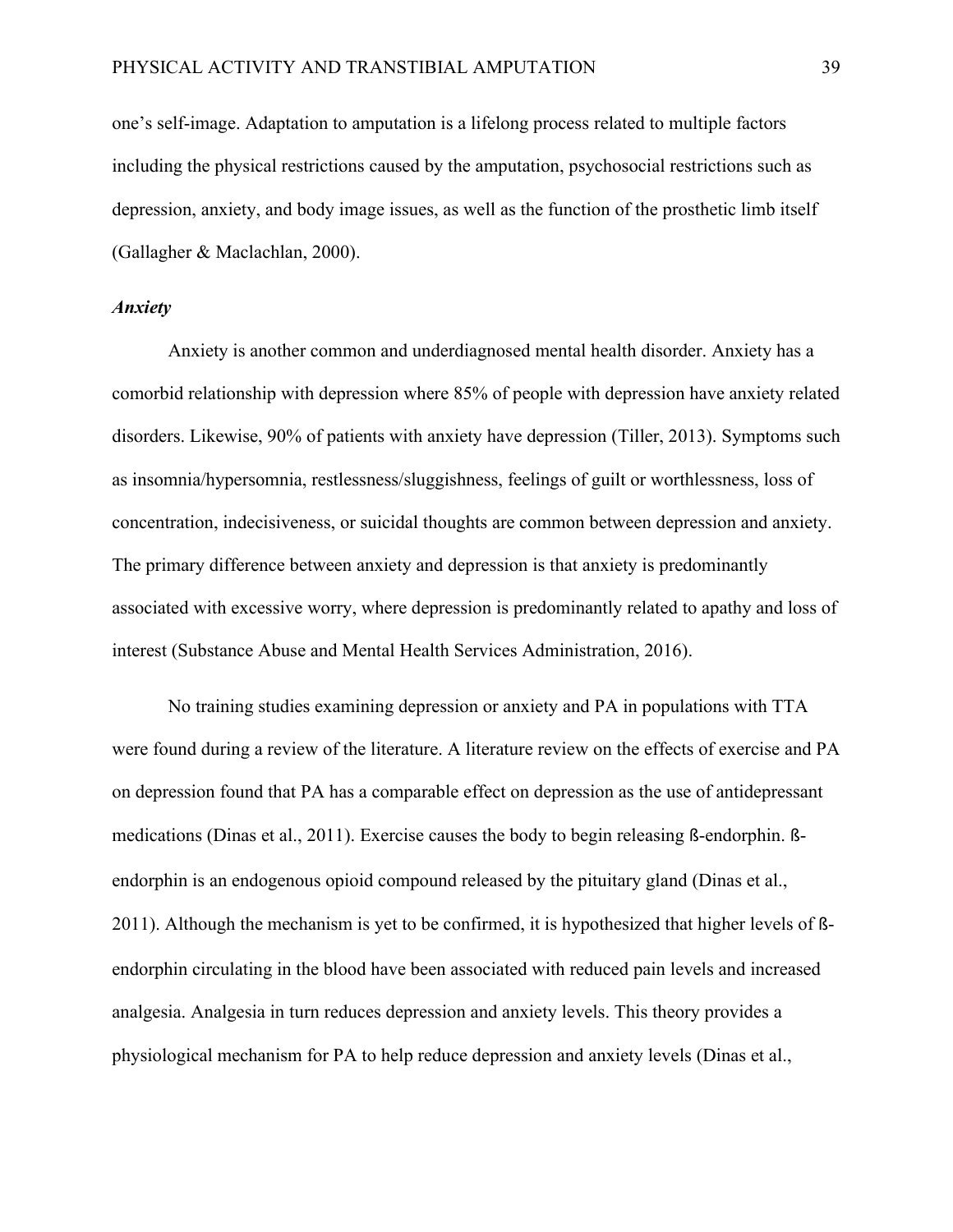one's self-image. Adaptation to amputation is a lifelong process related to multiple factors including the physical restrictions caused by the amputation, psychosocial restrictions such as depression, anxiety, and body image issues, as well as the function of the prosthetic limb itself (Gallagher & Maclachlan, 2000).

### *Anxiety*

Anxiety is another common and underdiagnosed mental health disorder. Anxiety has a comorbid relationship with depression where 85% of people with depression have anxiety related disorders. Likewise, 90% of patients with anxiety have depression (Tiller, 2013). Symptoms such as insomnia/hypersomnia, restlessness/sluggishness, feelings of guilt or worthlessness, loss of concentration, indecisiveness, or suicidal thoughts are common between depression and anxiety. The primary difference between anxiety and depression is that anxiety is predominantly associated with excessive worry, where depression is predominantly related to apathy and loss of interest (Substance Abuse and Mental Health Services Administration, 2016).

No training studies examining depression or anxiety and PA in populations with TTA were found during a review of the literature. A literature review on the effects of exercise and PA on depression found that PA has a comparable effect on depression as the use of antidepressant medications (Dinas et al., 2011). Exercise causes the body to begin releasing ß-endorphin. ß-endorphin is an endogenous opioid compound released by the pituitary gland (Dinas et al., 2011). Although the mechanism is yet to be confirmed, it is hypothesized that higher levels of ß-endorphin circulating in the blood have been associated with reduced pain levels and increased analgesia. Analgesia in turn reduces depression and anxiety levels. This theory provides a physiological mechanism for PA to help reduce depression and anxiety levels (Dinas et al.,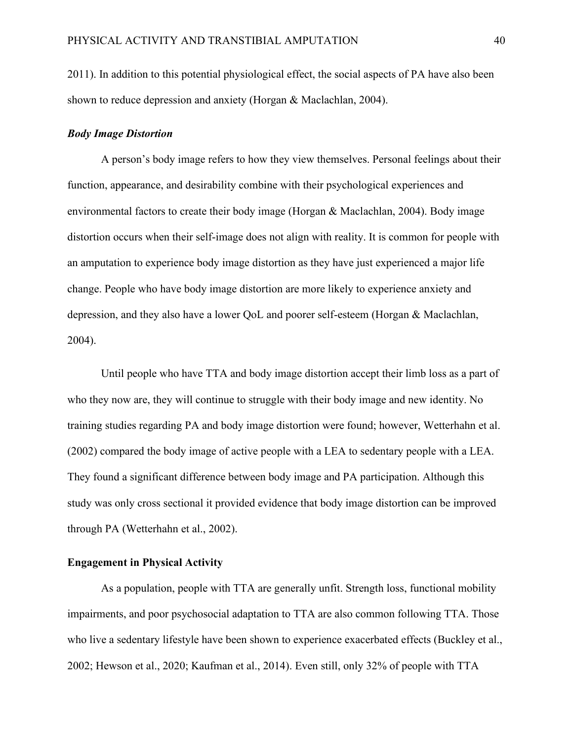2011). In addition to this potential physiological effect, the social aspects of PA have also been shown to reduce depression and anxiety (Horgan & Maclachlan, 2004).

### *Body Image Distortion*

A person's body image refers to how they view themselves. Personal feelings about their function, appearance, and desirability combine with their psychological experiences and environmental factors to create their body image (Horgan & Maclachlan, 2004). Body image distortion occurs when their self-image does not align with reality. It is common for people with an amputation to experience body image distortion as they have just experienced a major life change. People who have body image distortion are more likely to experience anxiety and depression, and they also have a lower QoL and poorer self-esteem (Horgan & Maclachlan, 2004).

Until people who have TTA and body image distortion accept their limb loss as a part of who they now are, they will continue to struggle with their body image and new identity. No training studies regarding PA and body image distortion were found; however, Wetterhahn et al. (2002) compared the body image of active people with a LEA to sedentary people with a LEA. They found a significant difference between body image and PA participation. Although this study was only cross sectional it provided evidence that body image distortion can be improved through PA (Wetterhahn et al., 2002).

## **Engagement in Physical Activity**

As a population, people with TTA are generally unfit. Strength loss, functional mobility impairments, and poor psychosocial adaptation to TTA are also common following TTA. Those who live a sedentary lifestyle have been shown to experience exacerbated effects (Buckley et al., 2002; Hewson et al., 2020; Kaufman et al., 2014). Even still, only 32% of people with TTA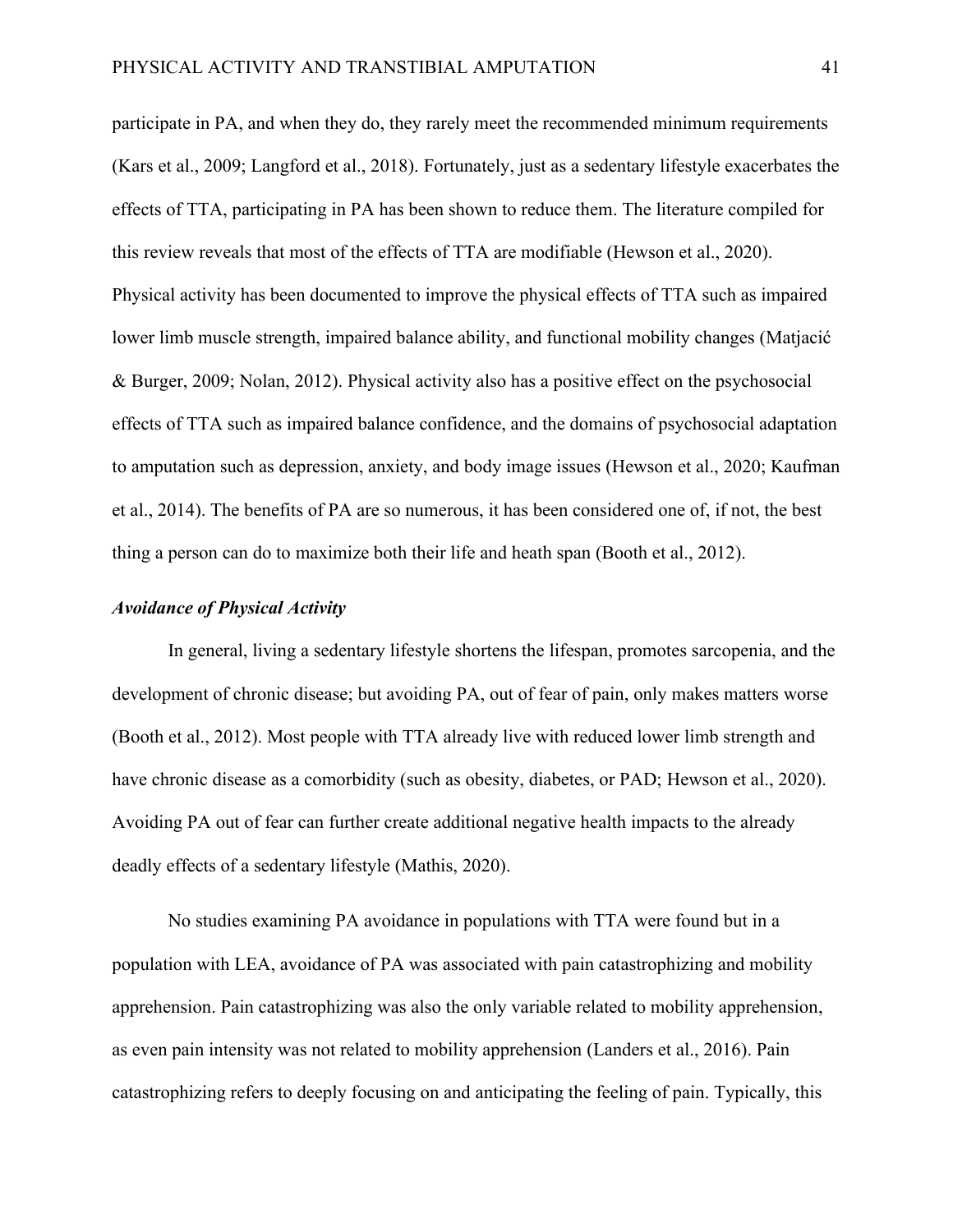participate in PA, and when they do, they rarely meet the recommended minimum requirements (Kars et al., 2009; Langford et al., 2018). Fortunately, just as a sedentary lifestyle exacerbates the effects of TTA, participating in PA has been shown to reduce them. The literature compiled for this review reveals that most of the effects of TTA are modifiable (Hewson et al., 2020). Physical activity has been documented to improve the physical effects of TTA such as impaired lower limb muscle strength, impaired balance ability, and functional mobility changes (Matjacić & Burger, 2009; Nolan, 2012). Physical activity also has a positive effect on the psychosocial effects of TTA such as impaired balance confidence, and the domains of psychosocial adaptation to amputation such as depression, anxiety, and body image issues (Hewson et al., 2020; Kaufman et al., 2014). The benefits of PA are so numerous, it has been considered one of, if not, the best thing a person can do to maximize both their life and heath span (Booth et al., 2012).

### ***Avoidance of Physical Activity***

In general, living a sedentary lifestyle shortens the lifespan, promotes sarcopenia, and the development of chronic disease; but avoiding PA, out of fear of pain, only makes matters worse (Booth et al., 2012). Most people with TTA already live with reduced lower limb strength and have chronic disease as a comorbidity (such as obesity, diabetes, or PAD; Hewson et al., 2020). Avoiding PA out of fear can further create additional negative health impacts to the already deadly effects of a sedentary lifestyle (Mathis, 2020).

No studies examining PA avoidance in populations with TTA were found but in a population with LEA, avoidance of PA was associated with pain catastrophizing and mobility apprehension. Pain catastrophizing was also the only variable related to mobility apprehension, as even pain intensity was not related to mobility apprehension (Landers et al., 2016). Pain catastrophizing refers to deeply focusing on and anticipating the feeling of pain. Typically, this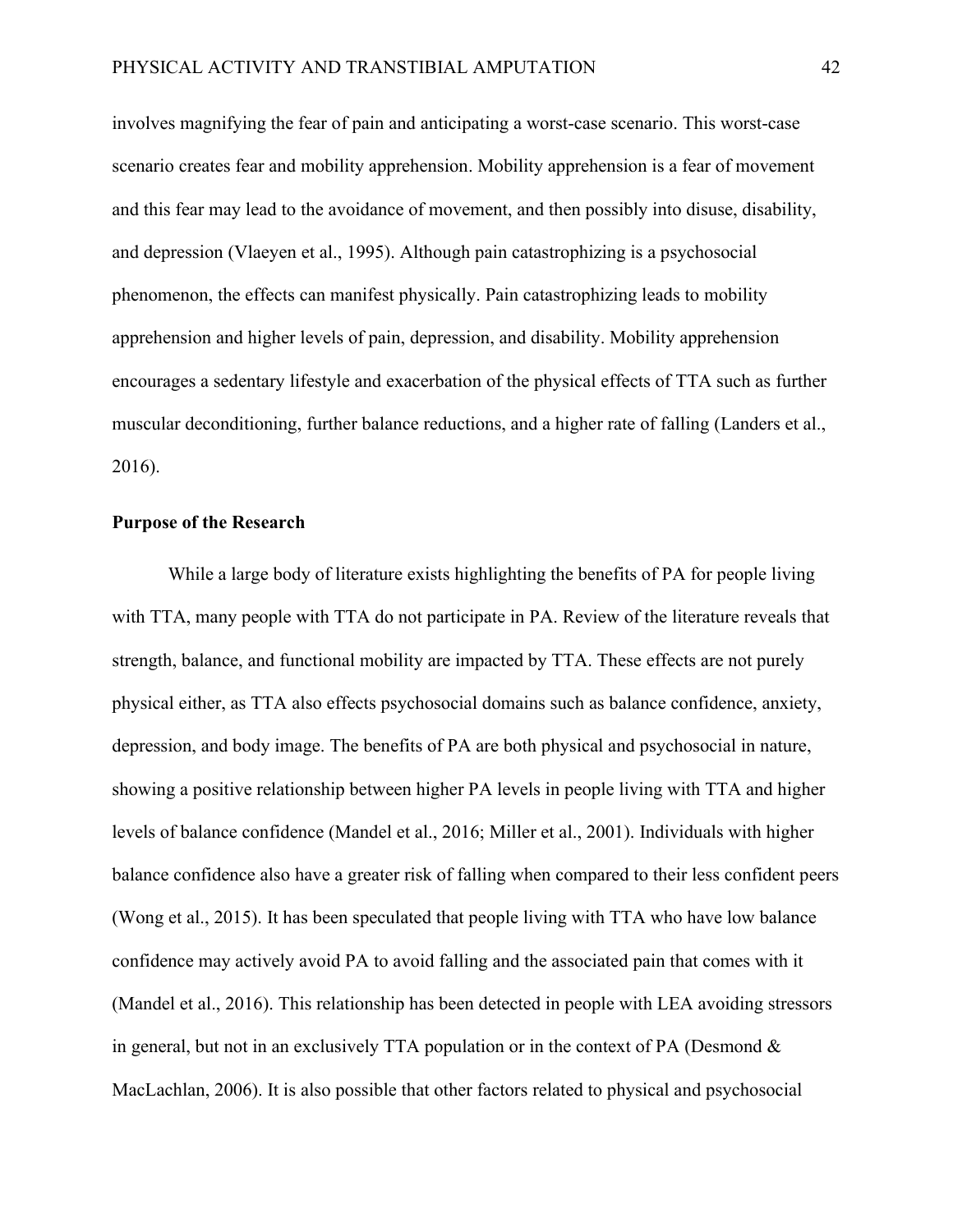involves magnifying the fear of pain and anticipating a worst-case scenario. This worst-case scenario creates fear and mobility apprehension. Mobility apprehension is a fear of movement and this fear may lead to the avoidance of movement, and then possibly into disuse, disability, and depression (Vlaeyen et al., 1995). Although pain catastrophizing is a psychosocial phenomenon, the effects can manifest physically. Pain catastrophizing leads to mobility apprehension and higher levels of pain, depression, and disability. Mobility apprehension encourages a sedentary lifestyle and exacerbation of the physical effects of TTA such as further muscular deconditioning, further balance reductions, and a higher rate of falling (Landers et al., 2016).

**Purpose of the Research**

While a large body of literature exists highlighting the benefits of PA for people living with TTA, many people with TTA do not participate in PA. Review of the literature reveals that strength, balance, and functional mobility are impacted by TTA. These effects are not purely physical either, as TTA also effects psychosocial domains such as balance confidence, anxiety, depression, and body image. The benefits of PA are both physical and psychosocial in nature, showing a positive relationship between higher PA levels in people living with TTA and higher levels of balance confidence (Mandel et al., 2016; Miller et al., 2001). Individuals with higher balance confidence also have a greater risk of falling when compared to their less confident peers (Wong et al., 2015). It has been speculated that people living with TTA who have low balance confidence may actively avoid PA to avoid falling and the associated pain that comes with it (Mandel et al., 2016). This relationship has been detected in people with LEA avoiding stressors in general, but not in an exclusively TTA population or in the context of PA (Desmond & MacLachlan, 2006). It is also possible that other factors related to physical and psychosocial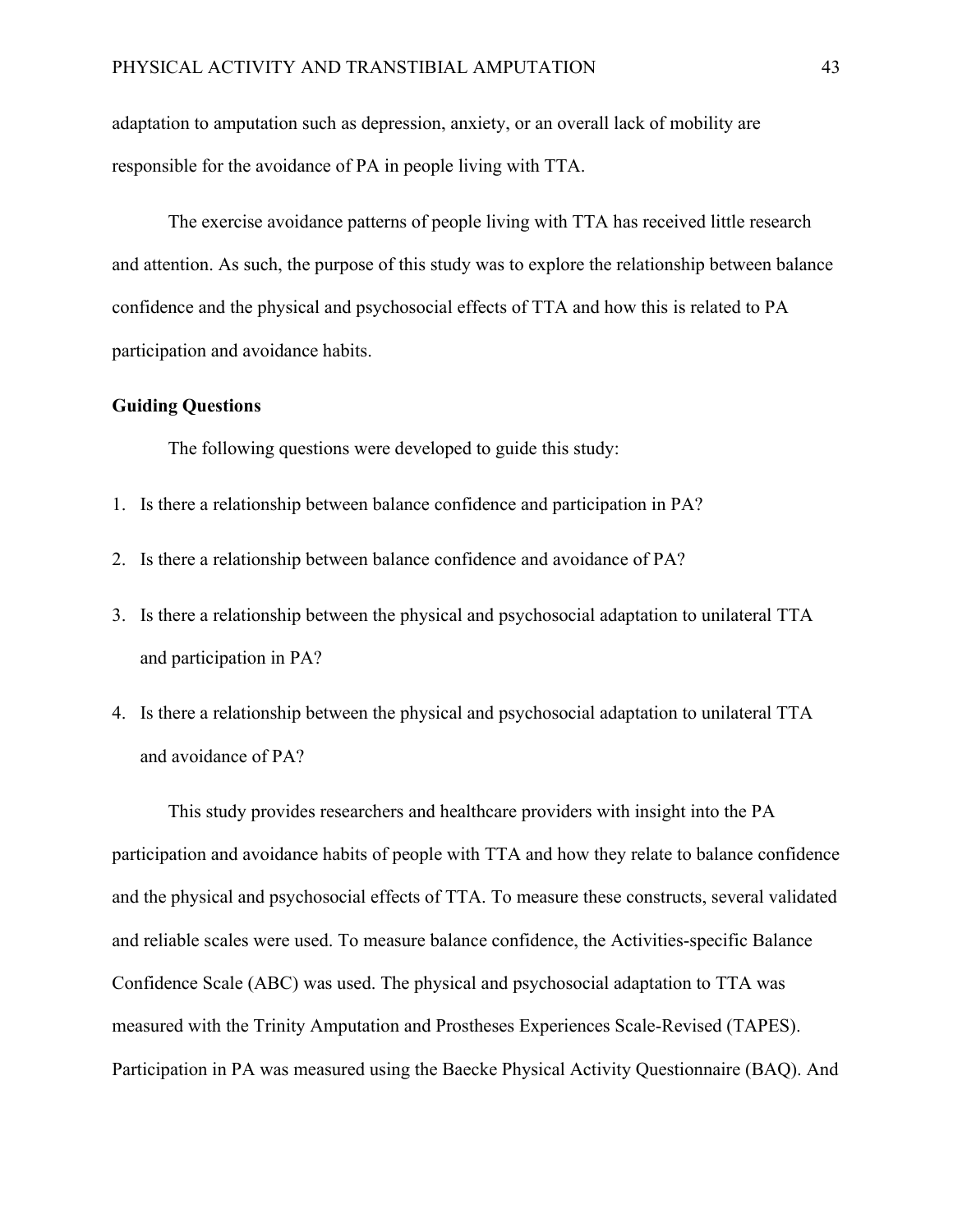adaptation to amputation such as depression, anxiety, or an overall lack of mobility are responsible for the avoidance of PA in people living with TTA.

The exercise avoidance patterns of people living with TTA has received little research and attention. As such, the purpose of this study was to explore the relationship between balance confidence and the physical and psychosocial effects of TTA and how this is related to PA participation and avoidance habits.

**Guiding Questions**

The following questions were developed to guide this study:

1. Is there a relationship between balance confidence and participation in PA?
2. Is there a relationship between balance confidence and avoidance of PA?
3. Is there a relationship between the physical and psychosocial adaptation to unilateral TTA and participation in PA?
4. Is there a relationship between the physical and psychosocial adaptation to unilateral TTA and avoidance of PA?

This study provides researchers and healthcare providers with insight into the PA participation and avoidance habits of people with TTA and how they relate to balance confidence and the physical and psychosocial effects of TTA. To measure these constructs, several validated and reliable scales were used. To measure balance confidence, the Activities-specific Balance Confidence Scale (ABC) was used. The physical and psychosocial adaptation to TTA was measured with the Trinity Amputation and Prostheses Experiences Scale-Revised (TAPES). Participation in PA was measured using the Baecke Physical Activity Questionnaire (BAQ). And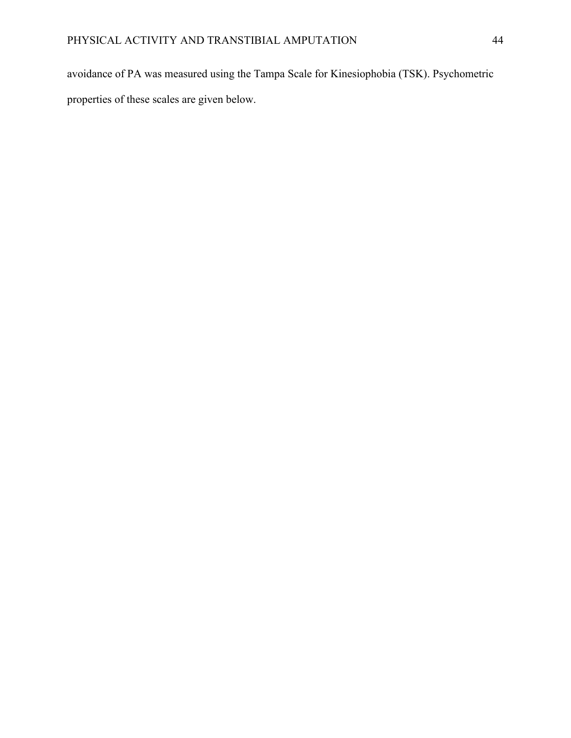avoidance of PA was measured using the Tampa Scale for Kinesiophobia (TSK). Psychometric properties of these scales are given below.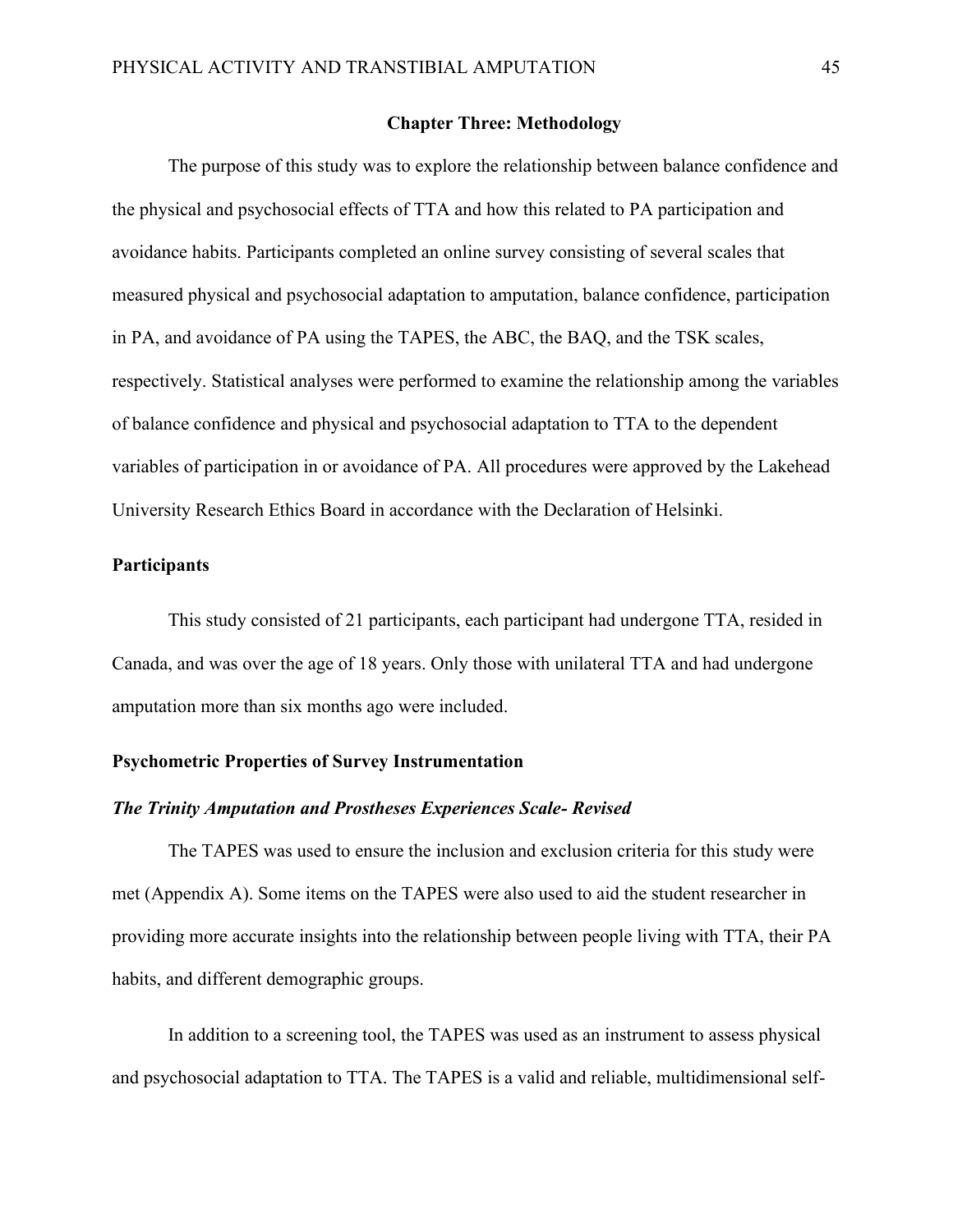# Chapter Three: Methodology

The purpose of this study was to explore the relationship between balance confidence and the physical and psychosocial effects of TTA and how this related to PA participation and avoidance habits. Participants completed an online survey consisting of several scales that measured physical and psychosocial adaptation to amputation, balance confidence, participation in PA, and avoidance of PA using the TAPES, the ABC, the BAQ, and the TSK scales, respectively. Statistical analyses were performed to examine the relationship among the variables of balance confidence and physical and psychosocial adaptation to TTA to the dependent variables of participation in or avoidance of PA. All procedures were approved by the Lakehead University Research Ethics Board in accordance with the Declaration of Helsinki.

## Participants

This study consisted of 21 participants, each participant had undergone TTA, resided in Canada, and was over the age of 18 years. Only those with unilateral TTA and had undergone amputation more than six months ago were included.

## Psychometric Properties of Survey Instrumentation

### *The Trinity Amputation and Prostheses Experiences Scale- Revised*

The TAPES was used to ensure the inclusion and exclusion criteria for this study were met (Appendix A). Some items on the TAPES were also used to aid the student researcher in providing more accurate insights into the relationship between people living with TTA, their PA habits, and different demographic groups.

In addition to a screening tool, the TAPES was used as an instrument to assess physical and psychosocial adaptation to TTA. The TAPES is a valid and reliable, multidimensional self-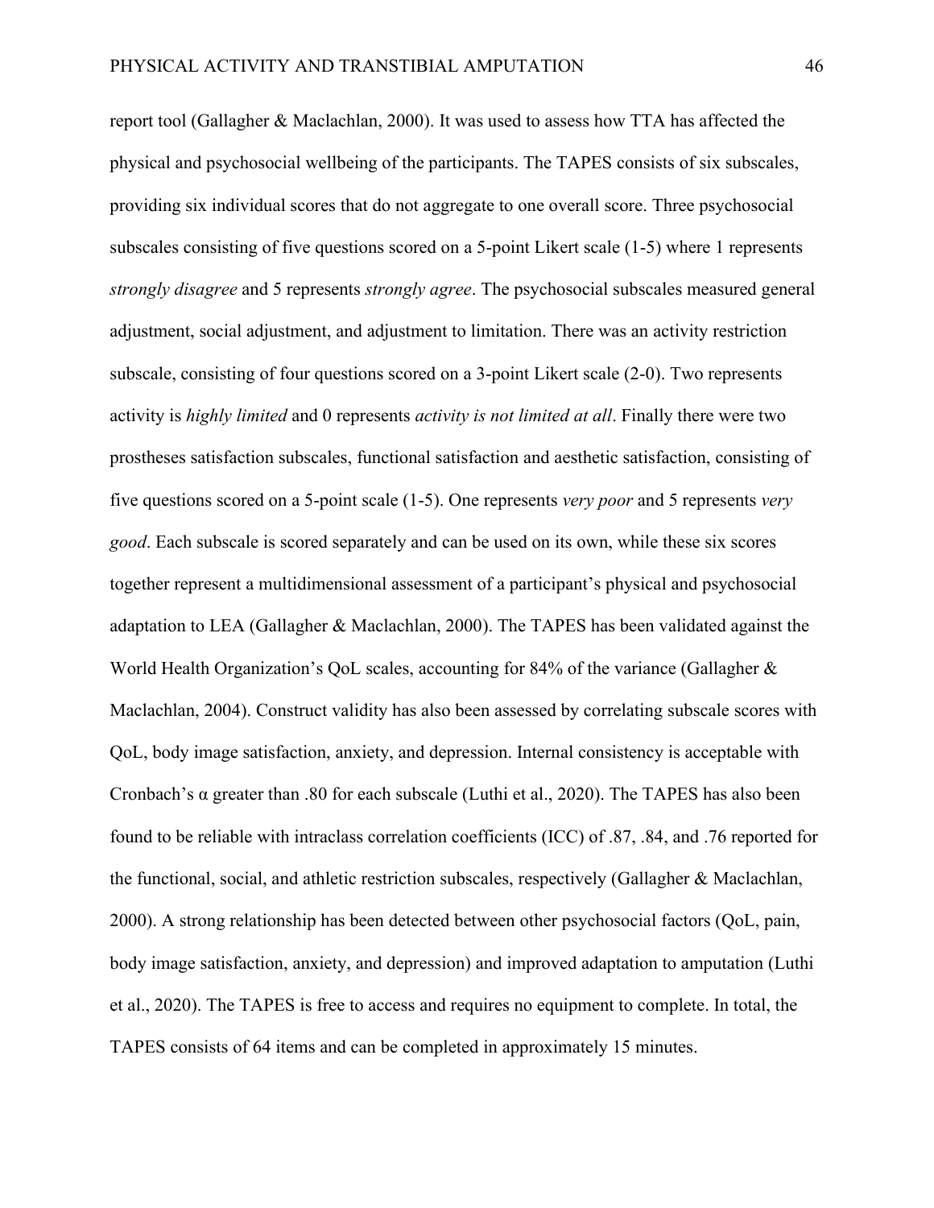report tool (Gallagher & Maclachlan, 2000). It was used to assess how TTA has affected the physical and psychosocial wellbeing of the participants. The TAPES consists of six subscales, providing six individual scores that do not aggregate to one overall score. Three psychosocial subscales consisting of five questions scored on a 5-point Likert scale (1-5) where 1 represents *strongly disagree* and 5 represents *strongly agree*. The psychosocial subscales measured general adjustment, social adjustment, and adjustment to limitation. There was an activity restriction subscale, consisting of four questions scored on a 3-point Likert scale (2-0). Two represents activity is *highly limited* and 0 represents *activity is not limited at all*. Finally there were two prostheses satisfaction subscales, functional satisfaction and aesthetic satisfaction, consisting of five questions scored on a 5-point scale (1-5). One represents *very poor* and 5 represents *very good*. Each subscale is scored separately and can be used on its own, while these six scores together represent a multidimensional assessment of a participant's physical and psychosocial adaptation to LEA (Gallagher & Maclachlan, 2000). The TAPES has been validated against the World Health Organization's QoL scales, accounting for 84% of the variance (Gallagher & Maclachlan, 2004). Construct validity has also been assessed by correlating subscale scores with QoL, body image satisfaction, anxiety, and depression. Internal consistency is acceptable with Cronbach's $\alpha$ greater than .80 for each subscale (Luthi et al., 2020). The TAPES has also been found to be reliable with intraclass correlation coefficients (ICC) of .87, .84, and .76 reported for the functional, social, and athletic restriction subscales, respectively (Gallagher & Maclachlan, 2000). A strong relationship has been detected between other psychosocial factors (QoL, pain, body image satisfaction, anxiety, and depression) and improved adaptation to amputation (Luthi et al., 2020). The TAPES is free to access and requires no equipment to complete. In total, the TAPES consists of 64 items and can be completed in approximately 15 minutes.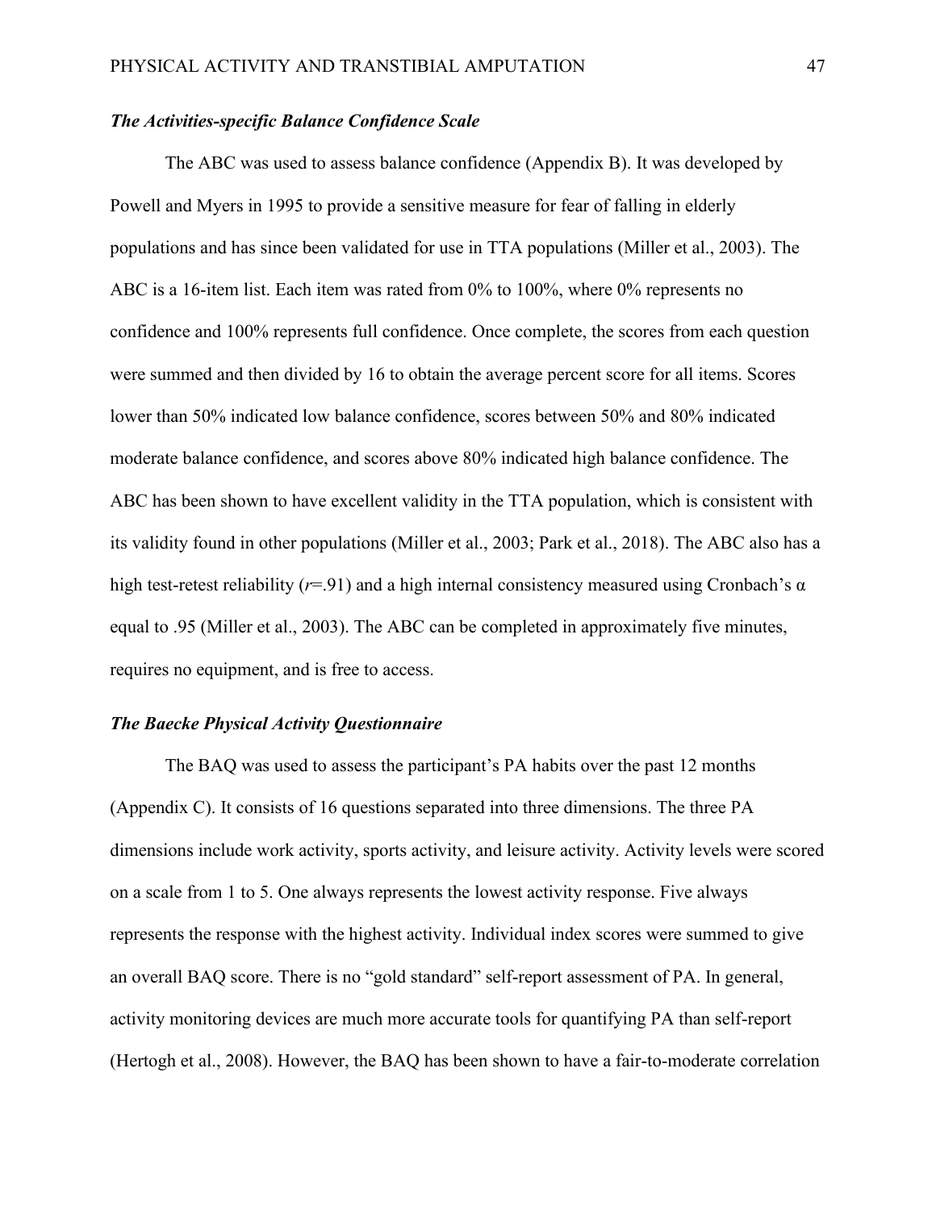### *The Activities-specific Balance Confidence Scale*

The ABC was used to assess balance confidence (Appendix B). It was developed by Powell and Myers in 1995 to provide a sensitive measure for fear of falling in elderly populations and has since been validated for use in TTA populations (Miller et al., 2003). The ABC is a 16-item list. Each item was rated from 0% to 100%, where 0% represents no confidence and 100% represents full confidence. Once complete, the scores from each question were summed and then divided by 16 to obtain the average percent score for all items. Scores lower than 50% indicated low balance confidence, scores between 50% and 80% indicated moderate balance confidence, and scores above 80% indicated high balance confidence. The ABC has been shown to have excellent validity in the TTA population, which is consistent with its validity found in other populations (Miller et al., 2003; Park et al., 2018). The ABC also has a high test-retest reliability ($r$=.91) and a high internal consistency measured using Cronbach's $\alpha$ equal to .95 (Miller et al., 2003). The ABC can be completed in approximately five minutes, requires no equipment, and is free to access.

### *The Baecke Physical Activity Questionnaire*

The BAQ was used to assess the participant's PA habits over the past 12 months (Appendix C). It consists of 16 questions separated into three dimensions. The three PA dimensions include work activity, sports activity, and leisure activity. Activity levels were scored on a scale from 1 to 5. One always represents the lowest activity response. Five always represents the response with the highest activity. Individual index scores were summed to give an overall BAQ score. There is no "gold standard" self-report assessment of PA. In general, activity monitoring devices are much more accurate tools for quantifying PA than self-report (Hertogh et al., 2008). However, the BAQ has been shown to have a fair-to-moderate correlation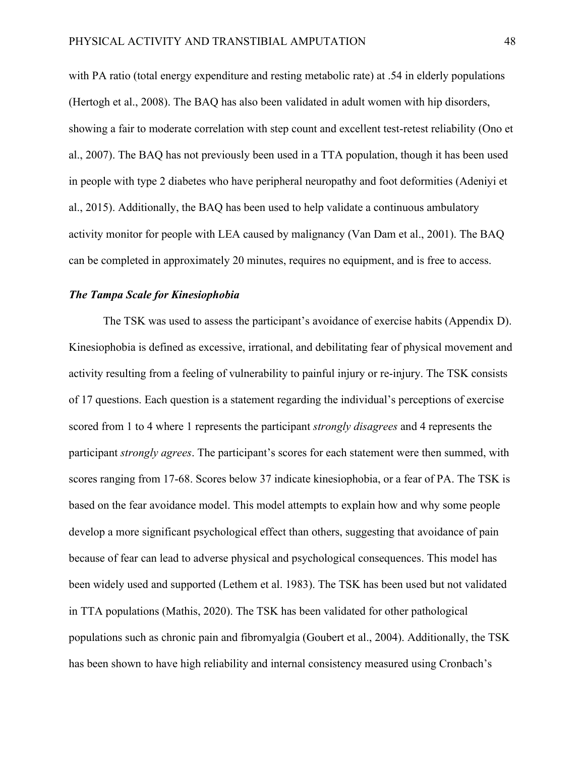with PA ratio (total energy expenditure and resting metabolic rate) at .54 in elderly populations (Hertogh et al., 2008). The BAQ has also been validated in adult women with hip disorders, showing a fair to moderate correlation with step count and excellent test-retest reliability (Ono et al., 2007). The BAQ has not previously been used in a TTA population, though it has been used in people with type 2 diabetes who have peripheral neuropathy and foot deformities (Adeniyi et al., 2015). Additionally, the BAQ has been used to help validate a continuous ambulatory activity monitor for people with LEA caused by malignancy (Van Dam et al., 2001). The BAQ can be completed in approximately 20 minutes, requires no equipment, and is free to access.

### ***The Tampa Scale for Kinesiophobia***

The TSK was used to assess the participant's avoidance of exercise habits (Appendix D). Kinesiophobia is defined as excessive, irrational, and debilitating fear of physical movement and activity resulting from a feeling of vulnerability to painful injury or re-injury. The TSK consists of 17 questions. Each question is a statement regarding the individual's perceptions of exercise scored from 1 to 4 where 1 represents the participant *strongly disagrees* and 4 represents the participant *strongly agrees*. The participant's scores for each statement were then summed, with scores ranging from 17-68. Scores below 37 indicate kinesiophobia, or a fear of PA. The TSK is based on the fear avoidance model. This model attempts to explain how and why some people develop a more significant psychological effect than others, suggesting that avoidance of pain because of fear can lead to adverse physical and psychological consequences. This model has been widely used and supported (Lethem et al. 1983). The TSK has been used but not validated in TTA populations (Mathis, 2020). The TSK has been validated for other pathological populations such as chronic pain and fibromyalgia (Goubert et al., 2004). Additionally, the TSK has been shown to have high reliability and internal consistency measured using Cronbach's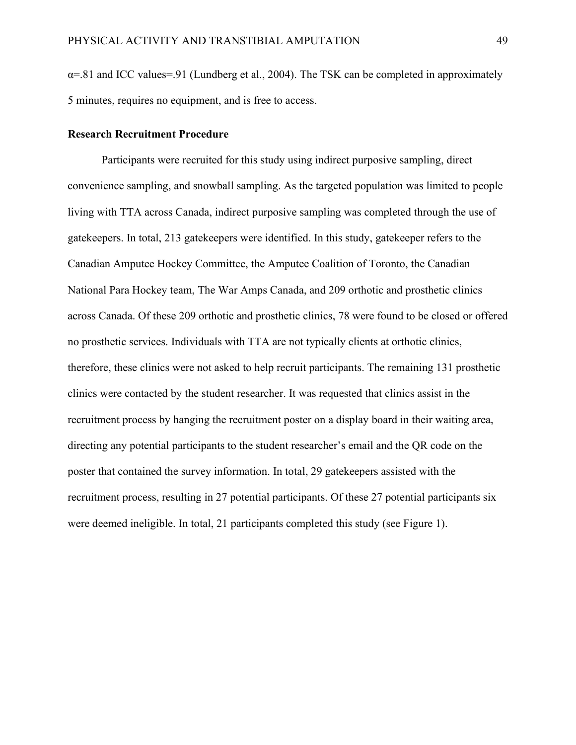$\alpha$=.81 and ICC values=.91 (Lundberg et al., 2004). The TSK can be completed in approximately 5 minutes, requires no equipment, and is free to access.

**Research Recruitment Procedure**

Participants were recruited for this study using indirect purposive sampling, direct convenience sampling, and snowball sampling. As the targeted population was limited to people living with TTA across Canada, indirect purposive sampling was completed through the use of gatekeepers. In total, 213 gatekeepers were identified. In this study, gatekeeper refers to the Canadian Amputee Hockey Committee, the Amputee Coalition of Toronto, the Canadian National Para Hockey team, The War Amps Canada, and 209 orthotic and prosthetic clinics across Canada. Of these 209 orthotic and prosthetic clinics, 78 were found to be closed or offered no prosthetic services. Individuals with TTA are not typically clients at orthotic clinics, therefore, these clinics were not asked to help recruit participants. The remaining 131 prosthetic clinics were contacted by the student researcher. It was requested that clinics assist in the recruitment process by hanging the recruitment poster on a display board in their waiting area, directing any potential participants to the student researcher's email and the QR code on the poster that contained the survey information. In total, 29 gatekeepers assisted with the recruitment process, resulting in 27 potential participants. Of these 27 potential participants six were deemed ineligible. In total, 21 participants completed this study (see Figure 1).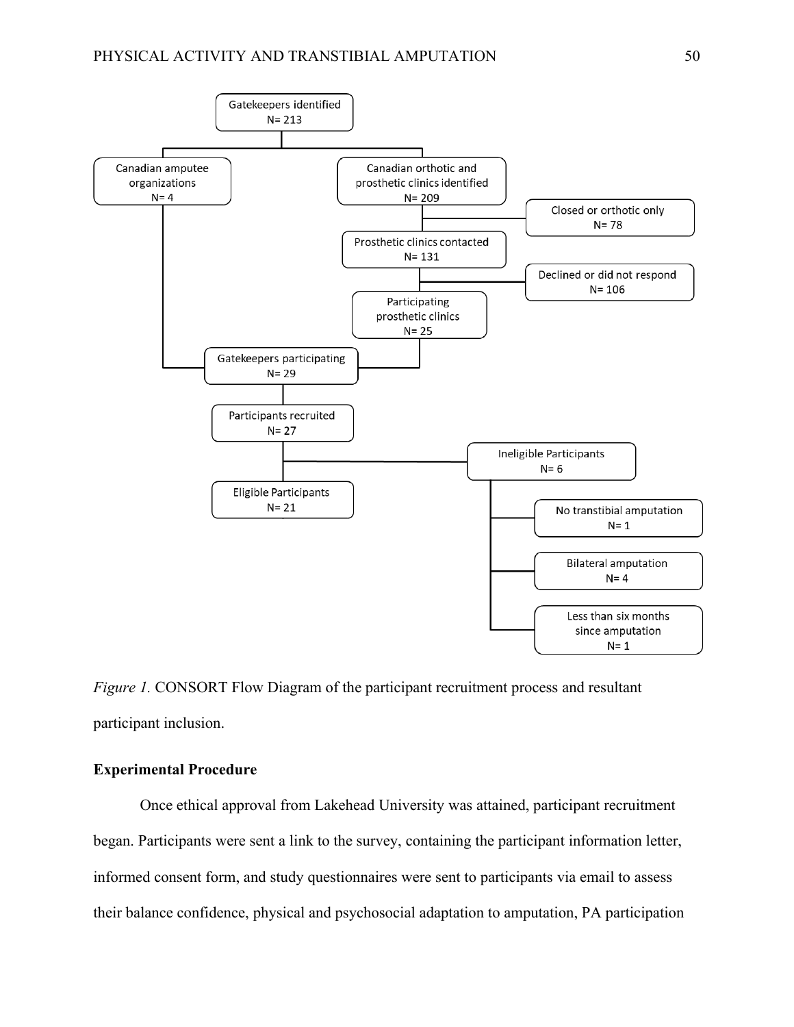Gatekeepers identified
N= 213

Canadian amputee organizations
N= 4

Canadian orthotic and prosthetic clinics identified
N= 209

Closed or orthotic only
N= 78

Prosthetic clinics contacted
N= 131

Declined or did not respond
N= 106

Participating prosthetic clinics
N= 25

Gatekeepers participating
N= 29

Participants recruited
N= 27

Ineligible Participants
N= 6

Eligible Participants
N= 21

No transtibial amputation
N= 1

Bilateral amputation
N= 4

Less than six months since amputation
N= 1

*Figure 1.* CONSORT Flow Diagram of the participant recruitment process and resultant participant inclusion.

**Experimental Procedure**

Once ethical approval from Lakehead University was attained, participant recruitment began. Participants were sent a link to the survey, containing the participant information letter, informed consent form, and study questionnaires were sent to participants via email to assess their balance confidence, physical and psychosocial adaptation to amputation, PA participation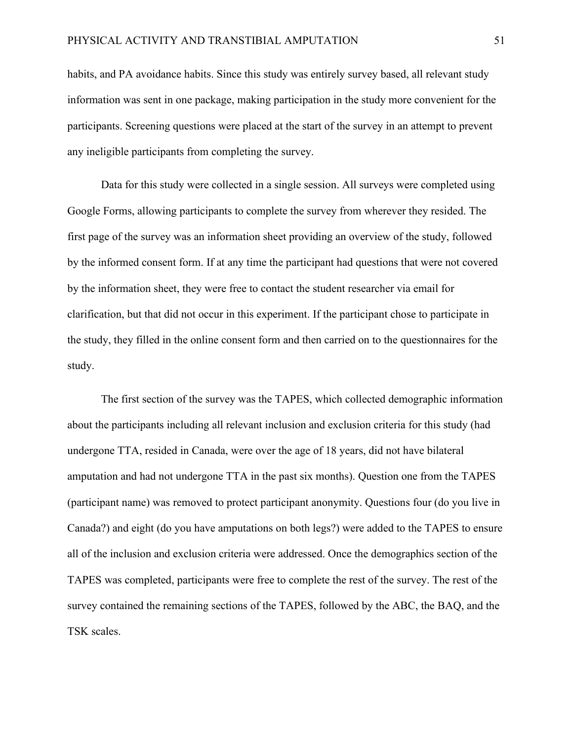habits, and PA avoidance habits. Since this study was entirely survey based, all relevant study information was sent in one package, making participation in the study more convenient for the participants. Screening questions were placed at the start of the survey in an attempt to prevent any ineligible participants from completing the survey.

Data for this study were collected in a single session. All surveys were completed using Google Forms, allowing participants to complete the survey from wherever they resided. The first page of the survey was an information sheet providing an overview of the study, followed by the informed consent form. If at any time the participant had questions that were not covered by the information sheet, they were free to contact the student researcher via email for clarification, but that did not occur in this experiment. If the participant chose to participate in the study, they filled in the online consent form and then carried on to the questionnaires for the study.

The first section of the survey was the TAPES, which collected demographic information about the participants including all relevant inclusion and exclusion criteria for this study (had undergone TTA, resided in Canada, were over the age of 18 years, did not have bilateral amputation and had not undergone TTA in the past six months). Question one from the TAPES (participant name) was removed to protect participant anonymity. Questions four (do you live in Canada?) and eight (do you have amputations on both legs?) were added to the TAPES to ensure all of the inclusion and exclusion criteria were addressed. Once the demographics section of the TAPES was completed, participants were free to complete the rest of the survey. The rest of the survey contained the remaining sections of the TAPES, followed by the ABC, the BAQ, and the TSK scales.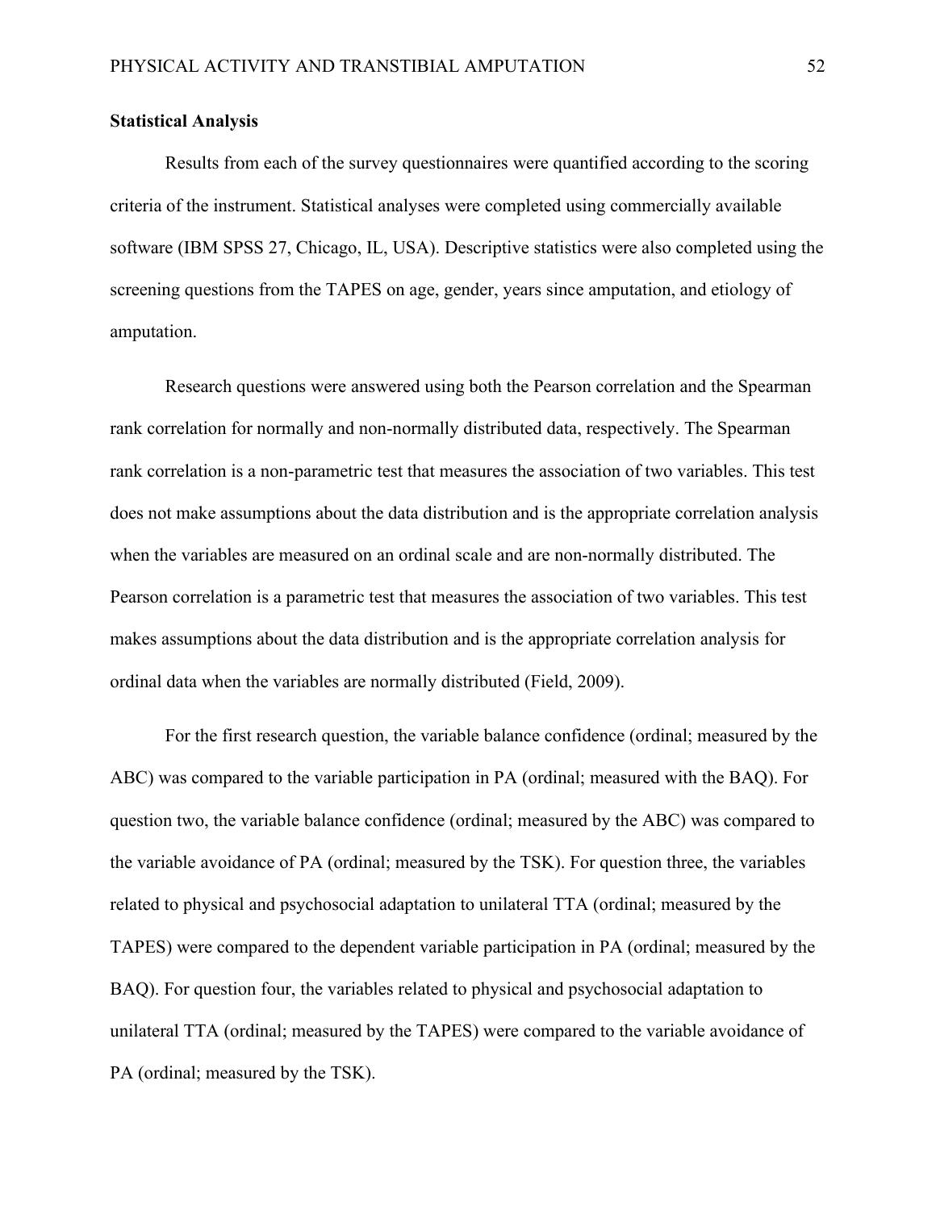**Statistical Analysis**

Results from each of the survey questionnaires were quantified according to the scoring criteria of the instrument. Statistical analyses were completed using commercially available software (IBM SPSS 27, Chicago, IL, USA). Descriptive statistics were also completed using the screening questions from the TAPES on age, gender, years since amputation, and etiology of amputation.

Research questions were answered using both the Pearson correlation and the Spearman rank correlation for normally and non-normally distributed data, respectively. The Spearman rank correlation is a non-parametric test that measures the association of two variables. This test does not make assumptions about the data distribution and is the appropriate correlation analysis when the variables are measured on an ordinal scale and are non-normally distributed. The Pearson correlation is a parametric test that measures the association of two variables. This test makes assumptions about the data distribution and is the appropriate correlation analysis for ordinal data when the variables are normally distributed (Field, 2009).

For the first research question, the variable balance confidence (ordinal; measured by the ABC) was compared to the variable participation in PA (ordinal; measured with the BAQ). For question two, the variable balance confidence (ordinal; measured by the ABC) was compared to the variable avoidance of PA (ordinal; measured by the TSK). For question three, the variables related to physical and psychosocial adaptation to unilateral TTA (ordinal; measured by the TAPES) were compared to the dependent variable participation in PA (ordinal; measured by the BAQ). For question four, the variables related to physical and psychosocial adaptation to unilateral TTA (ordinal; measured by the TAPES) were compared to the variable avoidance of PA (ordinal; measured by the TSK).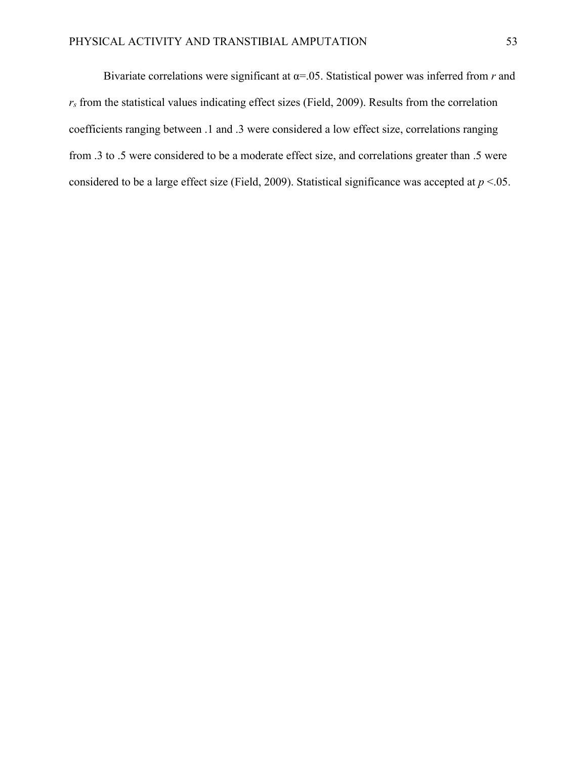Bivariate correlations were significant at α=.05. Statistical power was inferred from $r$ and $r_s$ from the statistical values indicating effect sizes (Field, 2009). Results from the correlation coefficients ranging between .1 and .3 were considered a low effect size, correlations ranging from .3 to .5 were considered to be a moderate effect size, and correlations greater than .5 were considered to be a large effect size (Field, 2009). Statistical significance was accepted at $p$ <.05.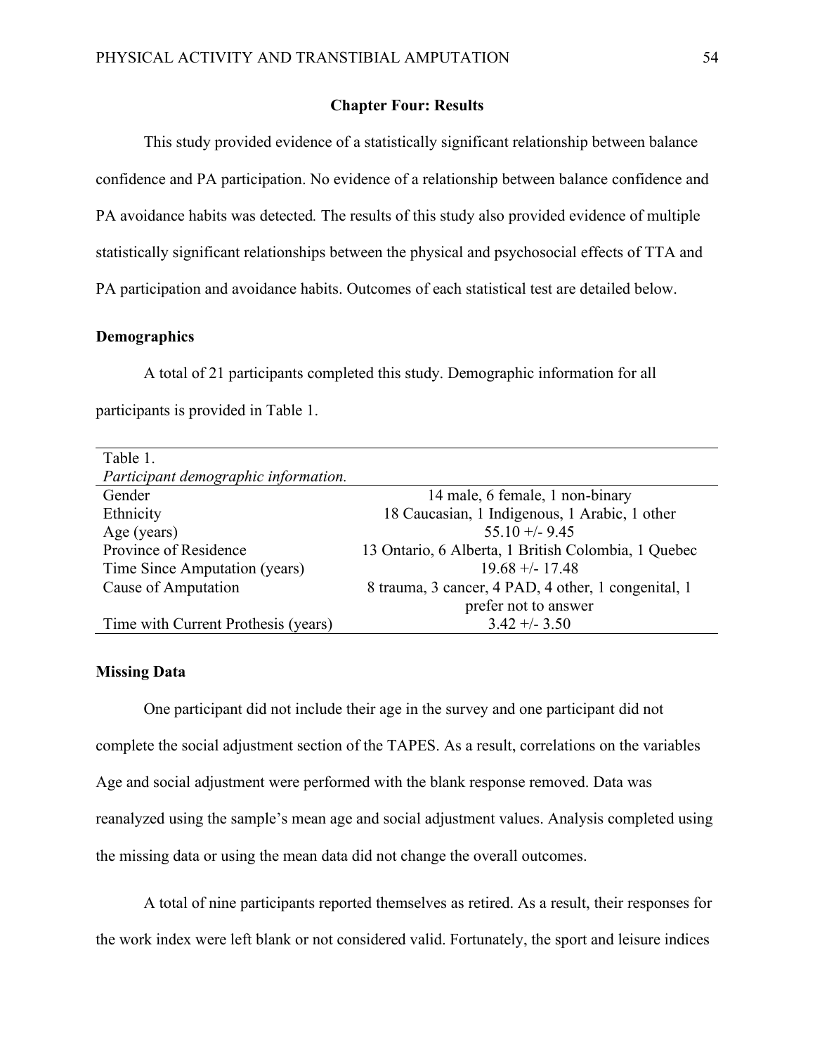# Chapter Four: Results

This study provided evidence of a statistically significant relationship between balance confidence and PA participation. No evidence of a relationship between balance confidence and PA avoidance habits was detected. The results of this study also provided evidence of multiple statistically significant relationships between the physical and psychosocial effects of TTA and PA participation and avoidance habits. Outcomes of each statistical test are detailed below.

## Demographics

A total of 21 participants completed this study. Demographic information for all participants is provided in Table 1.

Table 1.
*Participant demographic information.*

| | |
|---|---|
| Gender | 14 male, 6 female, 1 non-binary |
| Ethnicity | 18 Caucasian, 1 Indigenous, 1 Arabic, 1 other |
| Age (years) | 55.10 +/- 9.45 |
| Province of Residence | 13 Ontario, 6 Alberta, 1 British Colombia, 1 Quebec |
| Time Since Amputation (years) | 19.68 +/- 17.48 |
| Cause of Amputation | 8 trauma, 3 cancer, 4 PAD, 4 other, 1 congenital, 1 prefer not to answer |
| Time with Current Prothesis (years) | 3.42 +/- 3.50 |

## Missing Data

One participant did not include their age in the survey and one participant did not complete the social adjustment section of the TAPES. As a result, correlations on the variables Age and social adjustment were performed with the blank response removed. Data was reanalyzed using the sample's mean age and social adjustment values. Analysis completed using the missing data or using the mean data did not change the overall outcomes.

A total of nine participants reported themselves as retired. As a result, their responses for the work index were left blank or not considered valid. Fortunately, the sport and leisure indices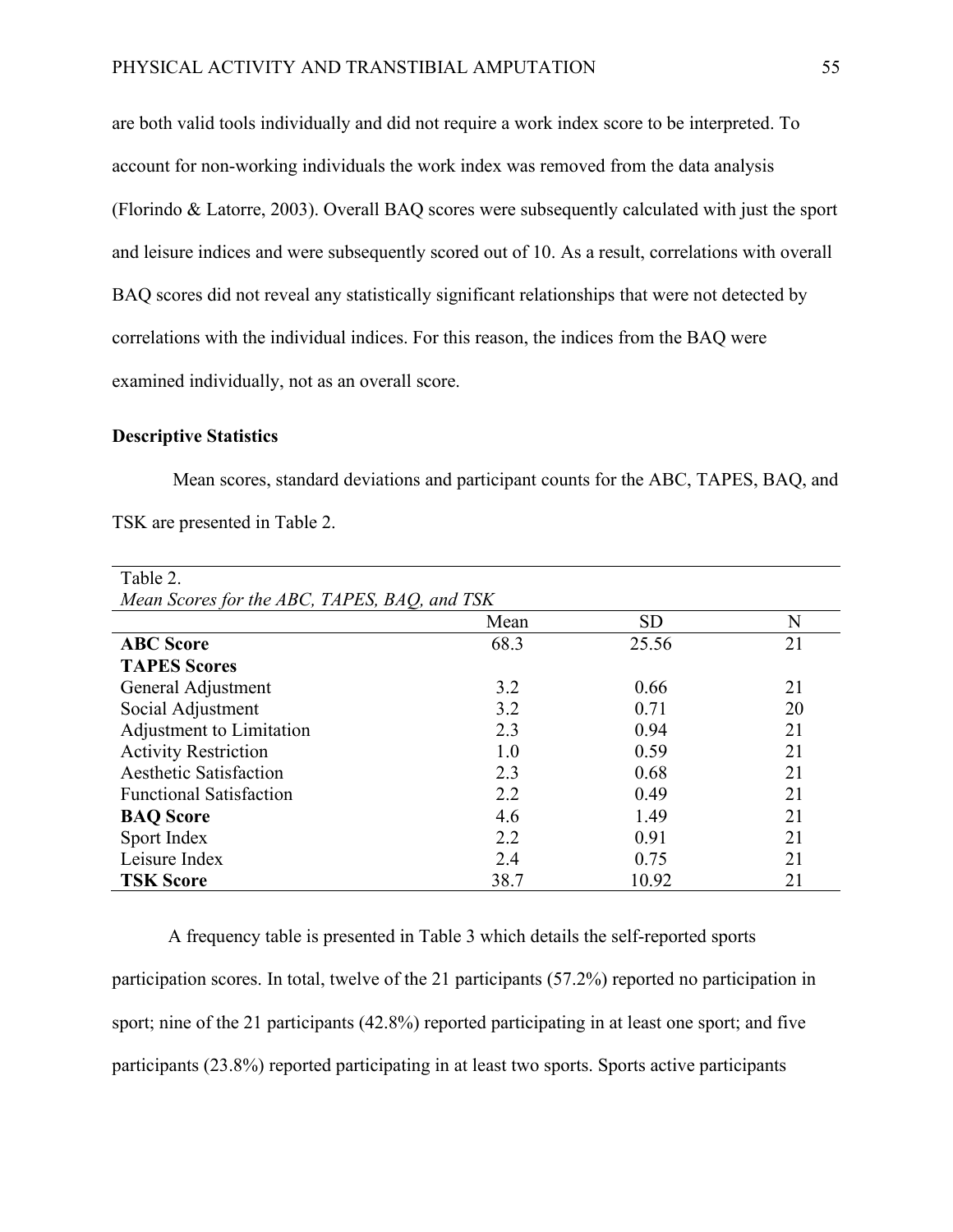are both valid tools individually and did not require a work index score to be interpreted. To account for non-working individuals the work index was removed from the data analysis (Florindo & Latorre, 2003). Overall BAQ scores were subsequently calculated with just the sport and leisure indices and were subsequently scored out of 10. As a result, correlations with overall BAQ scores did not reveal any statistically significant relationships that were not detected by correlations with the individual indices. For this reason, the indices from the BAQ were examined individually, not as an overall score.

**Descriptive Statistics**

Mean scores, standard deviations and participant counts for the ABC, TAPES, BAQ, and TSK are presented in Table 2.

Table 2.
*Mean Scores for the ABC, TAPES, BAQ, and TSK*

| | Mean | SD | N |
|---|---|---|---|
| **ABC Score** | 68.3 | 25.56 | 21 |
| **TAPES Scores** | | | |
| General Adjustment | 3.2 | 0.66 | 21 |
| Social Adjustment | 3.2 | 0.71 | 20 |
| Adjustment to Limitation | 2.3 | 0.94 | 21 |
| Activity Restriction | 1.0 | 0.59 | 21 |
| Aesthetic Satisfaction | 2.3 | 0.68 | 21 |
| Functional Satisfaction | 2.2 | 0.49 | 21 |
| **BAQ Score** | 4.6 | 1.49 | 21 |
| Sport Index | 2.2 | 0.91 | 21 |
| Leisure Index | 2.4 | 0.75 | 21 |
| **TSK Score** | 38.7 | 10.92 | 21 |

A frequency table is presented in Table 3 which details the self-reported sports participation scores. In total, twelve of the 21 participants (57.2%) reported no participation in sport; nine of the 21 participants (42.8%) reported participating in at least one sport; and five participants (23.8%) reported participating in at least two sports. Sports active participants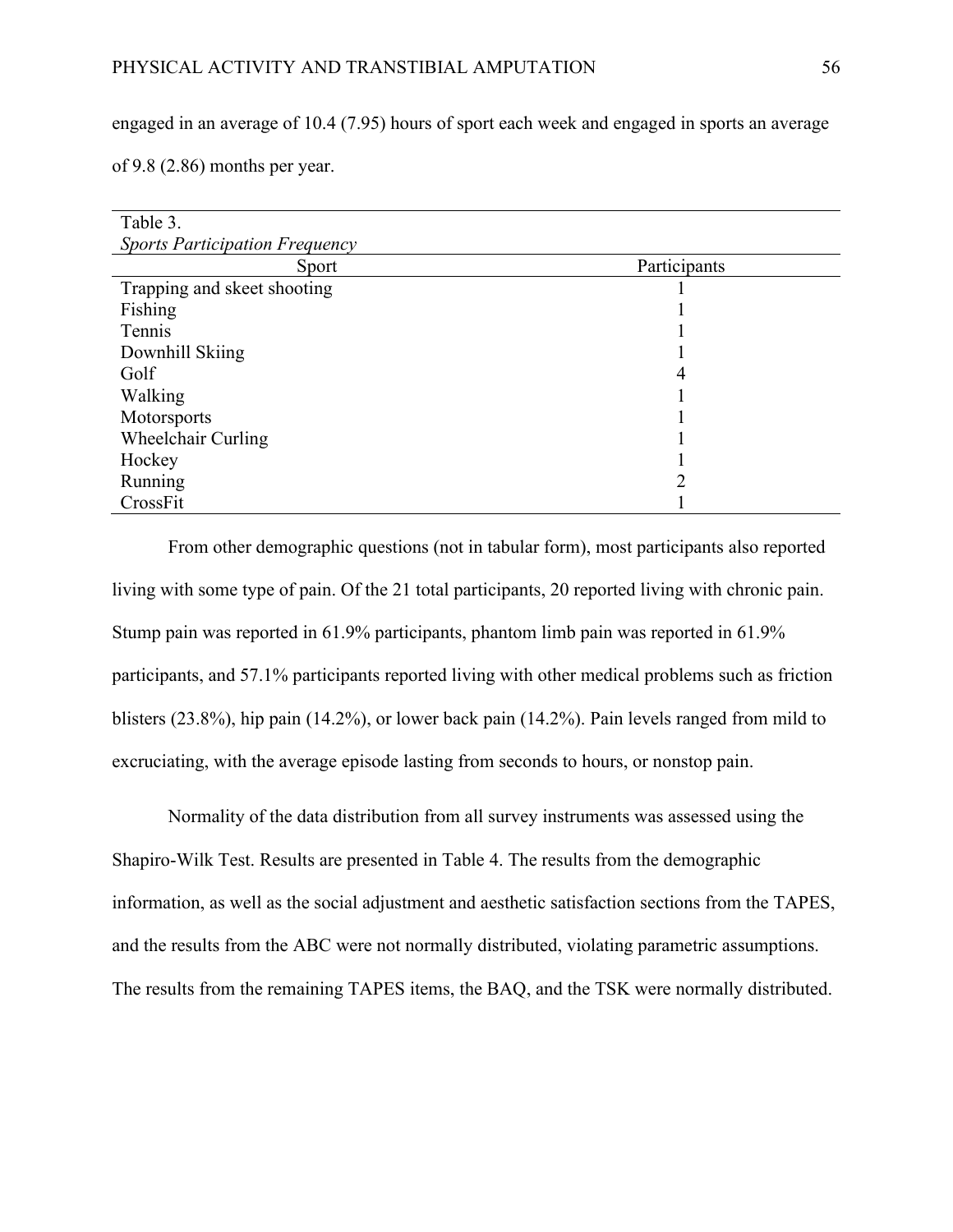engaged in an average of 10.4 (7.95) hours of sport each week and engaged in sports an average of 9.8 (2.86) months per year.

Table 3.
*Sports Participation Frequency*

| Sport | Participants |
| --- | --- |
| Trapping and skeet shooting | 1 |
| Fishing | 1 |
| Tennis | 1 |
| Downhill Skiing | 1 |
| Golf | 4 |
| Walking | 1 |
| Motorsports | 1 |
| Wheelchair Curling | 1 |
| Hockey | 1 |
| Running | 2 |
| CrossFit | 1 |

From other demographic questions (not in tabular form), most participants also reported living with some type of pain. Of the 21 total participants, 20 reported living with chronic pain. Stump pain was reported in 61.9% participants, phantom limb pain was reported in 61.9% participants, and 57.1% participants reported living with other medical problems such as friction blisters (23.8%), hip pain (14.2%), or lower back pain (14.2%). Pain levels ranged from mild to excruciating, with the average episode lasting from seconds to hours, or nonstop pain.

Normality of the data distribution from all survey instruments was assessed using the Shapiro-Wilk Test. Results are presented in Table 4. The results from the demographic information, as well as the social adjustment and aesthetic satisfaction sections from the TAPES, and the results from the ABC were not normally distributed, violating parametric assumptions. The results from the remaining TAPES items, the BAQ, and the TSK were normally distributed.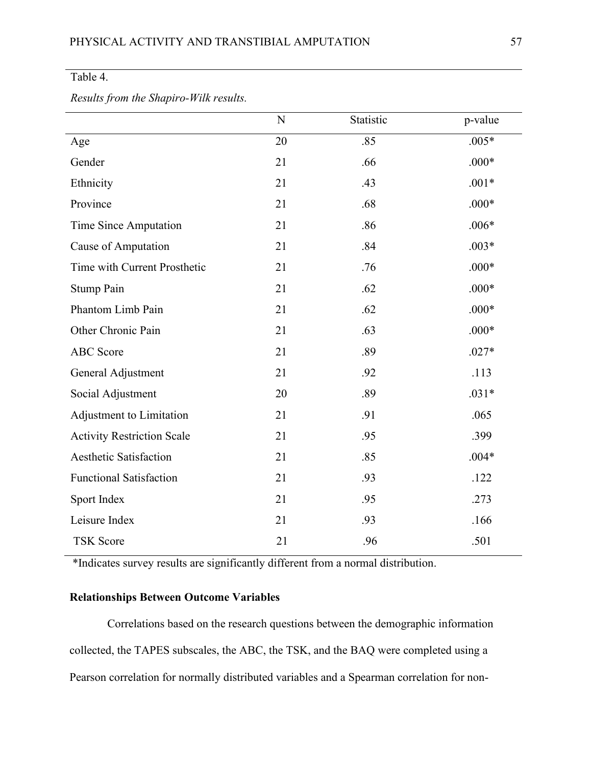Table 4.

*Results from the Shapiro-Wilk results.*

| | N | Statistic | p-value |
|---|---|---|---|
| Age | 20 | .85 | .005* |
| Gender | 21 | .66 | .000* |
| Ethnicity | 21 | .43 | .001* |
| Province | 21 | .68 | .000* |
| Time Since Amputation | 21 | .86 | .006* |
| Cause of Amputation | 21 | .84 | .003* |
| Time with Current Prosthetic | 21 | .76 | .000* |
| Stump Pain | 21 | .62 | .000* |
| Phantom Limb Pain | 21 | .62 | .000* |
| Other Chronic Pain | 21 | .63 | .000* |
| ABC Score | 21 | .89 | .027* |
| General Adjustment | 21 | .92 | .113 |
| Social Adjustment | 20 | .89 | .031* |
| Adjustment to Limitation | 21 | .91 | .065 |
| Activity Restriction Scale | 21 | .95 | .399 |
| Aesthetic Satisfaction | 21 | .85 | .004* |
| Functional Satisfaction | 21 | .93 | .122 |
| Sport Index | 21 | .95 | .273 |
| Leisure Index | 21 | .93 | .166 |
| TSK Score | 21 | .96 | .501 |

*Indicates survey results are significantly different from a normal distribution.

**Relationships Between Outcome Variables**

Correlations based on the research questions between the demographic information collected, the TAPES subscales, the ABC, the TSK, and the BAQ were completed using a Pearson correlation for normally distributed variables and a Spearman correlation for non-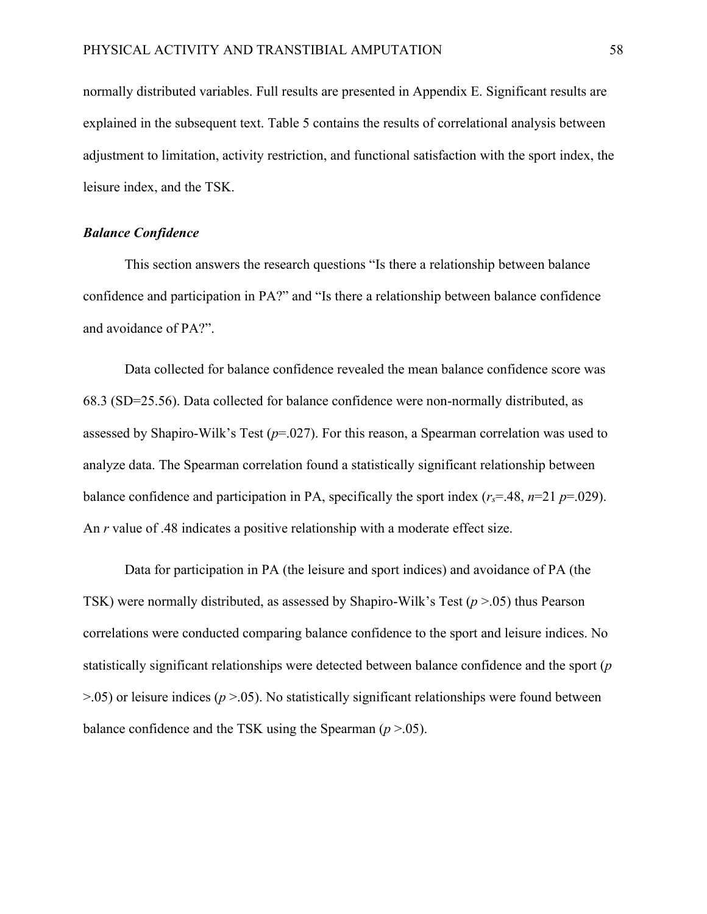normally distributed variables. Full results are presented in Appendix E. Significant results are explained in the subsequent text. Table 5 contains the results of correlational analysis between adjustment to limitation, activity restriction, and functional satisfaction with the sport index, the leisure index, and the TSK.

### *Balance Confidence*

This section answers the research questions "Is there a relationship between balance confidence and participation in PA?" and "Is there a relationship between balance confidence and avoidance of PA?".

Data collected for balance confidence revealed the mean balance confidence score was 68.3 (SD=25.56). Data collected for balance confidence were non-normally distributed, as assessed by Shapiro-Wilk's Test ($p$=.027). For this reason, a Spearman correlation was used to analyze data. The Spearman correlation found a statistically significant relationship between balance confidence and participation in PA, specifically the sport index ($r_s$=.48, $n$=21 $p$=.029). An $r$ value of .48 indicates a positive relationship with a moderate effect size.

Data for participation in PA (the leisure and sport indices) and avoidance of PA (the TSK) were normally distributed, as assessed by Shapiro-Wilk's Test ($p$ >.05) thus Pearson correlations were conducted comparing balance confidence to the sport and leisure indices. No statistically significant relationships were detected between balance confidence and the sport ($p$ >.05) or leisure indices ($p$ >.05). No statistically significant relationships were found between balance confidence and the TSK using the Spearman ($p$ >.05).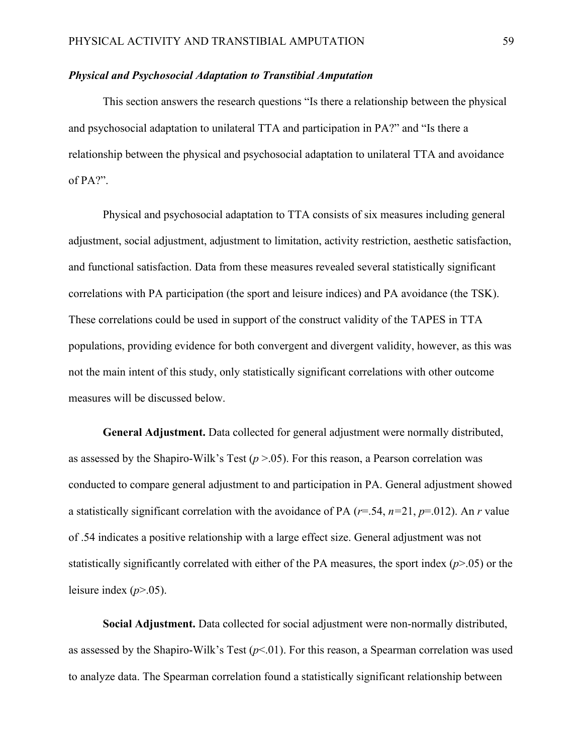### *Physical and Psychosocial Adaptation to Transtibial Amputation*

This section answers the research questions “Is there a relationship between the physical and psychosocial adaptation to unilateral TTA and participation in PA?” and “Is there a relationship between the physical and psychosocial adaptation to unilateral TTA and avoidance of PA?”.

Physical and psychosocial adaptation to TTA consists of six measures including general adjustment, social adjustment, adjustment to limitation, activity restriction, aesthetic satisfaction, and functional satisfaction. Data from these measures revealed several statistically significant correlations with PA participation (the sport and leisure indices) and PA avoidance (the TSK). These correlations could be used in support of the construct validity of the TAPES in TTA populations, providing evidence for both convergent and divergent validity, however, as this was not the main intent of this study, only statistically significant correlations with other outcome measures will be discussed below.

**General Adjustment.** Data collected for general adjustment were normally distributed, as assessed by the Shapiro-Wilk’s Test ($p > .05$). For this reason, a Pearson correlation was conducted to compare general adjustment to and participation in PA. General adjustment showed a statistically significant correlation with the avoidance of PA ($r = .54$, $n = 21$, $p = .012$). An $r$ value of .54 indicates a positive relationship with a large effect size. General adjustment was not statistically significantly correlated with either of the PA measures, the sport index ($p > .05$) or the leisure index ($p > .05$).

**Social Adjustment.** Data collected for social adjustment were non-normally distributed, as assessed by the Shapiro-Wilk’s Test ($p < .01$). For this reason, a Spearman correlation was used to analyze data. The Spearman correlation found a statistically significant relationship between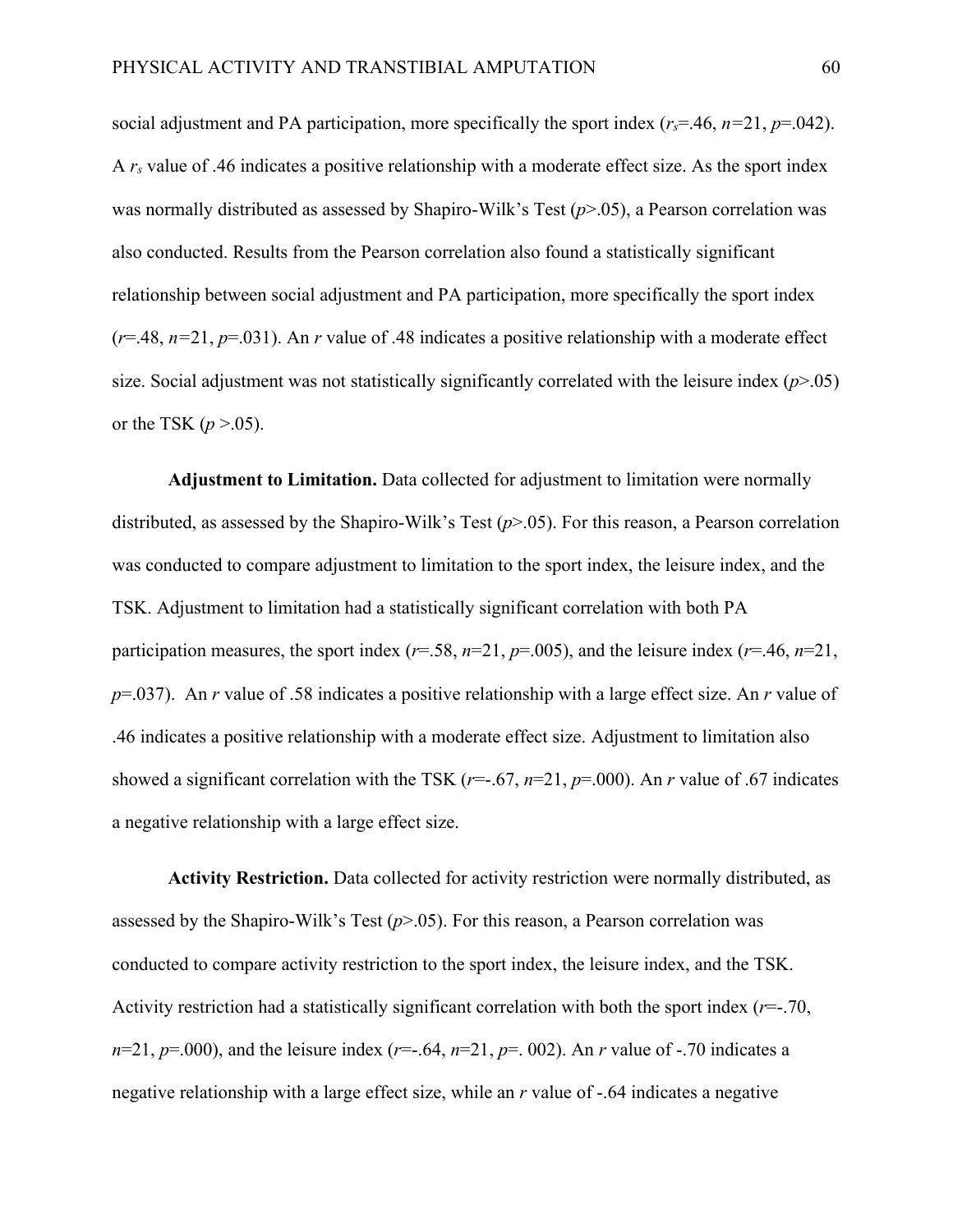social adjustment and PA participation, more specifically the sport index ($r_s$=.46, $n$=21, $p$=.042). A $r_s$ value of .46 indicates a positive relationship with a moderate effect size. As the sport index was normally distributed as assessed by Shapiro-Wilk's Test ($p$>.05), a Pearson correlation was also conducted. Results from the Pearson correlation also found a statistically significant relationship between social adjustment and PA participation, more specifically the sport index ($r$=.48, $n$=21, $p$=.031). An $r$ value of .48 indicates a positive relationship with a moderate effect size. Social adjustment was not statistically significantly correlated with the leisure index ($p$>.05) or the TSK ($p$ >.05).

**Adjustment to Limitation.** Data collected for adjustment to limitation were normally distributed, as assessed by the Shapiro-Wilk's Test ($p$>.05). For this reason, a Pearson correlation was conducted to compare adjustment to limitation to the sport index, the leisure index, and the TSK. Adjustment to limitation had a statistically significant correlation with both PA participation measures, the sport index ($r$=.58, $n$=21, $p$=.005), and the leisure index ($r$=.46, $n$=21, $p$=.037). An $r$ value of .58 indicates a positive relationship with a large effect size. An $r$ value of .46 indicates a positive relationship with a moderate effect size. Adjustment to limitation also showed a significant correlation with the TSK ($r$=-.67, $n$=21, $p$=.000). An $r$ value of .67 indicates a negative relationship with a large effect size.

**Activity Restriction.** Data collected for activity restriction were normally distributed, as assessed by the Shapiro-Wilk's Test ($p$>.05). For this reason, a Pearson correlation was conducted to compare activity restriction to the sport index, the leisure index, and the TSK. Activity restriction had a statistically significant correlation with both the sport index ($r$=-.70, $n$=21, $p$=.000), and the leisure index ($r$=-.64, $n$=21, $p$=. 002). An $r$ value of -.70 indicates a negative relationship with a large effect size, while an $r$ value of -.64 indicates a negative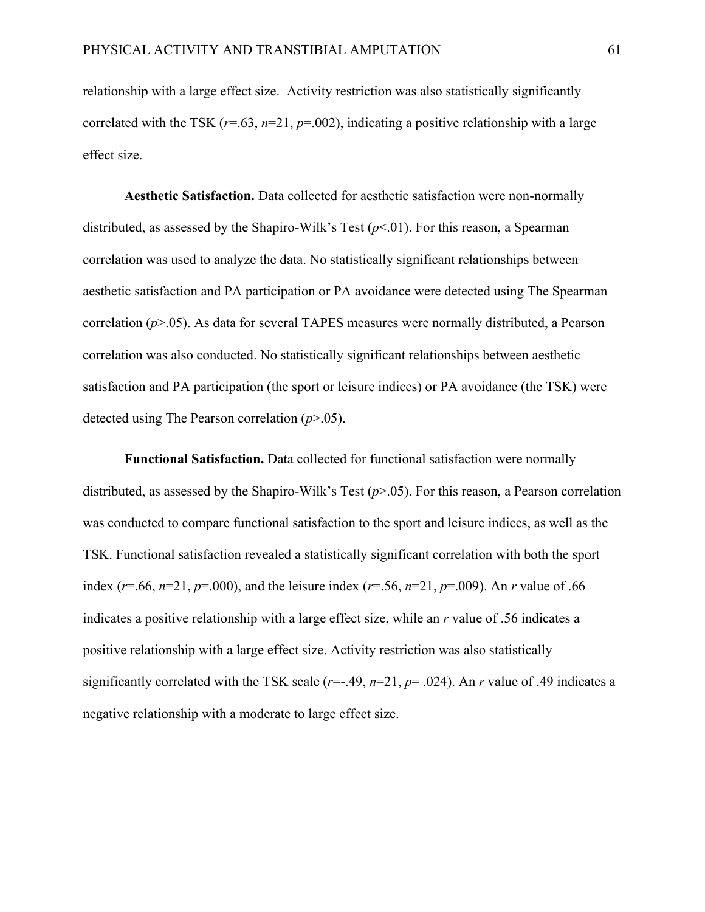relationship with a large effect size. Activity restriction was also statistically significantly correlated with the TSK ($r$=.63, $n$=21, $p$=.002), indicating a positive relationship with a large effect size.

**Aesthetic Satisfaction.** Data collected for aesthetic satisfaction were non-normally distributed, as assessed by the Shapiro-Wilk's Test ($p$<.01). For this reason, a Spearman correlation was used to analyze the data. No statistically significant relationships between aesthetic satisfaction and PA participation or PA avoidance were detected using The Spearman correlation ($p$>.05). As data for several TAPES measures were normally distributed, a Pearson correlation was also conducted. No statistically significant relationships between aesthetic satisfaction and PA participation (the sport or leisure indices) or PA avoidance (the TSK) were detected using The Pearson correlation ($p$>.05).

**Functional Satisfaction.** Data collected for functional satisfaction were normally distributed, as assessed by the Shapiro-Wilk's Test ($p$>.05). For this reason, a Pearson correlation was conducted to compare functional satisfaction to the sport and leisure indices, as well as the TSK. Functional satisfaction revealed a statistically significant correlation with both the sport index ($r$=.66, $n$=21, $p$=.000), and the leisure index ($r$=.56, $n$=21, $p$=.009). An $r$ value of .66 indicates a positive relationship with a large effect size, while an $r$ value of .56 indicates a positive relationship with a large effect size. Activity restriction was also statistically significantly correlated with the TSK scale ($r$=-.49, $n$=21, $p$= .024). An $r$ value of .49 indicates a negative relationship with a moderate to large effect size.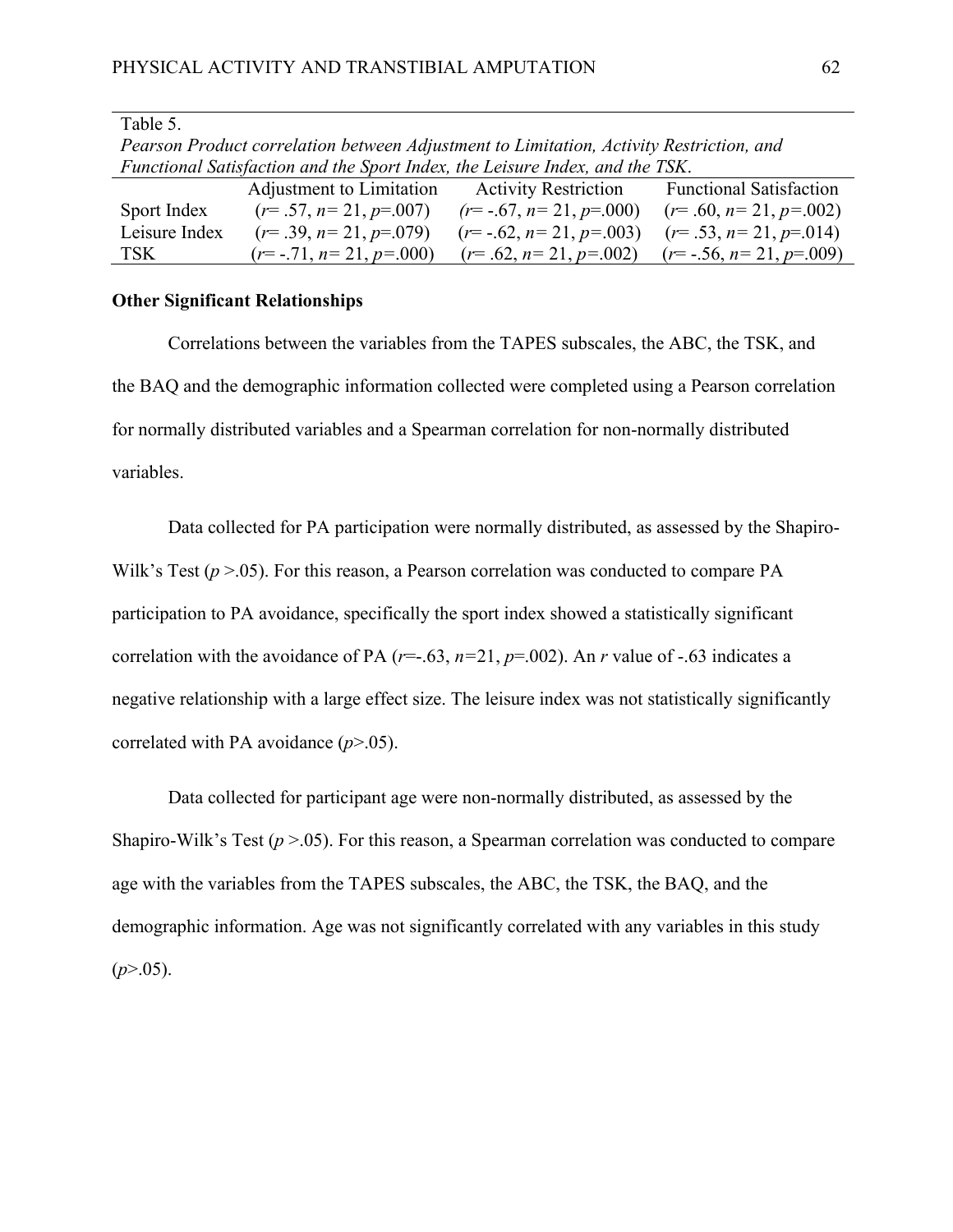Table 5.

*Pearson Product correlation between Adjustment to Limitation, Activity Restriction, and Functional Satisfaction and the Sport Index, the Leisure Index, and the TSK*.

| | Adjustment to Limitation | Activity Restriction | Functional Satisfaction |
|---|---|---|---|
| Sport Index | ($r$= .57, $n$= 21, $p$=.007) | ($r$= -.67, $n$= 21, $p$=.000) | ($r$= .60, $n$= 21, $p$=.002) |
| Leisure Index | ($r$= .39, $n$= 21, $p$=.079) | ($r$= -.62, $n$= 21, $p$=.003) | ($r$= .53, $n$= 21, $p$=.014) |
| TSK | ($r$= -.71, $n$= 21, $p$=.000) | ($r$= .62, $n$= 21, $p$=.002) | ($r$= -.56, $n$= 21, $p$=.009) |

**Other Significant Relationships**

Correlations between the variables from the TAPES subscales, the ABC, the TSK, and the BAQ and the demographic information collected were completed using a Pearson correlation for normally distributed variables and a Spearman correlation for non-normally distributed variables.

Data collected for PA participation were normally distributed, as assessed by the Shapiro-Wilk's Test ($p$ >.05). For this reason, a Pearson correlation was conducted to compare PA participation to PA avoidance, specifically the sport index showed a statistically significant correlation with the avoidance of PA ($r$=-.63, $n$=21, $p$=.002). An $r$ value of -.63 indicates a negative relationship with a large effect size. The leisure index was not statistically significantly correlated with PA avoidance ($p$>.05).

Data collected for participant age were non-normally distributed, as assessed by the Shapiro-Wilk's Test ($p$ >.05). For this reason, a Spearman correlation was conducted to compare age with the variables from the TAPES subscales, the ABC, the TSK, the BAQ, and the demographic information. Age was not significantly correlated with any variables in this study ($p$>.05).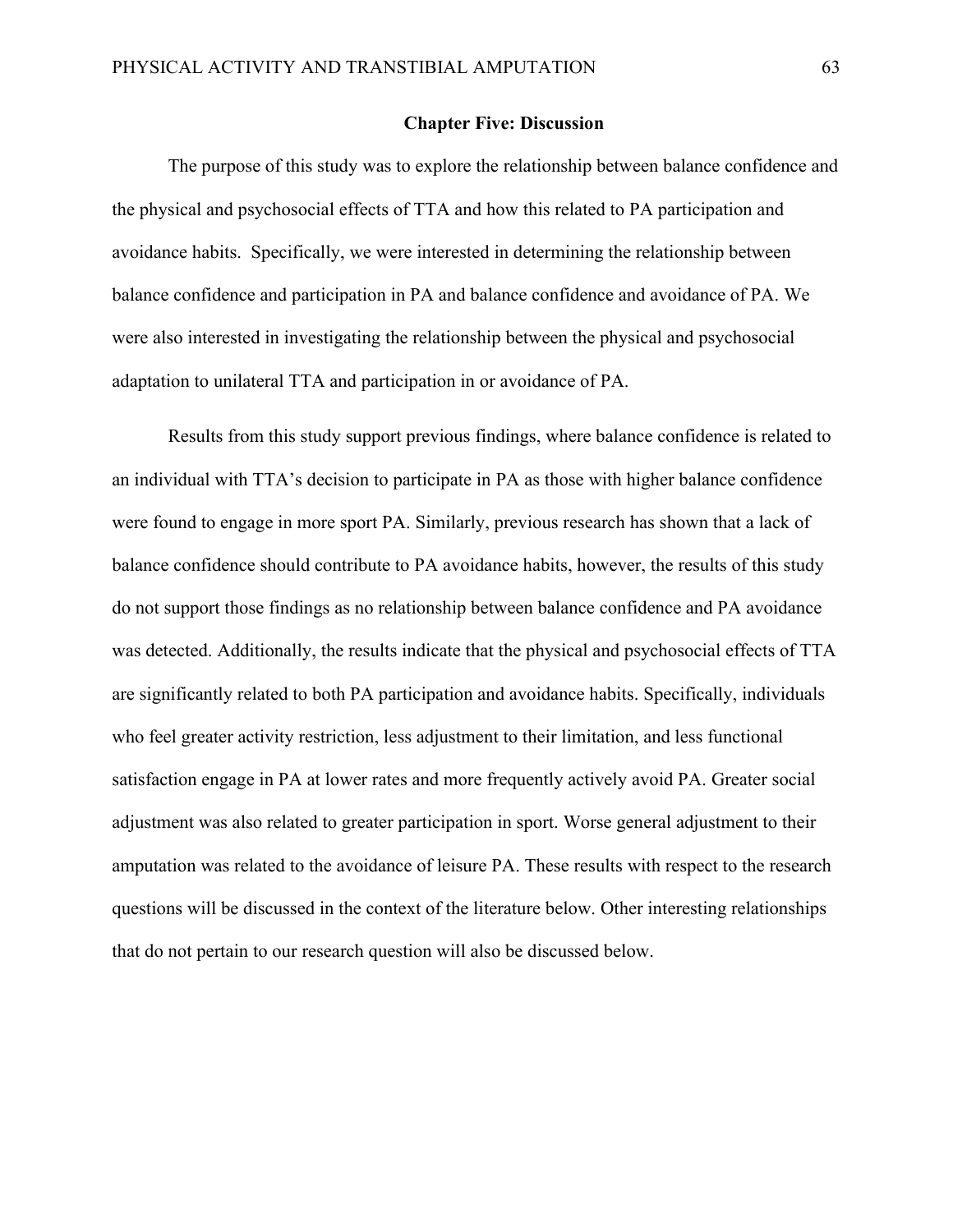## Chapter Five: Discussion

The purpose of this study was to explore the relationship between balance confidence and the physical and psychosocial effects of TTA and how this related to PA participation and avoidance habits. Specifically, we were interested in determining the relationship between balance confidence and participation in PA and balance confidence and avoidance of PA. We were also interested in investigating the relationship between the physical and psychosocial adaptation to unilateral TTA and participation in or avoidance of PA.

Results from this study support previous findings, where balance confidence is related to an individual with TTA's decision to participate in PA as those with higher balance confidence were found to engage in more sport PA. Similarly, previous research has shown that a lack of balance confidence should contribute to PA avoidance habits, however, the results of this study do not support those findings as no relationship between balance confidence and PA avoidance was detected. Additionally, the results indicate that the physical and psychosocial effects of TTA are significantly related to both PA participation and avoidance habits. Specifically, individuals who feel greater activity restriction, less adjustment to their limitation, and less functional satisfaction engage in PA at lower rates and more frequently actively avoid PA. Greater social adjustment was also related to greater participation in sport. Worse general adjustment to their amputation was related to the avoidance of leisure PA. These results with respect to the research questions will be discussed in the context of the literature below. Other interesting relationships that do not pertain to our research question will also be discussed below.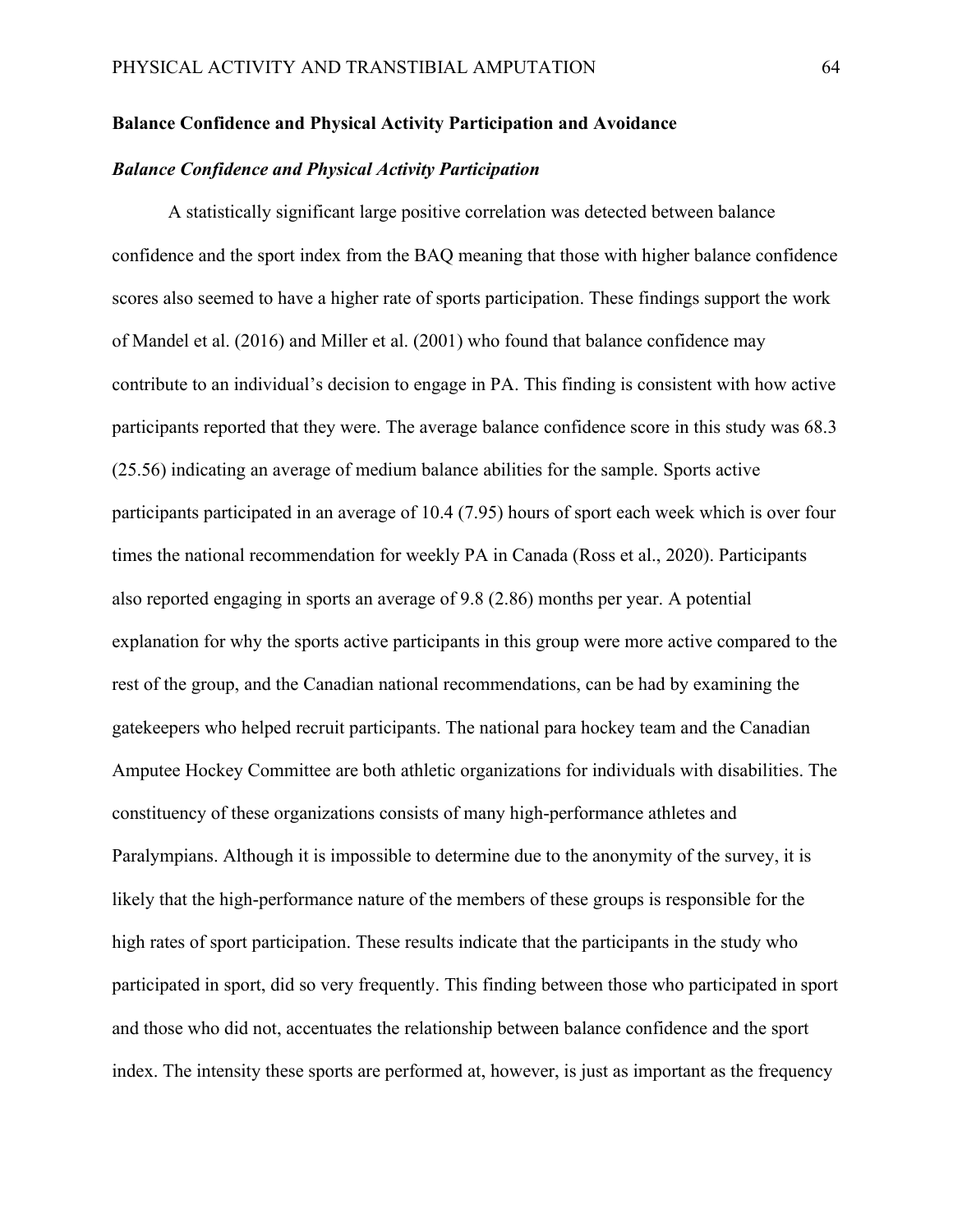## Balance Confidence and Physical Activity Participation and Avoidance

### *Balance Confidence and Physical Activity Participation*

A statistically significant large positive correlation was detected between balance confidence and the sport index from the BAQ meaning that those with higher balance confidence scores also seemed to have a higher rate of sports participation. These findings support the work of Mandel et al. (2016) and Miller et al. (2001) who found that balance confidence may contribute to an individual's decision to engage in PA. This finding is consistent with how active participants reported that they were. The average balance confidence score in this study was 68.3 (25.56) indicating an average of medium balance abilities for the sample. Sports active participants participated in an average of 10.4 (7.95) hours of sport each week which is over four times the national recommendation for weekly PA in Canada (Ross et al., 2020). Participants also reported engaging in sports an average of 9.8 (2.86) months per year. A potential explanation for why the sports active participants in this group were more active compared to the rest of the group, and the Canadian national recommendations, can be had by examining the gatekeepers who helped recruit participants. The national para hockey team and the Canadian Amputee Hockey Committee are both athletic organizations for individuals with disabilities. The constituency of these organizations consists of many high-performance athletes and Paralympians. Although it is impossible to determine due to the anonymity of the survey, it is likely that the high-performance nature of the members of these groups is responsible for the high rates of sport participation. These results indicate that the participants in the study who participated in sport, did so very frequently. This finding between those who participated in sport and those who did not, accentuates the relationship between balance confidence and the sport index. The intensity these sports are performed at, however, is just as important as the frequency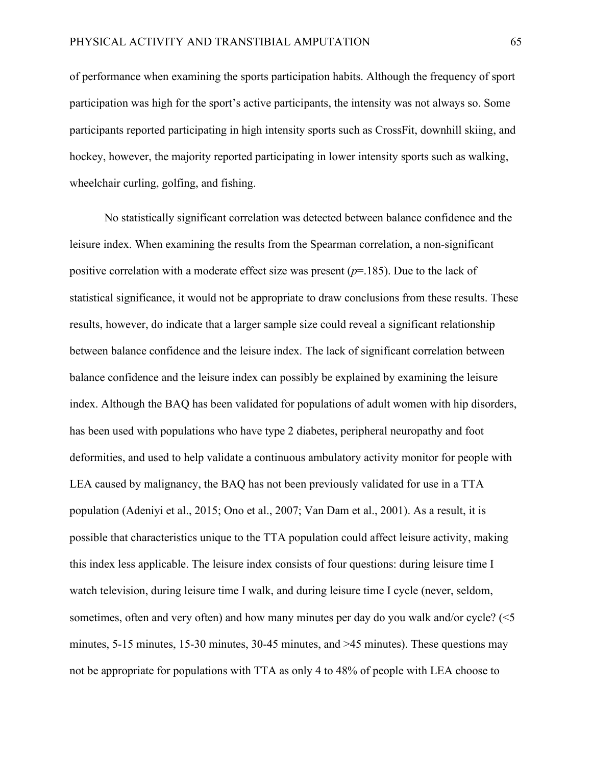of performance when examining the sports participation habits. Although the frequency of sport participation was high for the sport's active participants, the intensity was not always so. Some participants reported participating in high intensity sports such as CrossFit, downhill skiing, and hockey, however, the majority reported participating in lower intensity sports such as walking, wheelchair curling, golfing, and fishing.

No statistically significant correlation was detected between balance confidence and the leisure index. When examining the results from the Spearman correlation, a non-significant positive correlation with a moderate effect size was present ($p$=.185). Due to the lack of statistical significance, it would not be appropriate to draw conclusions from these results. These results, however, do indicate that a larger sample size could reveal a significant relationship between balance confidence and the leisure index. The lack of significant correlation between balance confidence and the leisure index can possibly be explained by examining the leisure index. Although the BAQ has been validated for populations of adult women with hip disorders, has been used with populations who have type 2 diabetes, peripheral neuropathy and foot deformities, and used to help validate a continuous ambulatory activity monitor for people with LEA caused by malignancy, the BAQ has not been previously validated for use in a TTA population (Adeniyi et al., 2015; Ono et al., 2007; Van Dam et al., 2001). As a result, it is possible that characteristics unique to the TTA population could affect leisure activity, making this index less applicable. The leisure index consists of four questions: during leisure time I watch television, during leisure time I walk, and during leisure time I cycle (never, seldom, sometimes, often and very often) and how many minutes per day do you walk and/or cycle? (<5 minutes, 5-15 minutes, 15-30 minutes, 30-45 minutes, and >45 minutes). These questions may not be appropriate for populations with TTA as only 4 to 48% of people with LEA choose to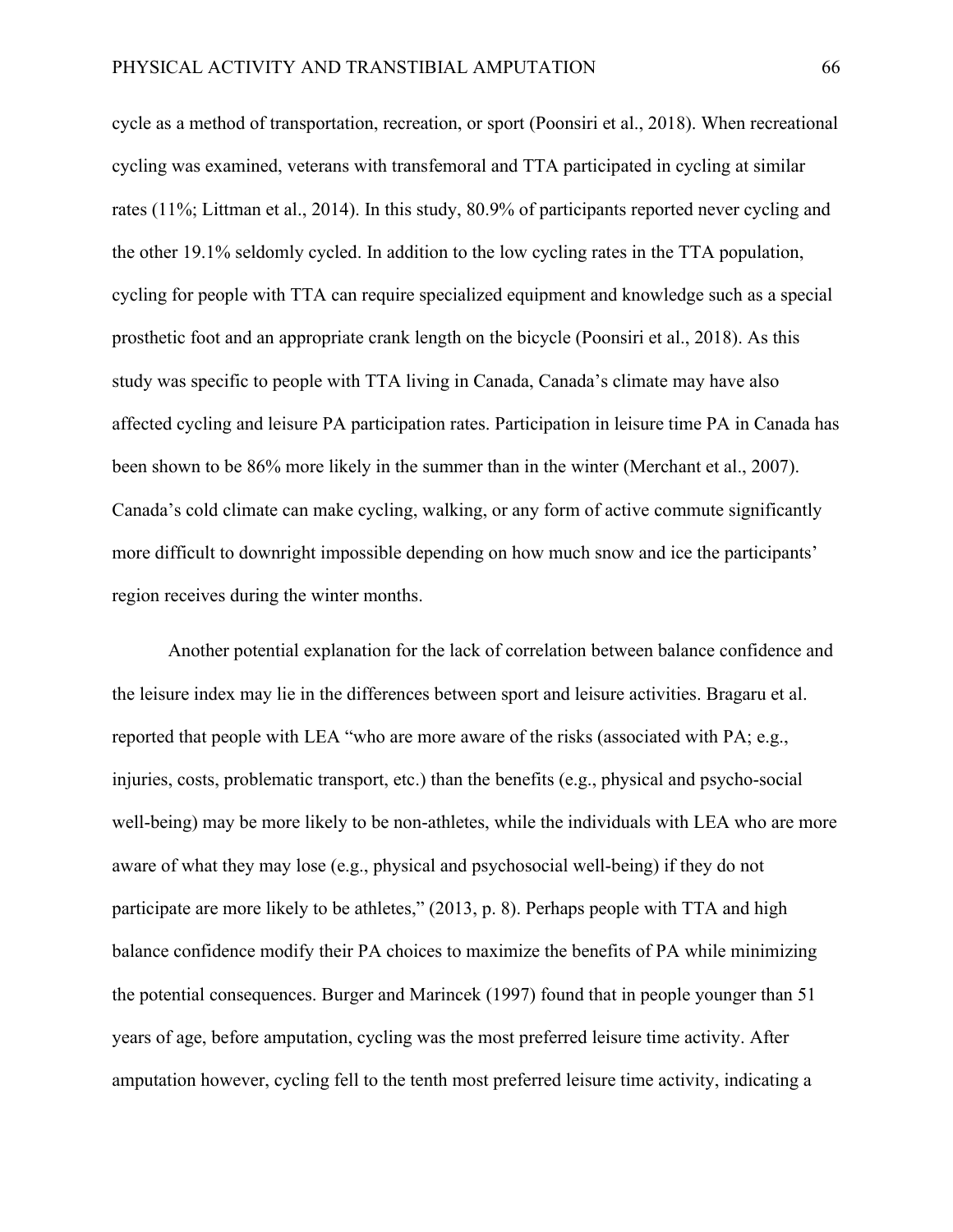cycle as a method of transportation, recreation, or sport (Poonsiri et al., 2018). When recreational cycling was examined, veterans with transfemoral and TTA participated in cycling at similar rates (11%; Littman et al., 2014). In this study, 80.9% of participants reported never cycling and the other 19.1% seldomly cycled. In addition to the low cycling rates in the TTA population, cycling for people with TTA can require specialized equipment and knowledge such as a special prosthetic foot and an appropriate crank length on the bicycle (Poonsiri et al., 2018). As this study was specific to people with TTA living in Canada, Canada's climate may have also affected cycling and leisure PA participation rates. Participation in leisure time PA in Canada has been shown to be 86% more likely in the summer than in the winter (Merchant et al., 2007). Canada's cold climate can make cycling, walking, or any form of active commute significantly more difficult to downright impossible depending on how much snow and ice the participants' region receives during the winter months.

Another potential explanation for the lack of correlation between balance confidence and the leisure index may lie in the differences between sport and leisure activities. Bragaru et al. reported that people with LEA "who are more aware of the risks (associated with PA; e.g., injuries, costs, problematic transport, etc.) than the benefits (e.g., physical and psycho-social well-being) may be more likely to be non-athletes, while the individuals with LEA who are more aware of what they may lose (e.g., physical and psychosocial well-being) if they do not participate are more likely to be athletes," (2013, p. 8). Perhaps people with TTA and high balance confidence modify their PA choices to maximize the benefits of PA while minimizing the potential consequences. Burger and Marincek (1997) found that in people younger than 51 years of age, before amputation, cycling was the most preferred leisure time activity. After amputation however, cycling fell to the tenth most preferred leisure time activity, indicating a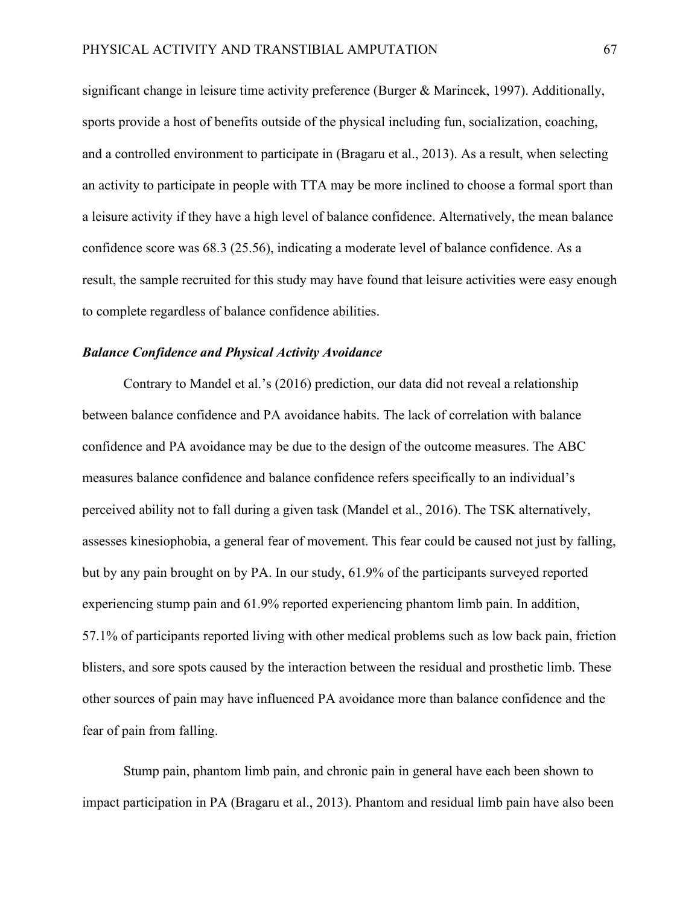significant change in leisure time activity preference (Burger & Marincek, 1997). Additionally, sports provide a host of benefits outside of the physical including fun, socialization, coaching, and a controlled environment to participate in (Bragaru et al., 2013). As a result, when selecting an activity to participate in people with TTA may be more inclined to choose a formal sport than a leisure activity if they have a high level of balance confidence. Alternatively, the mean balance confidence score was 68.3 (25.56), indicating a moderate level of balance confidence. As a result, the sample recruited for this study may have found that leisure activities were easy enough to complete regardless of balance confidence abilities.

### ***Balance Confidence and Physical Activity Avoidance***

Contrary to Mandel et al.'s (2016) prediction, our data did not reveal a relationship between balance confidence and PA avoidance habits. The lack of correlation with balance confidence and PA avoidance may be due to the design of the outcome measures. The ABC measures balance confidence and balance confidence refers specifically to an individual's perceived ability not to fall during a given task (Mandel et al., 2016). The TSK alternatively, assesses kinesiophobia, a general fear of movement. This fear could be caused not just by falling, but by any pain brought on by PA. In our study, 61.9% of the participants surveyed reported experiencing stump pain and 61.9% reported experiencing phantom limb pain. In addition, 57.1% of participants reported living with other medical problems such as low back pain, friction blisters, and sore spots caused by the interaction between the residual and prosthetic limb. These other sources of pain may have influenced PA avoidance more than balance confidence and the fear of pain from falling.

Stump pain, phantom limb pain, and chronic pain in general have each been shown to impact participation in PA (Bragaru et al., 2013). Phantom and residual limb pain have also been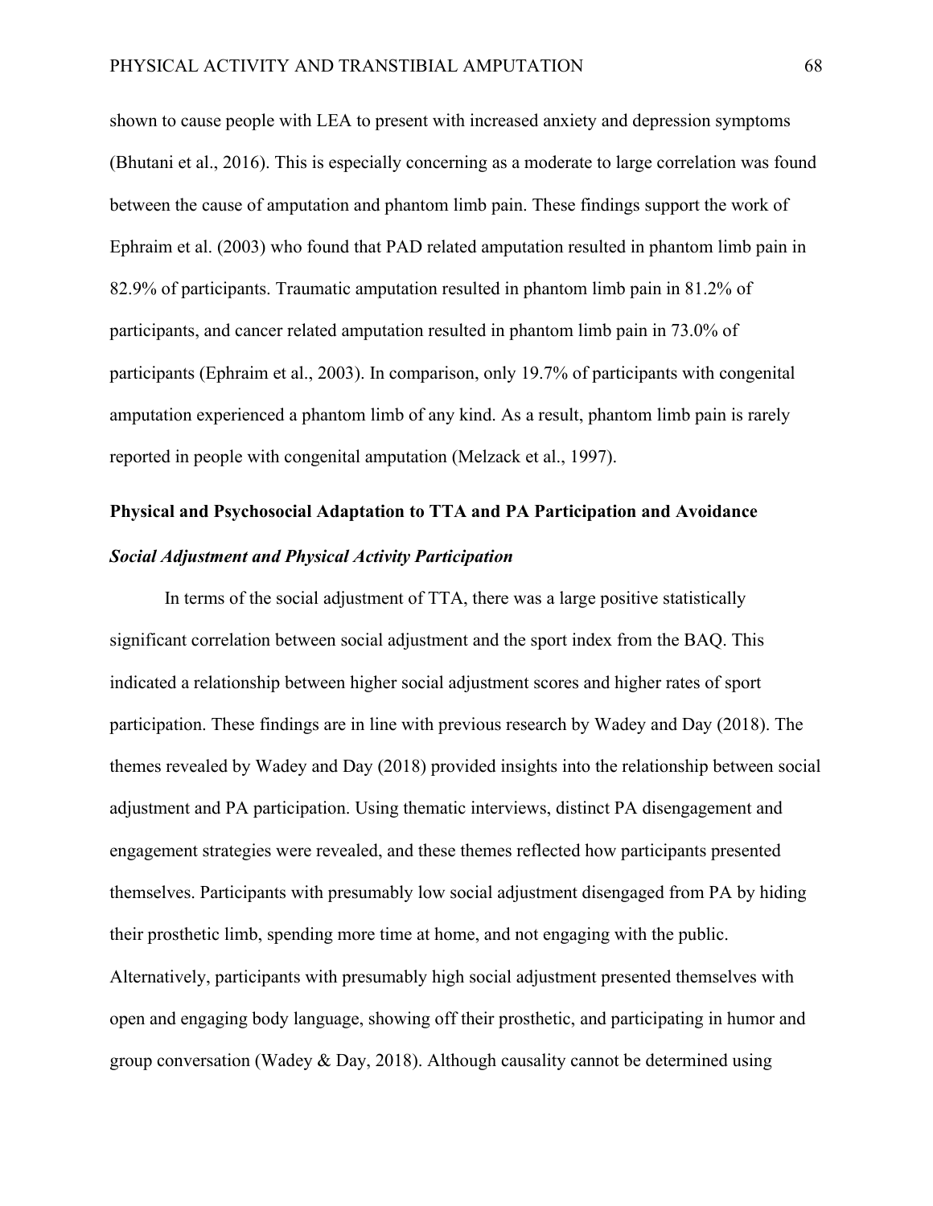shown to cause people with LEA to present with increased anxiety and depression symptoms (Bhutani et al., 2016). This is especially concerning as a moderate to large correlation was found between the cause of amputation and phantom limb pain. These findings support the work of Ephraim et al. (2003) who found that PAD related amputation resulted in phantom limb pain in 82.9% of participants. Traumatic amputation resulted in phantom limb pain in 81.2% of participants, and cancer related amputation resulted in phantom limb pain in 73.0% of participants (Ephraim et al., 2003). In comparison, only 19.7% of participants with congenital amputation experienced a phantom limb of any kind. As a result, phantom limb pain is rarely reported in people with congenital amputation (Melzack et al., 1997).

## Physical and Psychosocial Adaptation to TTA and PA Participation and Avoidance

### *Social Adjustment and Physical Activity Participation*

In terms of the social adjustment of TTA, there was a large positive statistically significant correlation between social adjustment and the sport index from the BAQ. This indicated a relationship between higher social adjustment scores and higher rates of sport participation. These findings are in line with previous research by Wadey and Day (2018). The themes revealed by Wadey and Day (2018) provided insights into the relationship between social adjustment and PA participation. Using thematic interviews, distinct PA disengagement and engagement strategies were revealed, and these themes reflected how participants presented themselves. Participants with presumably low social adjustment disengaged from PA by hiding their prosthetic limb, spending more time at home, and not engaging with the public. Alternatively, participants with presumably high social adjustment presented themselves with open and engaging body language, showing off their prosthetic, and participating in humor and group conversation (Wadey & Day, 2018). Although causality cannot be determined using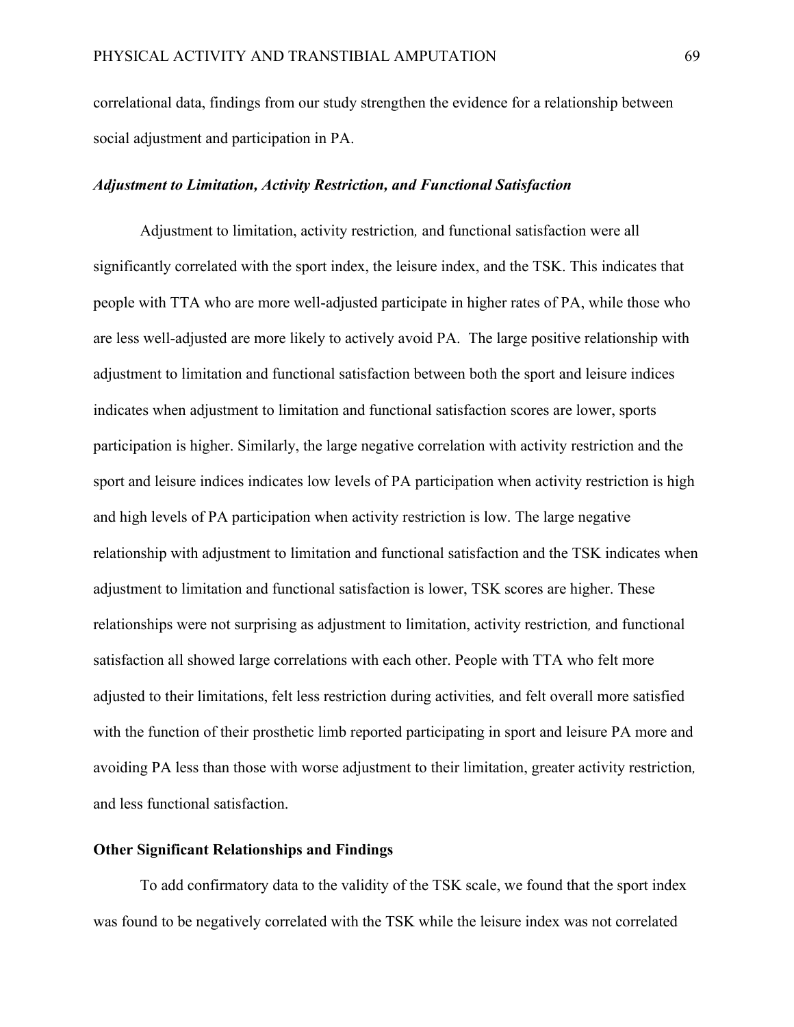correlational data, findings from our study strengthen the evidence for a relationship between social adjustment and participation in PA.

### *Adjustment to Limitation, Activity Restriction, and Functional Satisfaction*

Adjustment to limitation, activity restriction*,* and functional satisfaction were all significantly correlated with the sport index, the leisure index, and the TSK. This indicates that people with TTA who are more well-adjusted participate in higher rates of PA, while those who are less well-adjusted are more likely to actively avoid PA. The large positive relationship with adjustment to limitation and functional satisfaction between both the sport and leisure indices indicates when adjustment to limitation and functional satisfaction scores are lower, sports participation is higher. Similarly, the large negative correlation with activity restriction and the sport and leisure indices indicates low levels of PA participation when activity restriction is high and high levels of PA participation when activity restriction is low. The large negative relationship with adjustment to limitation and functional satisfaction and the TSK indicates when adjustment to limitation and functional satisfaction is lower, TSK scores are higher. These relationships were not surprising as adjustment to limitation, activity restriction*,* and functional satisfaction all showed large correlations with each other. People with TTA who felt more adjusted to their limitations, felt less restriction during activities*,* and felt overall more satisfied with the function of their prosthetic limb reported participating in sport and leisure PA more and avoiding PA less than those with worse adjustment to their limitation, greater activity restriction*,* and less functional satisfaction.

## **Other Significant Relationships and Findings**

To add confirmatory data to the validity of the TSK scale, we found that the sport index was found to be negatively correlated with the TSK while the leisure index was not correlated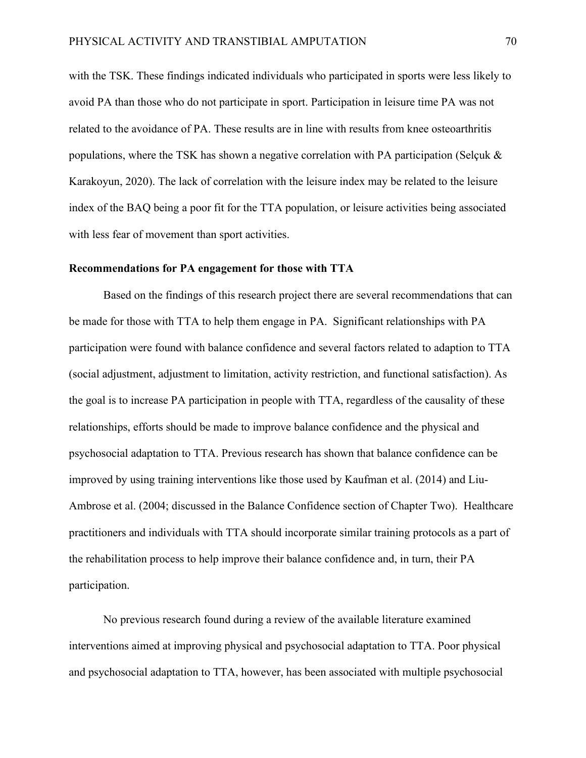with the TSK. These findings indicated individuals who participated in sports were less likely to avoid PA than those who do not participate in sport. Participation in leisure time PA was not related to the avoidance of PA. These results are in line with results from knee osteoarthritis populations, where the TSK has shown a negative correlation with PA participation (Selçuk & Karakoyun, 2020). The lack of correlation with the leisure index may be related to the leisure index of the BAQ being a poor fit for the TTA population, or leisure activities being associated with less fear of movement than sport activities.

### Recommendations for PA engagement for those with TTA

Based on the findings of this research project there are several recommendations that can be made for those with TTA to help them engage in PA. Significant relationships with PA participation were found with balance confidence and several factors related to adaption to TTA (social adjustment, adjustment to limitation, activity restriction, and functional satisfaction). As the goal is to increase PA participation in people with TTA, regardless of the causality of these relationships, efforts should be made to improve balance confidence and the physical and psychosocial adaptation to TTA. Previous research has shown that balance confidence can be improved by using training interventions like those used by Kaufman et al. (2014) and Liu-Ambrose et al. (2004; discussed in the Balance Confidence section of Chapter Two). Healthcare practitioners and individuals with TTA should incorporate similar training protocols as a part of the rehabilitation process to help improve their balance confidence and, in turn, their PA participation.

No previous research found during a review of the available literature examined interventions aimed at improving physical and psychosocial adaptation to TTA. Poor physical and psychosocial adaptation to TTA, however, has been associated with multiple psychosocial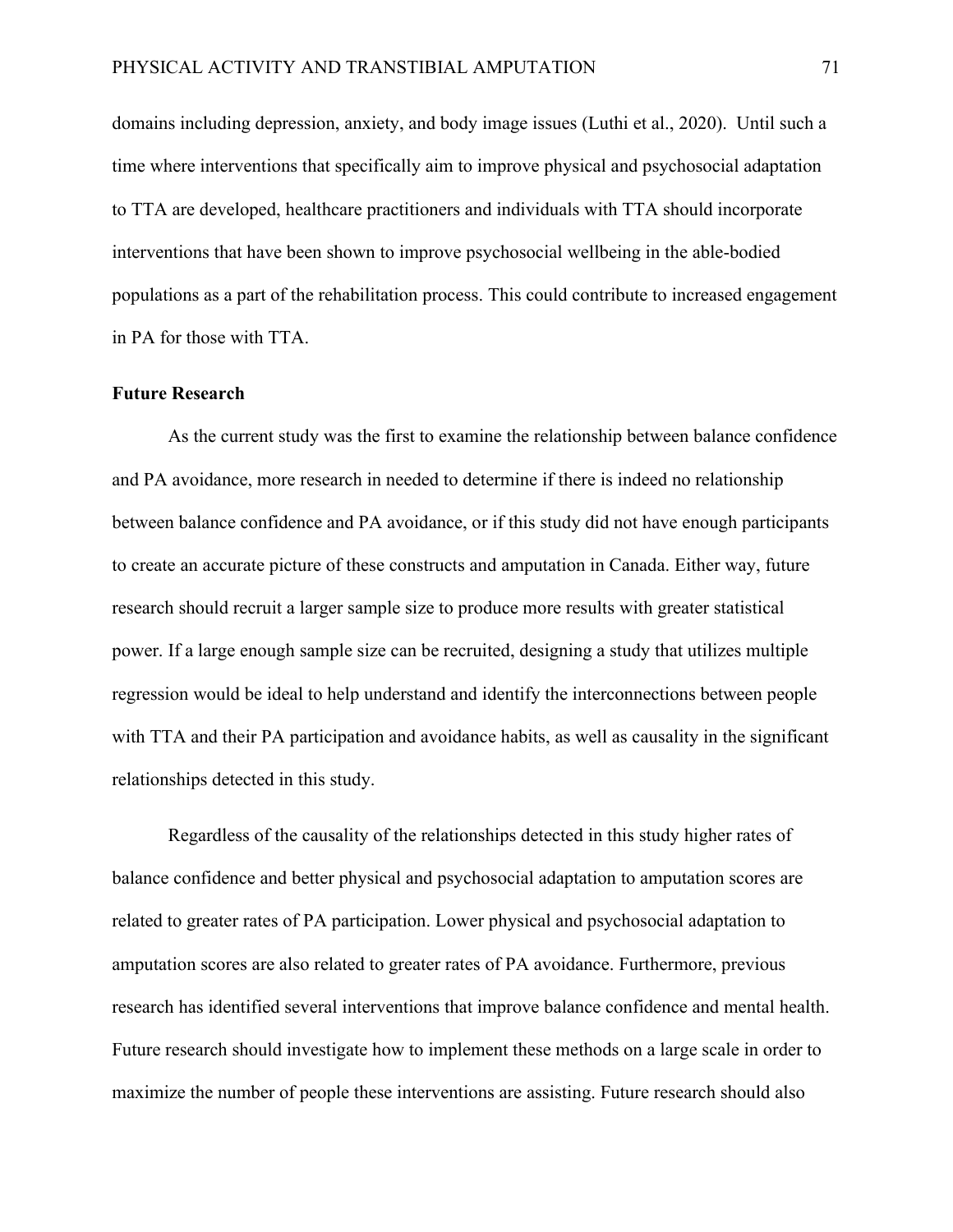domains including depression, anxiety, and body image issues (Luthi et al., 2020). Until such a time where interventions that specifically aim to improve physical and psychosocial adaptation to TTA are developed, healthcare practitioners and individuals with TTA should incorporate interventions that have been shown to improve psychosocial wellbeing in the able-bodied populations as a part of the rehabilitation process. This could contribute to increased engagement in PA for those with TTA.

## Future Research

As the current study was the first to examine the relationship between balance confidence and PA avoidance, more research in needed to determine if there is indeed no relationship between balance confidence and PA avoidance, or if this study did not have enough participants to create an accurate picture of these constructs and amputation in Canada. Either way, future research should recruit a larger sample size to produce more results with greater statistical power. If a large enough sample size can be recruited, designing a study that utilizes multiple regression would be ideal to help understand and identify the interconnections between people with TTA and their PA participation and avoidance habits, as well as causality in the significant relationships detected in this study.

Regardless of the causality of the relationships detected in this study higher rates of balance confidence and better physical and psychosocial adaptation to amputation scores are related to greater rates of PA participation. Lower physical and psychosocial adaptation to amputation scores are also related to greater rates of PA avoidance. Furthermore, previous research has identified several interventions that improve balance confidence and mental health. Future research should investigate how to implement these methods on a large scale in order to maximize the number of people these interventions are assisting. Future research should also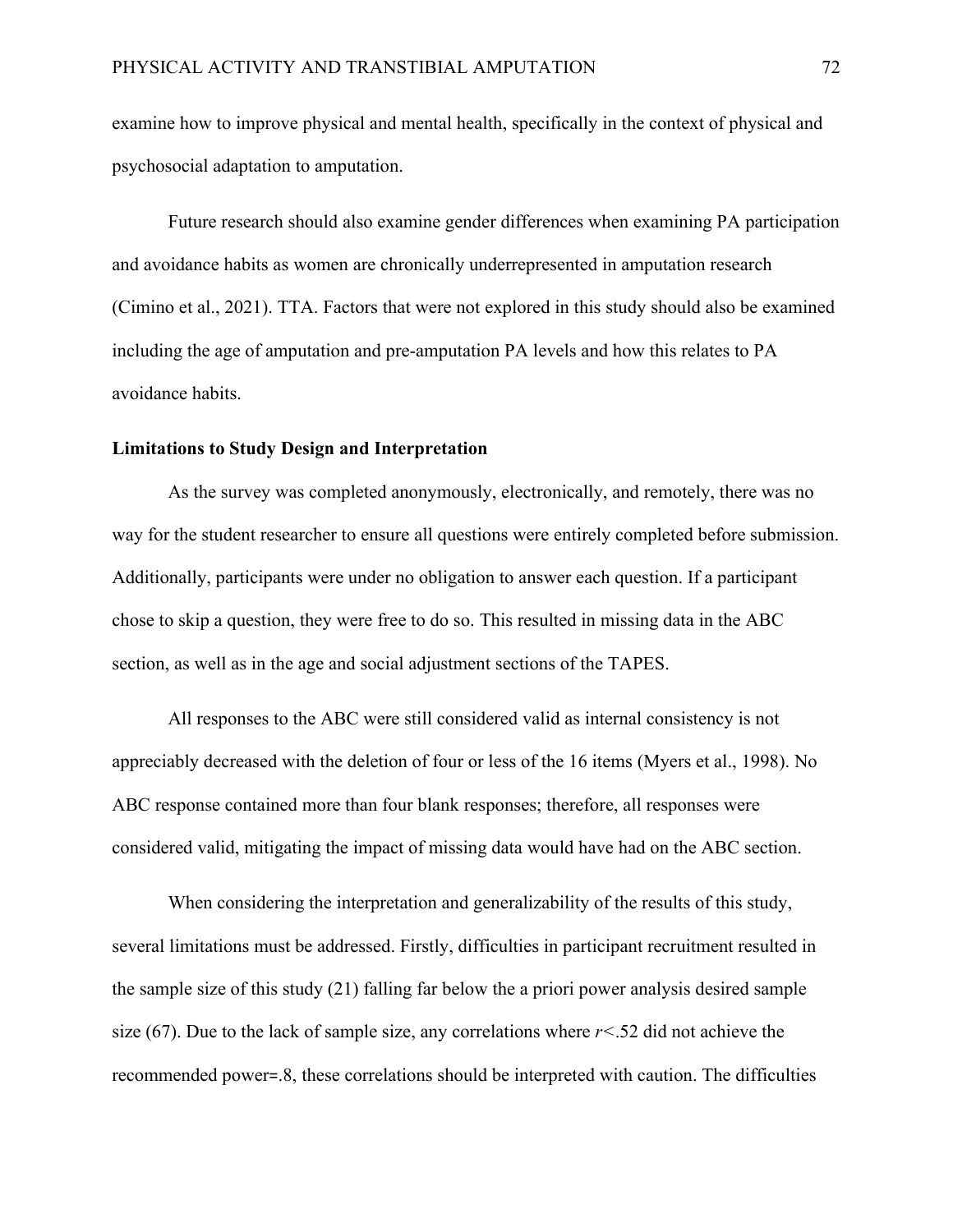examine how to improve physical and mental health, specifically in the context of physical and psychosocial adaptation to amputation.

Future research should also examine gender differences when examining PA participation and avoidance habits as women are chronically underrepresented in amputation research (Cimino et al., 2021). TTA. Factors that were not explored in this study should also be examined including the age of amputation and pre-amputation PA levels and how this relates to PA avoidance habits.

**Limitations to Study Design and Interpretation**

As the survey was completed anonymously, electronically, and remotely, there was no way for the student researcher to ensure all questions were entirely completed before submission. Additionally, participants were under no obligation to answer each question. If a participant chose to skip a question, they were free to do so. This resulted in missing data in the ABC section, as well as in the age and social adjustment sections of the TAPES.

All responses to the ABC were still considered valid as internal consistency is not appreciably decreased with the deletion of four or less of the 16 items (Myers et al., 1998). No ABC response contained more than four blank responses; therefore, all responses were considered valid, mitigating the impact of missing data would have had on the ABC section.

When considering the interpretation and generalizability of the results of this study, several limitations must be addressed. Firstly, difficulties in participant recruitment resulted in the sample size of this study (21) falling far below the a priori power analysis desired sample size (67). Due to the lack of sample size, any correlations where $r<.52$ did not achieve the recommended power=.8, these correlations should be interpreted with caution. The difficulties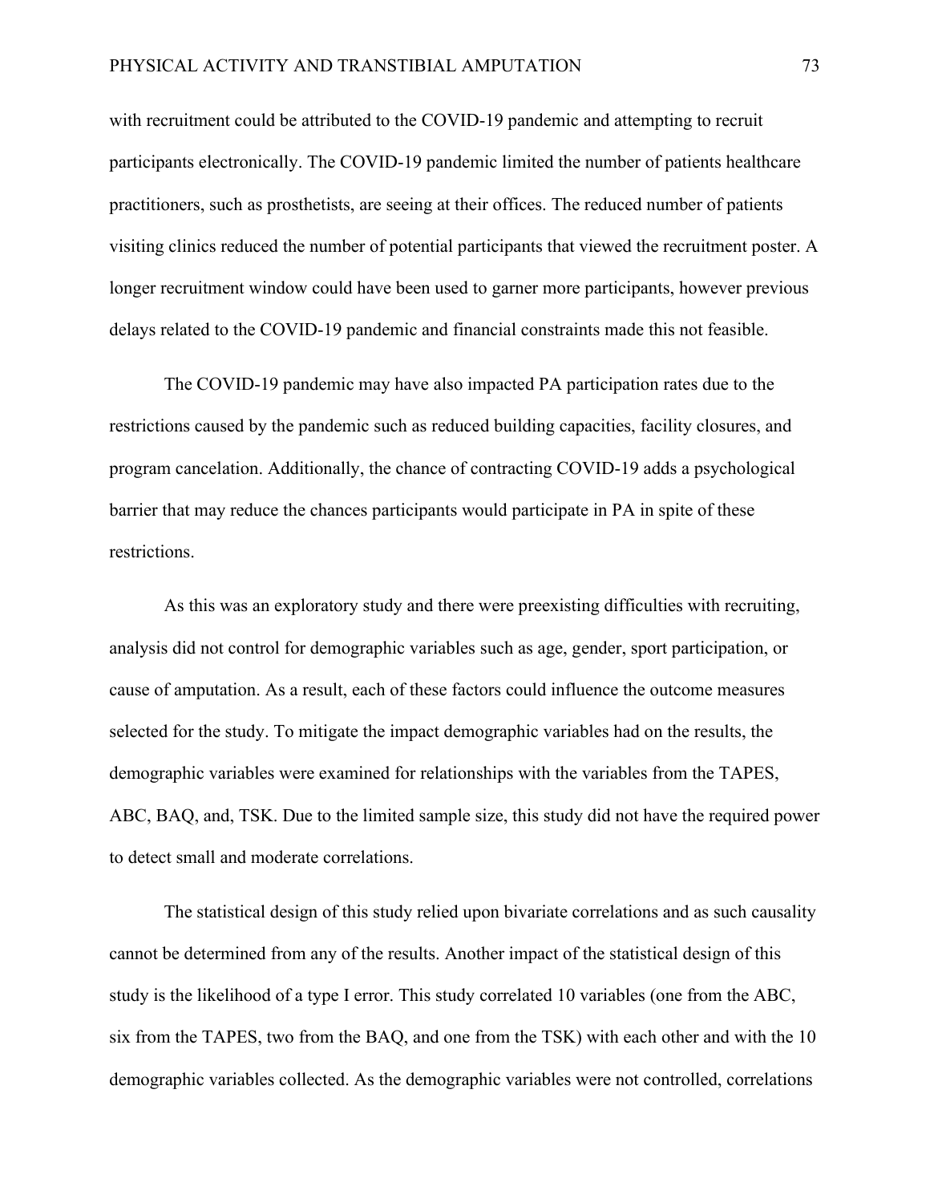with recruitment could be attributed to the COVID-19 pandemic and attempting to recruit participants electronically. The COVID-19 pandemic limited the number of patients healthcare practitioners, such as prosthetists, are seeing at their offices. The reduced number of patients visiting clinics reduced the number of potential participants that viewed the recruitment poster. A longer recruitment window could have been used to garner more participants, however previous delays related to the COVID-19 pandemic and financial constraints made this not feasible.

The COVID-19 pandemic may have also impacted PA participation rates due to the restrictions caused by the pandemic such as reduced building capacities, facility closures, and program cancelation. Additionally, the chance of contracting COVID-19 adds a psychological barrier that may reduce the chances participants would participate in PA in spite of these restrictions.

As this was an exploratory study and there were preexisting difficulties with recruiting, analysis did not control for demographic variables such as age, gender, sport participation, or cause of amputation. As a result, each of these factors could influence the outcome measures selected for the study. To mitigate the impact demographic variables had on the results, the demographic variables were examined for relationships with the variables from the TAPES, ABC, BAQ, and, TSK. Due to the limited sample size, this study did not have the required power to detect small and moderate correlations.

The statistical design of this study relied upon bivariate correlations and as such causality cannot be determined from any of the results. Another impact of the statistical design of this study is the likelihood of a type I error. This study correlated 10 variables (one from the ABC, six from the TAPES, two from the BAQ, and one from the TSK) with each other and with the 10 demographic variables collected. As the demographic variables were not controlled, correlations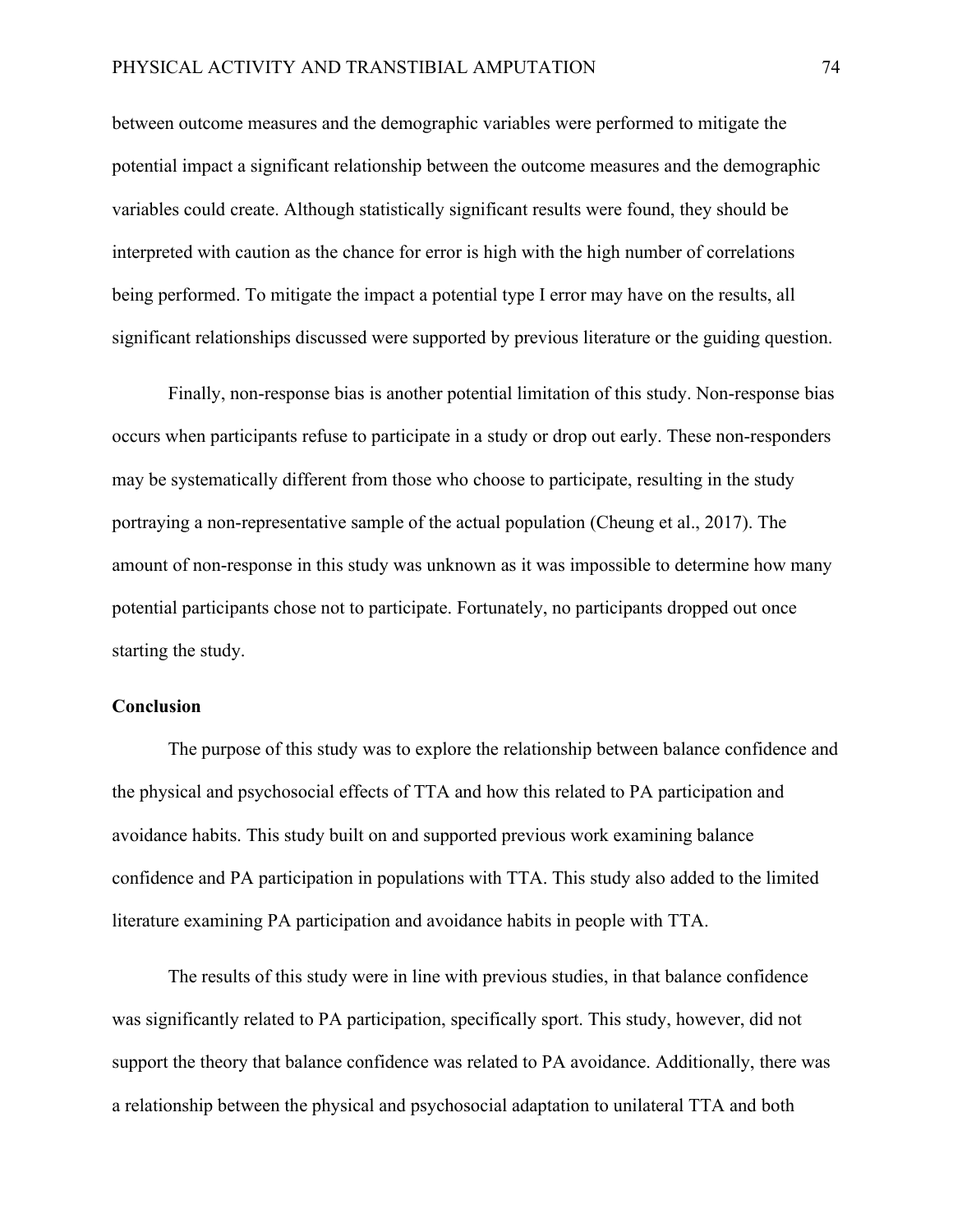between outcome measures and the demographic variables were performed to mitigate the potential impact a significant relationship between the outcome measures and the demographic variables could create. Although statistically significant results were found, they should be interpreted with caution as the chance for error is high with the high number of correlations being performed. To mitigate the impact a potential type I error may have on the results, all significant relationships discussed were supported by previous literature or the guiding question.

Finally, non-response bias is another potential limitation of this study. Non-response bias occurs when participants refuse to participate in a study or drop out early. These non-responders may be systematically different from those who choose to participate, resulting in the study portraying a non-representative sample of the actual population (Cheung et al., 2017). The amount of non-response in this study was unknown as it was impossible to determine how many potential participants chose not to participate. Fortunately, no participants dropped out once starting the study.

## Conclusion

The purpose of this study was to explore the relationship between balance confidence and the physical and psychosocial effects of TTA and how this related to PA participation and avoidance habits. This study built on and supported previous work examining balance confidence and PA participation in populations with TTA. This study also added to the limited literature examining PA participation and avoidance habits in people with TTA.

The results of this study were in line with previous studies, in that balance confidence was significantly related to PA participation, specifically sport. This study, however, did not support the theory that balance confidence was related to PA avoidance. Additionally, there was a relationship between the physical and psychosocial adaptation to unilateral TTA and both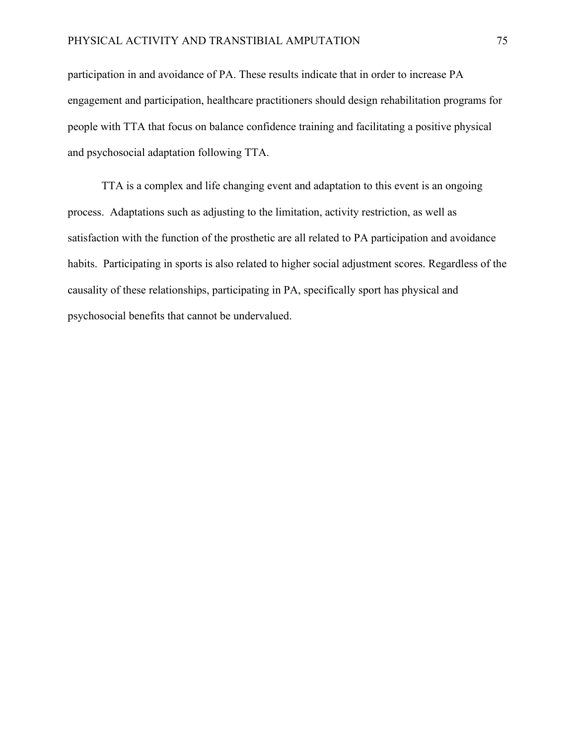participation in and avoidance of PA. These results indicate that in order to increase PA engagement and participation, healthcare practitioners should design rehabilitation programs for people with TTA that focus on balance confidence training and facilitating a positive physical and psychosocial adaptation following TTA.

TTA is a complex and life changing event and adaptation to this event is an ongoing process. Adaptations such as adjusting to the limitation, activity restriction, as well as satisfaction with the function of the prosthetic are all related to PA participation and avoidance habits. Participating in sports is also related to higher social adjustment scores. Regardless of the causality of these relationships, participating in PA, specifically sport has physical and psychosocial benefits that cannot be undervalued.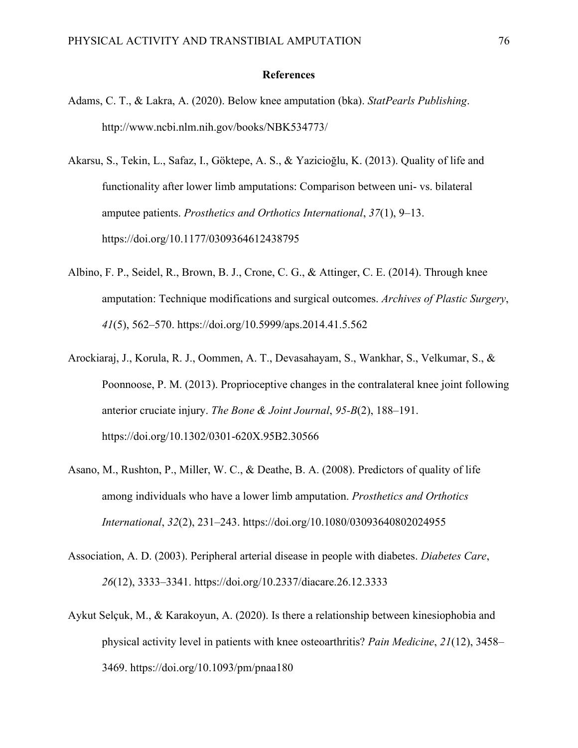# References

Adams, C. T., & Lakra, A. (2020). Below knee amputation (bka). *StatPearls Publishing*. http://www.ncbi.nlm.nih.gov/books/NBK534773/

Akarsu, S., Tekin, L., Safaz, I., Göktepe, A. S., & Yazicioğlu, K. (2013). Quality of life and functionality after lower limb amputations: Comparison between uni- vs. bilateral amputee patients. *Prosthetics and Orthotics International*, *37*(1), 9–13. https://doi.org/10.1177/0309364612438795

Albino, F. P., Seidel, R., Brown, B. J., Crone, C. G., & Attinger, C. E. (2014). Through knee amputation: Technique modifications and surgical outcomes. *Archives of Plastic Surgery*, *41*(5), 562–570. https://doi.org/10.5999/aps.2014.41.5.562

Arockiaraj, J., Korula, R. J., Oommen, A. T., Devasahayam, S., Wankhar, S., Velkumar, S., & Poonnoose, P. M. (2013). Proprioceptive changes in the contralateral knee joint following anterior cruciate injury. *The Bone & Joint Journal*, *95-B*(2), 188–191. https://doi.org/10.1302/0301-620X.95B2.30566

Asano, M., Rushton, P., Miller, W. C., & Deathe, B. A. (2008). Predictors of quality of life among individuals who have a lower limb amputation. *Prosthetics and Orthotics International*, *32*(2), 231–243. https://doi.org/10.1080/03093640802024955

Association, A. D. (2003). Peripheral arterial disease in people with diabetes. *Diabetes Care*, *26*(12), 3333–3341. https://doi.org/10.2337/diacare.26.12.3333

Aykut Selçuk, M., & Karakoyun, A. (2020). Is there a relationship between kinesiophobia and physical activity level in patients with knee osteoarthritis? *Pain Medicine*, *21*(12), 3458–3469. https://doi.org/10.1093/pm/pnaa180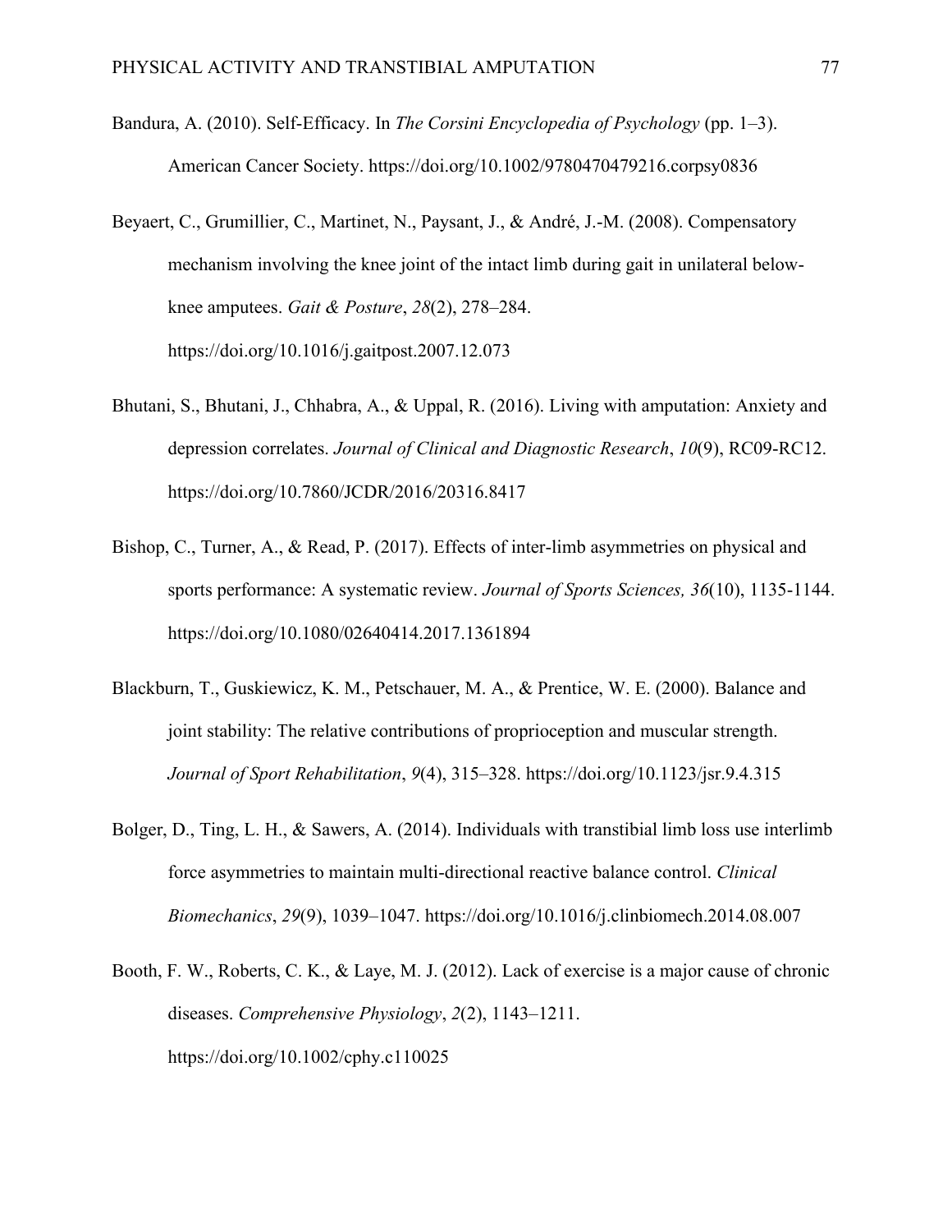Bandura, A. (2010). Self-Efficacy. In *The Corsini Encyclopedia of Psychology* (pp. 1–3). American Cancer Society. https://doi.org/10.1002/9780470479216.corpsy0836

Beyaert, C., Grumillier, C., Martinet, N., Paysant, J., & André, J.-M. (2008). Compensatory mechanism involving the knee joint of the intact limb during gait in unilateral below-knee amputees. *Gait & Posture*, *28*(2), 278–284. https://doi.org/10.1016/j.gaitpost.2007.12.073

Bhutani, S., Bhutani, J., Chhabra, A., & Uppal, R. (2016). Living with amputation: Anxiety and depression correlates. *Journal of Clinical and Diagnostic Research*, *10*(9), RC09-RC12. https://doi.org/10.7860/JCDR/2016/20316.8417

Bishop, C., Turner, A., & Read, P. (2017). Effects of inter-limb asymmetries on physical and sports performance: A systematic review. *Journal of Sports Sciences, 36*(10), 1135-1144. https://doi.org/10.1080/02640414.2017.1361894

Blackburn, T., Guskiewicz, K. M., Petschauer, M. A., & Prentice, W. E. (2000). Balance and joint stability: The relative contributions of proprioception and muscular strength. *Journal of Sport Rehabilitation*, *9*(4), 315–328. https://doi.org/10.1123/jsr.9.4.315

Bolger, D., Ting, L. H., & Sawers, A. (2014). Individuals with transtibial limb loss use interlimb force asymmetries to maintain multi-directional reactive balance control. *Clinical Biomechanics*, *29*(9), 1039–1047. https://doi.org/10.1016/j.clinbiomech.2014.08.007

Booth, F. W., Roberts, C. K., & Laye, M. J. (2012). Lack of exercise is a major cause of chronic diseases. *Comprehensive Physiology*, *2*(2), 1143–1211. https://doi.org/10.1002/cphy.c110025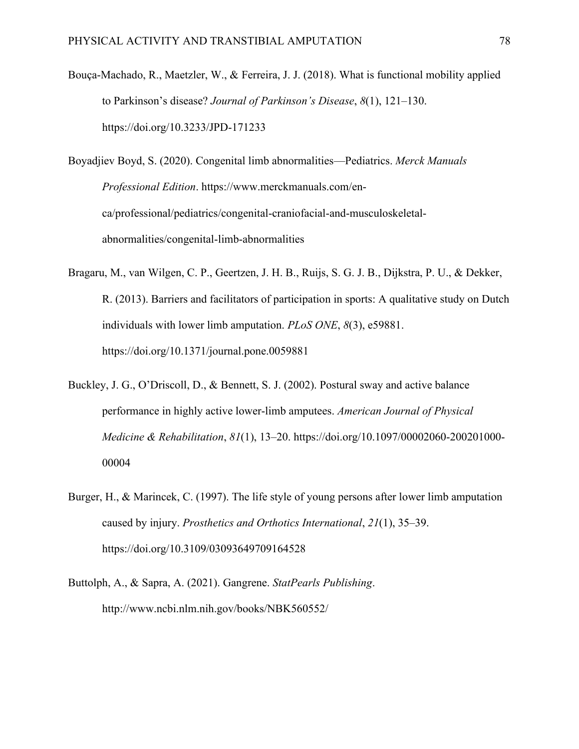Bouça-Machado, R., Maetzler, W., & Ferreira, J. J. (2018). What is functional mobility applied to Parkinson's disease? *Journal of Parkinson's Disease*, *8*(1), 121–130. https://doi.org/10.3233/JPD-171233

Boyadjiev Boyd, S. (2020). Congenital limb abnormalities—Pediatrics. *Merck Manuals Professional Edition*. https://www.merckmanuals.com/en-ca/professional/pediatrics/congenital-craniofacial-and-musculoskeletal-abnormalities/congenital-limb-abnormalities

Bragaru, M., van Wilgen, C. P., Geertzen, J. H. B., Ruijs, S. G. J. B., Dijkstra, P. U., & Dekker, R. (2013). Barriers and facilitators of participation in sports: A qualitative study on Dutch individuals with lower limb amputation. *PLoS ONE*, *8*(3), e59881. https://doi.org/10.1371/journal.pone.0059881

Buckley, J. G., O'Driscoll, D., & Bennett, S. J. (2002). Postural sway and active balance performance in highly active lower-limb amputees. *American Journal of Physical Medicine & Rehabilitation*, *81*(1), 13–20. https://doi.org/10.1097/00002060-200201000-00004

Burger, H., & Marincek, C. (1997). The life style of young persons after lower limb amputation caused by injury. *Prosthetics and Orthotics International*, *21*(1), 35–39. https://doi.org/10.3109/03093649709164528

Buttolph, A., & Sapra, A. (2021). Gangrene. *StatPearls Publishing*. http://www.ncbi.nlm.nih.gov/books/NBK560552/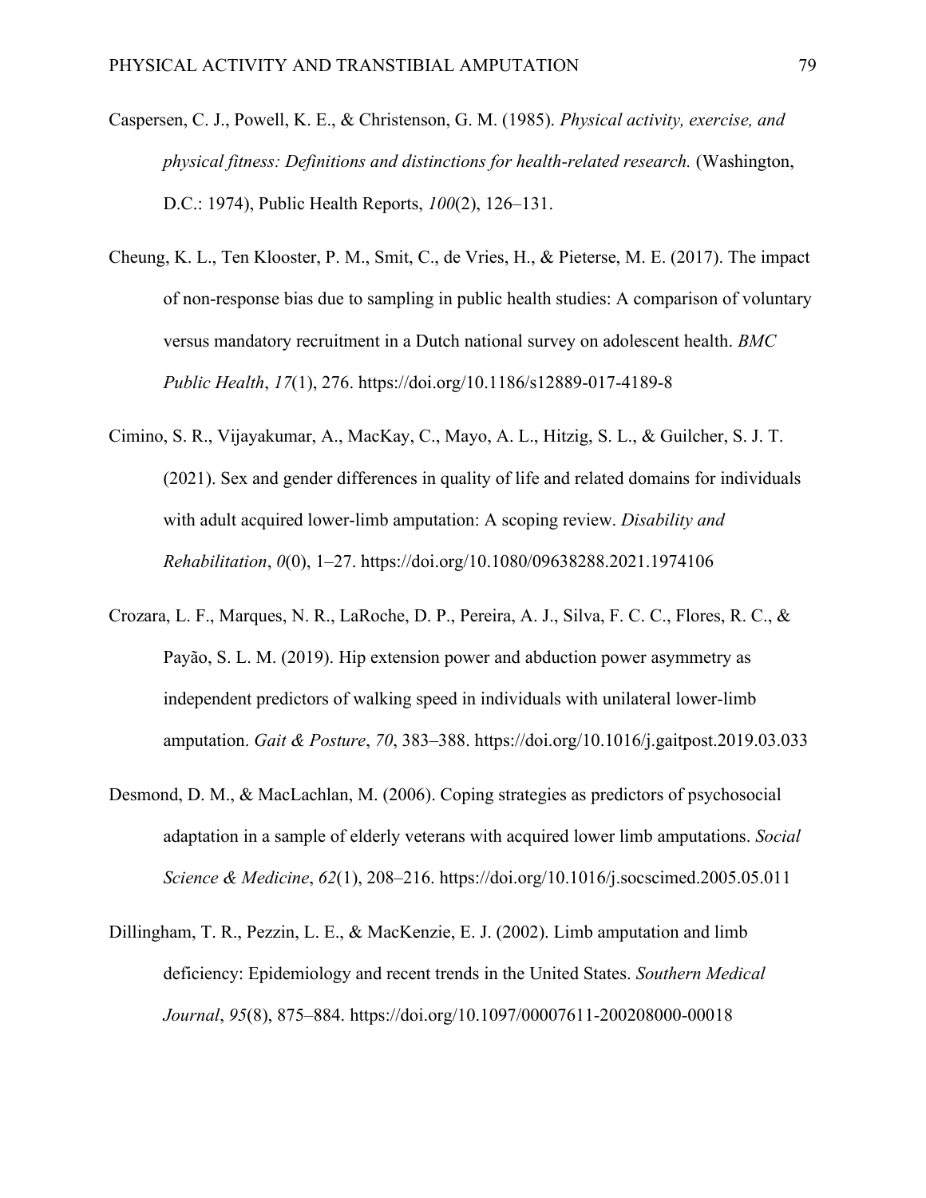Caspersen, C. J., Powell, K. E., & Christenson, G. M. (1985). *Physical activity, exercise, and physical fitness: Definitions and distinctions for health-related research.* (Washington, D.C.: 1974), Public Health Reports, *100*(2), 126–131.

Cheung, K. L., Ten Klooster, P. M., Smit, C., de Vries, H., & Pieterse, M. E. (2017). The impact of non-response bias due to sampling in public health studies: A comparison of voluntary versus mandatory recruitment in a Dutch national survey on adolescent health. *BMC Public Health*, *17*(1), 276. https://doi.org/10.1186/s12889-017-4189-8

Cimino, S. R., Vijayakumar, A., MacKay, C., Mayo, A. L., Hitzig, S. L., & Guilcher, S. J. T. (2021). Sex and gender differences in quality of life and related domains for individuals with adult acquired lower-limb amputation: A scoping review. *Disability and Rehabilitation*, *0*(0), 1–27. https://doi.org/10.1080/09638288.2021.1974106

Crozara, L. F., Marques, N. R., LaRoche, D. P., Pereira, A. J., Silva, F. C. C., Flores, R. C., & Payão, S. L. M. (2019). Hip extension power and abduction power asymmetry as independent predictors of walking speed in individuals with unilateral lower-limb amputation. *Gait & Posture*, *70*, 383–388. https://doi.org/10.1016/j.gaitpost.2019.03.033

Desmond, D. M., & MacLachlan, M. (2006). Coping strategies as predictors of psychosocial adaptation in a sample of elderly veterans with acquired lower limb amputations. *Social Science & Medicine*, *62*(1), 208–216. https://doi.org/10.1016/j.socscimed.2005.05.011

Dillingham, T. R., Pezzin, L. E., & MacKenzie, E. J. (2002). Limb amputation and limb deficiency: Epidemiology and recent trends in the United States. *Southern Medical Journal*, *95*(8), 875–884. https://doi.org/10.1097/00007611-200208000-00018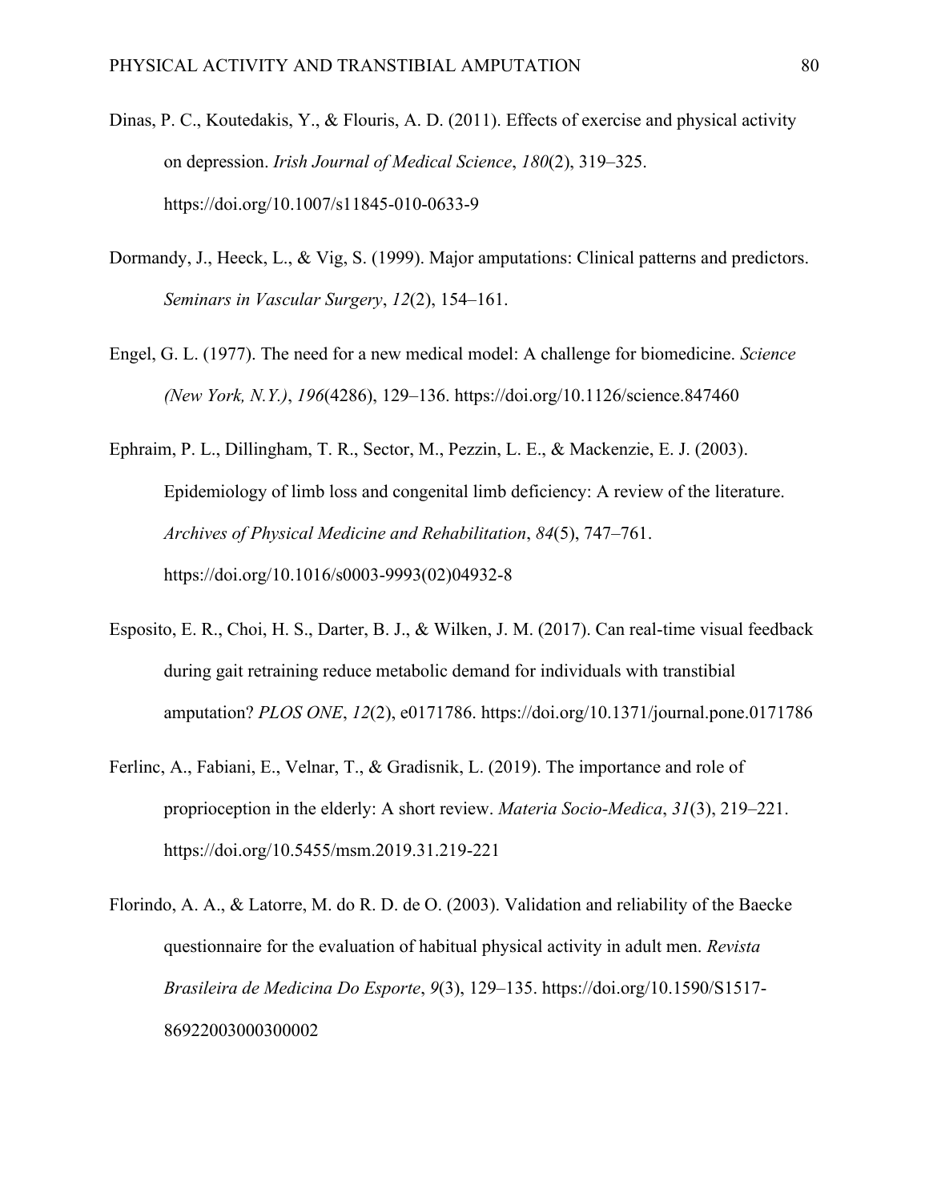Dinas, P. C., Koutedakis, Y., & Flouris, A. D. (2011). Effects of exercise and physical activity on depression. *Irish Journal of Medical Science*, *180*(2), 319–325. https://doi.org/10.1007/s11845-010-0633-9

Dormandy, J., Heeck, L., & Vig, S. (1999). Major amputations: Clinical patterns and predictors. *Seminars in Vascular Surgery*, *12*(2), 154–161.

Engel, G. L. (1977). The need for a new medical model: A challenge for biomedicine. *Science (New York, N.Y.)*, *196*(4286), 129–136. https://doi.org/10.1126/science.847460

Ephraim, P. L., Dillingham, T. R., Sector, M., Pezzin, L. E., & Mackenzie, E. J. (2003). Epidemiology of limb loss and congenital limb deficiency: A review of the literature. *Archives of Physical Medicine and Rehabilitation*, *84*(5), 747–761. https://doi.org/10.1016/s0003-9993(02)04932-8

Esposito, E. R., Choi, H. S., Darter, B. J., & Wilken, J. M. (2017). Can real-time visual feedback during gait retraining reduce metabolic demand for individuals with transtibial amputation? *PLOS ONE*, *12*(2), e0171786. https://doi.org/10.1371/journal.pone.0171786

Ferlinc, A., Fabiani, E., Velnar, T., & Gradisnik, L. (2019). The importance and role of proprioception in the elderly: A short review. *Materia Socio-Medica*, *31*(3), 219–221. https://doi.org/10.5455/msm.2019.31.219-221

Florindo, A. A., & Latorre, M. do R. D. de O. (2003). Validation and reliability of the Baecke questionnaire for the evaluation of habitual physical activity in adult men. *Revista Brasileira de Medicina Do Esporte*, *9*(3), 129–135. https://doi.org/10.1590/S1517-86922003000300002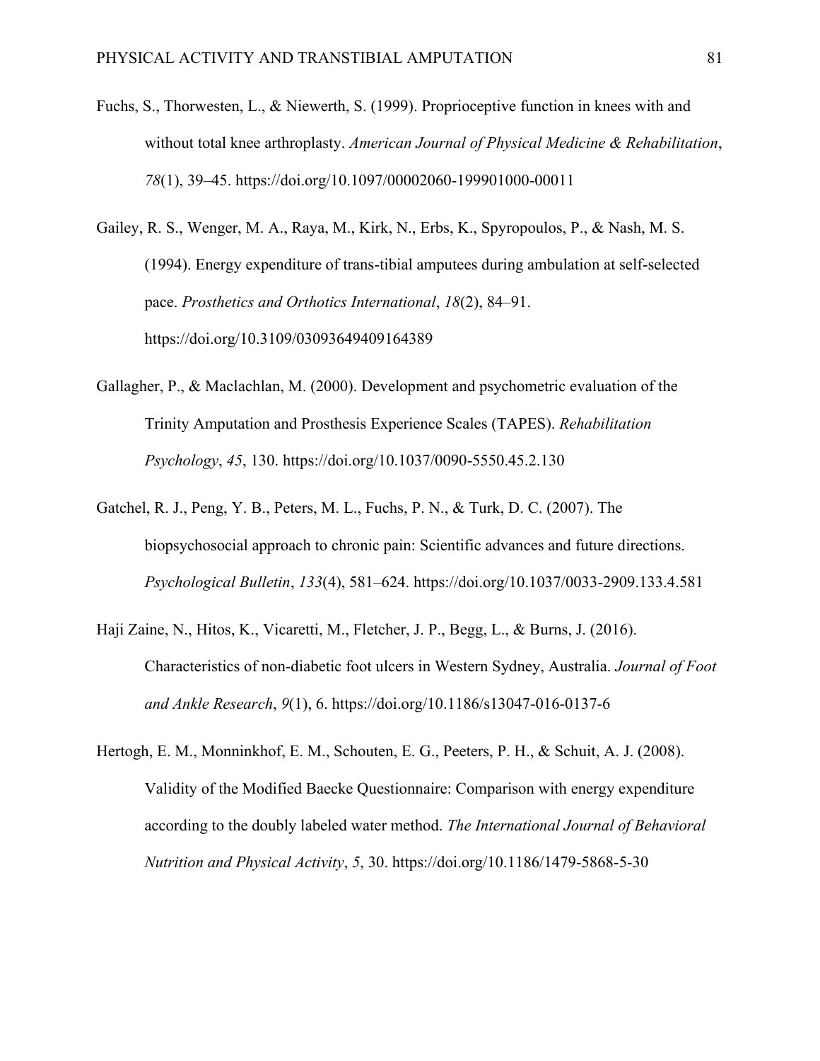Fuchs, S., Thorwesten, L., & Niewerth, S. (1999). Proprioceptive function in knees with and without total knee arthroplasty. *American Journal of Physical Medicine & Rehabilitation*, *78*(1), 39–45. https://doi.org/10.1097/00002060-199901000-00011

Gailey, R. S., Wenger, M. A., Raya, M., Kirk, N., Erbs, K., Spyropoulos, P., & Nash, M. S. (1994). Energy expenditure of trans-tibial amputees during ambulation at self-selected pace. *Prosthetics and Orthotics International*, *18*(2), 84–91. https://doi.org/10.3109/03093649409164389

Gallagher, P., & Maclachlan, M. (2000). Development and psychometric evaluation of the Trinity Amputation and Prosthesis Experience Scales (TAPES). *Rehabilitation Psychology*, *45*, 130. https://doi.org/10.1037/0090-5550.45.2.130

Gatchel, R. J., Peng, Y. B., Peters, M. L., Fuchs, P. N., & Turk, D. C. (2007). The biopsychosocial approach to chronic pain: Scientific advances and future directions. *Psychological Bulletin*, *133*(4), 581–624. https://doi.org/10.1037/0033-2909.133.4.581

Haji Zaine, N., Hitos, K., Vicaretti, M., Fletcher, J. P., Begg, L., & Burns, J. (2016). Characteristics of non-diabetic foot ulcers in Western Sydney, Australia. *Journal of Foot and Ankle Research*, *9*(1), 6. https://doi.org/10.1186/s13047-016-0137-6

Hertogh, E. M., Monninkhof, E. M., Schouten, E. G., Peeters, P. H., & Schuit, A. J. (2008). Validity of the Modified Baecke Questionnaire: Comparison with energy expenditure according to the doubly labeled water method. *The International Journal of Behavioral Nutrition and Physical Activity*, *5*, 30. https://doi.org/10.1186/1479-5868-5-30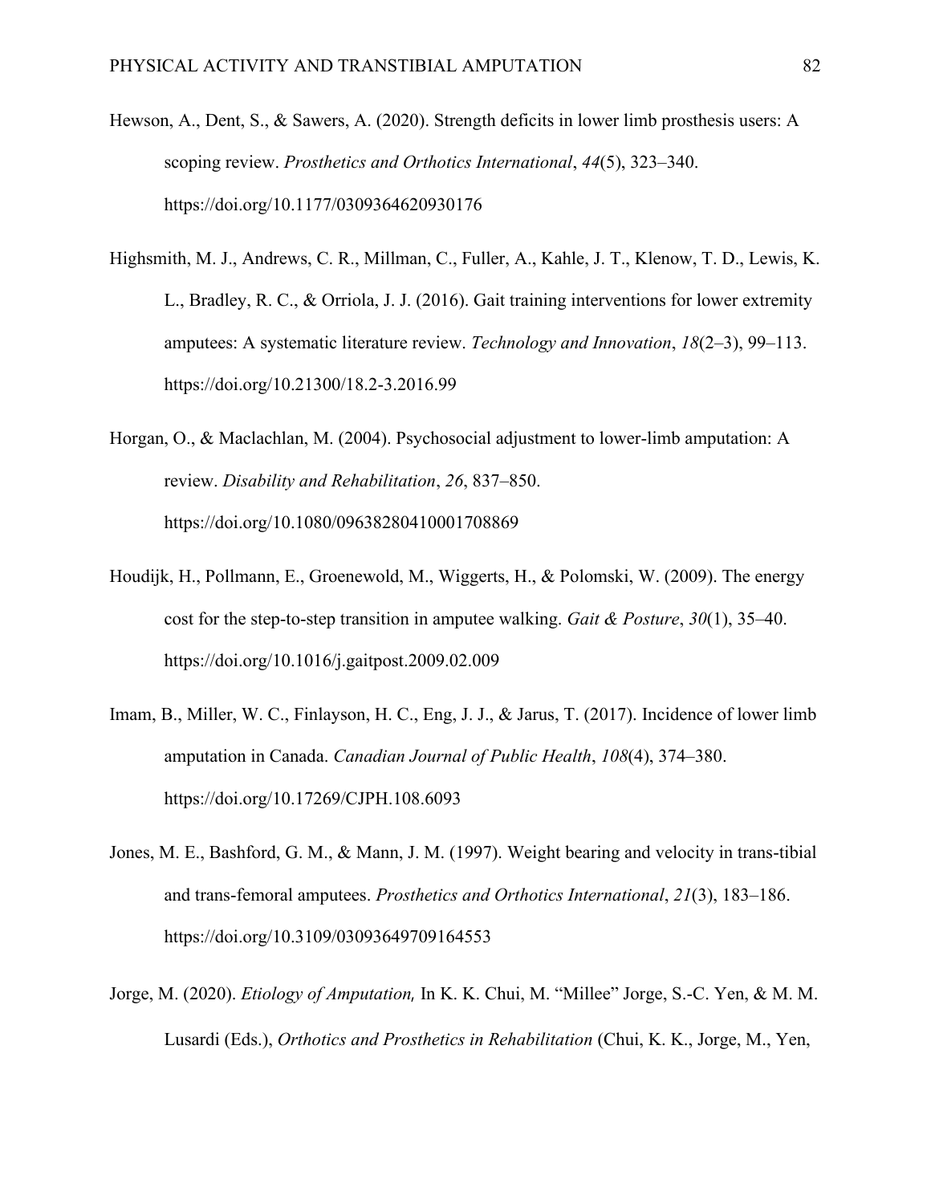Hewson, A., Dent, S., & Sawers, A. (2020). Strength deficits in lower limb prosthesis users: A scoping review. *Prosthetics and Orthotics International*, *44*(5), 323–340. https://doi.org/10.1177/0309364620930176

Highsmith, M. J., Andrews, C. R., Millman, C., Fuller, A., Kahle, J. T., Klenow, T. D., Lewis, K. L., Bradley, R. C., & Orriola, J. J. (2016). Gait training interventions for lower extremity amputees: A systematic literature review. *Technology and Innovation*, *18*(2–3), 99–113. https://doi.org/10.21300/18.2-3.2016.99

Horgan, O., & Maclachlan, M. (2004). Psychosocial adjustment to lower-limb amputation: A review. *Disability and Rehabilitation*, *26*, 837–850. https://doi.org/10.1080/09638280410001708869

Houdijk, H., Pollmann, E., Groenewold, M., Wiggerts, H., & Polomski, W. (2009). The energy cost for the step-to-step transition in amputee walking. *Gait & Posture*, *30*(1), 35–40. https://doi.org/10.1016/j.gaitpost.2009.02.009

Imam, B., Miller, W. C., Finlayson, H. C., Eng, J. J., & Jarus, T. (2017). Incidence of lower limb amputation in Canada. *Canadian Journal of Public Health*, *108*(4), 374–380. https://doi.org/10.17269/CJPH.108.6093

Jones, M. E., Bashford, G. M., & Mann, J. M. (1997). Weight bearing and velocity in trans-tibial and trans-femoral amputees. *Prosthetics and Orthotics International*, *21*(3), 183–186. https://doi.org/10.3109/03093649709164553

Jorge, M. (2020). *Etiology of Amputation,* In K. K. Chui, M. "Millee" Jorge, S.-C. Yen, & M. M. Lusardi (Eds.), *Orthotics and Prosthetics in Rehabilitation* (Chui, K. K., Jorge, M., Yen,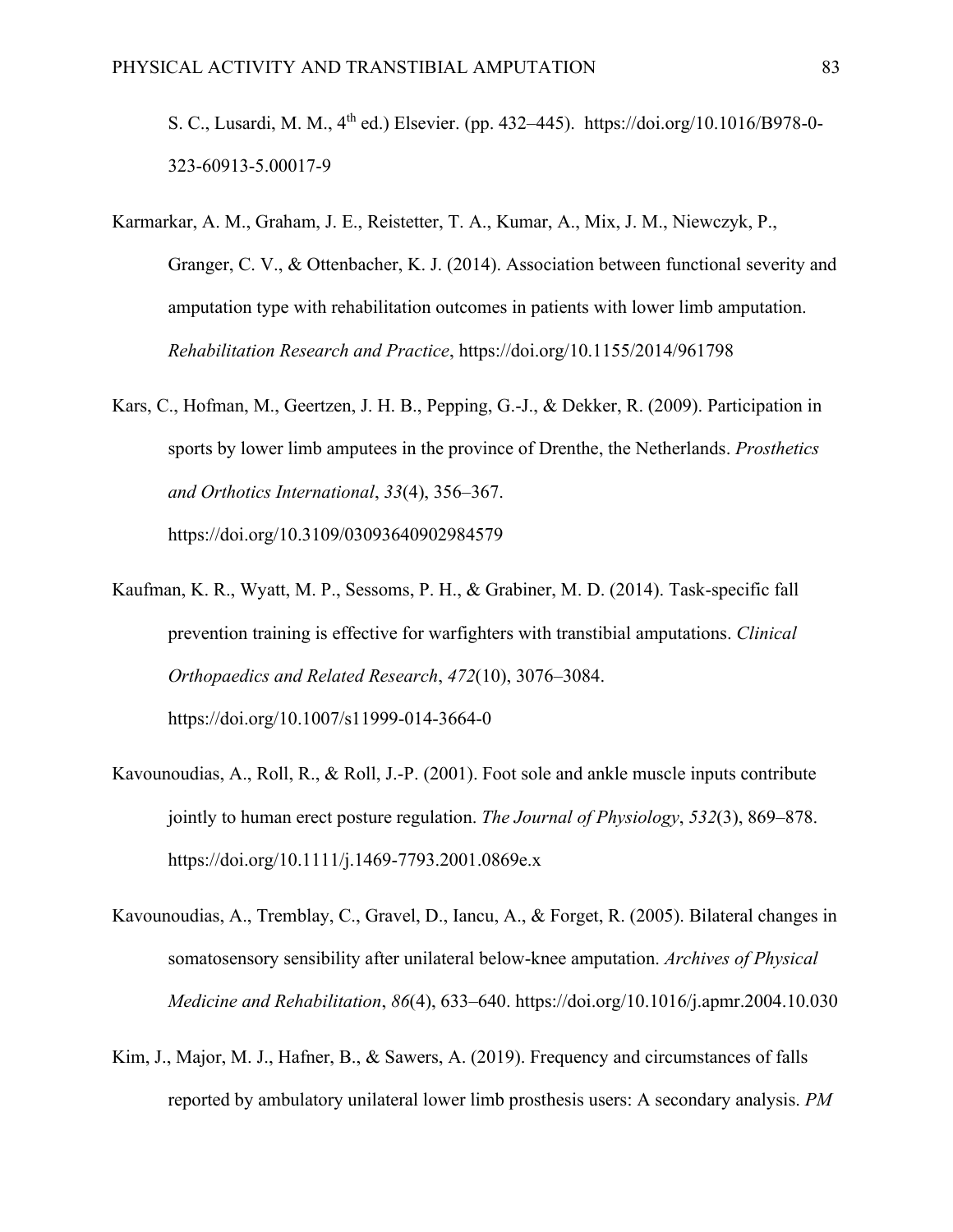S. C., Lusardi, M. M., 4th ed.) Elsevier. (pp. 432–445). https://doi.org/10.1016/B978-0-323-60913-5.00017-9

Karmarkar, A. M., Graham, J. E., Reistetter, T. A., Kumar, A., Mix, J. M., Niewczyk, P., Granger, C. V., & Ottenbacher, K. J. (2014). Association between functional severity and amputation type with rehabilitation outcomes in patients with lower limb amputation. *Rehabilitation Research and Practice*, https://doi.org/10.1155/2014/961798

Kars, C., Hofman, M., Geertzen, J. H. B., Pepping, G.-J., & Dekker, R. (2009). Participation in sports by lower limb amputees in the province of Drenthe, the Netherlands. *Prosthetics and Orthotics International*, *33*(4), 356–367. https://doi.org/10.3109/03093640902984579

Kaufman, K. R., Wyatt, M. P., Sessoms, P. H., & Grabiner, M. D. (2014). Task-specific fall prevention training is effective for warfighters with transtibial amputations. *Clinical Orthopaedics and Related Research*, *472*(10), 3076–3084. https://doi.org/10.1007/s11999-014-3664-0

Kavounoudias, A., Roll, R., & Roll, J.-P. (2001). Foot sole and ankle muscle inputs contribute jointly to human erect posture regulation. *The Journal of Physiology*, *532*(3), 869–878. https://doi.org/10.1111/j.1469-7793.2001.0869e.x

Kavounoudias, A., Tremblay, C., Gravel, D., Iancu, A., & Forget, R. (2005). Bilateral changes in somatosensory sensibility after unilateral below-knee amputation. *Archives of Physical Medicine and Rehabilitation*, *86*(4), 633–640. https://doi.org/10.1016/j.apmr.2004.10.030

Kim, J., Major, M. J., Hafner, B., & Sawers, A. (2019). Frequency and circumstances of falls reported by ambulatory unilateral lower limb prosthesis users: A secondary analysis. *PM*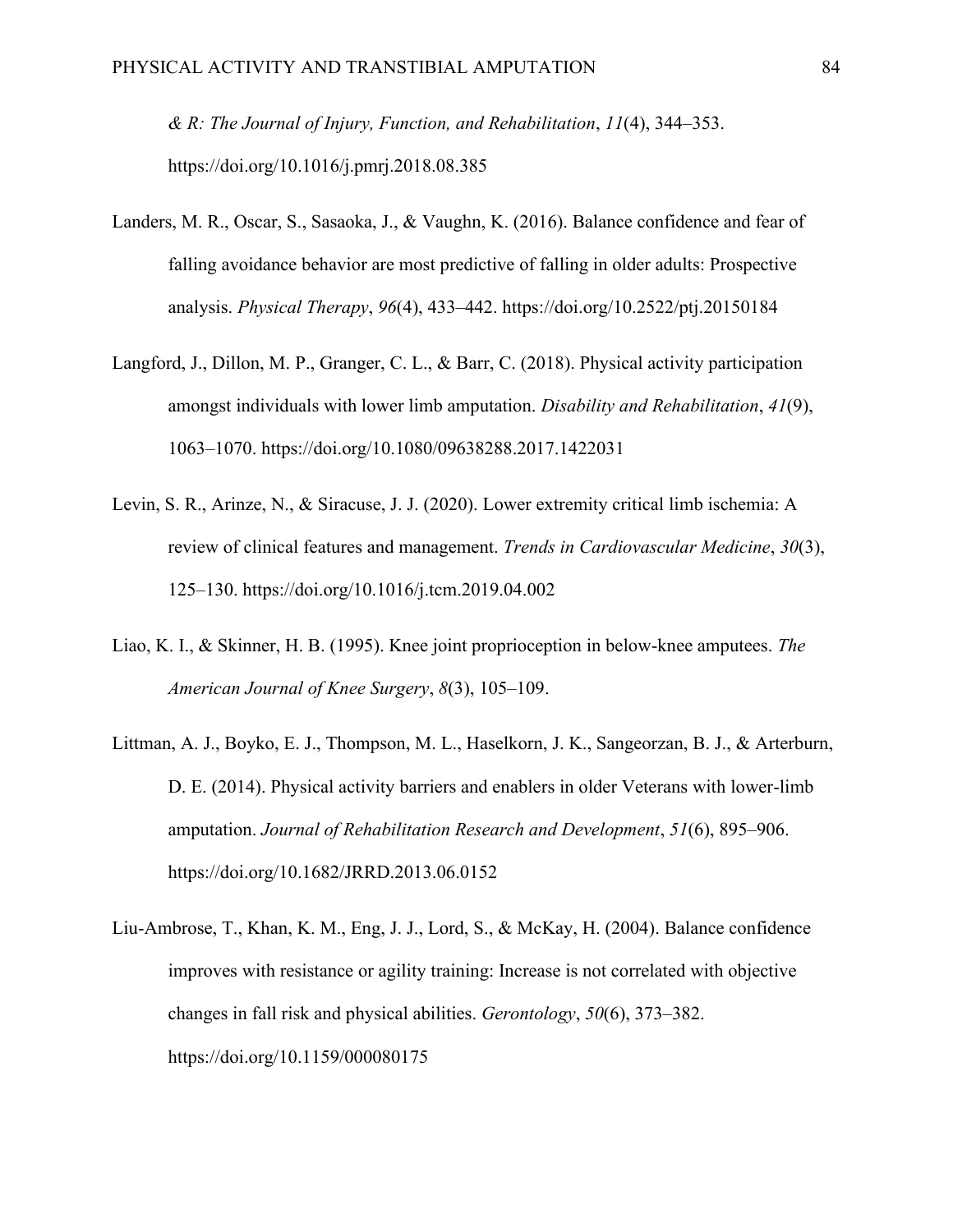*& R: The Journal of Injury, Function, and Rehabilitation*, *11*(4), 344–353. https://doi.org/10.1016/j.pmrj.2018.08.385

Landers, M. R., Oscar, S., Sasaoka, J., & Vaughn, K. (2016). Balance confidence and fear of falling avoidance behavior are most predictive of falling in older adults: Prospective analysis. *Physical Therapy*, *96*(4), 433–442. https://doi.org/10.2522/ptj.20150184

Langford, J., Dillon, M. P., Granger, C. L., & Barr, C. (2018). Physical activity participation amongst individuals with lower limb amputation. *Disability and Rehabilitation*, *41*(9), 1063–1070. https://doi.org/10.1080/09638288.2017.1422031

Levin, S. R., Arinze, N., & Siracuse, J. J. (2020). Lower extremity critical limb ischemia: A review of clinical features and management. *Trends in Cardiovascular Medicine*, *30*(3), 125–130. https://doi.org/10.1016/j.tcm.2019.04.002

Liao, K. I., & Skinner, H. B. (1995). Knee joint proprioception in below-knee amputees. *The American Journal of Knee Surgery*, *8*(3), 105–109.

Littman, A. J., Boyko, E. J., Thompson, M. L., Haselkorn, J. K., Sangeorzan, B. J., & Arterburn, D. E. (2014). Physical activity barriers and enablers in older Veterans with lower-limb amputation. *Journal of Rehabilitation Research and Development*, *51*(6), 895–906. https://doi.org/10.1682/JRRD.2013.06.0152

Liu-Ambrose, T., Khan, K. M., Eng, J. J., Lord, S., & McKay, H. (2004). Balance confidence improves with resistance or agility training: Increase is not correlated with objective changes in fall risk and physical abilities. *Gerontology*, *50*(6), 373–382. https://doi.org/10.1159/000080175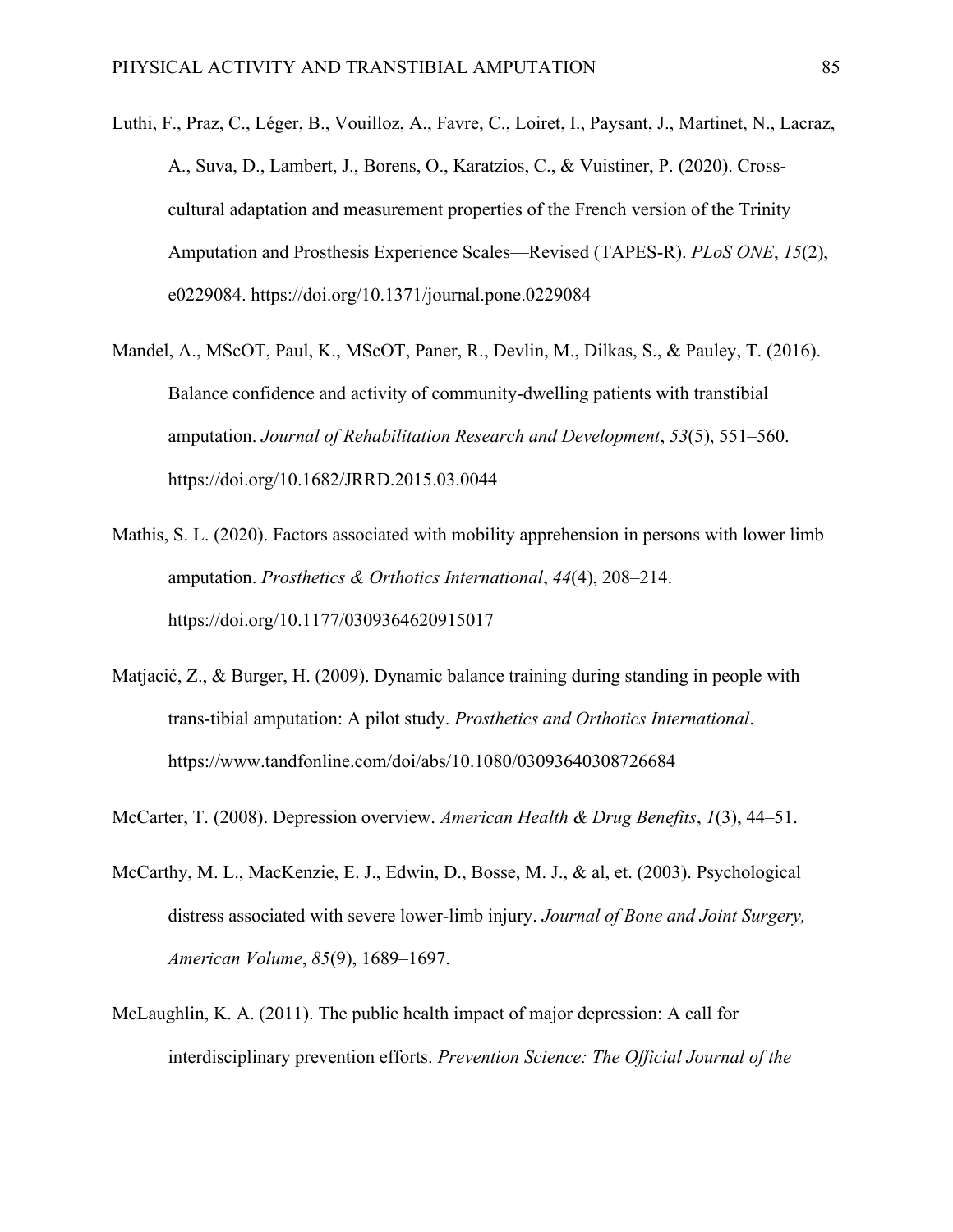Luthi, F., Praz, C., Léger, B., Vouilloz, A., Favre, C., Loiret, I., Paysant, J., Martinet, N., Lacraz, A., Suva, D., Lambert, J., Borens, O., Karatzios, C., & Vuistiner, P. (2020). Cross-cultural adaptation and measurement properties of the French version of the Trinity Amputation and Prosthesis Experience Scales—Revised (TAPES-R). *PLoS ONE*, *15*(2), e0229084. https://doi.org/10.1371/journal.pone.0229084

Mandel, A., MScOT, Paul, K., MScOT, Paner, R., Devlin, M., Dilkas, S., & Pauley, T. (2016). Balance confidence and activity of community-dwelling patients with transtibial amputation. *Journal of Rehabilitation Research and Development*, *53*(5), 551–560. https://doi.org/10.1682/JRRD.2015.03.0044

Mathis, S. L. (2020). Factors associated with mobility apprehension in persons with lower limb amputation. *Prosthetics & Orthotics International*, *44*(4), 208–214. https://doi.org/10.1177/0309364620915017

Matjacić, Z., & Burger, H. (2009). Dynamic balance training during standing in people with trans-tibial amputation: A pilot study. *Prosthetics and Orthotics International*. https://www.tandfonline.com/doi/abs/10.1080/03093640308726684

McCarter, T. (2008). Depression overview. *American Health & Drug Benefits*, *1*(3), 44–51.

McCarthy, M. L., MacKenzie, E. J., Edwin, D., Bosse, M. J., & al, et. (2003). Psychological distress associated with severe lower-limb injury. *Journal of Bone and Joint Surgery, American Volume*, *85*(9), 1689–1697.

McLaughlin, K. A. (2011). The public health impact of major depression: A call for interdisciplinary prevention efforts. *Prevention Science: The Official Journal of the*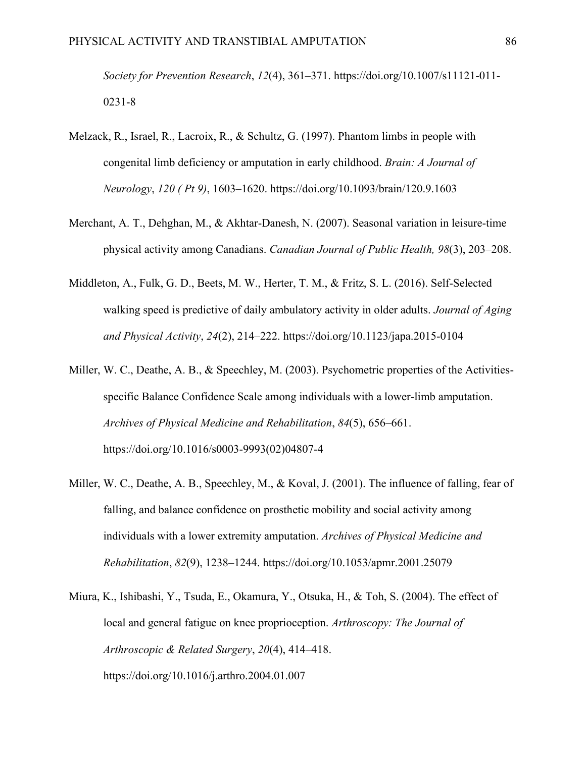*Society for Prevention Research*, *12*(4), 361–371. https://doi.org/10.1007/s11121-011-0231-8

Melzack, R., Israel, R., Lacroix, R., & Schultz, G. (1997). Phantom limbs in people with congenital limb deficiency or amputation in early childhood. *Brain: A Journal of Neurology*, *120 ( Pt 9)*, 1603–1620. https://doi.org/10.1093/brain/120.9.1603

Merchant, A. T., Dehghan, M., & Akhtar-Danesh, N. (2007). Seasonal variation in leisure-time physical activity among Canadians. *Canadian Journal of Public Health, 98*(3), 203–208.

Middleton, A., Fulk, G. D., Beets, M. W., Herter, T. M., & Fritz, S. L. (2016). Self-Selected walking speed is predictive of daily ambulatory activity in older adults. *Journal of Aging and Physical Activity*, *24*(2), 214–222. https://doi.org/10.1123/japa.2015-0104

Miller, W. C., Deathe, A. B., & Speechley, M. (2003). Psychometric properties of the Activities-specific Balance Confidence Scale among individuals with a lower-limb amputation. *Archives of Physical Medicine and Rehabilitation*, *84*(5), 656–661. https://doi.org/10.1016/s0003-9993(02)04807-4

Miller, W. C., Deathe, A. B., Speechley, M., & Koval, J. (2001). The influence of falling, fear of falling, and balance confidence on prosthetic mobility and social activity among individuals with a lower extremity amputation. *Archives of Physical Medicine and Rehabilitation*, *82*(9), 1238–1244. https://doi.org/10.1053/apmr.2001.25079

Miura, K., Ishibashi, Y., Tsuda, E., Okamura, Y., Otsuka, H., & Toh, S. (2004). The effect of local and general fatigue on knee proprioception. *Arthroscopy: The Journal of Arthroscopic & Related Surgery*, *20*(4), 414–418. https://doi.org/10.1016/j.arthro.2004.01.007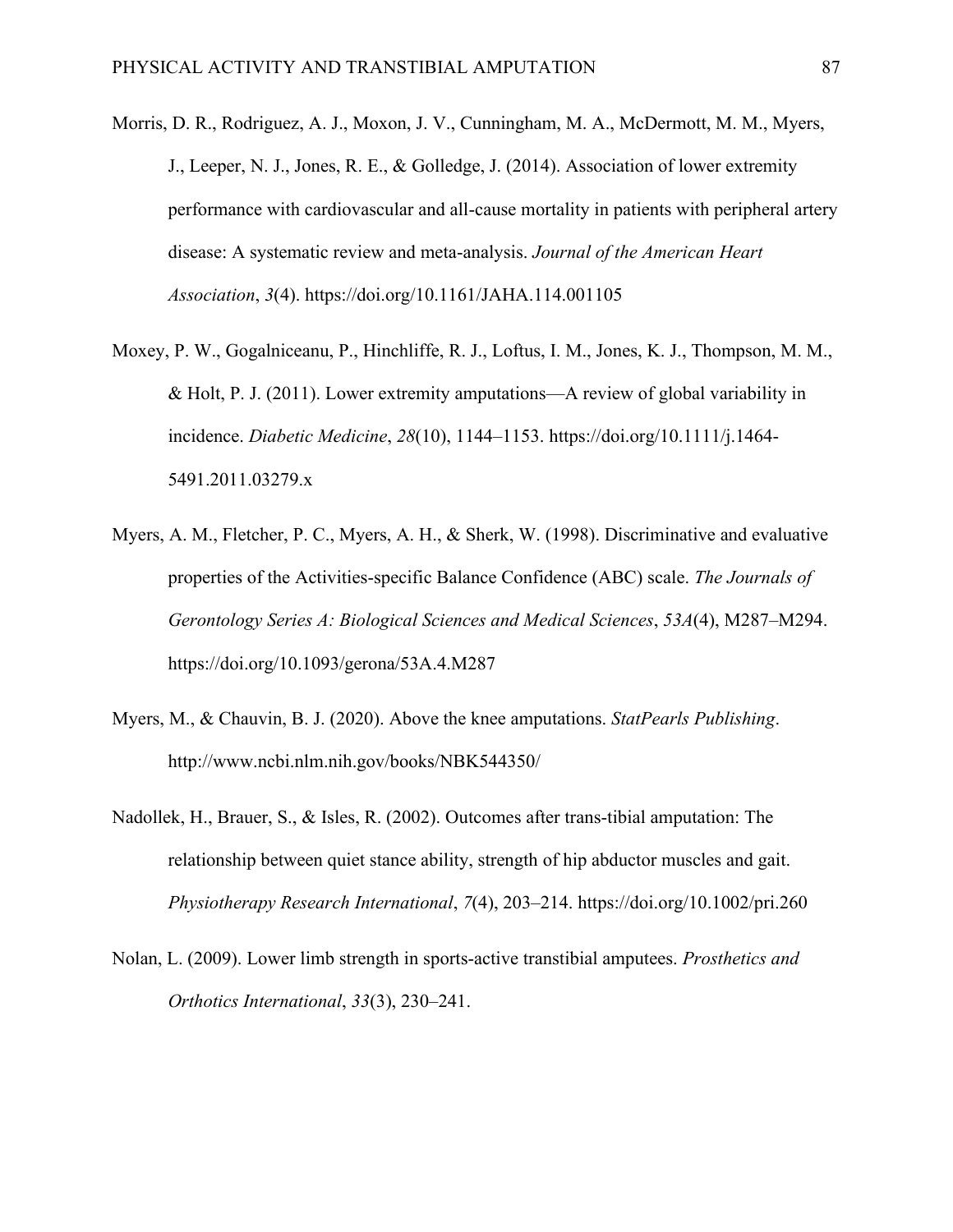Morris, D. R., Rodriguez, A. J., Moxon, J. V., Cunningham, M. A., McDermott, M. M., Myers, J., Leeper, N. J., Jones, R. E., & Golledge, J. (2014). Association of lower extremity performance with cardiovascular and all-cause mortality in patients with peripheral artery disease: A systematic review and meta-analysis. *Journal of the American Heart Association*, *3*(4). https://doi.org/10.1161/JAHA.114.001105

Moxey, P. W., Gogalniceanu, P., Hinchliffe, R. J., Loftus, I. M., Jones, K. J., Thompson, M. M., & Holt, P. J. (2011). Lower extremity amputations—A review of global variability in incidence. *Diabetic Medicine*, *28*(10), 1144–1153. https://doi.org/10.1111/j.1464-5491.2011.03279.x

Myers, A. M., Fletcher, P. C., Myers, A. H., & Sherk, W. (1998). Discriminative and evaluative properties of the Activities-specific Balance Confidence (ABC) scale. *The Journals of Gerontology Series A: Biological Sciences and Medical Sciences*, *53A*(4), M287–M294. https://doi.org/10.1093/gerona/53A.4.M287

Myers, M., & Chauvin, B. J. (2020). Above the knee amputations. *StatPearls Publishing*. http://www.ncbi.nlm.nih.gov/books/NBK544350/

Nadollek, H., Brauer, S., & Isles, R. (2002). Outcomes after trans-tibial amputation: The relationship between quiet stance ability, strength of hip abductor muscles and gait. *Physiotherapy Research International*, *7*(4), 203–214. https://doi.org/10.1002/pri.260

Nolan, L. (2009). Lower limb strength in sports-active transtibial amputees. *Prosthetics and Orthotics International*, *33*(3), 230–241.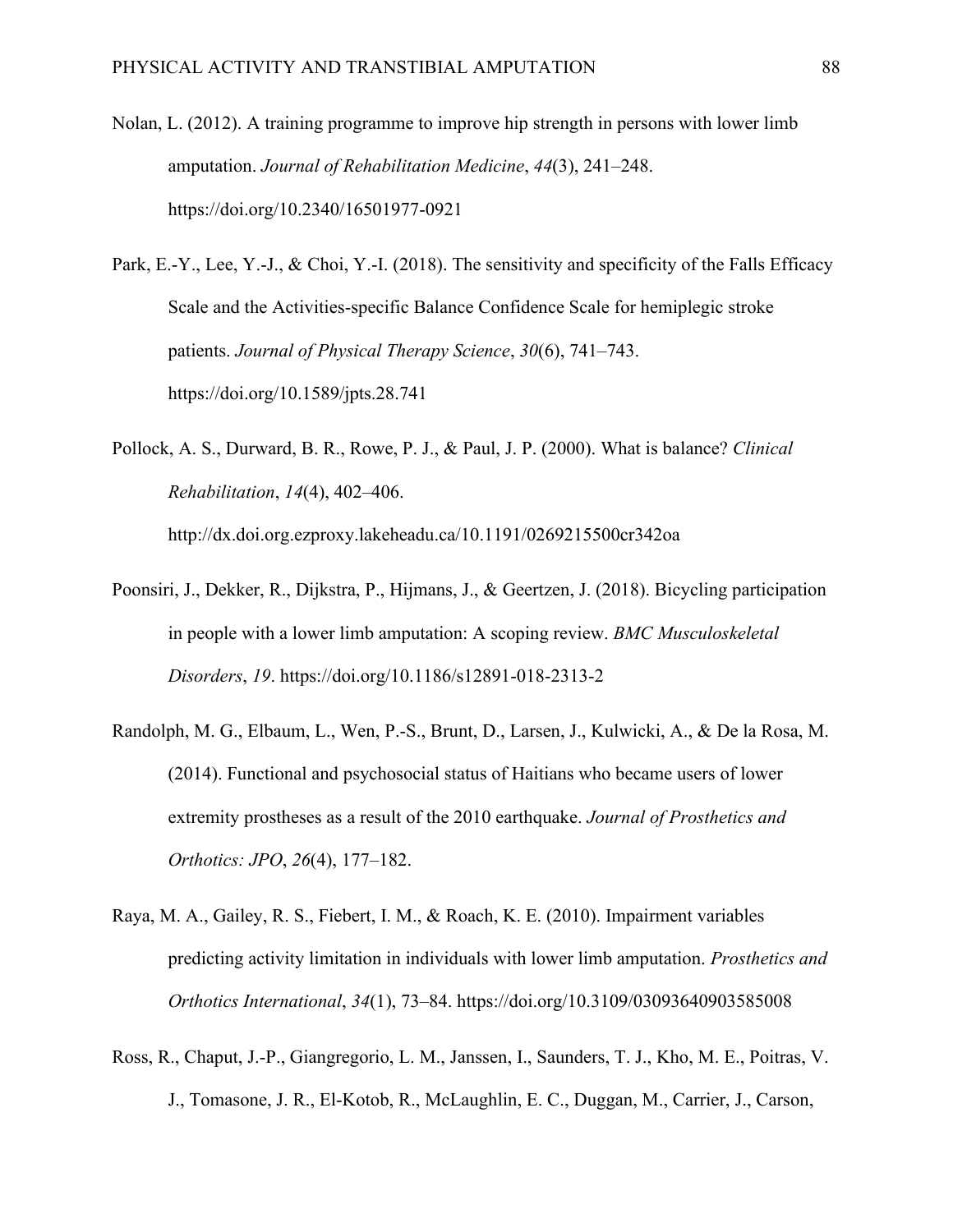Nolan, L. (2012). A training programme to improve hip strength in persons with lower limb amputation. *Journal of Rehabilitation Medicine*, *44*(3), 241–248. https://doi.org/10.2340/16501977-0921

Park, E.-Y., Lee, Y.-J., & Choi, Y.-I. (2018). The sensitivity and specificity of the Falls Efficacy Scale and the Activities-specific Balance Confidence Scale for hemiplegic stroke patients. *Journal of Physical Therapy Science*, *30*(6), 741–743. https://doi.org/10.1589/jpts.28.741

Pollock, A. S., Durward, B. R., Rowe, P. J., & Paul, J. P. (2000). What is balance? *Clinical Rehabilitation*, *14*(4), 402–406. http://dx.doi.org.ezproxy.lakeheadu.ca/10.1191/0269215500cr342oa

Poonsiri, J., Dekker, R., Dijkstra, P., Hijmans, J., & Geertzen, J. (2018). Bicycling participation in people with a lower limb amputation: A scoping review. *BMC Musculoskeletal Disorders*, *19*. https://doi.org/10.1186/s12891-018-2313-2

Randolph, M. G., Elbaum, L., Wen, P.-S., Brunt, D., Larsen, J., Kulwicki, A., & De la Rosa, M. (2014). Functional and psychosocial status of Haitians who became users of lower extremity prostheses as a result of the 2010 earthquake. *Journal of Prosthetics and Orthotics: JPO*, *26*(4), 177–182.

Raya, M. A., Gailey, R. S., Fiebert, I. M., & Roach, K. E. (2010). Impairment variables predicting activity limitation in individuals with lower limb amputation. *Prosthetics and Orthotics International*, *34*(1), 73–84. https://doi.org/10.3109/03093640903585008

Ross, R., Chaput, J.-P., Giangregorio, L. M., Janssen, I., Saunders, T. J., Kho, M. E., Poitras, V. J., Tomasone, J. R., El-Kotob, R., McLaughlin, E. C., Duggan, M., Carrier, J., Carson,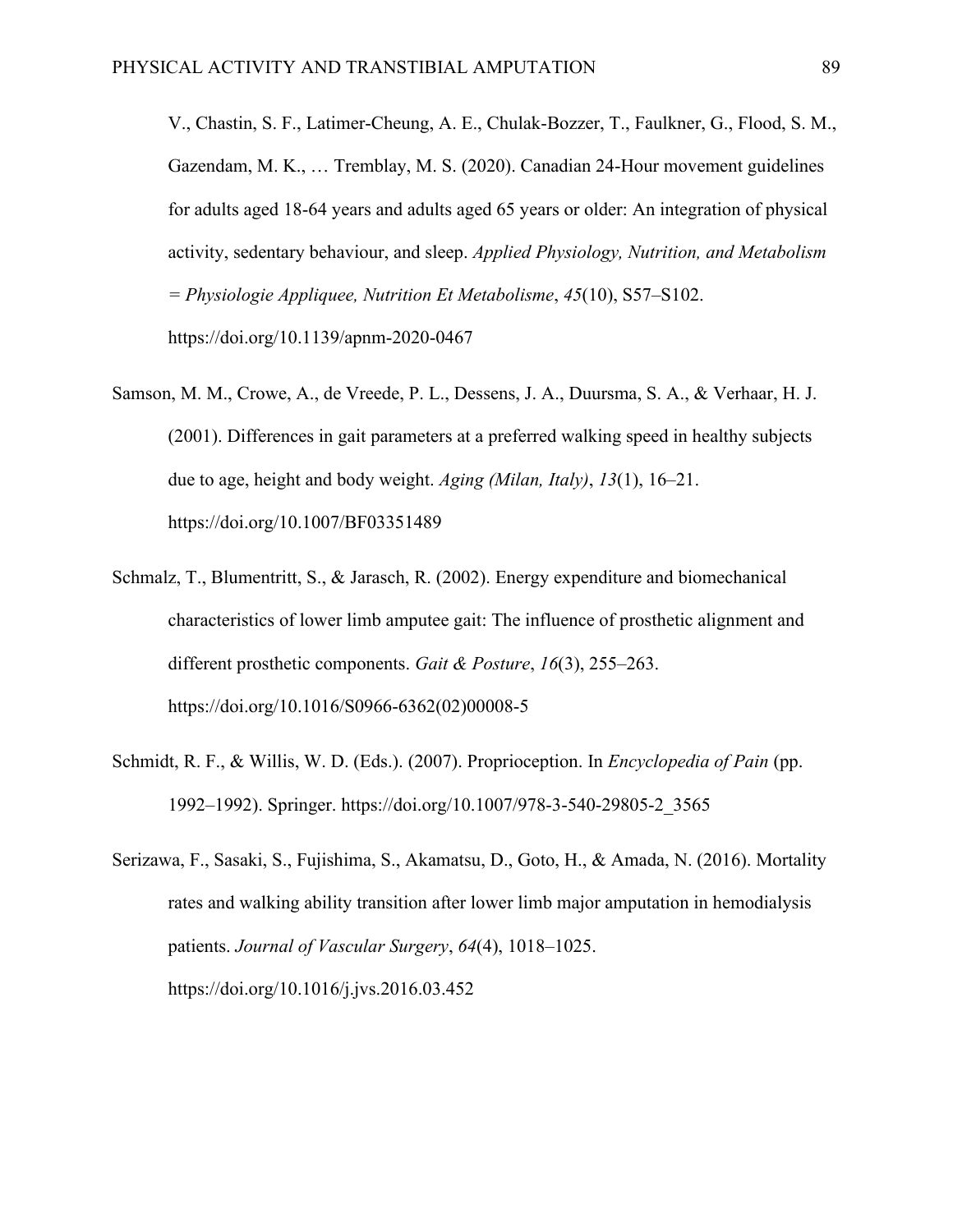V., Chastin, S. F., Latimer-Cheung, A. E., Chulak-Bozzer, T., Faulkner, G., Flood, S. M., Gazendam, M. K., … Tremblay, M. S. (2020). Canadian 24-Hour movement guidelines for adults aged 18-64 years and adults aged 65 years or older: An integration of physical activity, sedentary behaviour, and sleep. *Applied Physiology, Nutrition, and Metabolism = Physiologie Appliquee, Nutrition Et Metabolisme*, *45*(10), S57–S102. https://doi.org/10.1139/apnm-2020-0467

Samson, M. M., Crowe, A., de Vreede, P. L., Dessens, J. A., Duursma, S. A., & Verhaar, H. J. (2001). Differences in gait parameters at a preferred walking speed in healthy subjects due to age, height and body weight. *Aging (Milan, Italy)*, *13*(1), 16–21. https://doi.org/10.1007/BF03351489

Schmalz, T., Blumentritt, S., & Jarasch, R. (2002). Energy expenditure and biomechanical characteristics of lower limb amputee gait: The influence of prosthetic alignment and different prosthetic components. *Gait & Posture*, *16*(3), 255–263. https://doi.org/10.1016/S0966-6362(02)00008-5

Schmidt, R. F., & Willis, W. D. (Eds.). (2007). Proprioception. In *Encyclopedia of Pain* (pp. 1992–1992). Springer. https://doi.org/10.1007/978-3-540-29805-2_3565

Serizawa, F., Sasaki, S., Fujishima, S., Akamatsu, D., Goto, H., & Amada, N. (2016). Mortality rates and walking ability transition after lower limb major amputation in hemodialysis patients. *Journal of Vascular Surgery*, *64*(4), 1018–1025. https://doi.org/10.1016/j.jvs.2016.03.452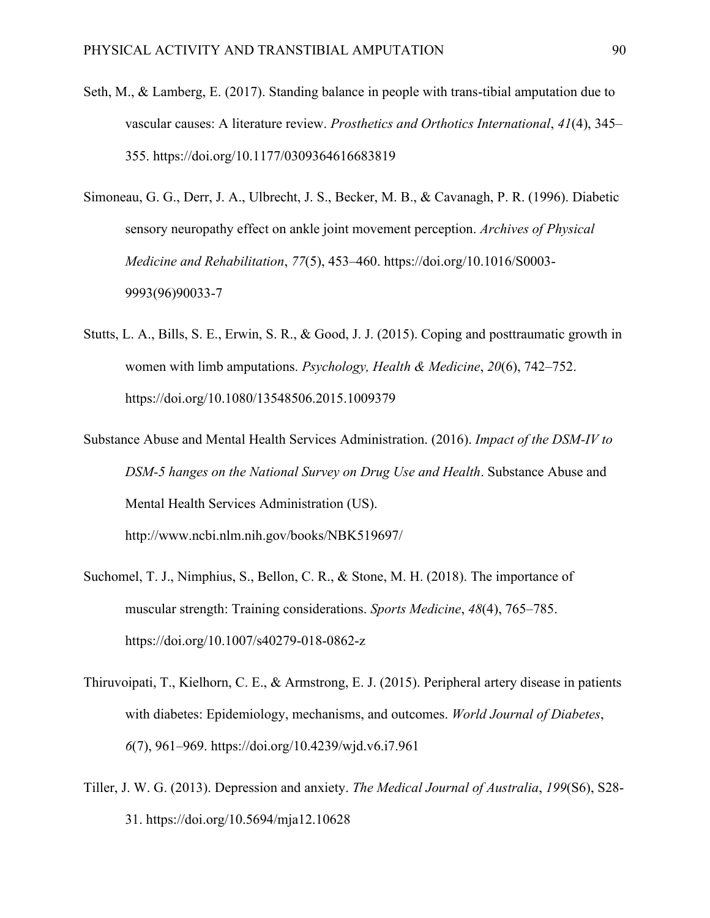Seth, M., & Lamberg, E. (2017). Standing balance in people with trans-tibial amputation due to vascular causes: A literature review. *Prosthetics and Orthotics International*, *41*(4), 345–355. https://doi.org/10.1177/0309364616683819

Simoneau, G. G., Derr, J. A., Ulbrecht, J. S., Becker, M. B., & Cavanagh, P. R. (1996). Diabetic sensory neuropathy effect on ankle joint movement perception. *Archives of Physical Medicine and Rehabilitation*, *77*(5), 453–460. https://doi.org/10.1016/S0003-9993(96)90033-7

Stutts, L. A., Bills, S. E., Erwin, S. R., & Good, J. J. (2015). Coping and posttraumatic growth in women with limb amputations. *Psychology, Health & Medicine*, *20*(6), 742–752. https://doi.org/10.1080/13548506.2015.1009379

Substance Abuse and Mental Health Services Administration. (2016). *Impact of the DSM-IV to DSM-5 hanges on the National Survey on Drug Use and Health*. Substance Abuse and Mental Health Services Administration (US). http://www.ncbi.nlm.nih.gov/books/NBK519697/

Suchomel, T. J., Nimphius, S., Bellon, C. R., & Stone, M. H. (2018). The importance of muscular strength: Training considerations. *Sports Medicine*, *48*(4), 765–785. https://doi.org/10.1007/s40279-018-0862-z

Thiruvoipati, T., Kielhorn, C. E., & Armstrong, E. J. (2015). Peripheral artery disease in patients with diabetes: Epidemiology, mechanisms, and outcomes. *World Journal of Diabetes*, *6*(7), 961–969. https://doi.org/10.4239/wjd.v6.i7.961

Tiller, J. W. G. (2013). Depression and anxiety. *The Medical Journal of Australia*, *199*(S6), S28-31. https://doi.org/10.5694/mja12.10628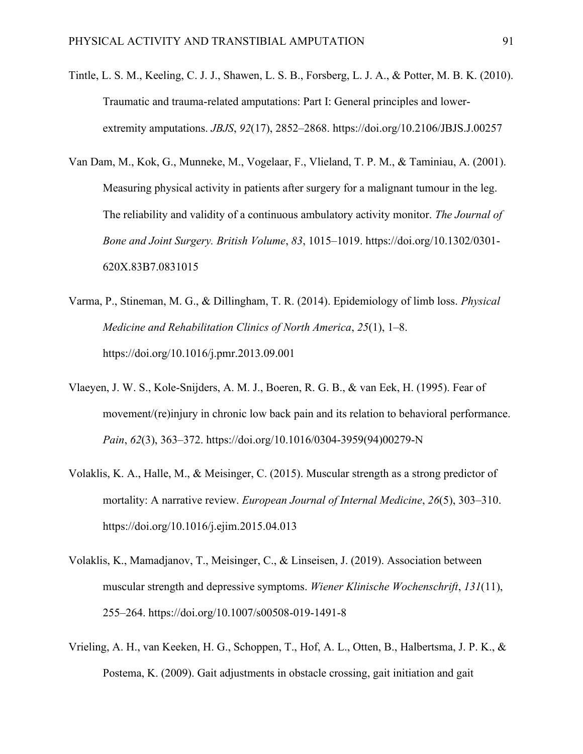Tintle, L. S. M., Keeling, C. J. J., Shawen, L. S. B., Forsberg, L. J. A., & Potter, M. B. K. (2010). Traumatic and trauma-related amputations: Part I: General principles and lower-extremity amputations. *JBJS*, *92*(17), 2852–2868. https://doi.org/10.2106/JBJS.J.00257

Van Dam, M., Kok, G., Munneke, M., Vogelaar, F., Vlieland, T. P. M., & Taminiau, A. (2001). Measuring physical activity in patients after surgery for a malignant tumour in the leg. The reliability and validity of a continuous ambulatory activity monitor. *The Journal of Bone and Joint Surgery. British Volume*, *83*, 1015–1019. https://doi.org/10.1302/0301-620X.83B7.0831015

Varma, P., Stineman, M. G., & Dillingham, T. R. (2014). Epidemiology of limb loss. *Physical Medicine and Rehabilitation Clinics of North America*, *25*(1), 1–8. https://doi.org/10.1016/j.pmr.2013.09.001

Vlaeyen, J. W. S., Kole-Snijders, A. M. J., Boeren, R. G. B., & van Eek, H. (1995). Fear of movement/(re)injury in chronic low back pain and its relation to behavioral performance. *Pain*, *62*(3), 363–372. https://doi.org/10.1016/0304-3959(94)00279-N

Volaklis, K. A., Halle, M., & Meisinger, C. (2015). Muscular strength as a strong predictor of mortality: A narrative review. *European Journal of Internal Medicine*, *26*(5), 303–310. https://doi.org/10.1016/j.ejim.2015.04.013

Volaklis, K., Mamadjanov, T., Meisinger, C., & Linseisen, J. (2019). Association between muscular strength and depressive symptoms. *Wiener Klinische Wochenschrift*, *131*(11), 255–264. https://doi.org/10.1007/s00508-019-1491-8

Vrieling, A. H., van Keeken, H. G., Schoppen, T., Hof, A. L., Otten, B., Halbertsma, J. P. K., & Postema, K. (2009). Gait adjustments in obstacle crossing, gait initiation and gait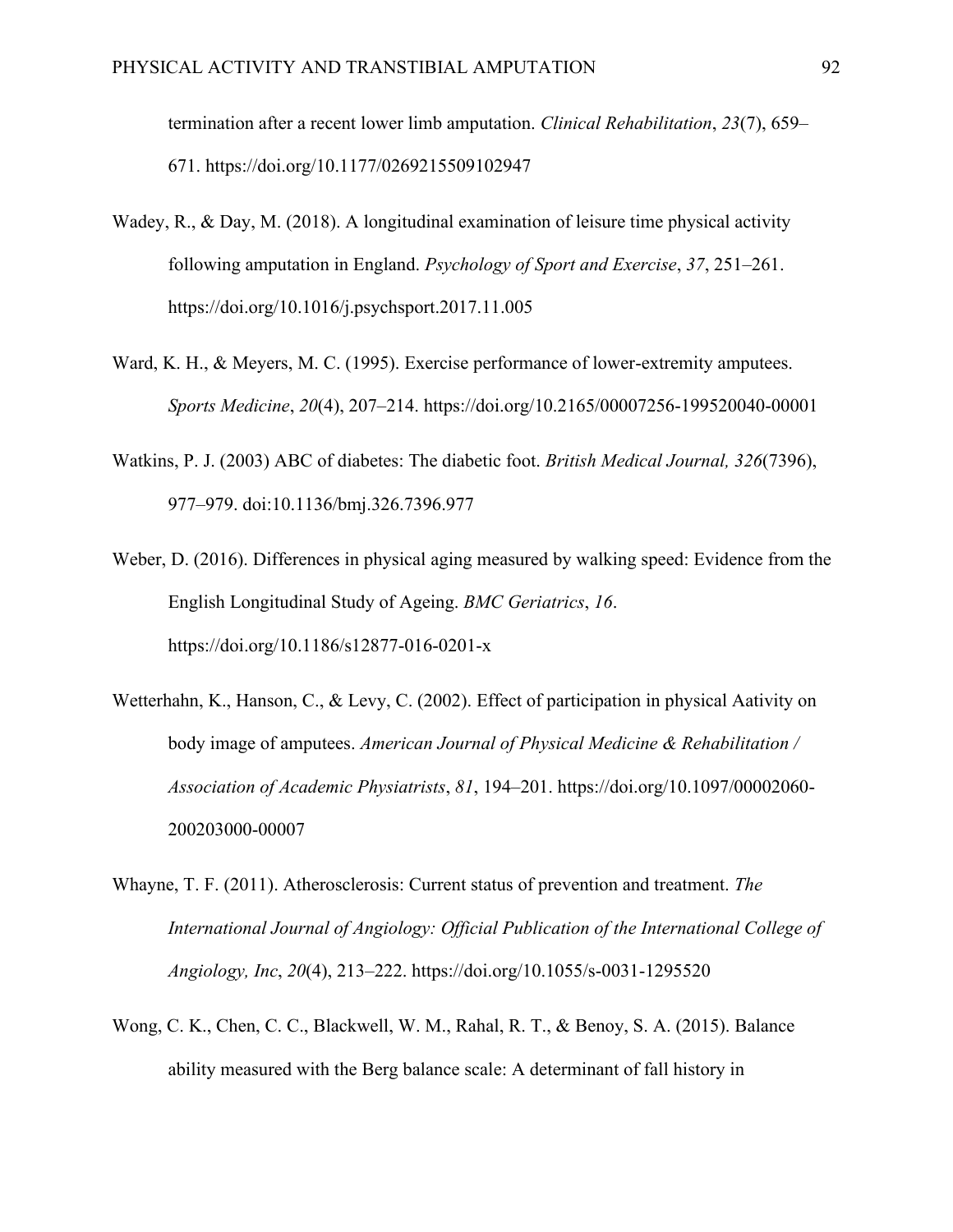termination after a recent lower limb amputation. *Clinical Rehabilitation*, *23*(7), 659–671. https://doi.org/10.1177/0269215509102947

Wadey, R., & Day, M. (2018). A longitudinal examination of leisure time physical activity following amputation in England. *Psychology of Sport and Exercise*, *37*, 251–261. https://doi.org/10.1016/j.psychsport.2017.11.005

Ward, K. H., & Meyers, M. C. (1995). Exercise performance of lower-extremity amputees. *Sports Medicine*, *20*(4), 207–214. https://doi.org/10.2165/00007256-199520040-00001

Watkins, P. J. (2003) ABC of diabetes: The diabetic foot. *British Medical Journal, 326*(7396), 977–979. doi:10.1136/bmj.326.7396.977

Weber, D. (2016). Differences in physical aging measured by walking speed: Evidence from the English Longitudinal Study of Ageing. *BMC Geriatrics*, *16*. https://doi.org/10.1186/s12877-016-0201-x

Wetterhahn, K., Hanson, C., & Levy, C. (2002). Effect of participation in physical Aativity on body image of amputees. *American Journal of Physical Medicine & Rehabilitation / Association of Academic Physiatrists*, *81*, 194–201. https://doi.org/10.1097/00002060-200203000-00007

Whayne, T. F. (2011). Atherosclerosis: Current status of prevention and treatment. *The International Journal of Angiology: Official Publication of the International College of Angiology, Inc*, *20*(4), 213–222. https://doi.org/10.1055/s-0031-1295520

Wong, C. K., Chen, C. C., Blackwell, W. M., Rahal, R. T., & Benoy, S. A. (2015). Balance ability measured with the Berg balance scale: A determinant of fall history in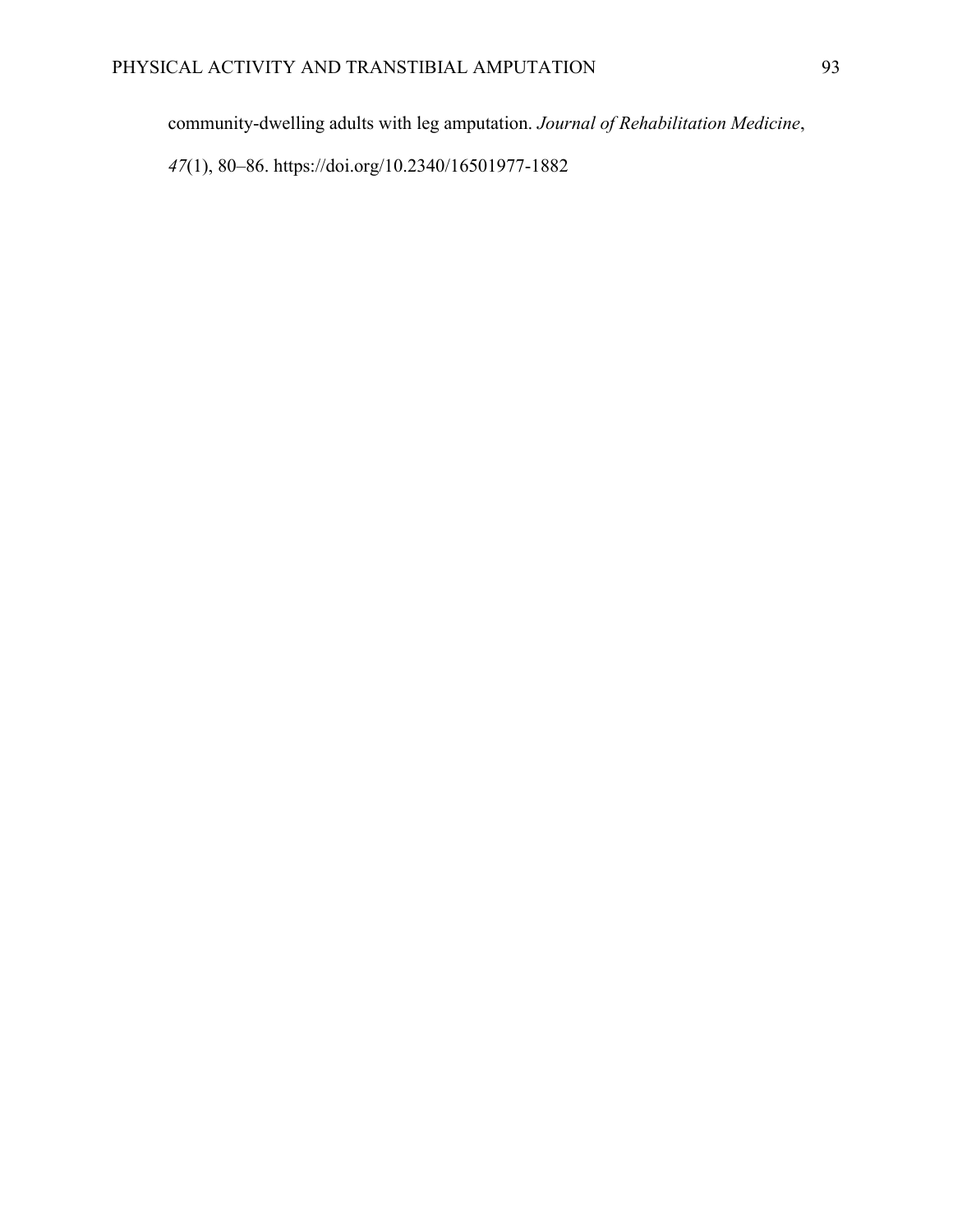community-dwelling adults with leg amputation. *Journal of Rehabilitation Medicine*, *47*(1), 80–86. https://doi.org/10.2340/16501977-1882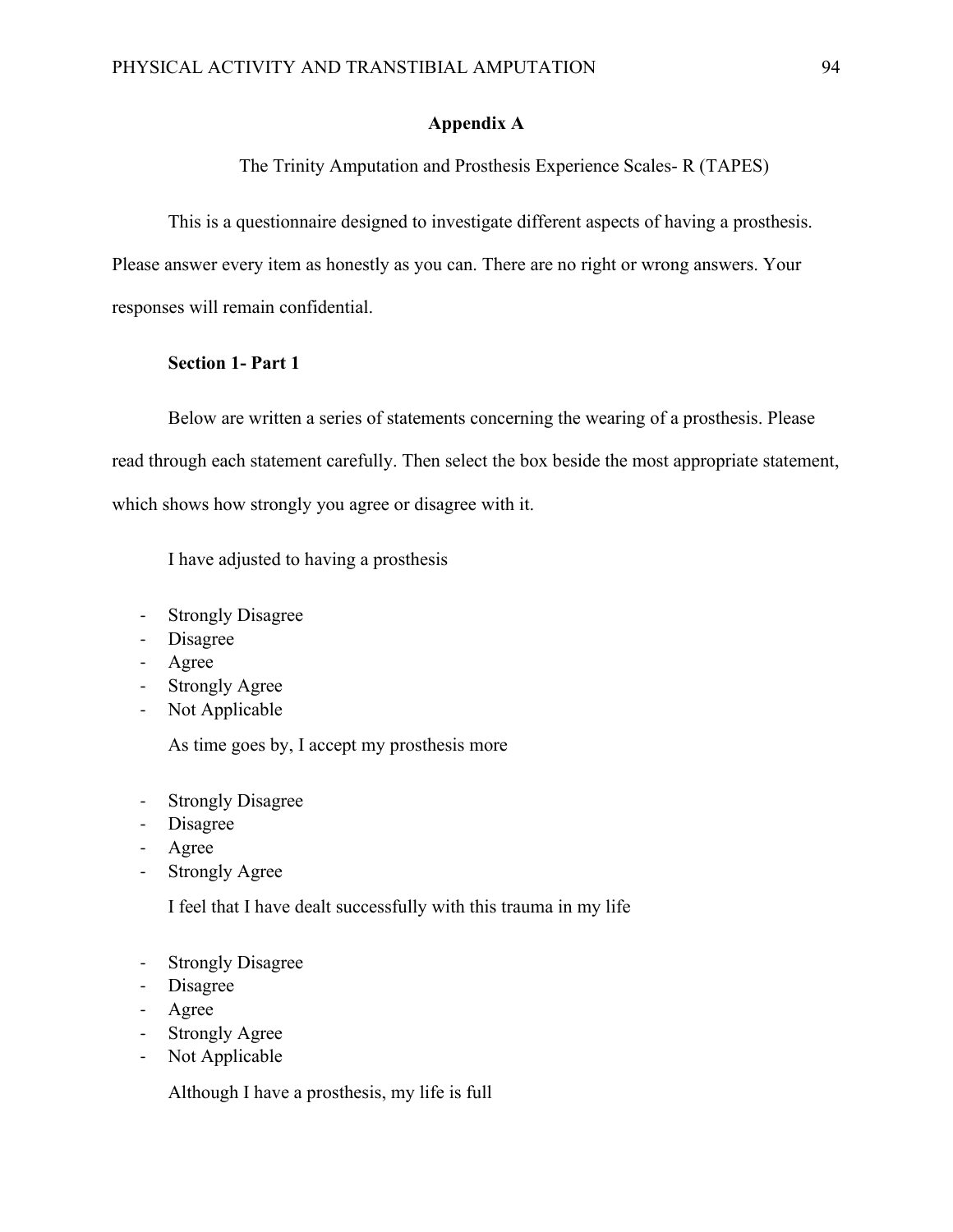## Appendix A

The Trinity Amputation and Prosthesis Experience Scales- R (TAPES)

This is a questionnaire designed to investigate different aspects of having a prosthesis. Please answer every item as honestly as you can. There are no right or wrong answers. Your responses will remain confidential.

### Section 1- Part 1

Below are written a series of statements concerning the wearing of a prosthesis. Please read through each statement carefully. Then select the box beside the most appropriate statement, which shows how strongly you agree or disagree with it.

I have adjusted to having a prosthesis

- Strongly Disagree
- Disagree
- Agree
- Strongly Agree
- Not Applicable

As time goes by, I accept my prosthesis more

- Strongly Disagree
- Disagree
- Agree
- Strongly Agree

I feel that I have dealt successfully with this trauma in my life

- Strongly Disagree
- Disagree
- Agree
- Strongly Agree
- Not Applicable

Although I have a prosthesis, my life is full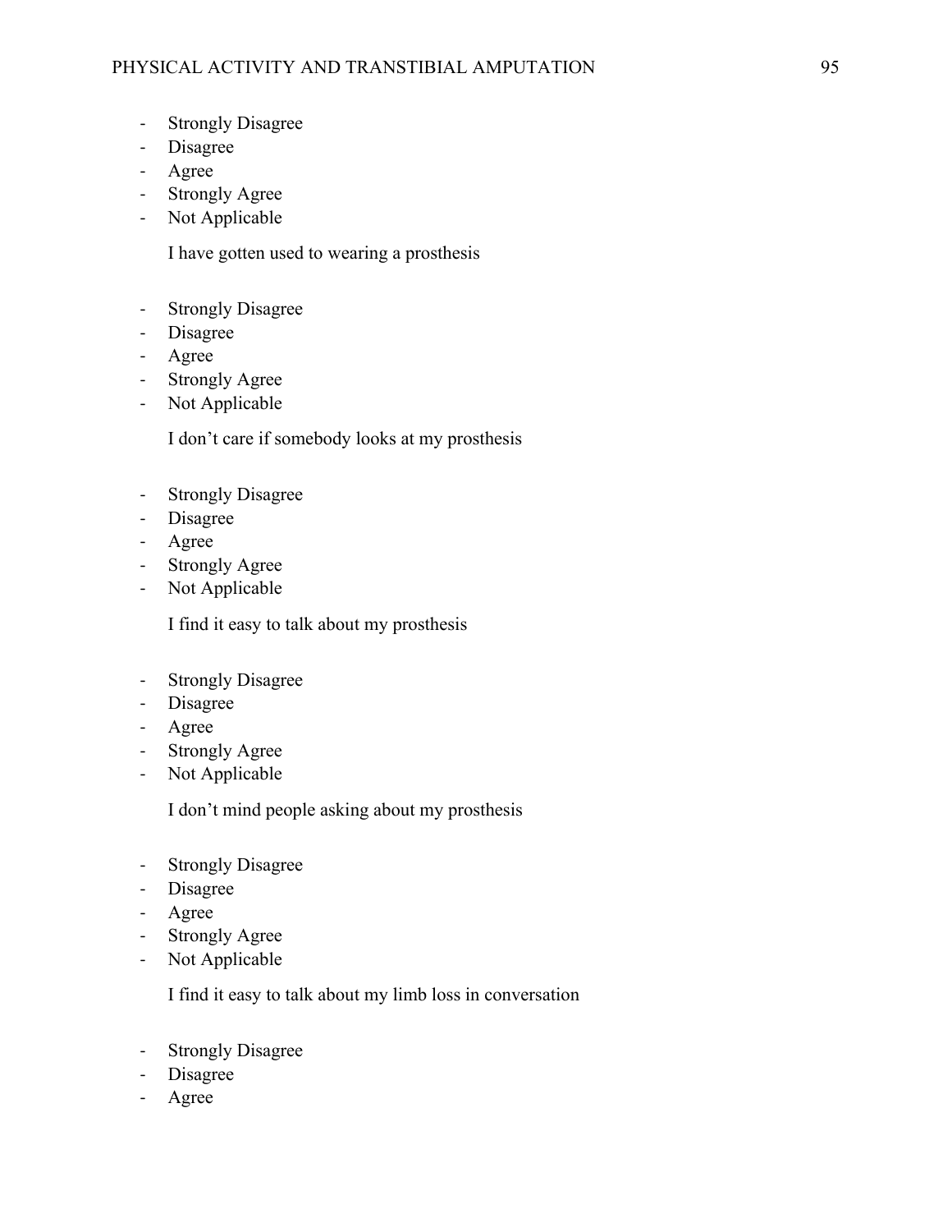- Strongly Disagree
- Disagree
- Agree
- Strongly Agree
- Not Applicable

I have gotten used to wearing a prosthesis

- Strongly Disagree
- Disagree
- Agree
- Strongly Agree
- Not Applicable

I don't care if somebody looks at my prosthesis

- Strongly Disagree
- Disagree
- Agree
- Strongly Agree
- Not Applicable

I find it easy to talk about my prosthesis

- Strongly Disagree
- Disagree
- Agree
- Strongly Agree
- Not Applicable

I don't mind people asking about my prosthesis

- Strongly Disagree
- Disagree
- Agree
- Strongly Agree
- Not Applicable

I find it easy to talk about my limb loss in conversation

- Strongly Disagree
- Disagree
- Agree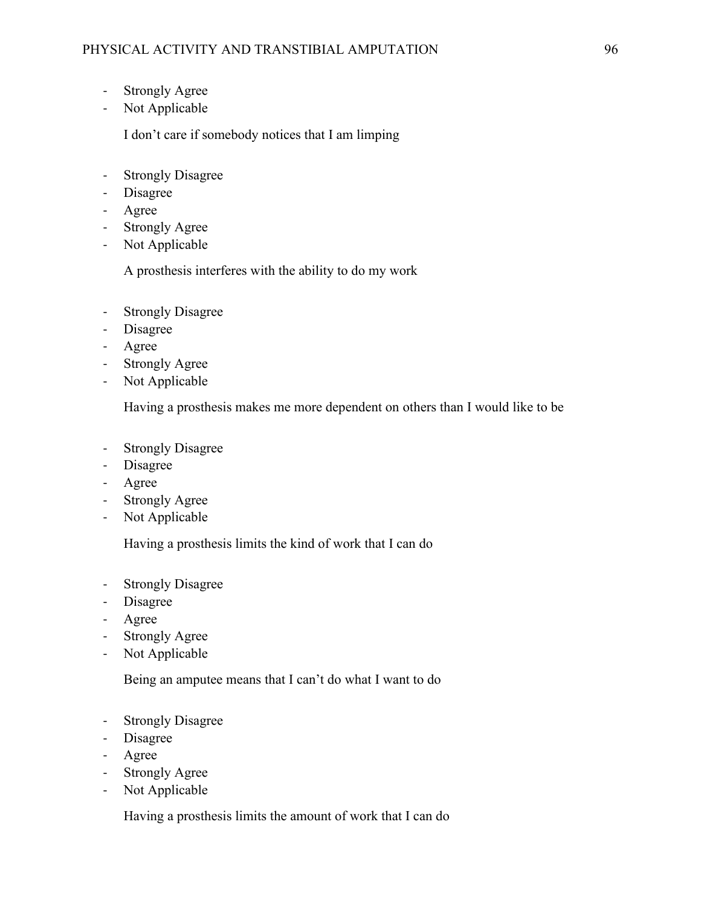- Strongly Agree
- Not Applicable

I don't care if somebody notices that I am limping

- Strongly Disagree
- Disagree
- Agree
- Strongly Agree
- Not Applicable

A prosthesis interferes with the ability to do my work

- Strongly Disagree
- Disagree
- Agree
- Strongly Agree
- Not Applicable

Having a prosthesis makes me more dependent on others than I would like to be

- Strongly Disagree
- Disagree
- Agree
- Strongly Agree
- Not Applicable

Having a prosthesis limits the kind of work that I can do

- Strongly Disagree
- Disagree
- Agree
- Strongly Agree
- Not Applicable

Being an amputee means that I can't do what I want to do

- Strongly Disagree
- Disagree
- Agree
- Strongly Agree
- Not Applicable

Having a prosthesis limits the amount of work that I can do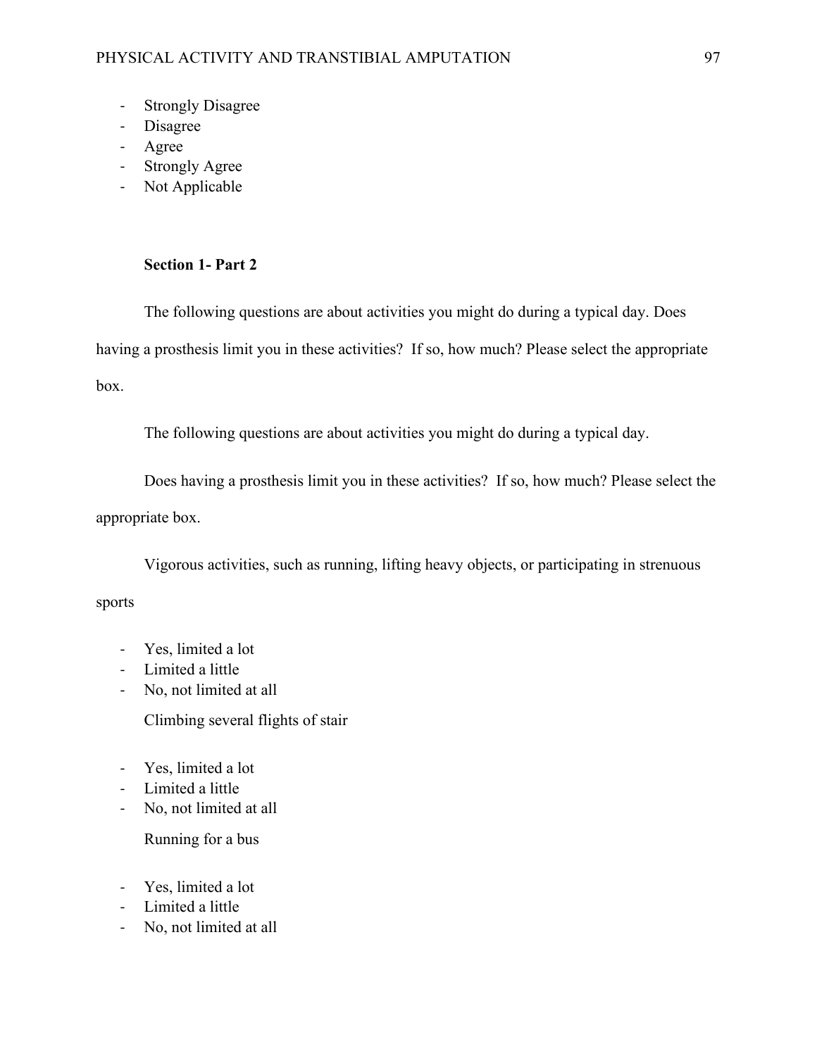- Strongly Disagree
- Disagree
- Agree
- Strongly Agree
- Not Applicable

**Section 1- Part 2**

The following questions are about activities you might do during a typical day. Does having a prosthesis limit you in these activities? If so, how much? Please select the appropriate box.

The following questions are about activities you might do during a typical day.

Does having a prosthesis limit you in these activities? If so, how much? Please select the appropriate box.

Vigorous activities, such as running, lifting heavy objects, or participating in strenuous sports

- Yes, limited a lot
- Limited a little
- No, not limited at all

Climbing several flights of stair

- Yes, limited a lot
- Limited a little
- No, not limited at all

Running for a bus

- Yes, limited a lot
- Limited a little
- No, not limited at all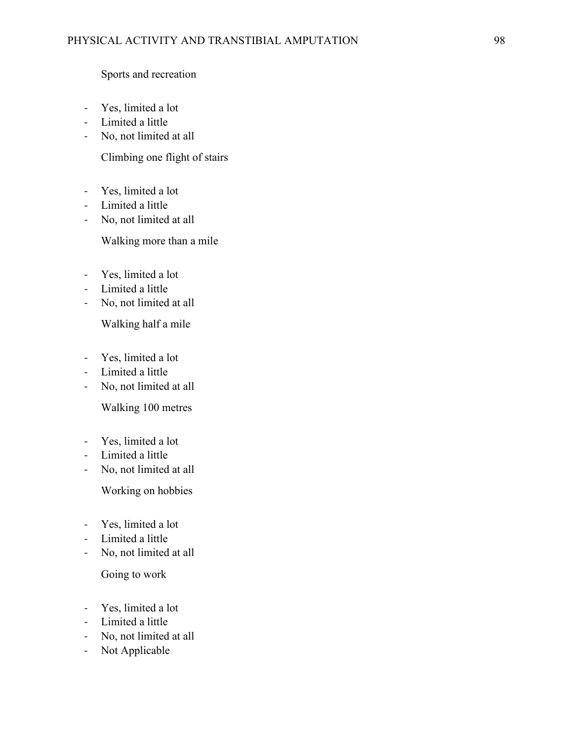Sports and recreation

- Yes, limited a lot
- Limited a little
- No, not limited at all

Climbing one flight of stairs

- Yes, limited a lot
- Limited a little
- No, not limited at all

Walking more than a mile

- Yes, limited a lot
- Limited a little
- No, not limited at all

Walking half a mile

- Yes, limited a lot
- Limited a little
- No, not limited at all

Walking 100 metres

- Yes, limited a lot
- Limited a little
- No, not limited at all

Working on hobbies

- Yes, limited a lot
- Limited a little
- No, not limited at all

Going to work

- Yes, limited a lot
- Limited a little
- No, not limited at all
- Not Applicable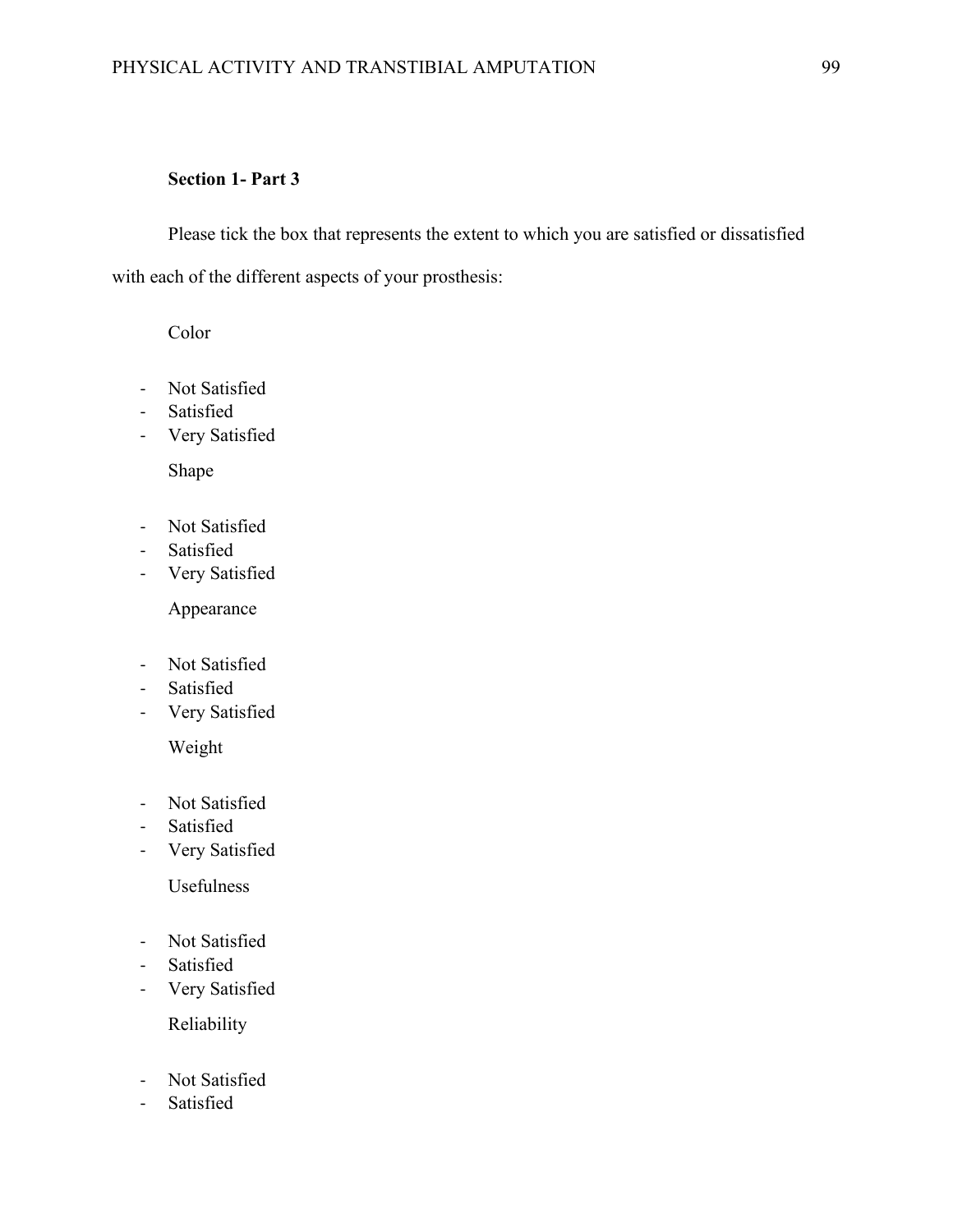**Section 1- Part 3**

Please tick the box that represents the extent to which you are satisfied or dissatisfied with each of the different aspects of your prosthesis:

Color

- Not Satisfied
- Satisfied
- Very Satisfied

Shape

- Not Satisfied
- Satisfied
- Very Satisfied

Appearance

- Not Satisfied
- Satisfied
- Very Satisfied

Weight

- Not Satisfied
- Satisfied
- Very Satisfied

Usefulness

- Not Satisfied
- Satisfied
- Very Satisfied

Reliability

- Not Satisfied
- Satisfied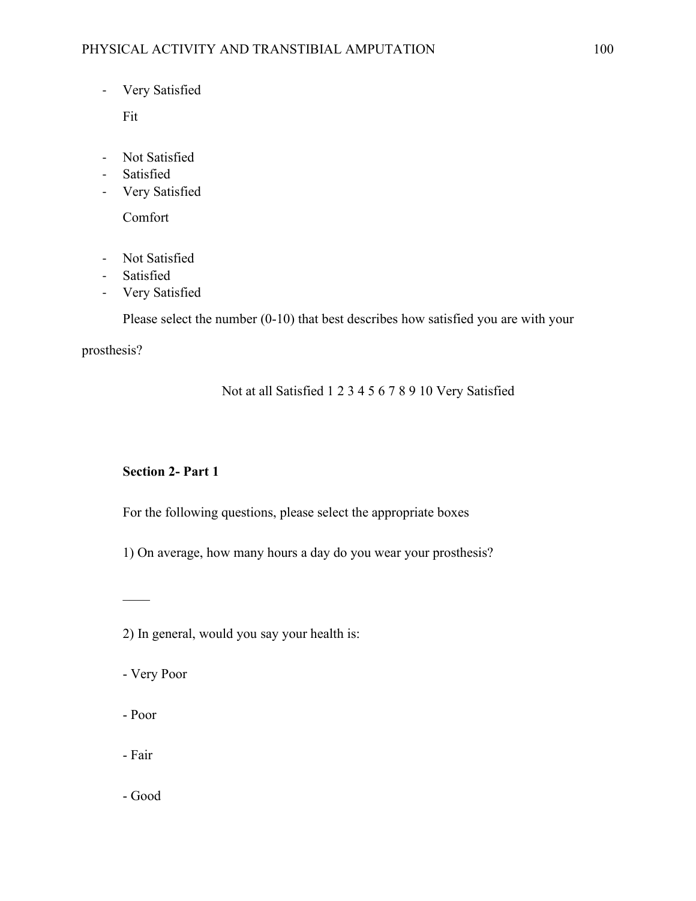- Very Satisfied

Fit

- Not Satisfied
- Satisfied
- Very Satisfied

Comfort

- Not Satisfied
- Satisfied
- Very Satisfied

Please select the number (0-10) that best describes how satisfied you are with your prosthesis?

Not at all Satisfied 1 2 3 4 5 6 7 8 9 10 Very Satisfied

**Section 2- Part 1**

For the following questions, please select the appropriate boxes

1) On average, how many hours a day do you wear your prosthesis?

____

2) In general, would you say your health is:

- Very Poor

- Poor

- Fair

- Good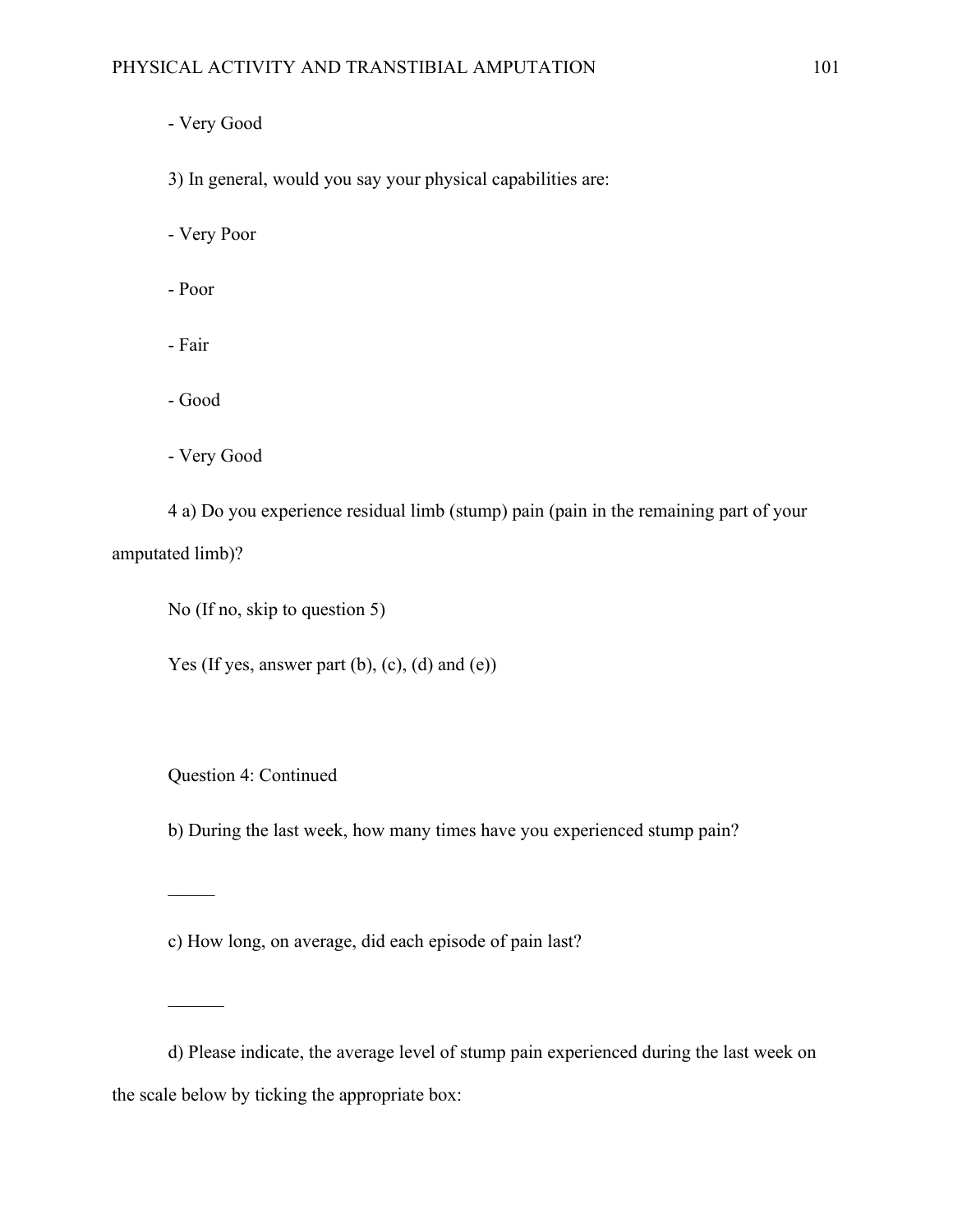- Very Good

3) In general, would you say your physical capabilities are:

- Very Poor

- Poor

- Fair

- Good

- Very Good

4 a) Do you experience residual limb (stump) pain (pain in the remaining part of your amputated limb)?

No (If no, skip to question 5)

Yes (If yes, answer part (b), (c), (d) and (e))

Question 4: Continued

b) During the last week, how many times have you experienced stump pain?

_____

c) How long, on average, did each episode of pain last?

______

d) Please indicate, the average level of stump pain experienced during the last week on the scale below by ticking the appropriate box: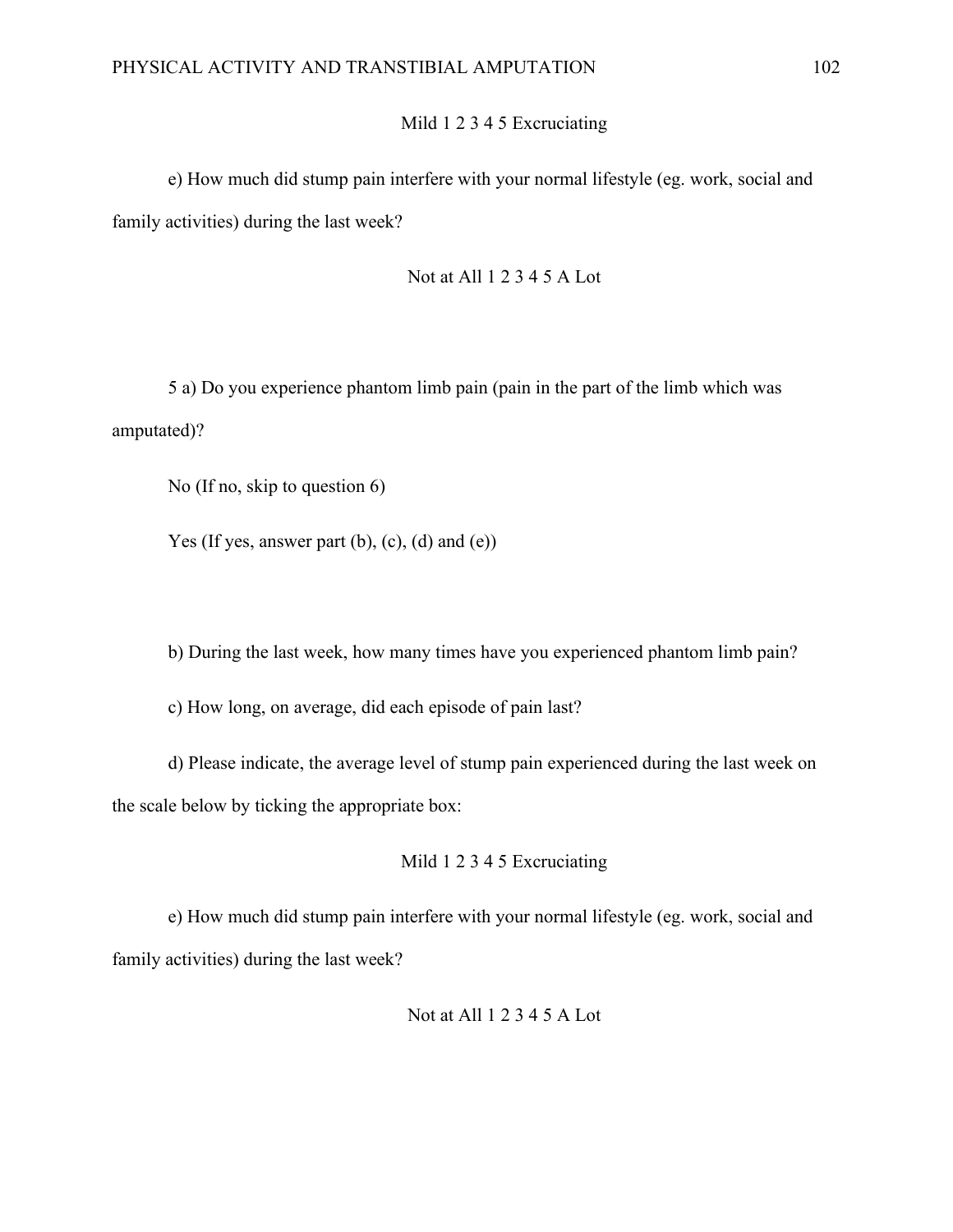Mild 1 2 3 4 5 Excruciating

e) How much did stump pain interfere with your normal lifestyle (eg. work, social and family activities) during the last week?

Not at All 1 2 3 4 5 A Lot

5 a) Do you experience phantom limb pain (pain in the part of the limb which was amputated)?

No (If no, skip to question 6)

Yes (If yes, answer part (b), (c), (d) and (e))

b) During the last week, how many times have you experienced phantom limb pain?

c) How long, on average, did each episode of pain last?

d) Please indicate, the average level of stump pain experienced during the last week on the scale below by ticking the appropriate box:

Mild 1 2 3 4 5 Excruciating

e) How much did stump pain interfere with your normal lifestyle (eg. work, social and family activities) during the last week?

Not at All 1 2 3 4 5 A Lot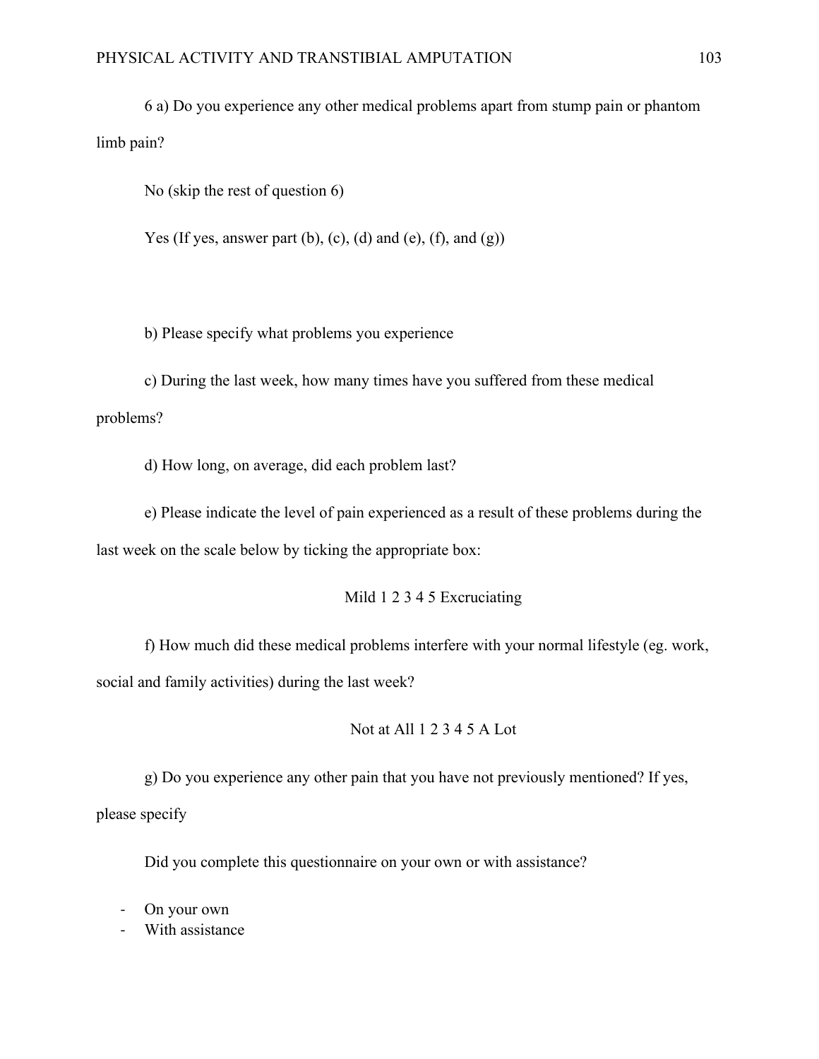6 a) Do you experience any other medical problems apart from stump pain or phantom limb pain?

No (skip the rest of question 6)

Yes (If yes, answer part (b), (c), (d) and (e), (f), and (g))

b) Please specify what problems you experience

c) During the last week, how many times have you suffered from these medical problems?

d) How long, on average, did each problem last?

e) Please indicate the level of pain experienced as a result of these problems during the last week on the scale below by ticking the appropriate box:

Mild 1 2 3 4 5 Excruciating

f) How much did these medical problems interfere with your normal lifestyle (eg. work, social and family activities) during the last week?

Not at All 1 2 3 4 5 A Lot

g) Do you experience any other pain that you have not previously mentioned? If yes, please specify

Did you complete this questionnaire on your own or with assistance?

- On your own
- With assistance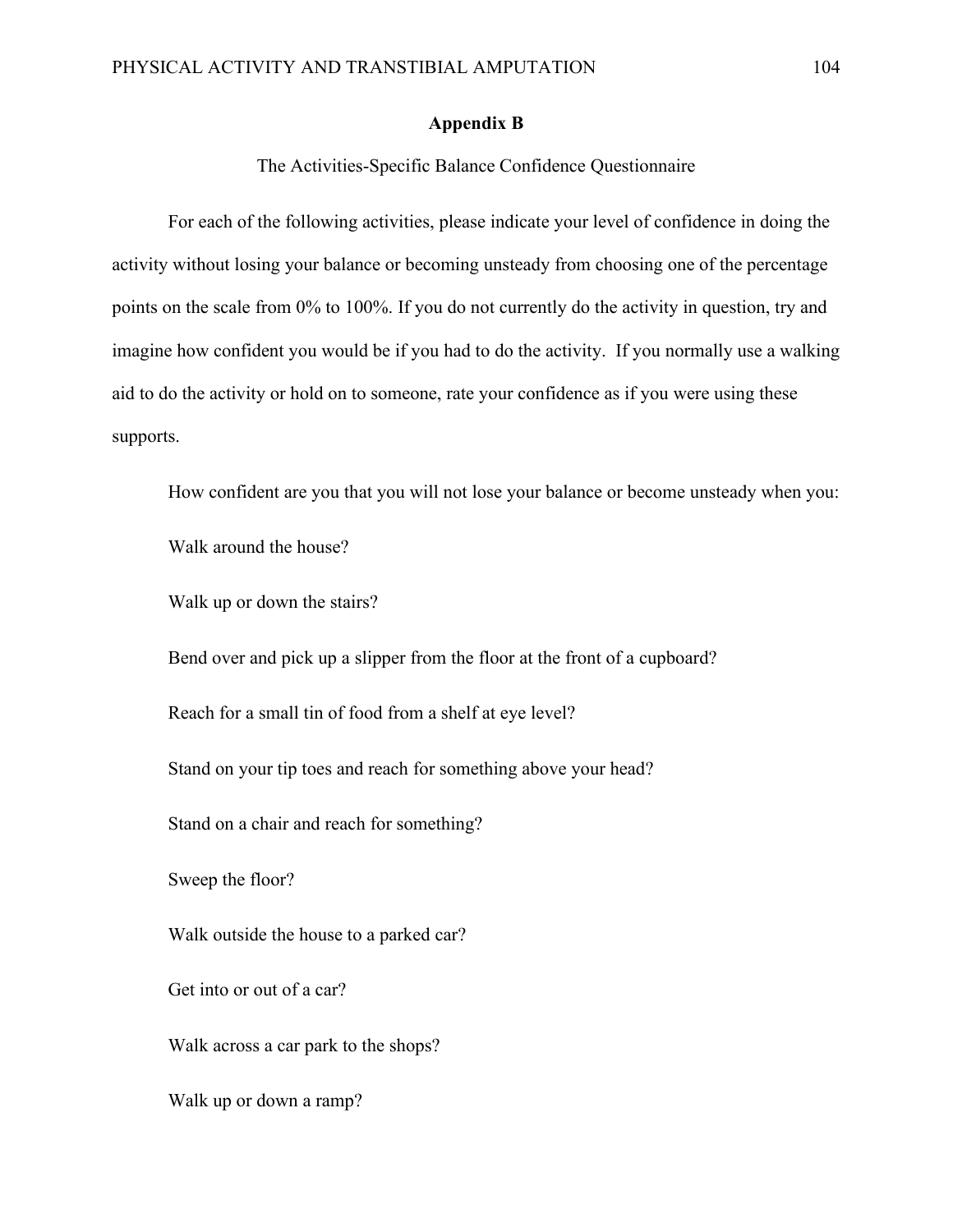## Appendix B

The Activities-Specific Balance Confidence Questionnaire

For each of the following activities, please indicate your level of confidence in doing the activity without losing your balance or becoming unsteady from choosing one of the percentage points on the scale from 0% to 100%. If you do not currently do the activity in question, try and imagine how confident you would be if you had to do the activity. If you normally use a walking aid to do the activity or hold on to someone, rate your confidence as if you were using these supports.

How confident are you that you will not lose your balance or become unsteady when you:

Walk around the house?

Walk up or down the stairs?

Bend over and pick up a slipper from the floor at the front of a cupboard?

Reach for a small tin of food from a shelf at eye level?

Stand on your tip toes and reach for something above your head?

Stand on a chair and reach for something?

Sweep the floor?

Walk outside the house to a parked car?

Get into or out of a car?

Walk across a car park to the shops?

Walk up or down a ramp?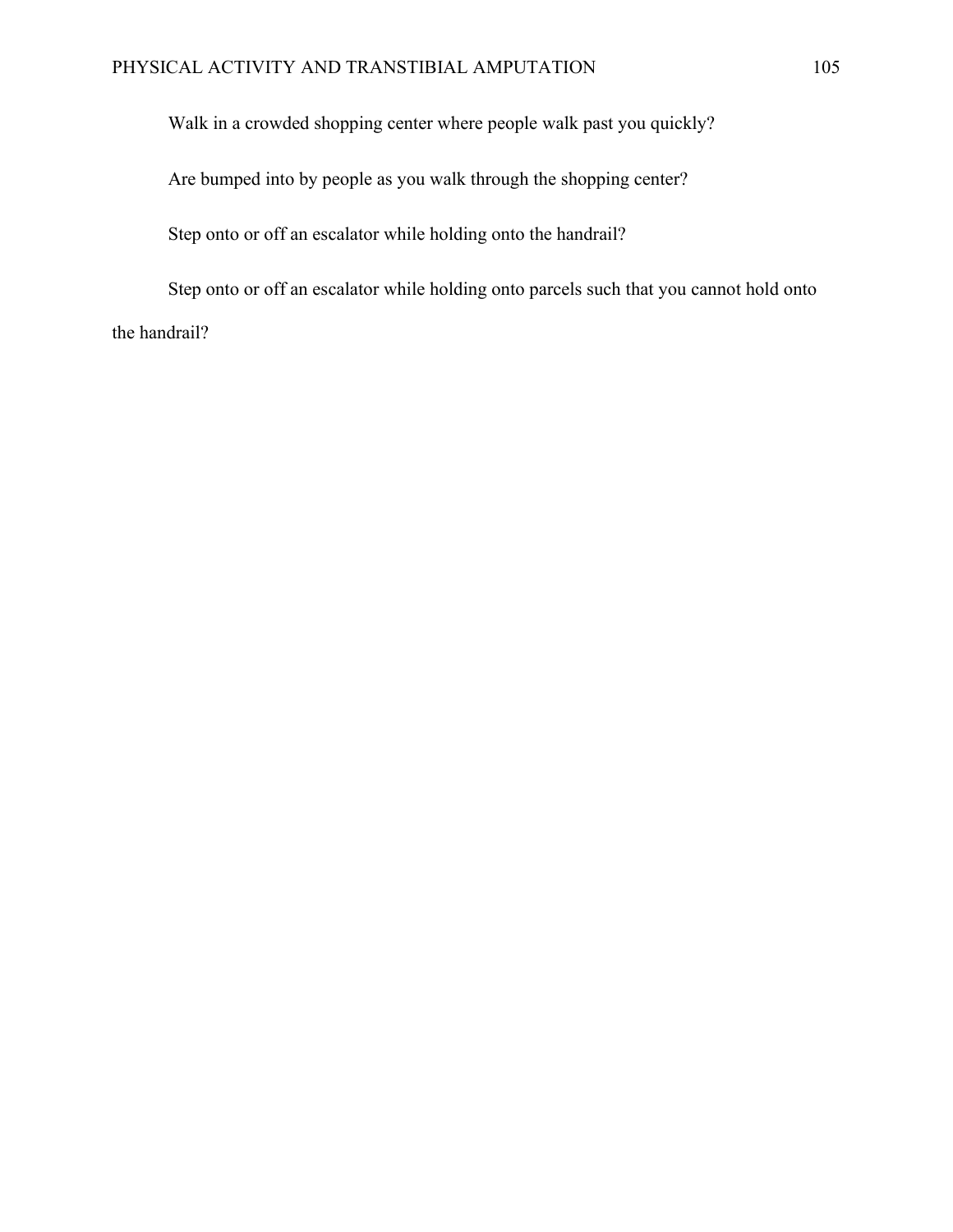Walk in a crowded shopping center where people walk past you quickly?

Are bumped into by people as you walk through the shopping center?

Step onto or off an escalator while holding onto the handrail?

Step onto or off an escalator while holding onto parcels such that you cannot hold onto the handrail?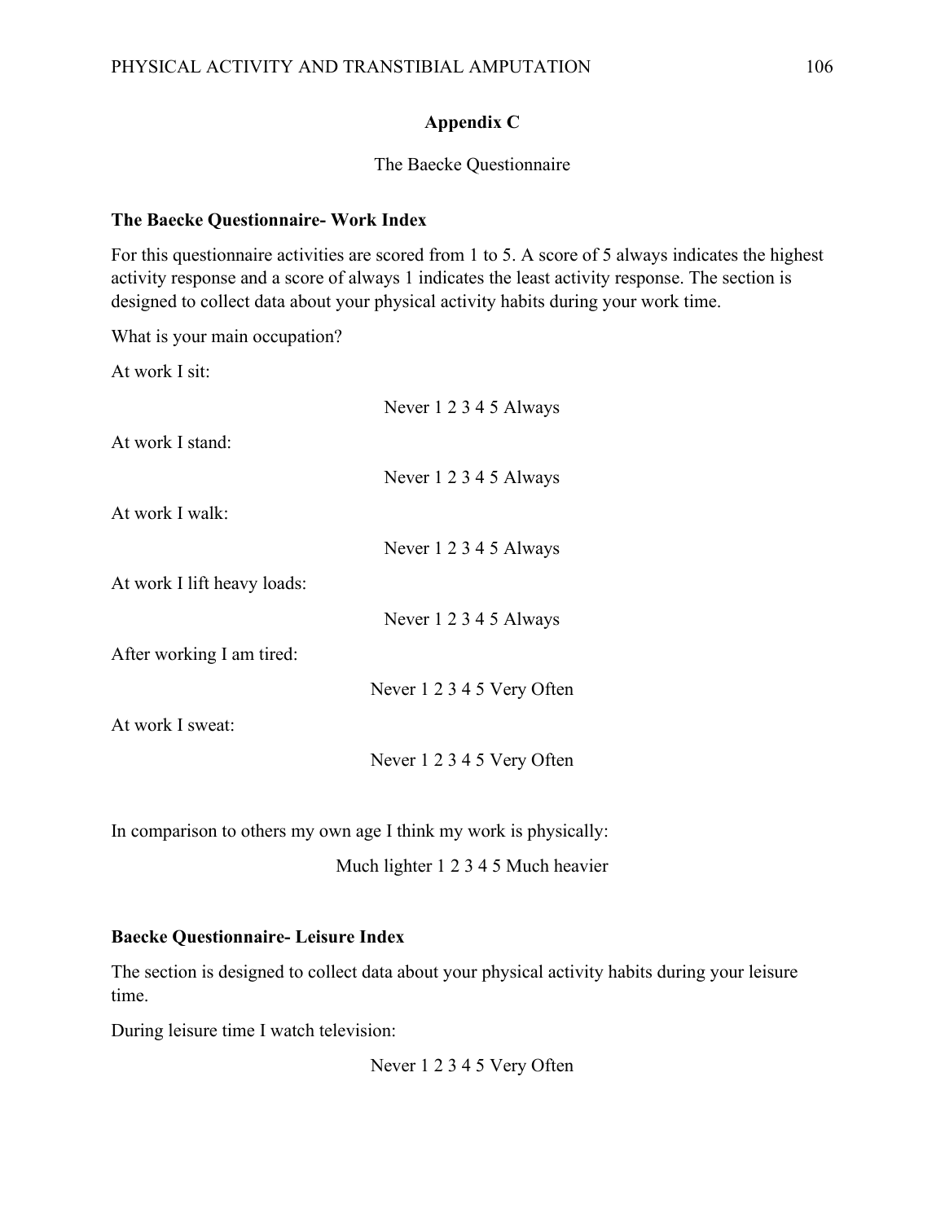## Appendix C

The Baecke Questionnaire

**The Baecke Questionnaire- Work Index**

For this questionnaire activities are scored from 1 to 5. A score of 5 always indicates the highest activity response and a score of always 1 indicates the least activity response. The section is designed to collect data about your physical activity habits during your work time.

What is your main occupation?

At work I sit:

Never 1 2 3 4 5 Always

At work I stand:

Never 1 2 3 4 5 Always

At work I walk:

Never 1 2 3 4 5 Always

At work I lift heavy loads:

Never 1 2 3 4 5 Always

After working I am tired:

Never 1 2 3 4 5 Very Often

At work I sweat:

Never 1 2 3 4 5 Very Often

In comparison to others my own age I think my work is physically:

Much lighter 1 2 3 4 5 Much heavier

**Baecke Questionnaire- Leisure Index**

The section is designed to collect data about your physical activity habits during your leisure time.

During leisure time I watch television:

Never 1 2 3 4 5 Very Often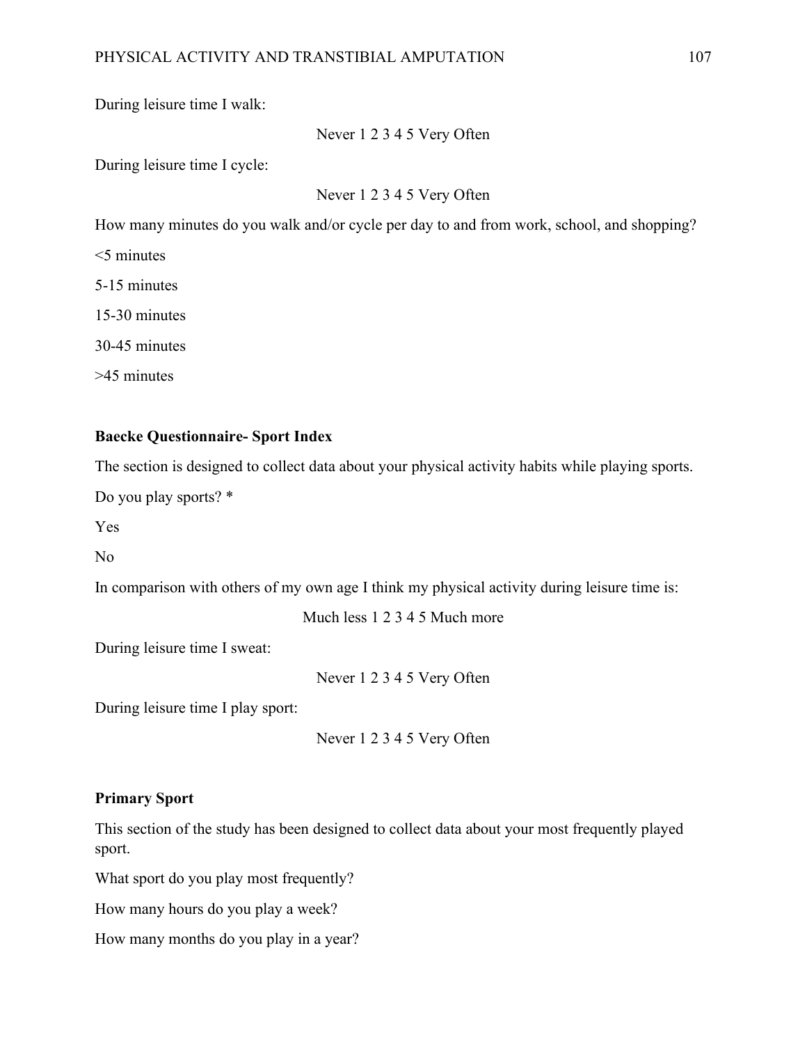During leisure time I walk:

Never 1 2 3 4 5 Very Often

During leisure time I cycle:

Never 1 2 3 4 5 Very Often

How many minutes do you walk and/or cycle per day to and from work, school, and shopping?

<5 minutes

5-15 minutes

15-30 minutes

30-45 minutes

>45 minutes

**Baecke Questionnaire- Sport Index**

The section is designed to collect data about your physical activity habits while playing sports.

Do you play sports? *

Yes

No

In comparison with others of my own age I think my physical activity during leisure time is:

Much less 1 2 3 4 5 Much more

During leisure time I sweat:

Never 1 2 3 4 5 Very Often

During leisure time I play sport:

Never 1 2 3 4 5 Very Often

**Primary Sport**

This section of the study has been designed to collect data about your most frequently played sport.

What sport do you play most frequently?

How many hours do you play a week?

How many months do you play in a year?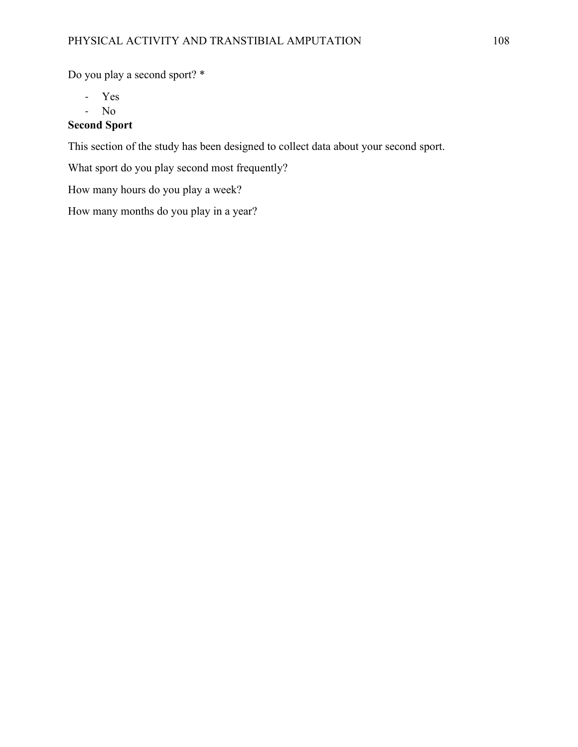Do you play a second sport? *

- Yes
- No

**Second Sport**

This section of the study has been designed to collect data about your second sport.

What sport do you play second most frequently?

How many hours do you play a week?

How many months do you play in a year?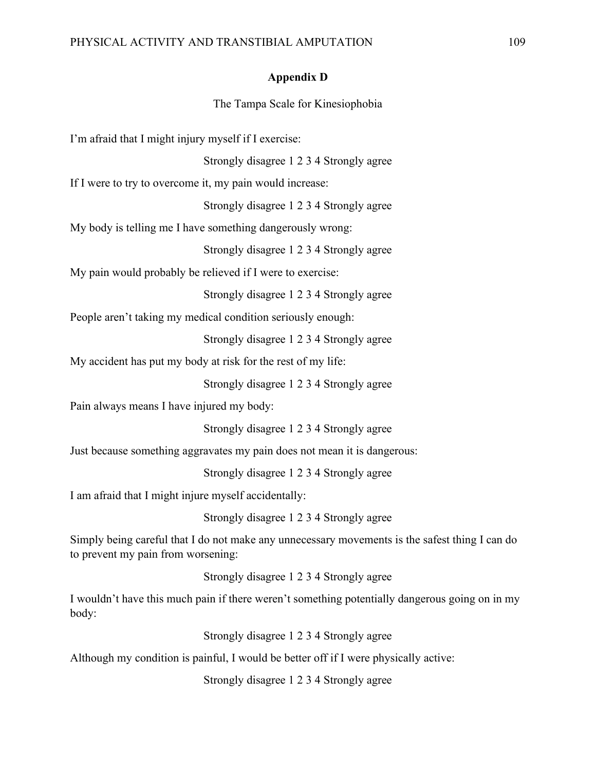## Appendix D

The Tampa Scale for Kinesiophobia

I'm afraid that I might injury myself if I exercise:

Strongly disagree 1 2 3 4 Strongly agree

If I were to try to overcome it, my pain would increase:

Strongly disagree 1 2 3 4 Strongly agree

My body is telling me I have something dangerously wrong:

Strongly disagree 1 2 3 4 Strongly agree

My pain would probably be relieved if I were to exercise:

Strongly disagree 1 2 3 4 Strongly agree

People aren't taking my medical condition seriously enough:

Strongly disagree 1 2 3 4 Strongly agree

My accident has put my body at risk for the rest of my life:

Strongly disagree 1 2 3 4 Strongly agree

Pain always means I have injured my body:

Strongly disagree 1 2 3 4 Strongly agree

Just because something aggravates my pain does not mean it is dangerous:

Strongly disagree 1 2 3 4 Strongly agree

I am afraid that I might injure myself accidentally:

Strongly disagree 1 2 3 4 Strongly agree

Simply being careful that I do not make any unnecessary movements is the safest thing I can do to prevent my pain from worsening:

Strongly disagree 1 2 3 4 Strongly agree

I wouldn't have this much pain if there weren't something potentially dangerous going on in my body:

Strongly disagree 1 2 3 4 Strongly agree

Although my condition is painful, I would be better off if I were physically active:

Strongly disagree 1 2 3 4 Strongly agree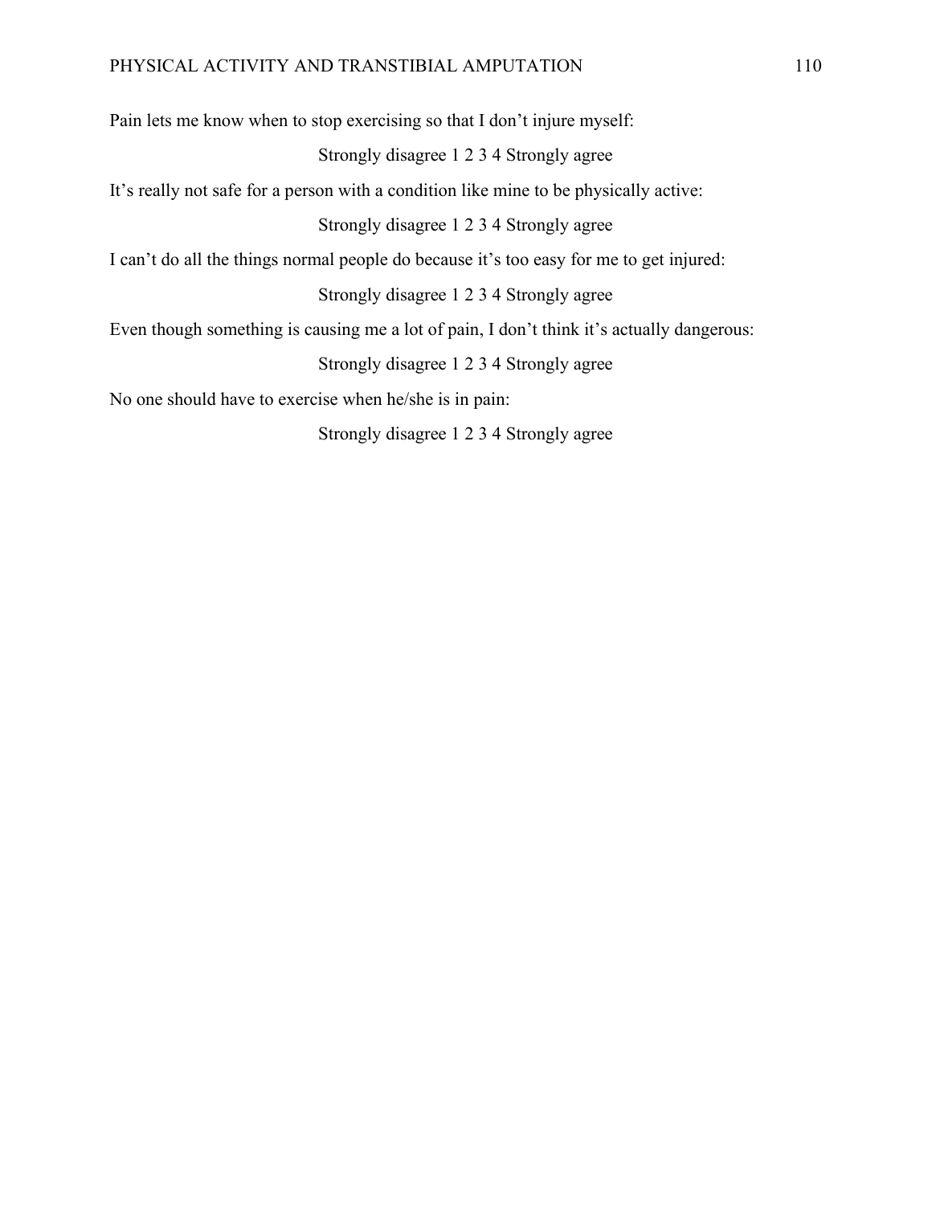Pain lets me know when to stop exercising so that I don't injure myself:

Strongly disagree 1 2 3 4 Strongly agree

It's really not safe for a person with a condition like mine to be physically active:

Strongly disagree 1 2 3 4 Strongly agree

I can't do all the things normal people do because it's too easy for me to get injured:

Strongly disagree 1 2 3 4 Strongly agree

Even though something is causing me a lot of pain, I don't think it's actually dangerous:

Strongly disagree 1 2 3 4 Strongly agree

No one should have to exercise when he/she is in pain:

Strongly disagree 1 2 3 4 Strongly agree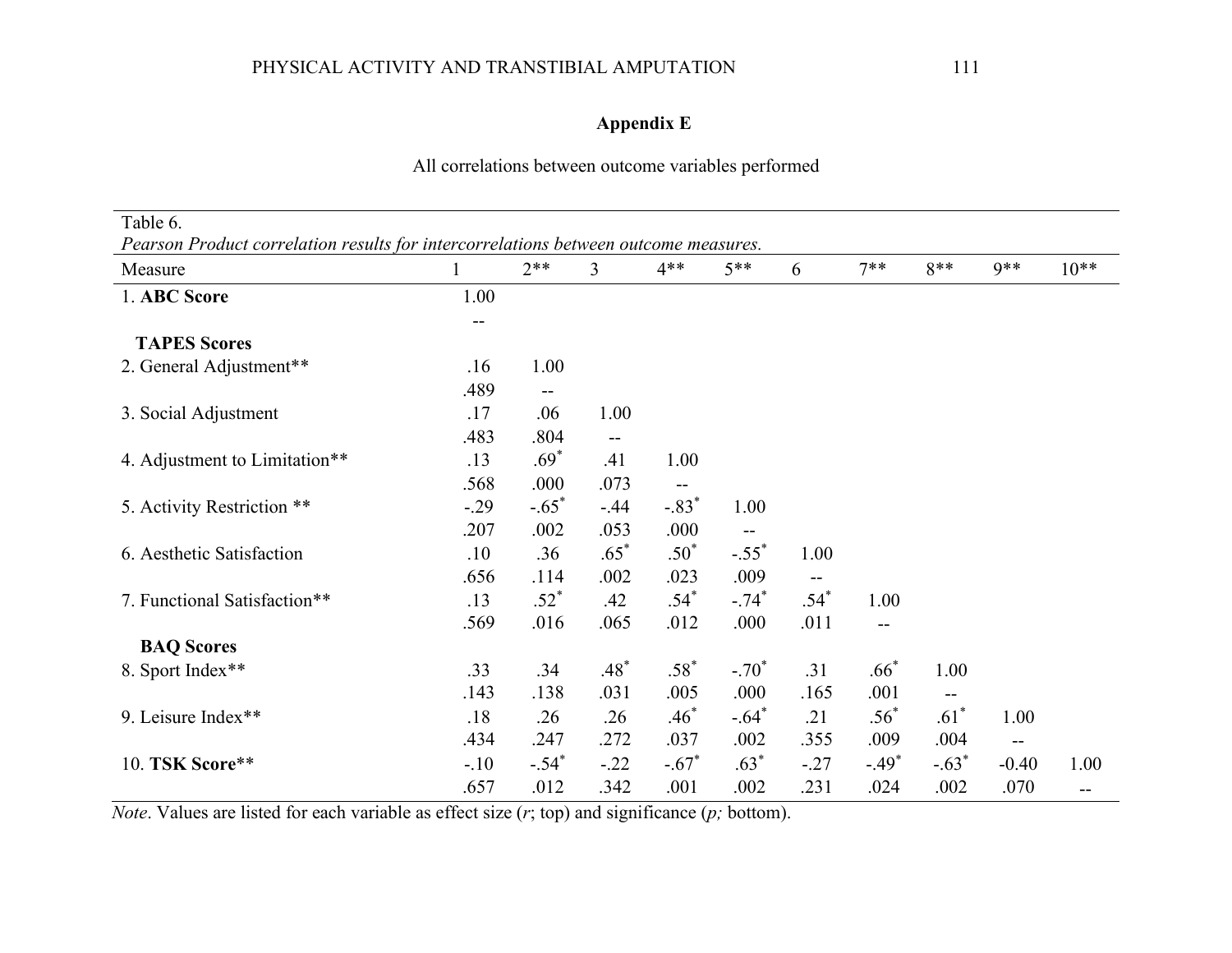## Appendix E

All correlations between outcome variables performed

Table 6.

*Pearson Product correlation results for intercorrelations between outcome measures.*

| Measure | 1 | 2** | 3 | 4** | 5** | 6 | 7** | 8** | 9** | 10** |
|---|---|---|---|---|---|---|---|---|---|---|
| 1. **ABC Score** | 1.00 | | | | | | | | | |
| | -- | | | | | | | | | |
| **TAPES Scores** | | | | | | | | | | |
| 2. General Adjustment** | .16 | 1.00 | | | | | | | | |
| | .489 | -- | | | | | | | | |
| 3. Social Adjustment | .17 | .06 | 1.00 | | | | | | | |
| | .483 | .804 | -- | | | | | | | |
| 4. Adjustment to Limitation** | .13 | .69* | .41 | 1.00 | | | | | | |
| | .568 | .000 | .073 | -- | | | | | | |
| 5. Activity Restriction ** | -.29 | -.65* | -.44 | -.83* | 1.00 | | | | | |
| | .207 | .002 | .053 | .000 | -- | | | | | |
| 6. Aesthetic Satisfaction | .10 | .36 | .65* | .50* | -.55* | 1.00 | | | | |
| | .656 | .114 | .002 | .023 | .009 | -- | | | | |
| 7. Functional Satisfaction** | .13 | .52* | .42 | .54* | -.74* | .54* | 1.00 | | | |
| | .569 | .016 | .065 | .012 | .000 | .011 | -- | | | |
| **BAQ Scores** | | | | | | | | | | |
| 8. Sport Index** | .33 | .34 | .48* | .58* | -.70* | .31 | .66* | 1.00 | | |
| | .143 | .138 | .031 | .005 | .000 | .165 | .001 | -- | | |
| 9. Leisure Index** | .18 | .26 | .26 | .46* | -.64* | .21 | .56* | .61* | 1.00 | |
| | .434 | .247 | .272 | .037 | .002 | .355 | .009 | .004 | -- | |
| 10. **TSK Score** ** | -.10 | -.54* | -.22 | -.67* | .63* | -.27 | -.49* | -.63* | -0.40 | 1.00 |
| | .657 | .012 | .342 | .001 | .002 | .231 | .024 | .002 | .070 | -- |

*Note*. Values are listed for each variable as effect size (*r*; top) and significance (*p;* bottom).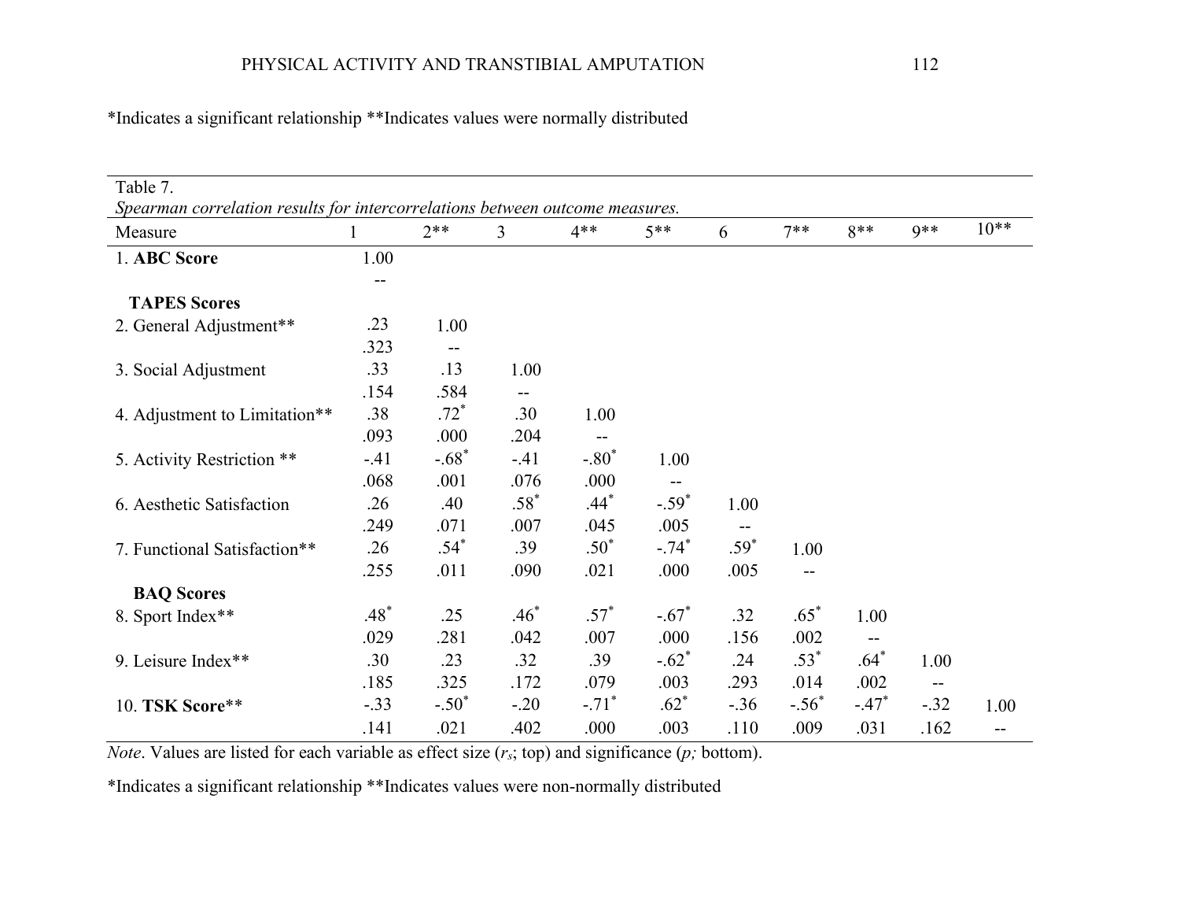*Indicates a significant relationship **Indicates values were normally distributed

Table 7.

*Spearman correlation results for intercorrelations between outcome measures.*

| Measure | 1 | 2** | 3 | 4** | 5** | 6 | 7** | 8** | 9** | 10** |
|---|---|---|---|---|---|---|---|---|---|---|
| 1. **ABC Score** | 1.00 | | | | | | | | | |
| | -- | | | | | | | | | |
| **TAPES Scores** | | | | | | | | | | |
| 2. General Adjustment** | .23 | 1.00 | | | | | | | | |
| | .323 | -- | | | | | | | | |
| 3. Social Adjustment | .33 | .13 | 1.00 | | | | | | | |
| | .154 | .584 | -- | | | | | | | |
| 4. Adjustment to Limitation** | .38 | .72* | .30 | 1.00 | | | | | | |
| | .093 | .000 | .204 | -- | | | | | | |
| 5. Activity Restriction ** | -.41 | -.68* | -.41 | -.80* | 1.00 | | | | | |
| | .068 | .001 | .076 | .000 | -- | | | | | |
| 6. Aesthetic Satisfaction | .26 | .40 | .58* | .44* | -.59* | 1.00 | | | | |
| | .249 | .071 | .007 | .045 | .005 | -- | | | | |
| 7. Functional Satisfaction** | .26 | .54* | .39 | .50* | -.74* | .59* | 1.00 | | | |
| | .255 | .011 | .090 | .021 | .000 | .005 | -- | | | |
| **BAQ Scores** | | | | | | | | | | |
| 8. Sport Index** | .48* | .25 | .46* | .57* | -.67* | .32 | .65* | 1.00 | | |
| | .029 | .281 | .042 | .007 | .000 | .156 | .002 | -- | | |
| 9. Leisure Index** | .30 | .23 | .32 | .39 | -.62* | .24 | .53* | .64* | 1.00 | |
| | .185 | .325 | .172 | .079 | .003 | .293 | .014 | .002 | -- | |
| 10. **TSK Score**** | -.33 | -.50* | -.20 | -.71* | .62* | -.36 | -.56* | -.47* | -.32 | 1.00 |
| | .141 | .021 | .402 | .000 | .003 | .110 | .009 | .031 | .162 | -- |

*Note*. Values are listed for each variable as effect size ($r_s$; top) and significance ($p$; bottom).

*Indicates a significant relationship **Indicates values were non-normally distributed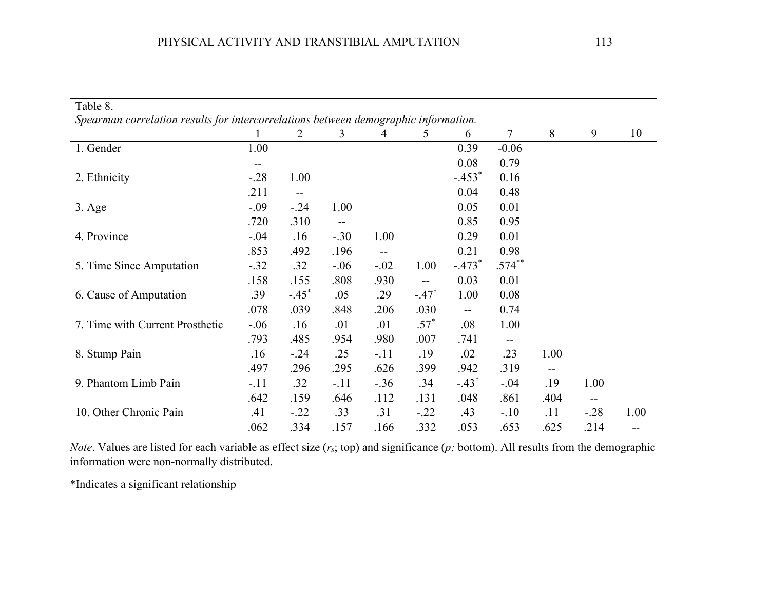Table 8.

*Spearman correlation results for intercorrelations between demographic information.*

| | 1 | 2 | 3 | 4 | 5 | 6 | 7 | 8 | 9 | 10 |
|---|---|---|---|---|---|---|---|---|---|---|
| 1. Gender | 1.00 | | | | | 0.39 | -0.06 | | | |
| | -- | | | | | 0.08 | 0.79 | | | |
| 2. Ethnicity | -.28 | 1.00 | | | | -.453* | 0.16 | | | |
| | .211 | -- | | | | 0.04 | 0.48 | | | |
| 3. Age | -.09 | -.24 | 1.00 | | | 0.05 | 0.01 | | | |
| | .720 | .310 | -- | | | 0.85 | 0.95 | | | |
| 4. Province | -.04 | .16 | -.30 | 1.00 | | 0.29 | 0.01 | | | |
| | .853 | .492 | .196 | -- | | 0.21 | 0.98 | | | |
| 5. Time Since Amputation | -.32 | .32 | -.06 | -.02 | 1.00 | -.473* | .574** | | | |
| | .158 | .155 | .808 | .930 | -- | 0.03 | 0.01 | | | |
| 6. Cause of Amputation | .39 | -.45* | .05 | .29 | -.47* | 1.00 | 0.08 | | | |
| | .078 | .039 | .848 | .206 | .030 | -- | 0.74 | | | |
| 7. Time with Current Prosthetic | -.06 | .16 | .01 | .01 | .57* | .08 | 1.00 | | | |
| | .793 | .485 | .954 | .980 | .007 | .741 | -- | | | |
| 8. Stump Pain | .16 | -.24 | .25 | -.11 | .19 | .02 | .23 | 1.00 | | |
| | .497 | .296 | .295 | .626 | .399 | .942 | .319 | -- | | |
| 9. Phantom Limb Pain | -.11 | .32 | -.11 | -.36 | .34 | -.43* | -.04 | .19 | 1.00 | |
| | .642 | .159 | .646 | .112 | .131 | .048 | .861 | .404 | -- | |
| 10. Other Chronic Pain | .41 | -.22 | .33 | .31 | -.22 | .43 | -.10 | .11 | -.28 | 1.00 |
| | .062 | .334 | .157 | .166 | .332 | .053 | .653 | .625 | .214 | -- |

*Note*. Values are listed for each variable as effect size ($r_s$; top) and significance ($p$; bottom). All results from the demographic information were non-normally distributed.

*Indicates a significant relationship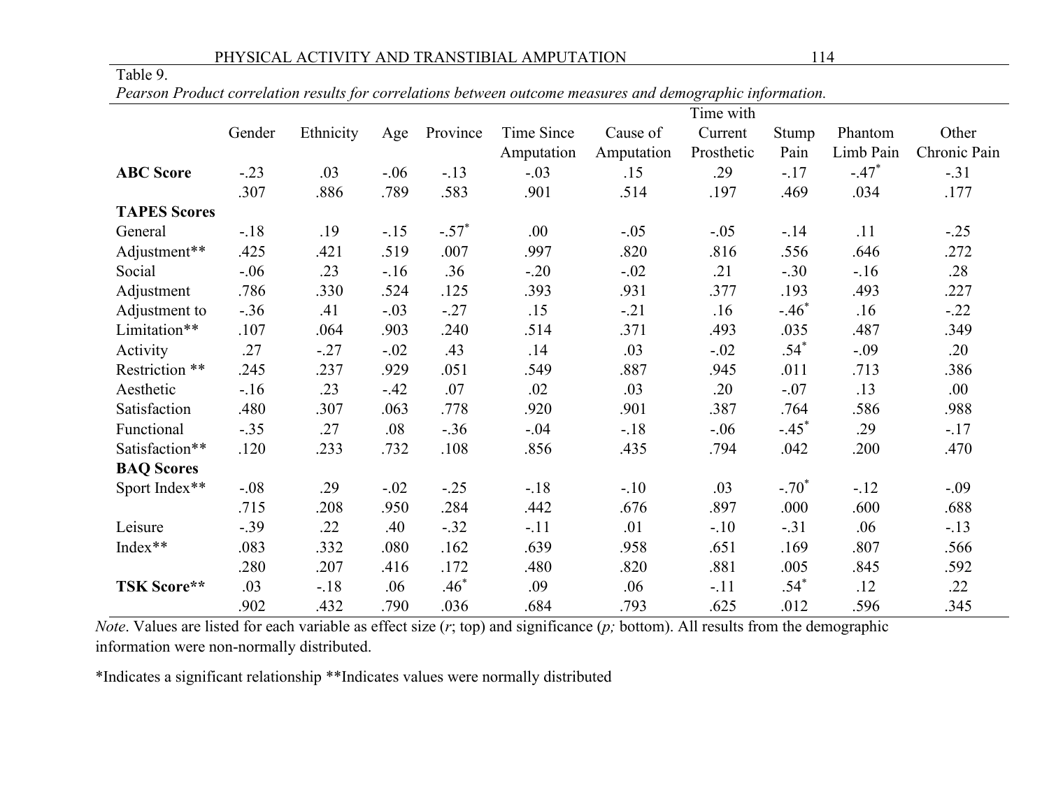Table 9.

*Pearson Product correlation results for correlations between outcome measures and demographic information.*

| | Gender | Ethnicity | Age | Province | Time Since Amputation | Cause of Amputation | Time with Current Prosthetic | Stump Pain | Phantom Limb Pain | Other Chronic Pain |
|---|---|---|---|---|---|---|---|---|---|---|
| **ABC Score** | -.23 | .03 | -.06 | -.13 | -.03 | .15 | .29 | -.17 | -.47* | -.31 |
| | .307 | .886 | .789 | .583 | .901 | .514 | .197 | .469 | .034 | .177 |
| **TAPES Scores** | | | | | | | | | | |
| General | -.18 | .19 | -.15 | -.57* | .00 | -.05 | -.05 | -.14 | .11 | -.25 |
| Adjustment** | .425 | .421 | .519 | .007 | .997 | .820 | .816 | .556 | .646 | .272 |
| Social | -.06 | .23 | -.16 | .36 | -.20 | -.02 | .21 | -.30 | -.16 | .28 |
| Adjustment | .786 | .330 | .524 | .125 | .393 | .931 | .377 | .193 | .493 | .227 |
| Adjustment to | -.36 | .41 | -.03 | -.27 | .15 | -.21 | .16 | -.46* | .16 | -.22 |
| Limitation** | .107 | .064 | .903 | .240 | .514 | .371 | .493 | .035 | .487 | .349 |
| Activity | .27 | -.27 | -.02 | .43 | .14 | .03 | -.02 | .54* | -.09 | .20 |
| Restriction ** | .245 | .237 | .929 | .051 | .549 | .887 | .945 | .011 | .713 | .386 |
| Aesthetic | -.16 | .23 | -.42 | .07 | .02 | .03 | .20 | -.07 | .13 | .00 |
| Satisfaction | .480 | .307 | .063 | .778 | .920 | .901 | .387 | .764 | .586 | .988 |
| Functional | -.35 | .27 | .08 | -.36 | -.04 | -.18 | -.06 | -.45* | .29 | -.17 |
| Satisfaction** | .120 | .233 | .732 | .108 | .856 | .435 | .794 | .042 | .200 | .470 |
| **BAQ Scores** | | | | | | | | | | |
| Sport Index** | -.08 | .29 | -.02 | -.25 | -.18 | -.10 | .03 | -.70* | -.12 | -.09 |
| | .715 | .208 | .950 | .284 | .442 | .676 | .897 | .000 | .600 | .688 |
| Leisure | -.39 | .22 | .40 | -.32 | -.11 | .01 | -.10 | -.31 | .06 | -.13 |
| Index** | .083 | .332 | .080 | .162 | .639 | .958 | .651 | .169 | .807 | .566 |
| | .280 | .207 | .416 | .172 | .480 | .820 | .881 | .005 | .845 | .592 |
| **TSK Score**** | .03 | -.18 | .06 | .46* | .09 | .06 | -.11 | .54* | .12 | .22 |
| | .902 | .432 | .790 | .036 | .684 | .793 | .625 | .012 | .596 | .345 |

*Note*. Values are listed for each variable as effect size (*r*; top) and significance (*p;* bottom). All results from the demographic information were non-normally distributed.

*Indicates a significant relationship **Indicates values were normally distributed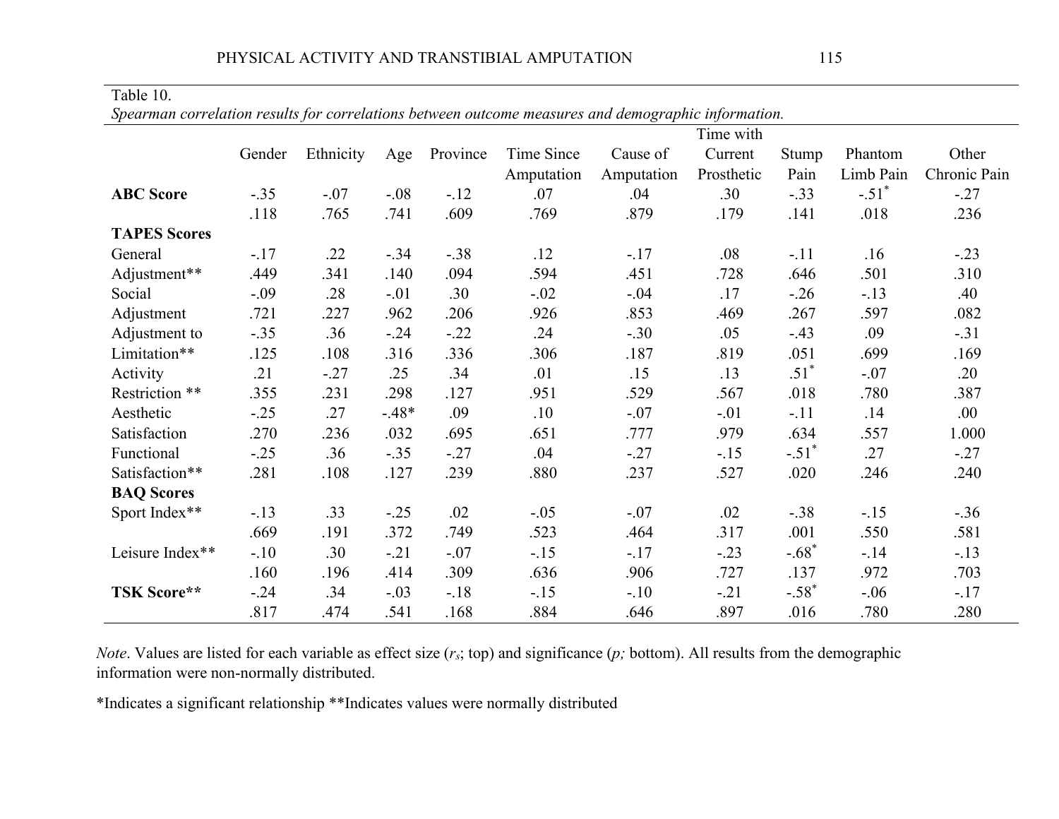Table 10.

*Spearman correlation results for correlations between outcome measures and demographic information.*

| | Gender | Ethnicity | Age | Province | Time Since Amputation | Cause of Amputation | Time with Current Prosthetic | Stump Pain | Phantom Limb Pain | Other Chronic Pain |
|---|---|---|---|---|---|---|---|---|---|---|
| **ABC Score** | -.35 | -.07 | -.08 | -.12 | .07 | .04 | .30 | -.33 | -.51* | -.27 |
| | .118 | .765 | .741 | .609 | .769 | .879 | .179 | .141 | .018 | .236 |
| **TAPES Scores** | | | | | | | | | | |
| General | -.17 | .22 | -.34 | -.38 | .12 | -.17 | .08 | -.11 | .16 | -.23 |
| Adjustment** | .449 | .341 | .140 | .094 | .594 | .451 | .728 | .646 | .501 | .310 |
| Social | -.09 | .28 | -.01 | .30 | -.02 | -.04 | .17 | -.26 | -.13 | .40 |
| Adjustment | .721 | .227 | .962 | .206 | .926 | .853 | .469 | .267 | .597 | .082 |
| Adjustment to | -.35 | .36 | -.24 | -.22 | .24 | -.30 | .05 | -.43 | .09 | -.31 |
| Limitation** | .125 | .108 | .316 | .336 | .306 | .187 | .819 | .051 | .699 | .169 |
| Activity | .21 | -.27 | .25 | .34 | .01 | .15 | .13 | .51* | -.07 | .20 |
| Restriction ** | .355 | .231 | .298 | .127 | .951 | .529 | .567 | .018 | .780 | .387 |
| Aesthetic | -.25 | .27 | -.48* | .09 | .10 | -.07 | -.01 | -.11 | .14 | .00 |
| Satisfaction | .270 | .236 | .032 | .695 | .651 | .777 | .979 | .634 | .557 | 1.000 |
| Functional | -.25 | .36 | -.35 | -.27 | .04 | -.27 | -.15 | -.51* | .27 | -.27 |
| Satisfaction** | .281 | .108 | .127 | .239 | .880 | .237 | .527 | .020 | .246 | .240 |
| **BAQ Scores** | | | | | | | | | | |
| Sport Index** | -.13 | .33 | -.25 | .02 | -.05 | -.07 | .02 | -.38 | -.15 | -.36 |
| | .669 | .191 | .372 | .749 | .523 | .464 | .317 | .001 | .550 | .581 |
| Leisure Index** | -.10 | .30 | -.21 | -.07 | -.15 | -.17 | -.23 | -.68* | -.14 | -.13 |
| | .160 | .196 | .414 | .309 | .636 | .906 | .727 | .137 | .972 | .703 |
| **TSK Score**** | -.24 | .34 | -.03 | -.18 | -.15 | -.10 | -.21 | -.58* | -.06 | -.17 |
| | .817 | .474 | .541 | .168 | .884 | .646 | .897 | .016 | .780 | .280 |

*Note*. Values are listed for each variable as effect size ($r_s$; top) and significance (*p;* bottom). All results from the demographic information were non-normally distributed.

*Indicates a significant relationship **Indicates values were normally distributed